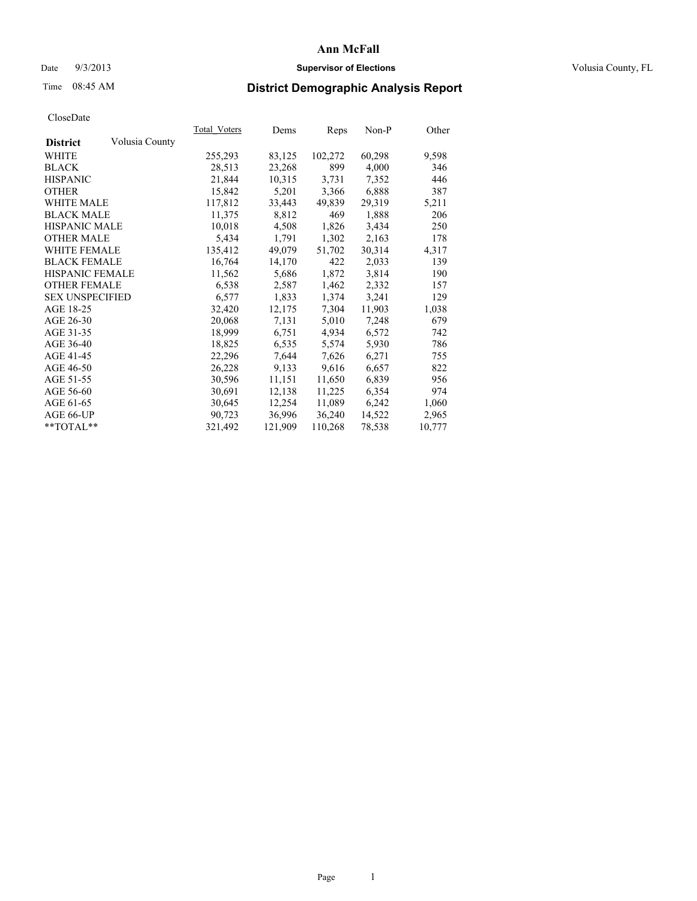# Ann McFall

Date 9/3/2013 **Supervisor of Elections** Volusia County, FL

Time 08:45 AM

## District Demographic Analysis Report

CloseDate

| **District** Volusia County | Total_Voters | Dems | Reps | Non-P | Other |
|---|---|---|---|---|---|
| WHITE | 255,293 | 83,125 | 102,272 | 60,298 | 9,598 |
| BLACK | 28,513 | 23,268 | 899 | 4,000 | 346 |
| HISPANIC | 21,844 | 10,315 | 3,731 | 7,352 | 446 |
| OTHER | 15,842 | 5,201 | 3,366 | 6,888 | 387 |
| WHITE MALE | 117,812 | 33,443 | 49,839 | 29,319 | 5,211 |
| BLACK MALE | 11,375 | 8,812 | 469 | 1,888 | 206 |
| HISPANIC MALE | 10,018 | 4,508 | 1,826 | 3,434 | 250 |
| OTHER MALE | 5,434 | 1,791 | 1,302 | 2,163 | 178 |
| WHITE FEMALE | 135,412 | 49,079 | 51,702 | 30,314 | 4,317 |
| BLACK FEMALE | 16,764 | 14,170 | 422 | 2,033 | 139 |
| HISPANIC FEMALE | 11,562 | 5,686 | 1,872 | 3,814 | 190 |
| OTHER FEMALE | 6,538 | 2,587 | 1,462 | 2,332 | 157 |
| SEX UNSPECIFIED | 6,577 | 1,833 | 1,374 | 3,241 | 129 |
| AGE 18-25 | 32,420 | 12,175 | 7,304 | 11,903 | 1,038 |
| AGE 26-30 | 20,068 | 7,131 | 5,010 | 7,248 | 679 |
| AGE 31-35 | 18,999 | 6,751 | 4,934 | 6,572 | 742 |
| AGE 36-40 | 18,825 | 6,535 | 5,574 | 5,930 | 786 |
| AGE 41-45 | 22,296 | 7,644 | 7,626 | 6,271 | 755 |
| AGE 46-50 | 26,228 | 9,133 | 9,616 | 6,657 | 822 |
| AGE 51-55 | 30,596 | 11,151 | 11,650 | 6,839 | 956 |
| AGE 56-60 | 30,691 | 12,138 | 11,225 | 6,354 | 974 |
| AGE 61-65 | 30,645 | 12,254 | 11,089 | 6,242 | 1,060 |
| AGE 66-UP | 90,723 | 36,996 | 36,240 | 14,522 | 2,965 |
| **TOTAL** | 321,492 | 121,909 | 110,268 | 78,538 | 10,777 |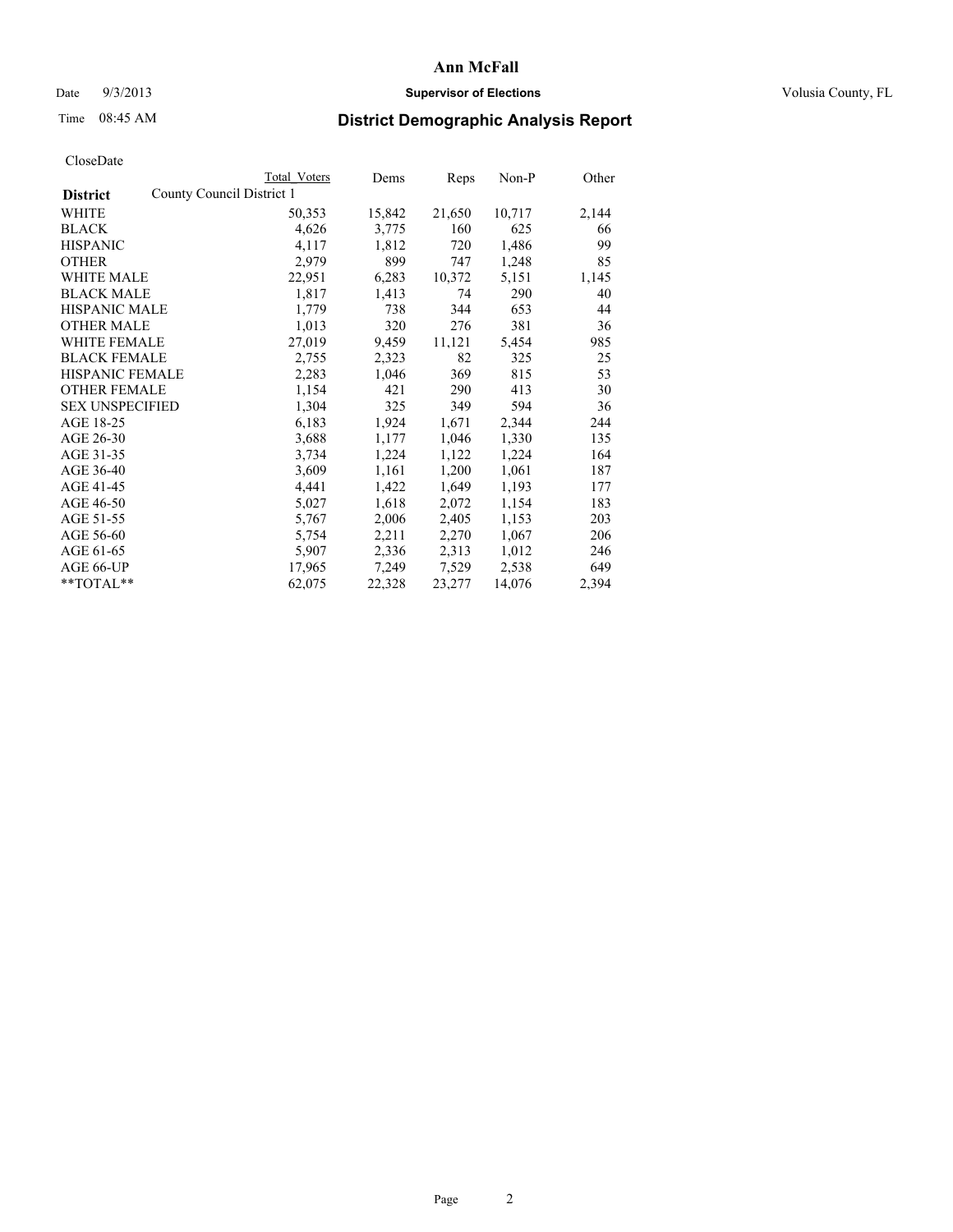# Ann McFall

Date 9/3/2013 **Supervisor of Elections** Volusia County, FL

Time 08:45 AM

## District Demographic Analysis Report

CloseDate

| District | County Council District 1 Total Voters | Dems | Reps | Non-P | Other |
|---|---|---|---|---|---|
| WHITE | 50,353 | 15,842 | 21,650 | 10,717 | 2,144 |
| BLACK | 4,626 | 3,775 | 160 | 625 | 66 |
| HISPANIC | 4,117 | 1,812 | 720 | 1,486 | 99 |
| OTHER | 2,979 | 899 | 747 | 1,248 | 85 |
| WHITE MALE | 22,951 | 6,283 | 10,372 | 5,151 | 1,145 |
| BLACK MALE | 1,817 | 1,413 | 74 | 290 | 40 |
| HISPANIC MALE | 1,779 | 738 | 344 | 653 | 44 |
| OTHER MALE | 1,013 | 320 | 276 | 381 | 36 |
| WHITE FEMALE | 27,019 | 9,459 | 11,121 | 5,454 | 985 |
| BLACK FEMALE | 2,755 | 2,323 | 82 | 325 | 25 |
| HISPANIC FEMALE | 2,283 | 1,046 | 369 | 815 | 53 |
| OTHER FEMALE | 1,154 | 421 | 290 | 413 | 30 |
| SEX UNSPECIFIED | 1,304 | 325 | 349 | 594 | 36 |
| AGE 18-25 | 6,183 | 1,924 | 1,671 | 2,344 | 244 |
| AGE 26-30 | 3,688 | 1,177 | 1,046 | 1,330 | 135 |
| AGE 31-35 | 3,734 | 1,224 | 1,122 | 1,224 | 164 |
| AGE 36-40 | 3,609 | 1,161 | 1,200 | 1,061 | 187 |
| AGE 41-45 | 4,441 | 1,422 | 1,649 | 1,193 | 177 |
| AGE 46-50 | 5,027 | 1,618 | 2,072 | 1,154 | 183 |
| AGE 51-55 | 5,767 | 2,006 | 2,405 | 1,153 | 203 |
| AGE 56-60 | 5,754 | 2,211 | 2,270 | 1,067 | 206 |
| AGE 61-65 | 5,907 | 2,336 | 2,313 | 1,012 | 246 |
| AGE 66-UP | 17,965 | 7,249 | 7,529 | 2,538 | 649 |
| **TOTAL** | 62,075 | 22,328 | 23,277 | 14,076 | 2,394 |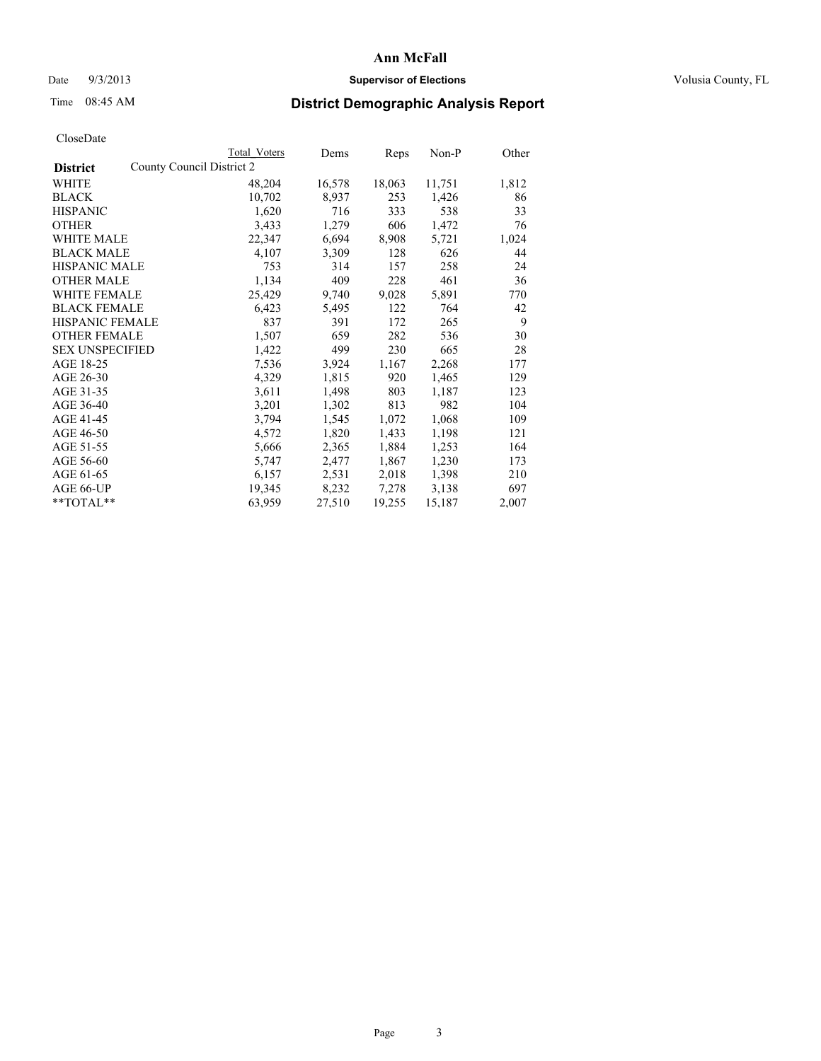# Ann McFall

Date 9/3/2013 **Supervisor of Elections** Volusia County, FL

Time 08:45 AM **District Demographic Analysis Report**

CloseDate

| District | County Council District 2 Total Voters | Dems | Reps | Non-P | Other |
|---|---|---|---|---|---|
| WHITE | 48,204 | 16,578 | 18,063 | 11,751 | 1,812 |
| BLACK | 10,702 | 8,937 | 253 | 1,426 | 86 |
| HISPANIC | 1,620 | 716 | 333 | 538 | 33 |
| OTHER | 3,433 | 1,279 | 606 | 1,472 | 76 |
| WHITE MALE | 22,347 | 6,694 | 8,908 | 5,721 | 1,024 |
| BLACK MALE | 4,107 | 3,309 | 128 | 626 | 44 |
| HISPANIC MALE | 753 | 314 | 157 | 258 | 24 |
| OTHER MALE | 1,134 | 409 | 228 | 461 | 36 |
| WHITE FEMALE | 25,429 | 9,740 | 9,028 | 5,891 | 770 |
| BLACK FEMALE | 6,423 | 5,495 | 122 | 764 | 42 |
| HISPANIC FEMALE | 837 | 391 | 172 | 265 | 9 |
| OTHER FEMALE | 1,507 | 659 | 282 | 536 | 30 |
| SEX UNSPECIFIED | 1,422 | 499 | 230 | 665 | 28 |
| AGE 18-25 | 7,536 | 3,924 | 1,167 | 2,268 | 177 |
| AGE 26-30 | 4,329 | 1,815 | 920 | 1,465 | 129 |
| AGE 31-35 | 3,611 | 1,498 | 803 | 1,187 | 123 |
| AGE 36-40 | 3,201 | 1,302 | 813 | 982 | 104 |
| AGE 41-45 | 3,794 | 1,545 | 1,072 | 1,068 | 109 |
| AGE 46-50 | 4,572 | 1,820 | 1,433 | 1,198 | 121 |
| AGE 51-55 | 5,666 | 2,365 | 1,884 | 1,253 | 164 |
| AGE 56-60 | 5,747 | 2,477 | 1,867 | 1,230 | 173 |
| AGE 61-65 | 6,157 | 2,531 | 2,018 | 1,398 | 210 |
| AGE 66-UP | 19,345 | 8,232 | 7,278 | 3,138 | 697 |
| **TOTAL** | 63,959 | 27,510 | 19,255 | 15,187 | 2,007 |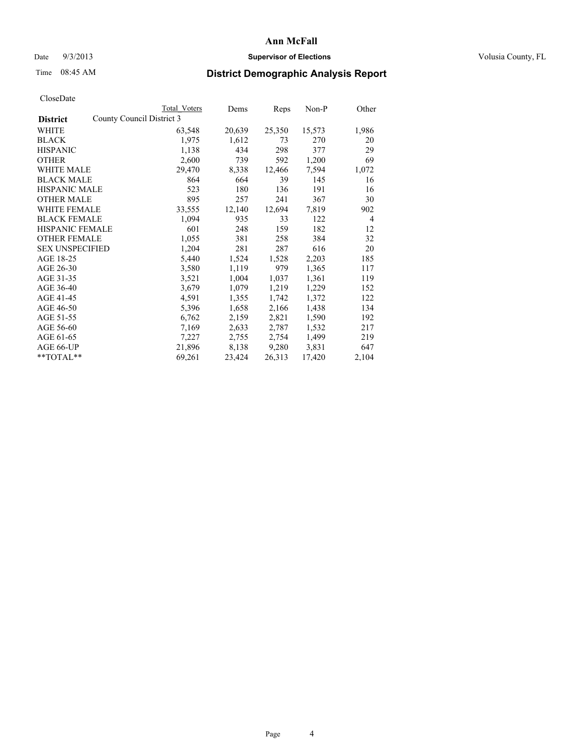# Ann McFall

Date 9/3/2013 **Supervisor of Elections** Volusia County, FL

Time 08:45 AM

## District Demographic Analysis Report

CloseDate

| District | Total Voters | Dems | Reps | Non-P | Other |
|---|---|---|---|---|---|
| County Council District 3 | | | | | |
| WHITE | 63,548 | 20,639 | 25,350 | 15,573 | 1,986 |
| BLACK | 1,975 | 1,612 | 73 | 270 | 20 |
| HISPANIC | 1,138 | 434 | 298 | 377 | 29 |
| OTHER | 2,600 | 739 | 592 | 1,200 | 69 |
| WHITE MALE | 29,470 | 8,338 | 12,466 | 7,594 | 1,072 |
| BLACK MALE | 864 | 664 | 39 | 145 | 16 |
| HISPANIC MALE | 523 | 180 | 136 | 191 | 16 |
| OTHER MALE | 895 | 257 | 241 | 367 | 30 |
| WHITE FEMALE | 33,555 | 12,140 | 12,694 | 7,819 | 902 |
| BLACK FEMALE | 1,094 | 935 | 33 | 122 | 4 |
| HISPANIC FEMALE | 601 | 248 | 159 | 182 | 12 |
| OTHER FEMALE | 1,055 | 381 | 258 | 384 | 32 |
| SEX UNSPECIFIED | 1,204 | 281 | 287 | 616 | 20 |
| AGE 18-25 | 5,440 | 1,524 | 1,528 | 2,203 | 185 |
| AGE 26-30 | 3,580 | 1,119 | 979 | 1,365 | 117 |
| AGE 31-35 | 3,521 | 1,004 | 1,037 | 1,361 | 119 |
| AGE 36-40 | 3,679 | 1,079 | 1,219 | 1,229 | 152 |
| AGE 41-45 | 4,591 | 1,355 | 1,742 | 1,372 | 122 |
| AGE 46-50 | 5,396 | 1,658 | 2,166 | 1,438 | 134 |
| AGE 51-55 | 6,762 | 2,159 | 2,821 | 1,590 | 192 |
| AGE 56-60 | 7,169 | 2,633 | 2,787 | 1,532 | 217 |
| AGE 61-65 | 7,227 | 2,755 | 2,754 | 1,499 | 219 |
| AGE 66-UP | 21,896 | 8,138 | 9,280 | 3,831 | 647 |
| **TOTAL** | 69,261 | 23,424 | 26,313 | 17,420 | 2,104 |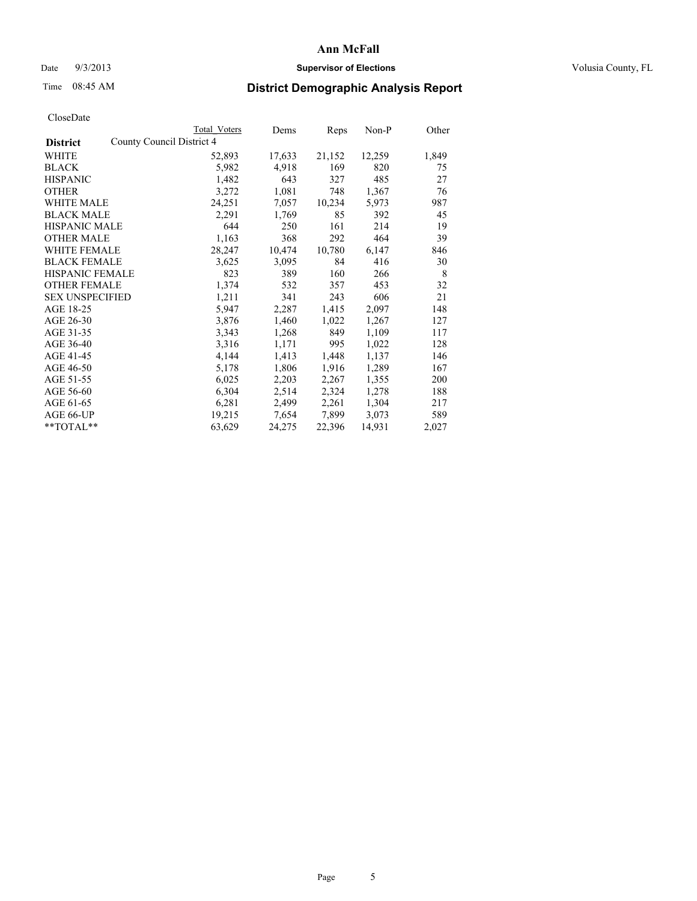# Ann McFall

Date 9/3/2013 **Supervisor of Elections** Volusia County, FL

Time 08:45 AM **District Demographic Analysis Report**

CloseDate

| District | County Council District 4 Total Voters | Dems | Reps | Non-P | Other |
|---|---|---|---|---|---|
| WHITE | 52,893 | 17,633 | 21,152 | 12,259 | 1,849 |
| BLACK | 5,982 | 4,918 | 169 | 820 | 75 |
| HISPANIC | 1,482 | 643 | 327 | 485 | 27 |
| OTHER | 3,272 | 1,081 | 748 | 1,367 | 76 |
| WHITE MALE | 24,251 | 7,057 | 10,234 | 5,973 | 987 |
| BLACK MALE | 2,291 | 1,769 | 85 | 392 | 45 |
| HISPANIC MALE | 644 | 250 | 161 | 214 | 19 |
| OTHER MALE | 1,163 | 368 | 292 | 464 | 39 |
| WHITE FEMALE | 28,247 | 10,474 | 10,780 | 6,147 | 846 |
| BLACK FEMALE | 3,625 | 3,095 | 84 | 416 | 30 |
| HISPANIC FEMALE | 823 | 389 | 160 | 266 | 8 |
| OTHER FEMALE | 1,374 | 532 | 357 | 453 | 32 |
| SEX UNSPECIFIED | 1,211 | 341 | 243 | 606 | 21 |
| AGE 18-25 | 5,947 | 2,287 | 1,415 | 2,097 | 148 |
| AGE 26-30 | 3,876 | 1,460 | 1,022 | 1,267 | 127 |
| AGE 31-35 | 3,343 | 1,268 | 849 | 1,109 | 117 |
| AGE 36-40 | 3,316 | 1,171 | 995 | 1,022 | 128 |
| AGE 41-45 | 4,144 | 1,413 | 1,448 | 1,137 | 146 |
| AGE 46-50 | 5,178 | 1,806 | 1,916 | 1,289 | 167 |
| AGE 51-55 | 6,025 | 2,203 | 2,267 | 1,355 | 200 |
| AGE 56-60 | 6,304 | 2,514 | 2,324 | 1,278 | 188 |
| AGE 61-65 | 6,281 | 2,499 | 2,261 | 1,304 | 217 |
| AGE 66-UP | 19,215 | 7,654 | 7,899 | 3,073 | 589 |
| **TOTAL** | 63,629 | 24,275 | 22,396 | 14,931 | 2,027 |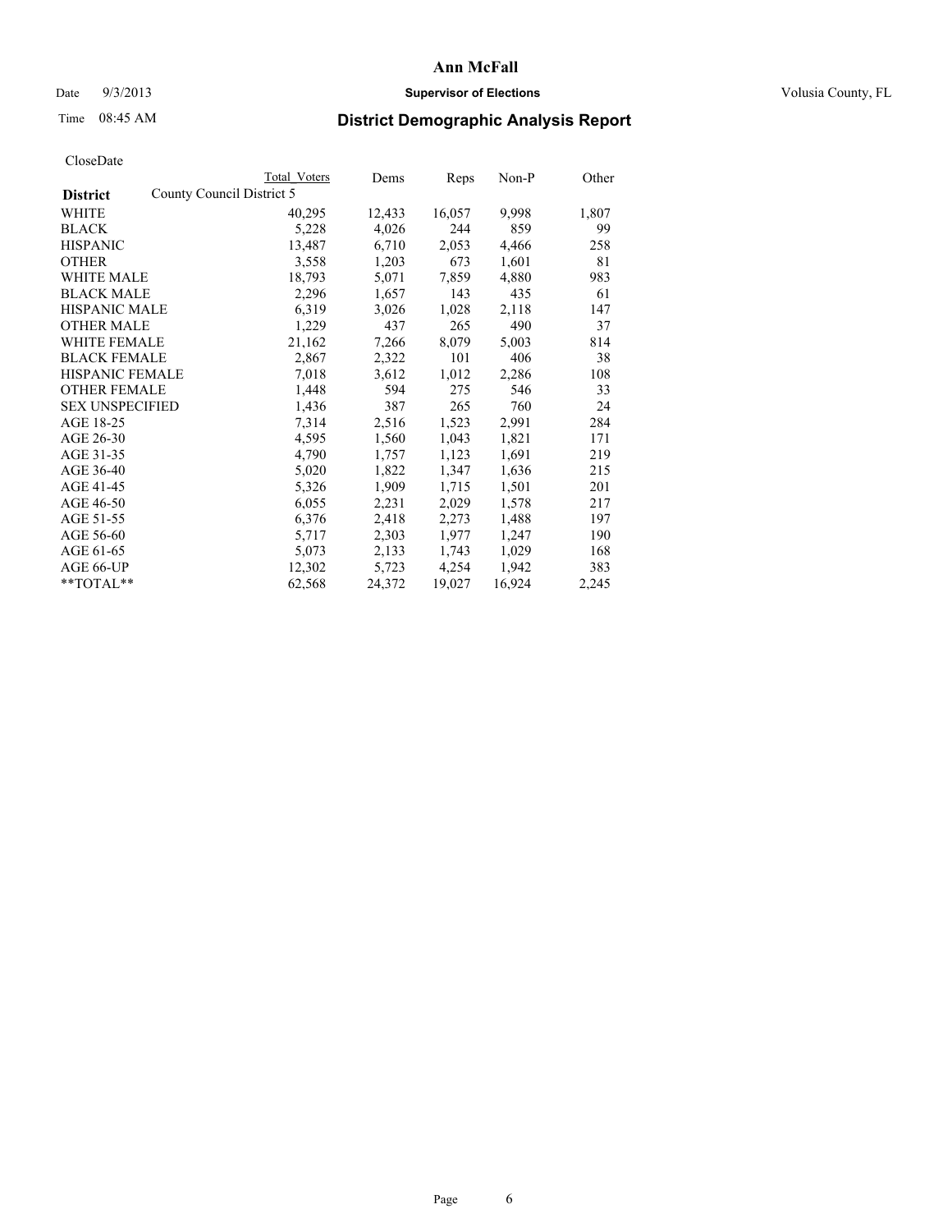# Ann McFall

Date 9/3/2013 **Supervisor of Elections** Volusia County, FL

Time 08:45 AM

## District Demographic Analysis Report

CloseDate

| | Total Voters | Dems | Reps | Non-P | Other |
|---|---|---|---|---|---|
| **District** County Council District 5 | | | | | |
| WHITE | 40,295 | 12,433 | 16,057 | 9,998 | 1,807 |
| BLACK | 5,228 | 4,026 | 244 | 859 | 99 |
| HISPANIC | 13,487 | 6,710 | 2,053 | 4,466 | 258 |
| OTHER | 3,558 | 1,203 | 673 | 1,601 | 81 |
| WHITE MALE | 18,793 | 5,071 | 7,859 | 4,880 | 983 |
| BLACK MALE | 2,296 | 1,657 | 143 | 435 | 61 |
| HISPANIC MALE | 6,319 | 3,026 | 1,028 | 2,118 | 147 |
| OTHER MALE | 1,229 | 437 | 265 | 490 | 37 |
| WHITE FEMALE | 21,162 | 7,266 | 8,079 | 5,003 | 814 |
| BLACK FEMALE | 2,867 | 2,322 | 101 | 406 | 38 |
| HISPANIC FEMALE | 7,018 | 3,612 | 1,012 | 2,286 | 108 |
| OTHER FEMALE | 1,448 | 594 | 275 | 546 | 33 |
| SEX UNSPECIFIED | 1,436 | 387 | 265 | 760 | 24 |
| AGE 18-25 | 7,314 | 2,516 | 1,523 | 2,991 | 284 |
| AGE 26-30 | 4,595 | 1,560 | 1,043 | 1,821 | 171 |
| AGE 31-35 | 4,790 | 1,757 | 1,123 | 1,691 | 219 |
| AGE 36-40 | 5,020 | 1,822 | 1,347 | 1,636 | 215 |
| AGE 41-45 | 5,326 | 1,909 | 1,715 | 1,501 | 201 |
| AGE 46-50 | 6,055 | 2,231 | 2,029 | 1,578 | 217 |
| AGE 51-55 | 6,376 | 2,418 | 2,273 | 1,488 | 197 |
| AGE 56-60 | 5,717 | 2,303 | 1,977 | 1,247 | 190 |
| AGE 61-65 | 5,073 | 2,133 | 1,743 | 1,029 | 168 |
| AGE 66-UP | 12,302 | 5,723 | 4,254 | 1,942 | 383 |
| **TOTAL** | 62,568 | 24,372 | 19,027 | 16,924 | 2,245 |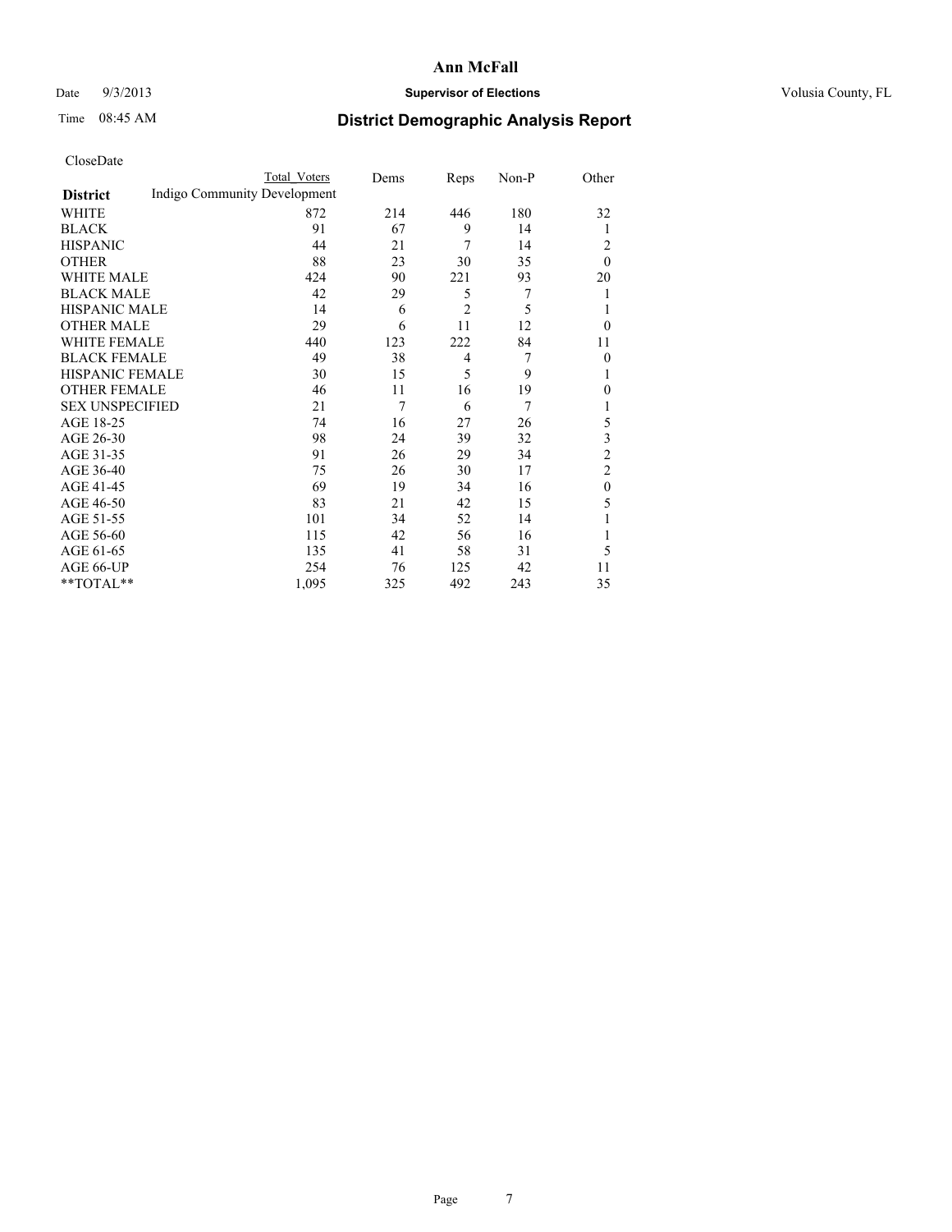# Ann McFall

Date 9/3/2013 **Supervisor of Elections** Volusia County, FL

Time 08:45 AM **District Demographic Analysis Report**

CloseDate

| District | Total Voters | Dems | Reps | Non-P | Other |
|---|---|---|---|---|---|
| Indigo Community Development | | | | | |
| WHITE | 872 | 214 | 446 | 180 | 32 |
| BLACK | 91 | 67 | 9 | 14 | 1 |
| HISPANIC | 44 | 21 | 7 | 14 | 2 |
| OTHER | 88 | 23 | 30 | 35 | 0 |
| WHITE MALE | 424 | 90 | 221 | 93 | 20 |
| BLACK MALE | 42 | 29 | 5 | 7 | 1 |
| HISPANIC MALE | 14 | 6 | 2 | 5 | 1 |
| OTHER MALE | 29 | 6 | 11 | 12 | 0 |
| WHITE FEMALE | 440 | 123 | 222 | 84 | 11 |
| BLACK FEMALE | 49 | 38 | 4 | 7 | 0 |
| HISPANIC FEMALE | 30 | 15 | 5 | 9 | 1 |
| OTHER FEMALE | 46 | 11 | 16 | 19 | 0 |
| SEX UNSPECIFIED | 21 | 7 | 6 | 7 | 1 |
| AGE 18-25 | 74 | 16 | 27 | 26 | 5 |
| AGE 26-30 | 98 | 24 | 39 | 32 | 3 |
| AGE 31-35 | 91 | 26 | 29 | 34 | 2 |
| AGE 36-40 | 75 | 26 | 30 | 17 | 2 |
| AGE 41-45 | 69 | 19 | 34 | 16 | 0 |
| AGE 46-50 | 83 | 21 | 42 | 15 | 5 |
| AGE 51-55 | 101 | 34 | 52 | 14 | 1 |
| AGE 56-60 | 115 | 42 | 56 | 16 | 1 |
| AGE 61-65 | 135 | 41 | 58 | 31 | 5 |
| AGE 66-UP | 254 | 76 | 125 | 42 | 11 |
| **TOTAL** | 1,095 | 325 | 492 | 243 | 35 |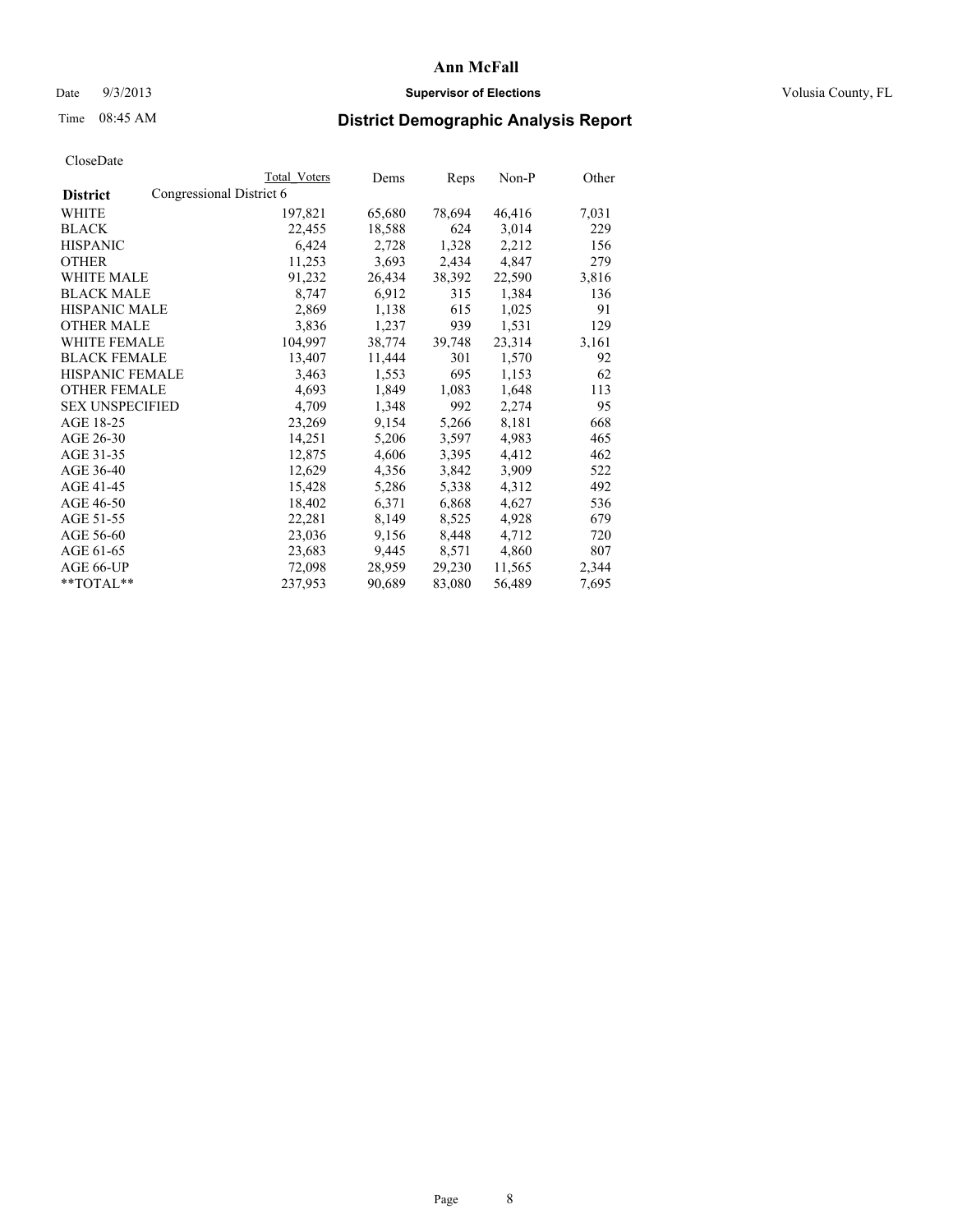# Ann McFall

Date 9/3/2013 **Supervisor of Elections** Volusia County, FL

Time 08:45 AM

## District Demographic Analysis Report

CloseDate

| | Total Voters | Dems | Reps | Non-P | Other |
|---|---|---|---|---|---|
| **District** Congressional District 6 | | | | | |
| WHITE | 197,821 | 65,680 | 78,694 | 46,416 | 7,031 |
| BLACK | 22,455 | 18,588 | 624 | 3,014 | 229 |
| HISPANIC | 6,424 | 2,728 | 1,328 | 2,212 | 156 |
| OTHER | 11,253 | 3,693 | 2,434 | 4,847 | 279 |
| WHITE MALE | 91,232 | 26,434 | 38,392 | 22,590 | 3,816 |
| BLACK MALE | 8,747 | 6,912 | 315 | 1,384 | 136 |
| HISPANIC MALE | 2,869 | 1,138 | 615 | 1,025 | 91 |
| OTHER MALE | 3,836 | 1,237 | 939 | 1,531 | 129 |
| WHITE FEMALE | 104,997 | 38,774 | 39,748 | 23,314 | 3,161 |
| BLACK FEMALE | 13,407 | 11,444 | 301 | 1,570 | 92 |
| HISPANIC FEMALE | 3,463 | 1,553 | 695 | 1,153 | 62 |
| OTHER FEMALE | 4,693 | 1,849 | 1,083 | 1,648 | 113 |
| SEX UNSPECIFIED | 4,709 | 1,348 | 992 | 2,274 | 95 |
| AGE 18-25 | 23,269 | 9,154 | 5,266 | 8,181 | 668 |
| AGE 26-30 | 14,251 | 5,206 | 3,597 | 4,983 | 465 |
| AGE 31-35 | 12,875 | 4,606 | 3,395 | 4,412 | 462 |
| AGE 36-40 | 12,629 | 4,356 | 3,842 | 3,909 | 522 |
| AGE 41-45 | 15,428 | 5,286 | 5,338 | 4,312 | 492 |
| AGE 46-50 | 18,402 | 6,371 | 6,868 | 4,627 | 536 |
| AGE 51-55 | 22,281 | 8,149 | 8,525 | 4,928 | 679 |
| AGE 56-60 | 23,036 | 9,156 | 8,448 | 4,712 | 720 |
| AGE 61-65 | 23,683 | 9,445 | 8,571 | 4,860 | 807 |
| AGE 66-UP | 72,098 | 28,959 | 29,230 | 11,565 | 2,344 |
| **TOTAL** | 237,953 | 90,689 | 83,080 | 56,489 | 7,695 |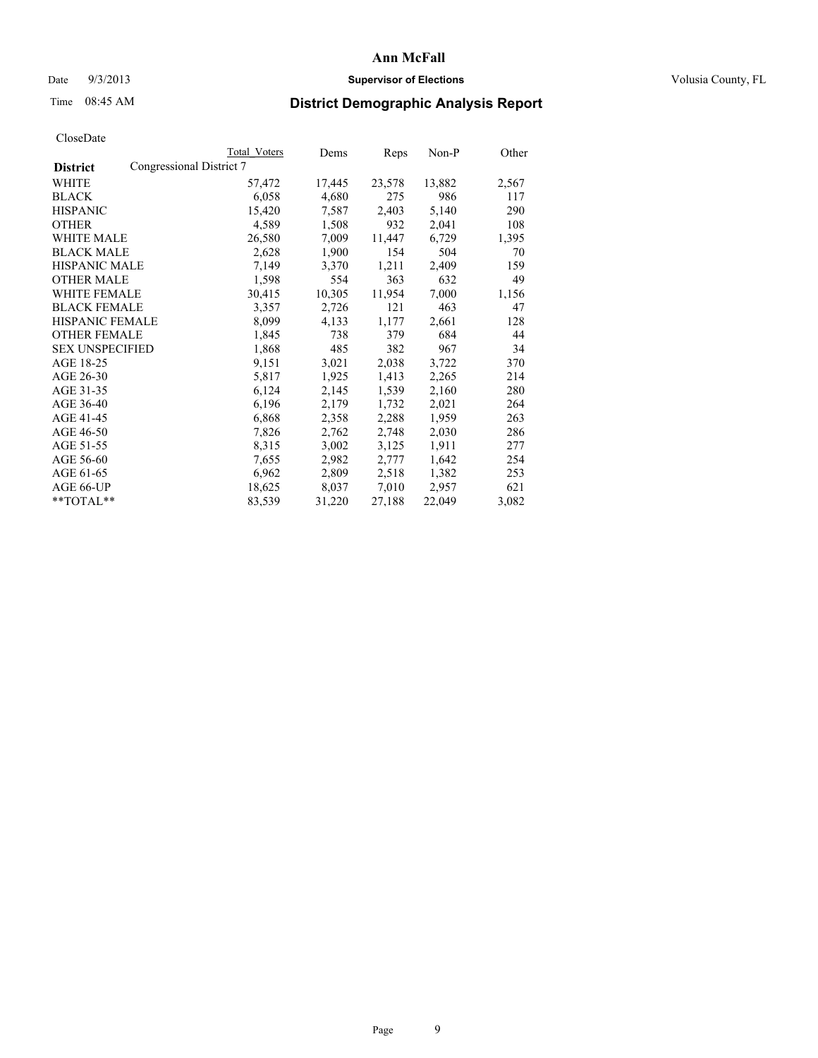**Ann McFall**

Date 9/3/2013 **Supervisor of Elections** Volusia County, FL

Time 08:45 AM **District Demographic Analysis Report**

CloseDate

| **District** | Congressional District 7 | Total Voters | Dems | Reps | Non-P | Other |
|---|---|---|---|---|---|---|
| WHITE | | 57,472 | 17,445 | 23,578 | 13,882 | 2,567 |
| BLACK | | 6,058 | 4,680 | 275 | 986 | 117 |
| HISPANIC | | 15,420 | 7,587 | 2,403 | 5,140 | 290 |
| OTHER | | 4,589 | 1,508 | 932 | 2,041 | 108 |
| WHITE MALE | | 26,580 | 7,009 | 11,447 | 6,729 | 1,395 |
| BLACK MALE | | 2,628 | 1,900 | 154 | 504 | 70 |
| HISPANIC MALE | | 7,149 | 3,370 | 1,211 | 2,409 | 159 |
| OTHER MALE | | 1,598 | 554 | 363 | 632 | 49 |
| WHITE FEMALE | | 30,415 | 10,305 | 11,954 | 7,000 | 1,156 |
| BLACK FEMALE | | 3,357 | 2,726 | 121 | 463 | 47 |
| HISPANIC FEMALE | | 8,099 | 4,133 | 1,177 | 2,661 | 128 |
| OTHER FEMALE | | 1,845 | 738 | 379 | 684 | 44 |
| SEX UNSPECIFIED | | 1,868 | 485 | 382 | 967 | 34 |
| AGE 18-25 | | 9,151 | 3,021 | 2,038 | 3,722 | 370 |
| AGE 26-30 | | 5,817 | 1,925 | 1,413 | 2,265 | 214 |
| AGE 31-35 | | 6,124 | 2,145 | 1,539 | 2,160 | 280 |
| AGE 36-40 | | 6,196 | 2,179 | 1,732 | 2,021 | 264 |
| AGE 41-45 | | 6,868 | 2,358 | 2,288 | 1,959 | 263 |
| AGE 46-50 | | 7,826 | 2,762 | 2,748 | 2,030 | 286 |
| AGE 51-55 | | 8,315 | 3,002 | 3,125 | 1,911 | 277 |
| AGE 56-60 | | 7,655 | 2,982 | 2,777 | 1,642 | 254 |
| AGE 61-65 | | 6,962 | 2,809 | 2,518 | 1,382 | 253 |
| AGE 66-UP | | 18,625 | 8,037 | 7,010 | 2,957 | 621 |
| **TOTAL** | | 83,539 | 31,220 | 27,188 | 22,049 | 3,082 |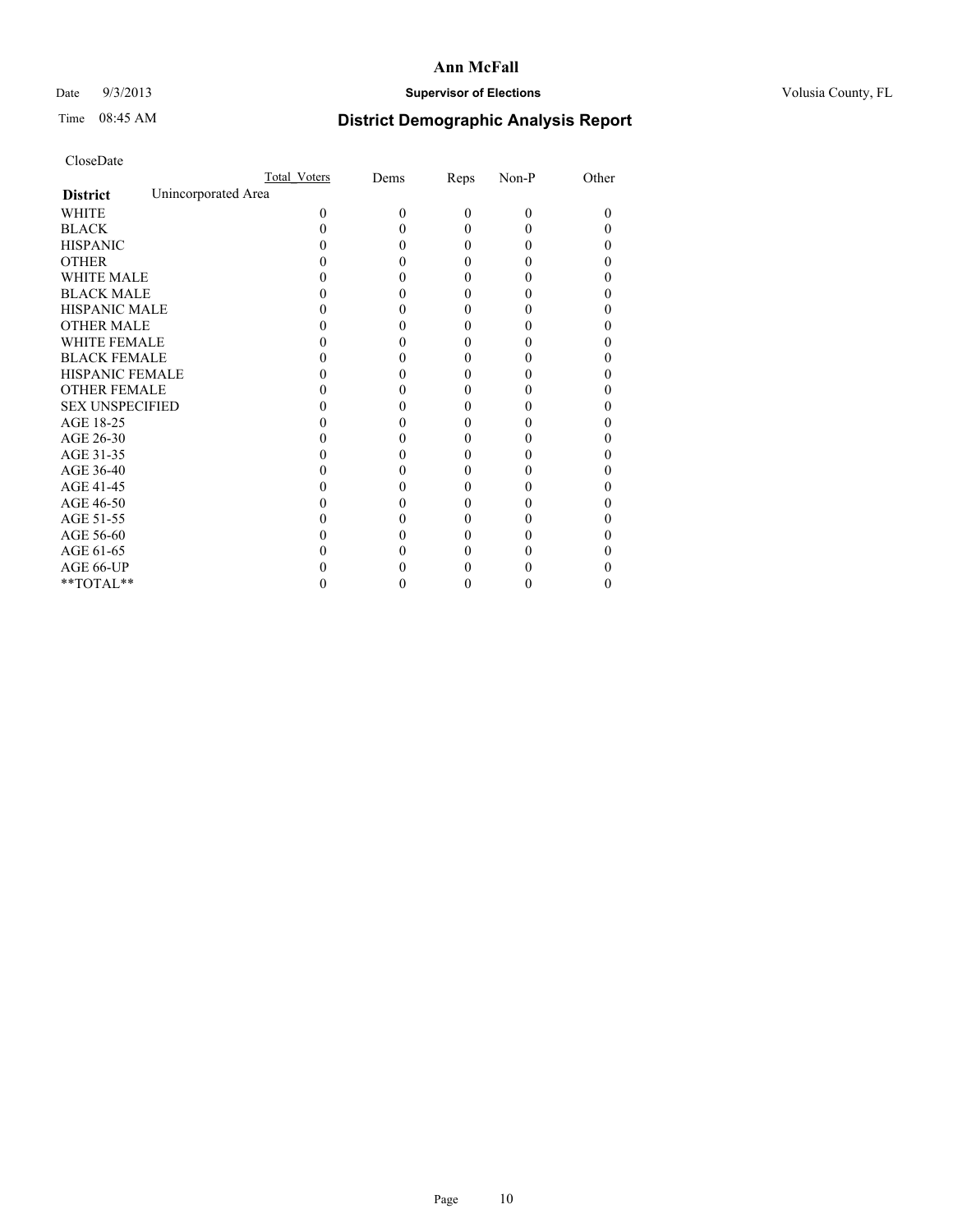**Ann McFall**

Date 9/3/2013 **Supervisor of Elections** Volusia County, FL

Time 08:45 AM

## District Demographic Analysis Report

CloseDate

| | Total_Voters | Dems | Reps | Non-P | Other |
|---|---|---|---|---|---|
| **District** Unincorporated Area | | | | | |
| WHITE | 0 | 0 | 0 | 0 | 0 |
| BLACK | 0 | 0 | 0 | 0 | 0 |
| HISPANIC | 0 | 0 | 0 | 0 | 0 |
| OTHER | 0 | 0 | 0 | 0 | 0 |
| WHITE MALE | 0 | 0 | 0 | 0 | 0 |
| BLACK MALE | 0 | 0 | 0 | 0 | 0 |
| HISPANIC MALE | 0 | 0 | 0 | 0 | 0 |
| OTHER MALE | 0 | 0 | 0 | 0 | 0 |
| WHITE FEMALE | 0 | 0 | 0 | 0 | 0 |
| BLACK FEMALE | 0 | 0 | 0 | 0 | 0 |
| HISPANIC FEMALE | 0 | 0 | 0 | 0 | 0 |
| OTHER FEMALE | 0 | 0 | 0 | 0 | 0 |
| SEX UNSPECIFIED | 0 | 0 | 0 | 0 | 0 |
| AGE 18-25 | 0 | 0 | 0 | 0 | 0 |
| AGE 26-30 | 0 | 0 | 0 | 0 | 0 |
| AGE 31-35 | 0 | 0 | 0 | 0 | 0 |
| AGE 36-40 | 0 | 0 | 0 | 0 | 0 |
| AGE 41-45 | 0 | 0 | 0 | 0 | 0 |
| AGE 46-50 | 0 | 0 | 0 | 0 | 0 |
| AGE 51-55 | 0 | 0 | 0 | 0 | 0 |
| AGE 56-60 | 0 | 0 | 0 | 0 | 0 |
| AGE 61-65 | 0 | 0 | 0 | 0 | 0 |
| AGE 66-UP | 0 | 0 | 0 | 0 | 0 |
| **TOTAL** | 0 | 0 | 0 | 0 | 0 |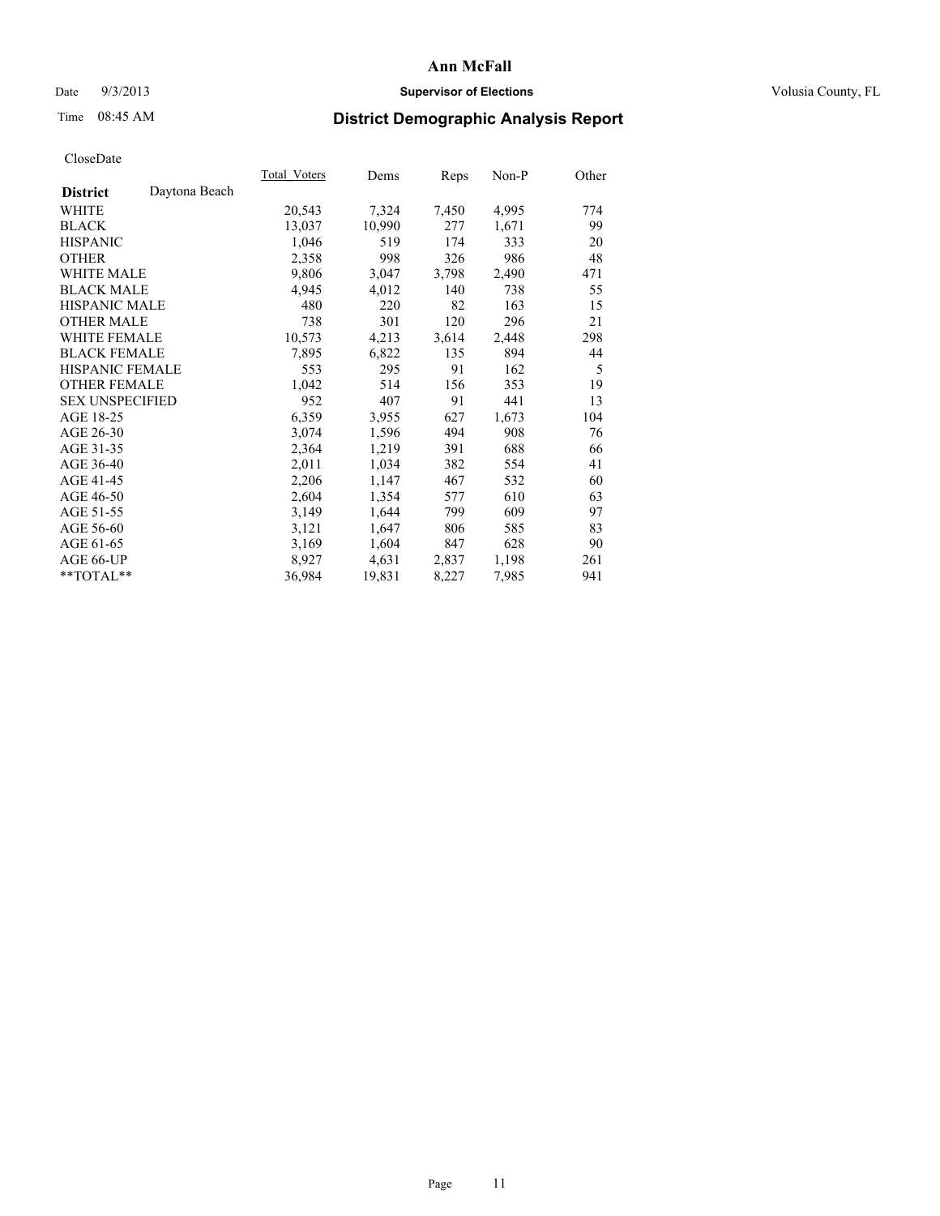# Ann McFall

Date 9/3/2013 **Supervisor of Elections** Volusia County, FL

Time 08:45 AM

## District Demographic Analysis Report

CloseDate

| **District** Daytona Beach | Total Voters | Dems | Reps | Non-P | Other |
|---|---|---|---|---|---|
| WHITE | 20,543 | 7,324 | 7,450 | 4,995 | 774 |
| BLACK | 13,037 | 10,990 | 277 | 1,671 | 99 |
| HISPANIC | 1,046 | 519 | 174 | 333 | 20 |
| OTHER | 2,358 | 998 | 326 | 986 | 48 |
| WHITE MALE | 9,806 | 3,047 | 3,798 | 2,490 | 471 |
| BLACK MALE | 4,945 | 4,012 | 140 | 738 | 55 |
| HISPANIC MALE | 480 | 220 | 82 | 163 | 15 |
| OTHER MALE | 738 | 301 | 120 | 296 | 21 |
| WHITE FEMALE | 10,573 | 4,213 | 3,614 | 2,448 | 298 |
| BLACK FEMALE | 7,895 | 6,822 | 135 | 894 | 44 |
| HISPANIC FEMALE | 553 | 295 | 91 | 162 | 5 |
| OTHER FEMALE | 1,042 | 514 | 156 | 353 | 19 |
| SEX UNSPECIFIED | 952 | 407 | 91 | 441 | 13 |
| AGE 18-25 | 6,359 | 3,955 | 627 | 1,673 | 104 |
| AGE 26-30 | 3,074 | 1,596 | 494 | 908 | 76 |
| AGE 31-35 | 2,364 | 1,219 | 391 | 688 | 66 |
| AGE 36-40 | 2,011 | 1,034 | 382 | 554 | 41 |
| AGE 41-45 | 2,206 | 1,147 | 467 | 532 | 60 |
| AGE 46-50 | 2,604 | 1,354 | 577 | 610 | 63 |
| AGE 51-55 | 3,149 | 1,644 | 799 | 609 | 97 |
| AGE 56-60 | 3,121 | 1,647 | 806 | 585 | 83 |
| AGE 61-65 | 3,169 | 1,604 | 847 | 628 | 90 |
| AGE 66-UP | 8,927 | 4,631 | 2,837 | 1,198 | 261 |
| **TOTAL** | 36,984 | 19,831 | 8,227 | 7,985 | 941 |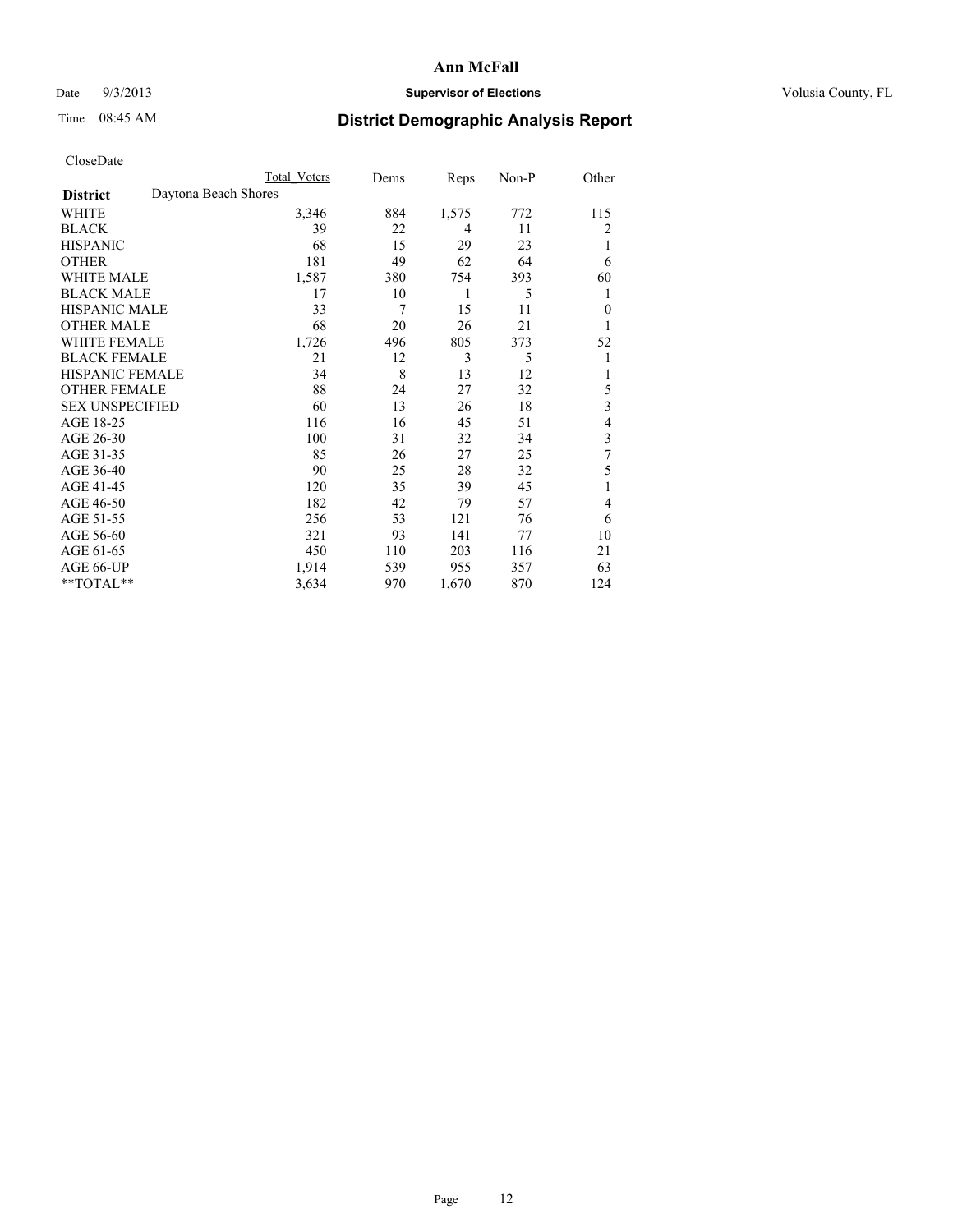# Ann McFall

Date 9/3/2013 **Supervisor of Elections** Volusia County, FL

Time 08:45 AM **District Demographic Analysis Report**

CloseDate

| | Total Voters | Dems | Reps | Non-P | Other |
|---|---|---|---|---|---|
| **District** Daytona Beach Shores | | | | | |
| WHITE | 3,346 | 884 | 1,575 | 772 | 115 |
| BLACK | 39 | 22 | 4 | 11 | 2 |
| HISPANIC | 68 | 15 | 29 | 23 | 1 |
| OTHER | 181 | 49 | 62 | 64 | 6 |
| WHITE MALE | 1,587 | 380 | 754 | 393 | 60 |
| BLACK MALE | 17 | 10 | 1 | 5 | 1 |
| HISPANIC MALE | 33 | 7 | 15 | 11 | 0 |
| OTHER MALE | 68 | 20 | 26 | 21 | 1 |
| WHITE FEMALE | 1,726 | 496 | 805 | 373 | 52 |
| BLACK FEMALE | 21 | 12 | 3 | 5 | 1 |
| HISPANIC FEMALE | 34 | 8 | 13 | 12 | 1 |
| OTHER FEMALE | 88 | 24 | 27 | 32 | 5 |
| SEX UNSPECIFIED | 60 | 13 | 26 | 18 | 3 |
| AGE 18-25 | 116 | 16 | 45 | 51 | 4 |
| AGE 26-30 | 100 | 31 | 32 | 34 | 3 |
| AGE 31-35 | 85 | 26 | 27 | 25 | 7 |
| AGE 36-40 | 90 | 25 | 28 | 32 | 5 |
| AGE 41-45 | 120 | 35 | 39 | 45 | 1 |
| AGE 46-50 | 182 | 42 | 79 | 57 | 4 |
| AGE 51-55 | 256 | 53 | 121 | 76 | 6 |
| AGE 56-60 | 321 | 93 | 141 | 77 | 10 |
| AGE 61-65 | 450 | 110 | 203 | 116 | 21 |
| AGE 66-UP | 1,914 | 539 | 955 | 357 | 63 |
| **TOTAL** | 3,634 | 970 | 1,670 | 870 | 124 |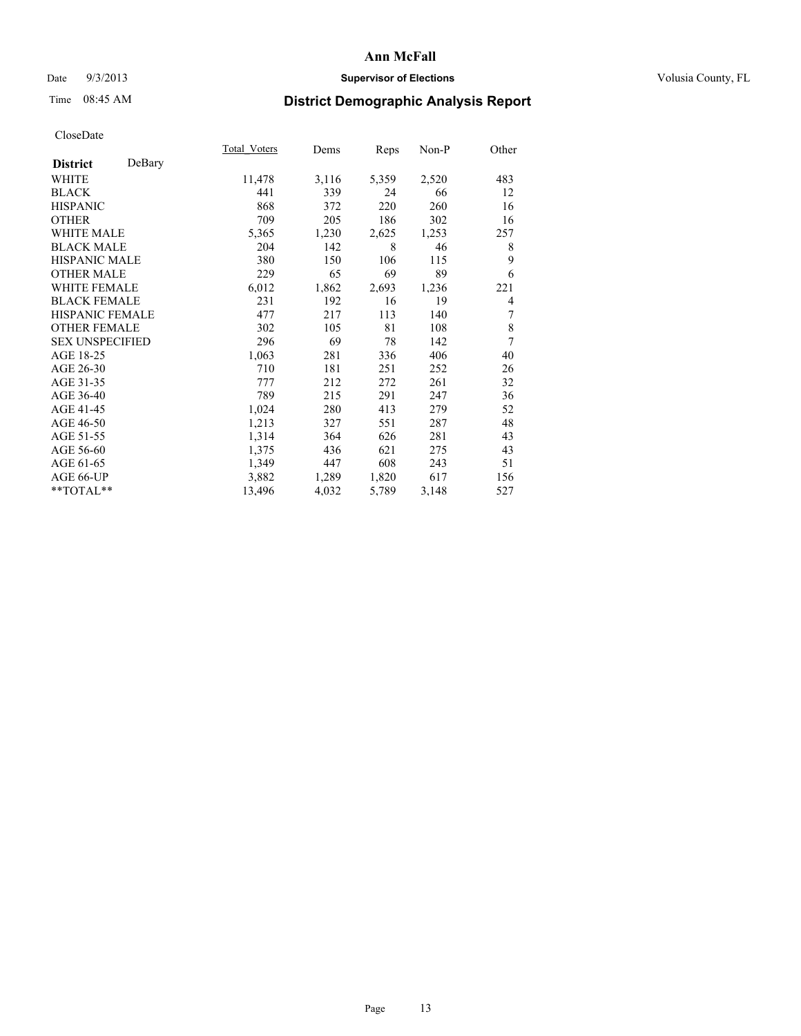# Ann McFall

Date 9/3/2013 **Supervisor of Elections** Volusia County, FL

Time 08:45 AM

## District Demographic Analysis Report

CloseDate

| **District** DeBary | Total_Voters | Dems | Reps | Non-P | Other |
|---|---|---|---|---|---|
| WHITE | 11,478 | 3,116 | 5,359 | 2,520 | 483 |
| BLACK | 441 | 339 | 24 | 66 | 12 |
| HISPANIC | 868 | 372 | 220 | 260 | 16 |
| OTHER | 709 | 205 | 186 | 302 | 16 |
| WHITE MALE | 5,365 | 1,230 | 2,625 | 1,253 | 257 |
| BLACK MALE | 204 | 142 | 8 | 46 | 8 |
| HISPANIC MALE | 380 | 150 | 106 | 115 | 9 |
| OTHER MALE | 229 | 65 | 69 | 89 | 6 |
| WHITE FEMALE | 6,012 | 1,862 | 2,693 | 1,236 | 221 |
| BLACK FEMALE | 231 | 192 | 16 | 19 | 4 |
| HISPANIC FEMALE | 477 | 217 | 113 | 140 | 7 |
| OTHER FEMALE | 302 | 105 | 81 | 108 | 8 |
| SEX UNSPECIFIED | 296 | 69 | 78 | 142 | 7 |
| AGE 18-25 | 1,063 | 281 | 336 | 406 | 40 |
| AGE 26-30 | 710 | 181 | 251 | 252 | 26 |
| AGE 31-35 | 777 | 212 | 272 | 261 | 32 |
| AGE 36-40 | 789 | 215 | 291 | 247 | 36 |
| AGE 41-45 | 1,024 | 280 | 413 | 279 | 52 |
| AGE 46-50 | 1,213 | 327 | 551 | 287 | 48 |
| AGE 51-55 | 1,314 | 364 | 626 | 281 | 43 |
| AGE 56-60 | 1,375 | 436 | 621 | 275 | 43 |
| AGE 61-65 | 1,349 | 447 | 608 | 243 | 51 |
| AGE 66-UP | 3,882 | 1,289 | 1,820 | 617 | 156 |
| **TOTAL** | 13,496 | 4,032 | 5,789 | 3,148 | 527 |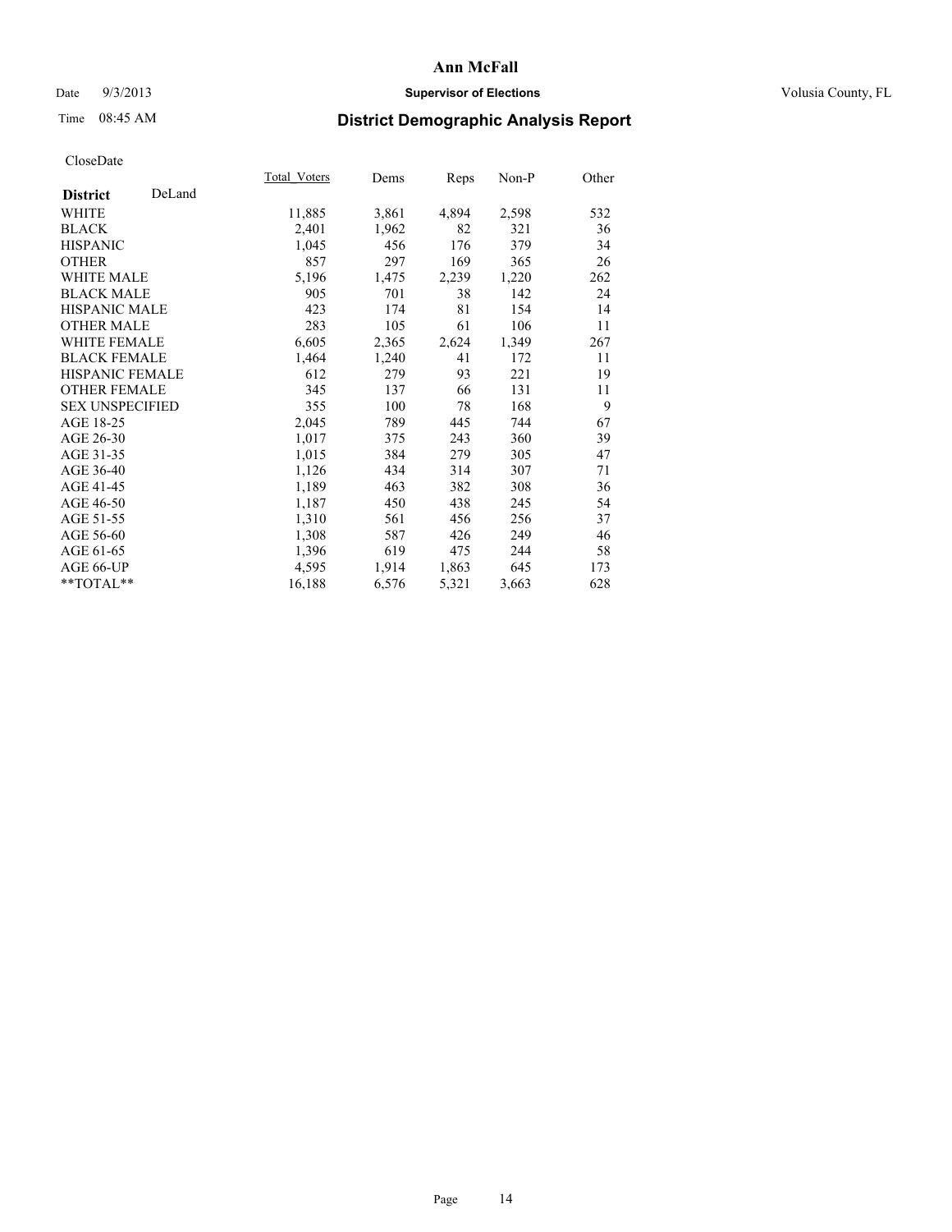Date 9/3/2013

Time 08:45 AM

**Ann McFall**

**Supervisor of Elections**

Volusia County, FL

## District Demographic Analysis Report

CloseDate

| | Total_Voters | Dems | Reps | Non-P | Other |
|---|---|---|---|---|---|
| **District** DeLand | | | | | |
| WHITE | 11,885 | 3,861 | 4,894 | 2,598 | 532 |
| BLACK | 2,401 | 1,962 | 82 | 321 | 36 |
| HISPANIC | 1,045 | 456 | 176 | 379 | 34 |
| OTHER | 857 | 297 | 169 | 365 | 26 |
| WHITE MALE | 5,196 | 1,475 | 2,239 | 1,220 | 262 |
| BLACK MALE | 905 | 701 | 38 | 142 | 24 |
| HISPANIC MALE | 423 | 174 | 81 | 154 | 14 |
| OTHER MALE | 283 | 105 | 61 | 106 | 11 |
| WHITE FEMALE | 6,605 | 2,365 | 2,624 | 1,349 | 267 |
| BLACK FEMALE | 1,464 | 1,240 | 41 | 172 | 11 |
| HISPANIC FEMALE | 612 | 279 | 93 | 221 | 19 |
| OTHER FEMALE | 345 | 137 | 66 | 131 | 11 |
| SEX UNSPECIFIED | 355 | 100 | 78 | 168 | 9 |
| AGE 18-25 | 2,045 | 789 | 445 | 744 | 67 |
| AGE 26-30 | 1,017 | 375 | 243 | 360 | 39 |
| AGE 31-35 | 1,015 | 384 | 279 | 305 | 47 |
| AGE 36-40 | 1,126 | 434 | 314 | 307 | 71 |
| AGE 41-45 | 1,189 | 463 | 382 | 308 | 36 |
| AGE 46-50 | 1,187 | 450 | 438 | 245 | 54 |
| AGE 51-55 | 1,310 | 561 | 456 | 256 | 37 |
| AGE 56-60 | 1,308 | 587 | 426 | 249 | 46 |
| AGE 61-65 | 1,396 | 619 | 475 | 244 | 58 |
| AGE 66-UP | 4,595 | 1,914 | 1,863 | 645 | 173 |
| **TOTAL** | 16,188 | 6,576 | 5,321 | 3,663 | 628 |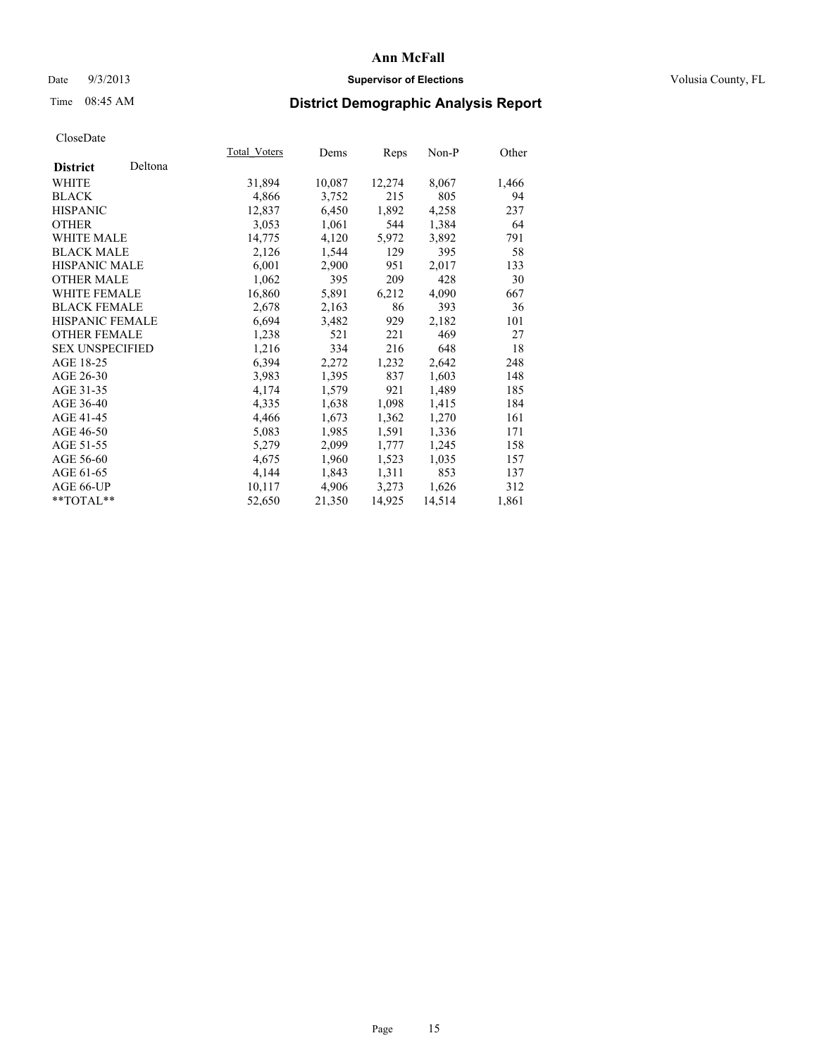**Ann McFall**

Date 9/3/2013 **Supervisor of Elections** Volusia County, FL

Time 08:45 AM

# District Demographic Analysis Report

CloseDate

| **District** Deltona | Total_Voters | Dems | Reps | Non-P | Other |
|---|---|---|---|---|---|
| WHITE | 31,894 | 10,087 | 12,274 | 8,067 | 1,466 |
| BLACK | 4,866 | 3,752 | 215 | 805 | 94 |
| HISPANIC | 12,837 | 6,450 | 1,892 | 4,258 | 237 |
| OTHER | 3,053 | 1,061 | 544 | 1,384 | 64 |
| WHITE MALE | 14,775 | 4,120 | 5,972 | 3,892 | 791 |
| BLACK MALE | 2,126 | 1,544 | 129 | 395 | 58 |
| HISPANIC MALE | 6,001 | 2,900 | 951 | 2,017 | 133 |
| OTHER MALE | 1,062 | 395 | 209 | 428 | 30 |
| WHITE FEMALE | 16,860 | 5,891 | 6,212 | 4,090 | 667 |
| BLACK FEMALE | 2,678 | 2,163 | 86 | 393 | 36 |
| HISPANIC FEMALE | 6,694 | 3,482 | 929 | 2,182 | 101 |
| OTHER FEMALE | 1,238 | 521 | 221 | 469 | 27 |
| SEX UNSPECIFIED | 1,216 | 334 | 216 | 648 | 18 |
| AGE 18-25 | 6,394 | 2,272 | 1,232 | 2,642 | 248 |
| AGE 26-30 | 3,983 | 1,395 | 837 | 1,603 | 148 |
| AGE 31-35 | 4,174 | 1,579 | 921 | 1,489 | 185 |
| AGE 36-40 | 4,335 | 1,638 | 1,098 | 1,415 | 184 |
| AGE 41-45 | 4,466 | 1,673 | 1,362 | 1,270 | 161 |
| AGE 46-50 | 5,083 | 1,985 | 1,591 | 1,336 | 171 |
| AGE 51-55 | 5,279 | 2,099 | 1,777 | 1,245 | 158 |
| AGE 56-60 | 4,675 | 1,960 | 1,523 | 1,035 | 157 |
| AGE 61-65 | 4,144 | 1,843 | 1,311 | 853 | 137 |
| AGE 66-UP | 10,117 | 4,906 | 3,273 | 1,626 | 312 |
| **TOTAL** | 52,650 | 21,350 | 14,925 | 14,514 | 1,861 |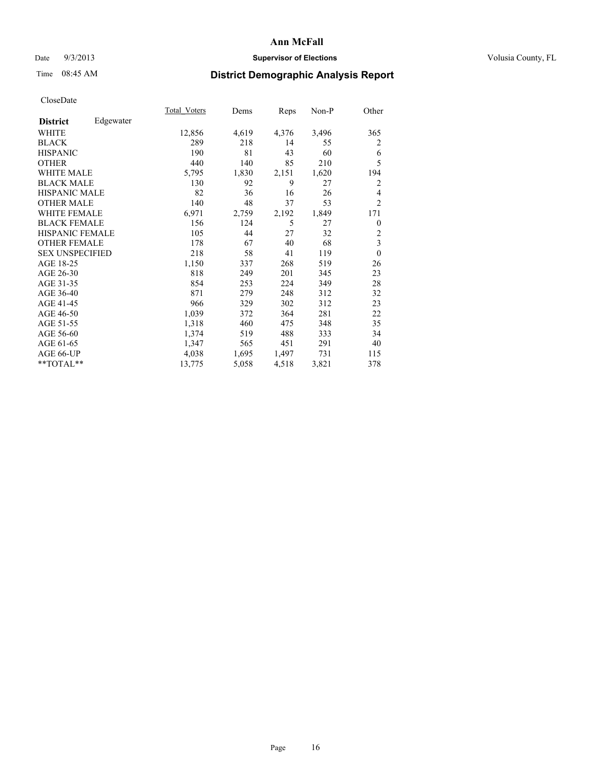# Ann McFall

Date 9/3/2013 **Supervisor of Elections** Volusia County, FL

Time 08:45 AM **District Demographic Analysis Report**

CloseDate

| **District** Edgewater | Total_Voters | Dems | Reps | Non-P | Other |
|---|---|---|---|---|---|
| WHITE | 12,856 | 4,619 | 4,376 | 3,496 | 365 |
| BLACK | 289 | 218 | 14 | 55 | 2 |
| HISPANIC | 190 | 81 | 43 | 60 | 6 |
| OTHER | 440 | 140 | 85 | 210 | 5 |
| WHITE MALE | 5,795 | 1,830 | 2,151 | 1,620 | 194 |
| BLACK MALE | 130 | 92 | 9 | 27 | 2 |
| HISPANIC MALE | 82 | 36 | 16 | 26 | 4 |
| OTHER MALE | 140 | 48 | 37 | 53 | 2 |
| WHITE FEMALE | 6,971 | 2,759 | 2,192 | 1,849 | 171 |
| BLACK FEMALE | 156 | 124 | 5 | 27 | 0 |
| HISPANIC FEMALE | 105 | 44 | 27 | 32 | 2 |
| OTHER FEMALE | 178 | 67 | 40 | 68 | 3 |
| SEX UNSPECIFIED | 218 | 58 | 41 | 119 | 0 |
| AGE 18-25 | 1,150 | 337 | 268 | 519 | 26 |
| AGE 26-30 | 818 | 249 | 201 | 345 | 23 |
| AGE 31-35 | 854 | 253 | 224 | 349 | 28 |
| AGE 36-40 | 871 | 279 | 248 | 312 | 32 |
| AGE 41-45 | 966 | 329 | 302 | 312 | 23 |
| AGE 46-50 | 1,039 | 372 | 364 | 281 | 22 |
| AGE 51-55 | 1,318 | 460 | 475 | 348 | 35 |
| AGE 56-60 | 1,374 | 519 | 488 | 333 | 34 |
| AGE 61-65 | 1,347 | 565 | 451 | 291 | 40 |
| AGE 66-UP | 4,038 | 1,695 | 1,497 | 731 | 115 |
| **TOTAL** | 13,775 | 5,058 | 4,518 | 3,821 | 378 |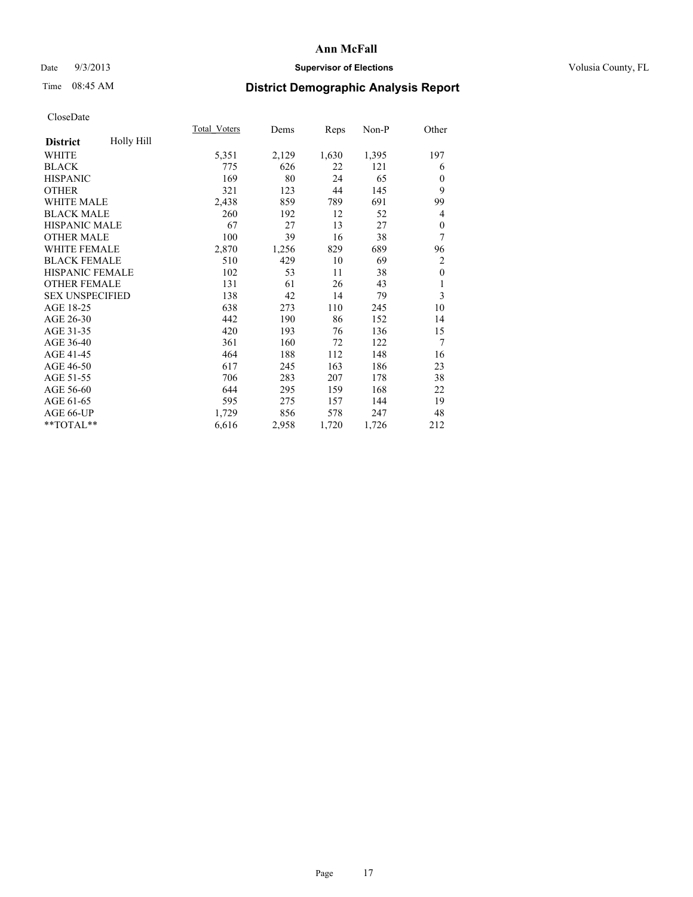# Ann McFall

Date 9/3/2013 **Supervisor of Elections** Volusia County, FL

Time 08:45 AM **District Demographic Analysis Report**

CloseDate

| **District** Holly Hill | Total_Voters | Dems | Reps | Non-P | Other |
|---|---|---|---|---|---|
| WHITE | 5,351 | 2,129 | 1,630 | 1,395 | 197 |
| BLACK | 775 | 626 | 22 | 121 | 6 |
| HISPANIC | 169 | 80 | 24 | 65 | 0 |
| OTHER | 321 | 123 | 44 | 145 | 9 |
| WHITE MALE | 2,438 | 859 | 789 | 691 | 99 |
| BLACK MALE | 260 | 192 | 12 | 52 | 4 |
| HISPANIC MALE | 67 | 27 | 13 | 27 | 0 |
| OTHER MALE | 100 | 39 | 16 | 38 | 7 |
| WHITE FEMALE | 2,870 | 1,256 | 829 | 689 | 96 |
| BLACK FEMALE | 510 | 429 | 10 | 69 | 2 |
| HISPANIC FEMALE | 102 | 53 | 11 | 38 | 0 |
| OTHER FEMALE | 131 | 61 | 26 | 43 | 1 |
| SEX UNSPECIFIED | 138 | 42 | 14 | 79 | 3 |
| AGE 18-25 | 638 | 273 | 110 | 245 | 10 |
| AGE 26-30 | 442 | 190 | 86 | 152 | 14 |
| AGE 31-35 | 420 | 193 | 76 | 136 | 15 |
| AGE 36-40 | 361 | 160 | 72 | 122 | 7 |
| AGE 41-45 | 464 | 188 | 112 | 148 | 16 |
| AGE 46-50 | 617 | 245 | 163 | 186 | 23 |
| AGE 51-55 | 706 | 283 | 207 | 178 | 38 |
| AGE 56-60 | 644 | 295 | 159 | 168 | 22 |
| AGE 61-65 | 595 | 275 | 157 | 144 | 19 |
| AGE 66-UP | 1,729 | 856 | 578 | 247 | 48 |
| **TOTAL** | 6,616 | 2,958 | 1,720 | 1,726 | 212 |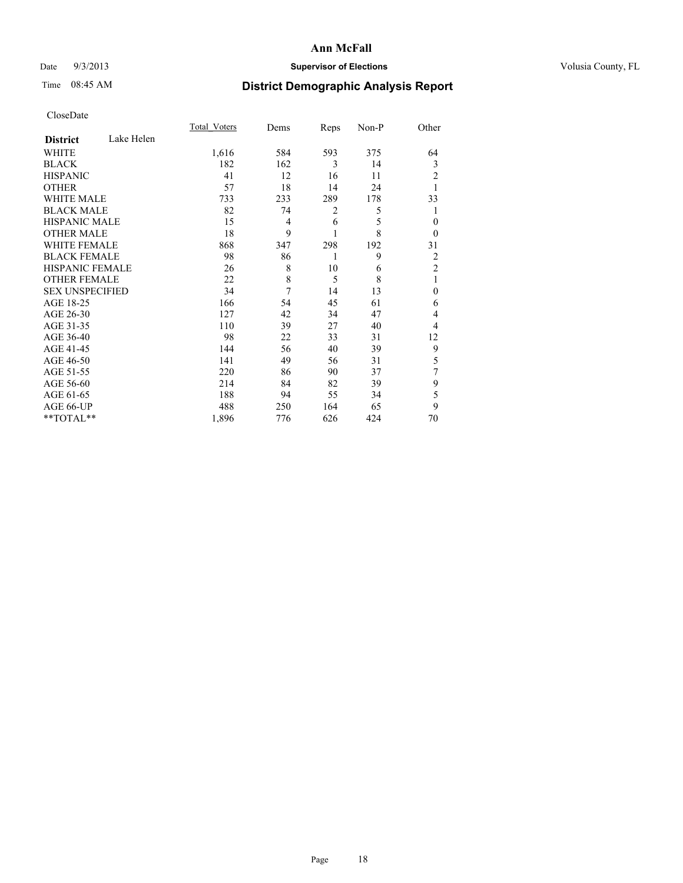# Ann McFall

Date 9/3/2013 **Supervisor of Elections** Volusia County, FL

Time 08:45 AM **District Demographic Analysis Report**

CloseDate

| **District** Lake Helen | Total_Voters | Dems | Reps | Non-P | Other |
|---|---|---|---|---|---|
| WHITE | 1,616 | 584 | 593 | 375 | 64 |
| BLACK | 182 | 162 | 3 | 14 | 3 |
| HISPANIC | 41 | 12 | 16 | 11 | 2 |
| OTHER | 57 | 18 | 14 | 24 | 1 |
| WHITE MALE | 733 | 233 | 289 | 178 | 33 |
| BLACK MALE | 82 | 74 | 2 | 5 | 1 |
| HISPANIC MALE | 15 | 4 | 6 | 5 | 0 |
| OTHER MALE | 18 | 9 | 1 | 8 | 0 |
| WHITE FEMALE | 868 | 347 | 298 | 192 | 31 |
| BLACK FEMALE | 98 | 86 | 1 | 9 | 2 |
| HISPANIC FEMALE | 26 | 8 | 10 | 6 | 2 |
| OTHER FEMALE | 22 | 8 | 5 | 8 | 1 |
| SEX UNSPECIFIED | 34 | 7 | 14 | 13 | 0 |
| AGE 18-25 | 166 | 54 | 45 | 61 | 6 |
| AGE 26-30 | 127 | 42 | 34 | 47 | 4 |
| AGE 31-35 | 110 | 39 | 27 | 40 | 4 |
| AGE 36-40 | 98 | 22 | 33 | 31 | 12 |
| AGE 41-45 | 144 | 56 | 40 | 39 | 9 |
| AGE 46-50 | 141 | 49 | 56 | 31 | 5 |
| AGE 51-55 | 220 | 86 | 90 | 37 | 7 |
| AGE 56-60 | 214 | 84 | 82 | 39 | 9 |
| AGE 61-65 | 188 | 94 | 55 | 34 | 5 |
| AGE 66-UP | 488 | 250 | 164 | 65 | 9 |
| **TOTAL** | 1,896 | 776 | 626 | 424 | 70 |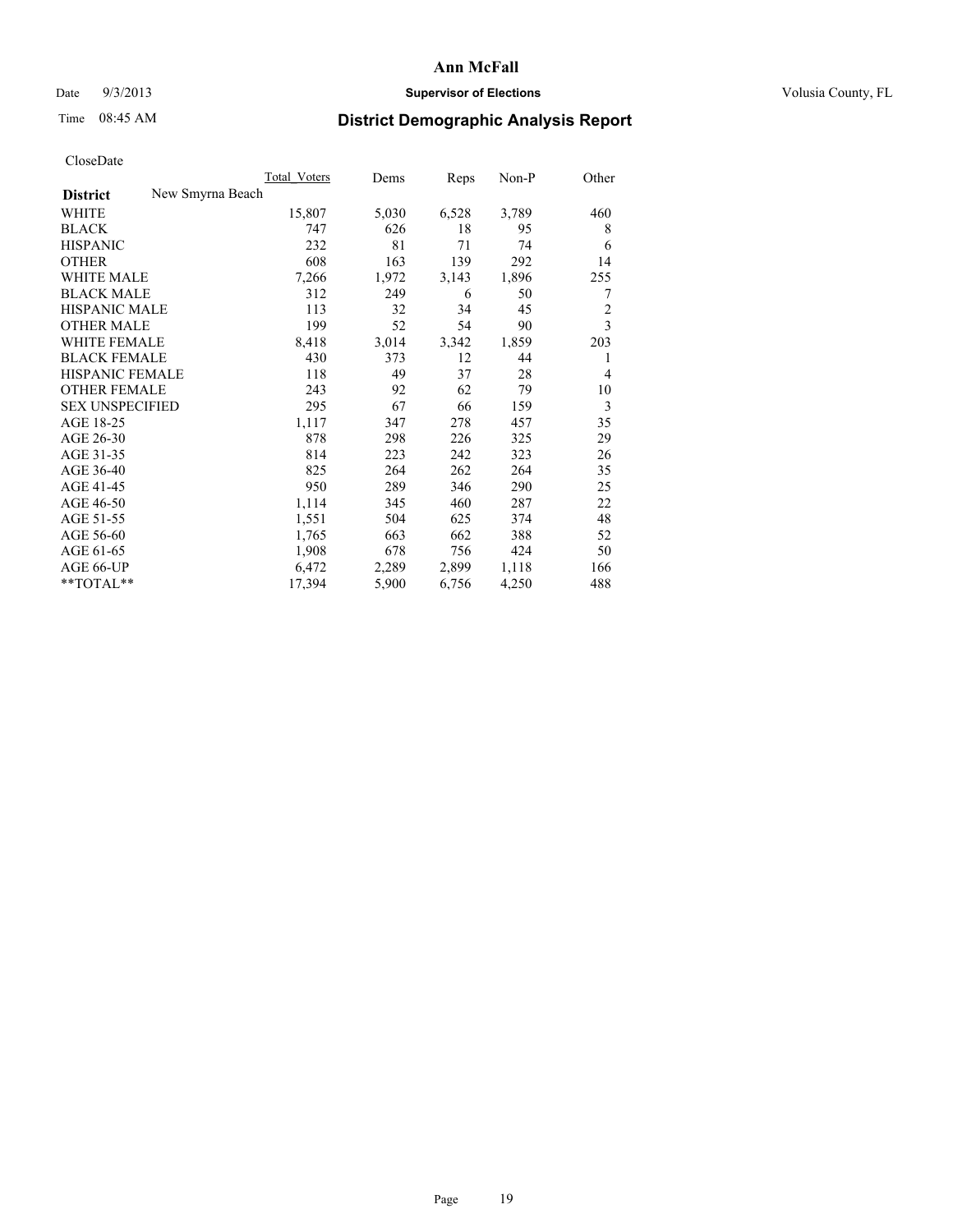Ann McFall

Date 9/3/2013 **Supervisor of Elections** Volusia County, FL

Time 08:45 AM

# District Demographic Analysis Report

CloseDate

| **District** New Smyrna Beach | Total_Voters | Dems | Reps | Non-P | Other |
|---|---|---|---|---|---|
| WHITE | 15,807 | 5,030 | 6,528 | 3,789 | 460 |
| BLACK | 747 | 626 | 18 | 95 | 8 |
| HISPANIC | 232 | 81 | 71 | 74 | 6 |
| OTHER | 608 | 163 | 139 | 292 | 14 |
| WHITE MALE | 7,266 | 1,972 | 3,143 | 1,896 | 255 |
| BLACK MALE | 312 | 249 | 6 | 50 | 7 |
| HISPANIC MALE | 113 | 32 | 34 | 45 | 2 |
| OTHER MALE | 199 | 52 | 54 | 90 | 3 |
| WHITE FEMALE | 8,418 | 3,014 | 3,342 | 1,859 | 203 |
| BLACK FEMALE | 430 | 373 | 12 | 44 | 1 |
| HISPANIC FEMALE | 118 | 49 | 37 | 28 | 4 |
| OTHER FEMALE | 243 | 92 | 62 | 79 | 10 |
| SEX UNSPECIFIED | 295 | 67 | 66 | 159 | 3 |
| AGE 18-25 | 1,117 | 347 | 278 | 457 | 35 |
| AGE 26-30 | 878 | 298 | 226 | 325 | 29 |
| AGE 31-35 | 814 | 223 | 242 | 323 | 26 |
| AGE 36-40 | 825 | 264 | 262 | 264 | 35 |
| AGE 41-45 | 950 | 289 | 346 | 290 | 25 |
| AGE 46-50 | 1,114 | 345 | 460 | 287 | 22 |
| AGE 51-55 | 1,551 | 504 | 625 | 374 | 48 |
| AGE 56-60 | 1,765 | 663 | 662 | 388 | 52 |
| AGE 61-65 | 1,908 | 678 | 756 | 424 | 50 |
| AGE 66-UP | 6,472 | 2,289 | 2,899 | 1,118 | 166 |
| **TOTAL** | 17,394 | 5,900 | 6,756 | 4,250 | 488 |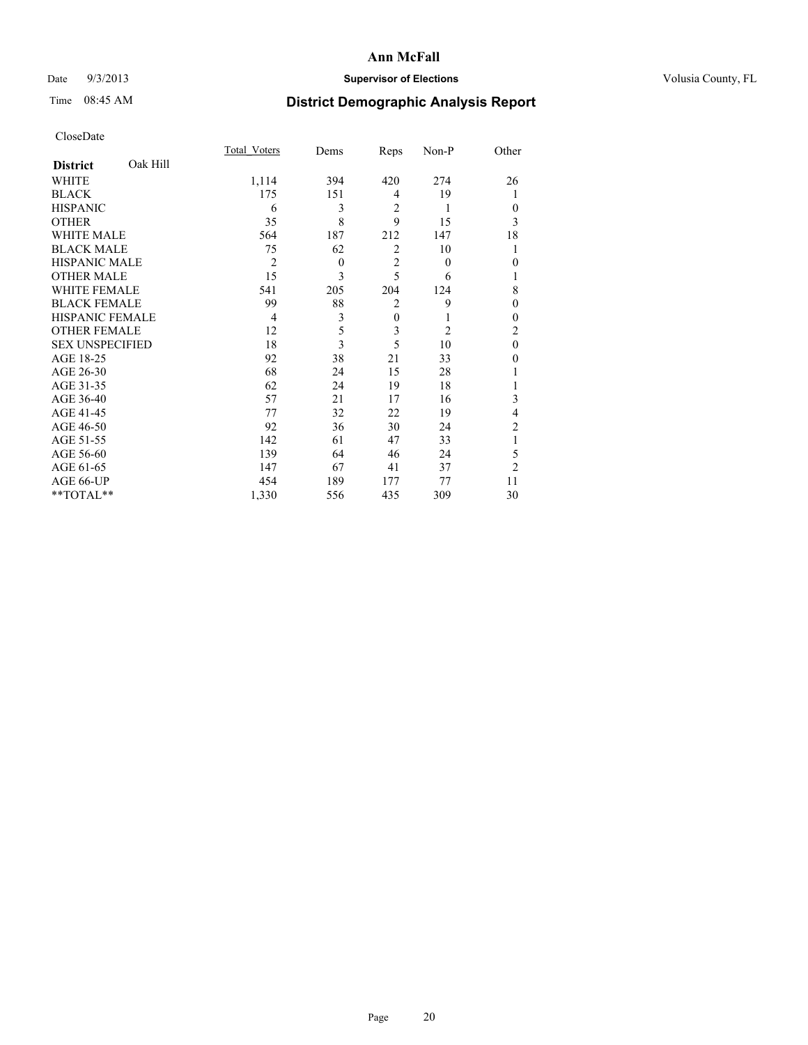# Ann McFall

Date 9/3/2013 **Supervisor of Elections** Volusia County, FL

Time 08:45 AM **District Demographic Analysis Report**

CloseDate

| **District** Oak Hill | Total_Voters | Dems | Reps | Non-P | Other |
|---|---|---|---|---|---|
| WHITE | 1,114 | 394 | 420 | 274 | 26 |
| BLACK | 175 | 151 | 4 | 19 | 1 |
| HISPANIC | 6 | 3 | 2 | 1 | 0 |
| OTHER | 35 | 8 | 9 | 15 | 3 |
| WHITE MALE | 564 | 187 | 212 | 147 | 18 |
| BLACK MALE | 75 | 62 | 2 | 10 | 1 |
| HISPANIC MALE | 2 | 0 | 2 | 0 | 0 |
| OTHER MALE | 15 | 3 | 5 | 6 | 1 |
| WHITE FEMALE | 541 | 205 | 204 | 124 | 8 |
| BLACK FEMALE | 99 | 88 | 2 | 9 | 0 |
| HISPANIC FEMALE | 4 | 3 | 0 | 1 | 0 |
| OTHER FEMALE | 12 | 5 | 3 | 2 | 2 |
| SEX UNSPECIFIED | 18 | 3 | 5 | 10 | 0 |
| AGE 18-25 | 92 | 38 | 21 | 33 | 0 |
| AGE 26-30 | 68 | 24 | 15 | 28 | 1 |
| AGE 31-35 | 62 | 24 | 19 | 18 | 1 |
| AGE 36-40 | 57 | 21 | 17 | 16 | 3 |
| AGE 41-45 | 77 | 32 | 22 | 19 | 4 |
| AGE 46-50 | 92 | 36 | 30 | 24 | 2 |
| AGE 51-55 | 142 | 61 | 47 | 33 | 1 |
| AGE 56-60 | 139 | 64 | 46 | 24 | 5 |
| AGE 61-65 | 147 | 67 | 41 | 37 | 2 |
| AGE 66-UP | 454 | 189 | 177 | 77 | 11 |
| **TOTAL** | 1,330 | 556 | 435 | 309 | 30 |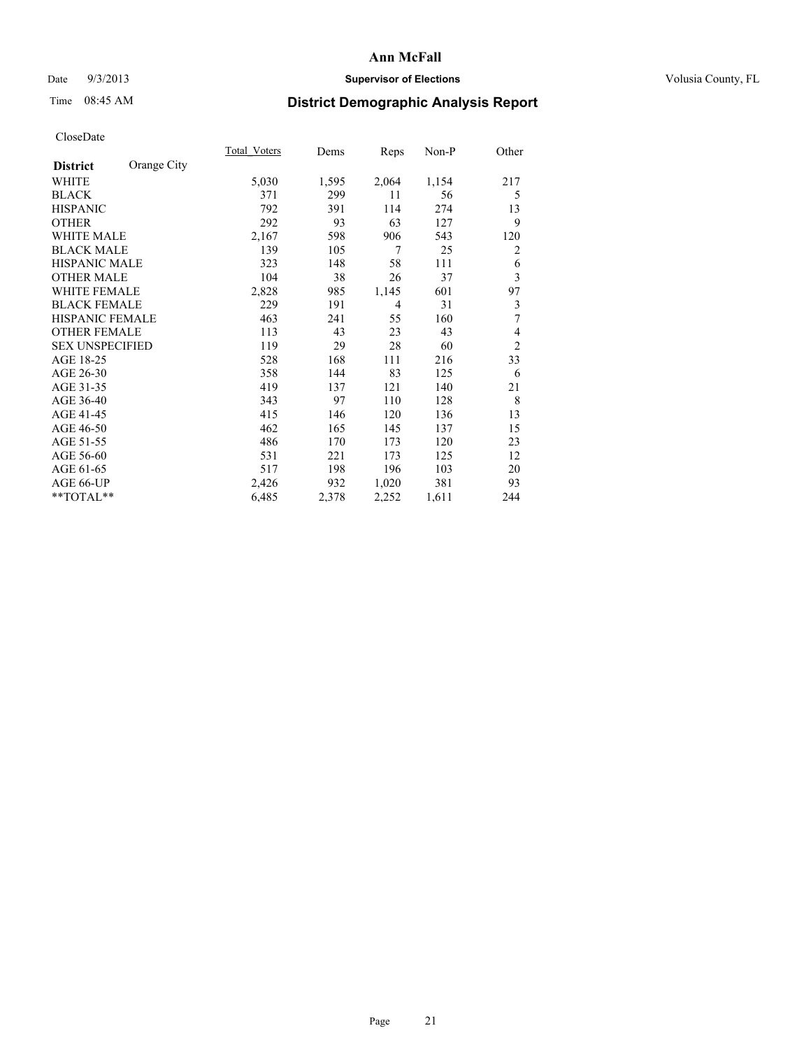# Ann McFall

Date 9/3/2013 **Supervisor of Elections** Volusia County, FL

Time 08:45 AM **District Demographic Analysis Report**

CloseDate

| **District** Orange City | Total_Voters | Dems | Reps | Non-P | Other |
|---|---|---|---|---|---|
| WHITE | 5,030 | 1,595 | 2,064 | 1,154 | 217 |
| BLACK | 371 | 299 | 11 | 56 | 5 |
| HISPANIC | 792 | 391 | 114 | 274 | 13 |
| OTHER | 292 | 93 | 63 | 127 | 9 |
| WHITE MALE | 2,167 | 598 | 906 | 543 | 120 |
| BLACK MALE | 139 | 105 | 7 | 25 | 2 |
| HISPANIC MALE | 323 | 148 | 58 | 111 | 6 |
| OTHER MALE | 104 | 38 | 26 | 37 | 3 |
| WHITE FEMALE | 2,828 | 985 | 1,145 | 601 | 97 |
| BLACK FEMALE | 229 | 191 | 4 | 31 | 3 |
| HISPANIC FEMALE | 463 | 241 | 55 | 160 | 7 |
| OTHER FEMALE | 113 | 43 | 23 | 43 | 4 |
| SEX UNSPECIFIED | 119 | 29 | 28 | 60 | 2 |
| AGE 18-25 | 528 | 168 | 111 | 216 | 33 |
| AGE 26-30 | 358 | 144 | 83 | 125 | 6 |
| AGE 31-35 | 419 | 137 | 121 | 140 | 21 |
| AGE 36-40 | 343 | 97 | 110 | 128 | 8 |
| AGE 41-45 | 415 | 146 | 120 | 136 | 13 |
| AGE 46-50 | 462 | 165 | 145 | 137 | 15 |
| AGE 51-55 | 486 | 170 | 173 | 120 | 23 |
| AGE 56-60 | 531 | 221 | 173 | 125 | 12 |
| AGE 61-65 | 517 | 198 | 196 | 103 | 20 |
| AGE 66-UP | 2,426 | 932 | 1,020 | 381 | 93 |
| **TOTAL** | 6,485 | 2,378 | 2,252 | 1,611 | 244 |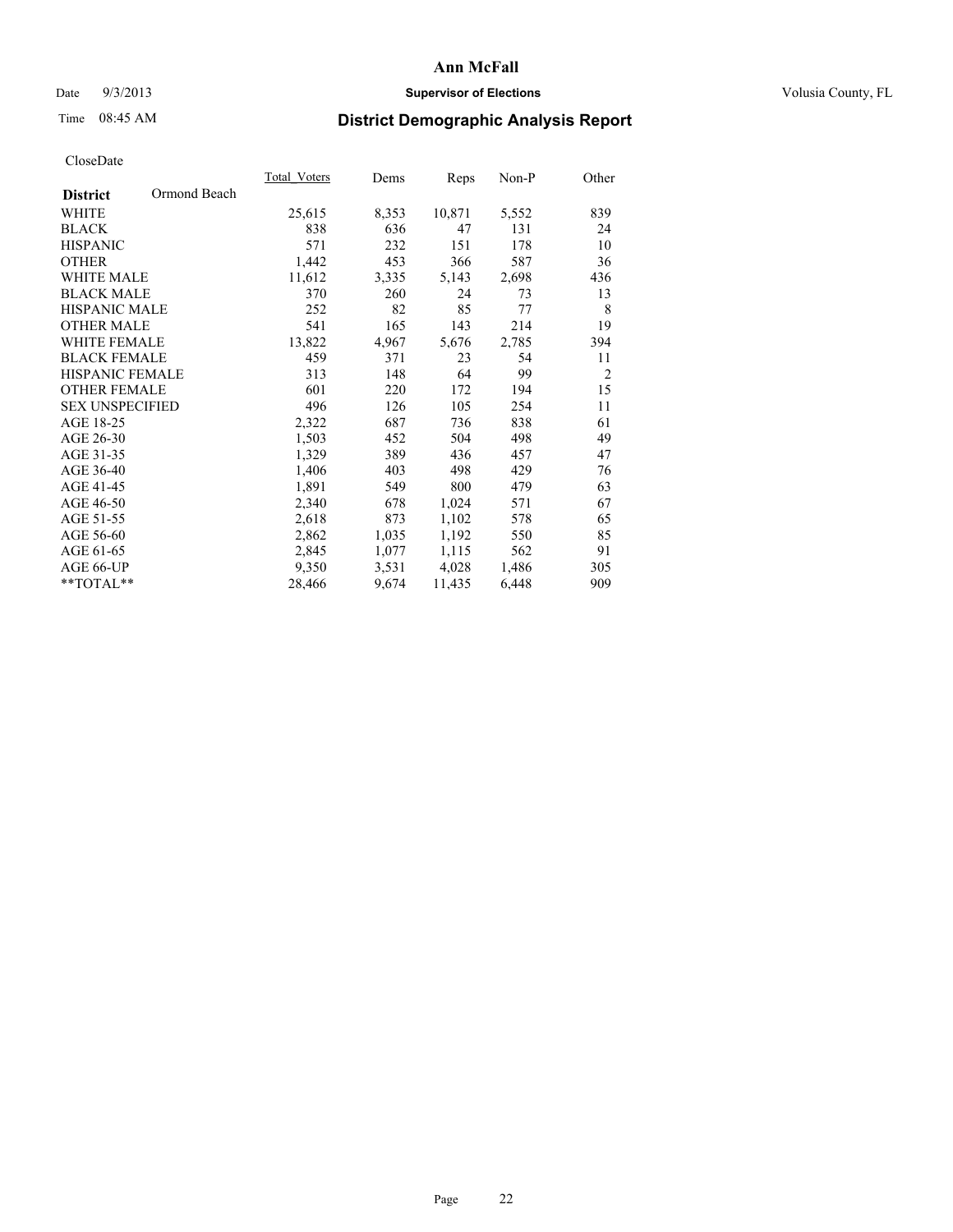# Ann McFall

Date 9/3/2013 **Supervisor of Elections** Volusia County, FL

Time 08:45 AM

## District Demographic Analysis Report

CloseDate

| District | Ormond Beach | Total_Voters | Dems | Reps | Non-P | Other |
|---|---|---|---|---|---|---|
| WHITE | | 25,615 | 8,353 | 10,871 | 5,552 | 839 |
| BLACK | | 838 | 636 | 47 | 131 | 24 |
| HISPANIC | | 571 | 232 | 151 | 178 | 10 |
| OTHER | | 1,442 | 453 | 366 | 587 | 36 |
| WHITE MALE | | 11,612 | 3,335 | 5,143 | 2,698 | 436 |
| BLACK MALE | | 370 | 260 | 24 | 73 | 13 |
| HISPANIC MALE | | 252 | 82 | 85 | 77 | 8 |
| OTHER MALE | | 541 | 165 | 143 | 214 | 19 |
| WHITE FEMALE | | 13,822 | 4,967 | 5,676 | 2,785 | 394 |
| BLACK FEMALE | | 459 | 371 | 23 | 54 | 11 |
| HISPANIC FEMALE | | 313 | 148 | 64 | 99 | 2 |
| OTHER FEMALE | | 601 | 220 | 172 | 194 | 15 |
| SEX UNSPECIFIED | | 496 | 126 | 105 | 254 | 11 |
| AGE 18-25 | | 2,322 | 687 | 736 | 838 | 61 |
| AGE 26-30 | | 1,503 | 452 | 504 | 498 | 49 |
| AGE 31-35 | | 1,329 | 389 | 436 | 457 | 47 |
| AGE 36-40 | | 1,406 | 403 | 498 | 429 | 76 |
| AGE 41-45 | | 1,891 | 549 | 800 | 479 | 63 |
| AGE 46-50 | | 2,340 | 678 | 1,024 | 571 | 67 |
| AGE 51-55 | | 2,618 | 873 | 1,102 | 578 | 65 |
| AGE 56-60 | | 2,862 | 1,035 | 1,192 | 550 | 85 |
| AGE 61-65 | | 2,845 | 1,077 | 1,115 | 562 | 91 |
| AGE 66-UP | | 9,350 | 3,531 | 4,028 | 1,486 | 305 |
| **TOTAL** | | 28,466 | 9,674 | 11,435 | 6,448 | 909 |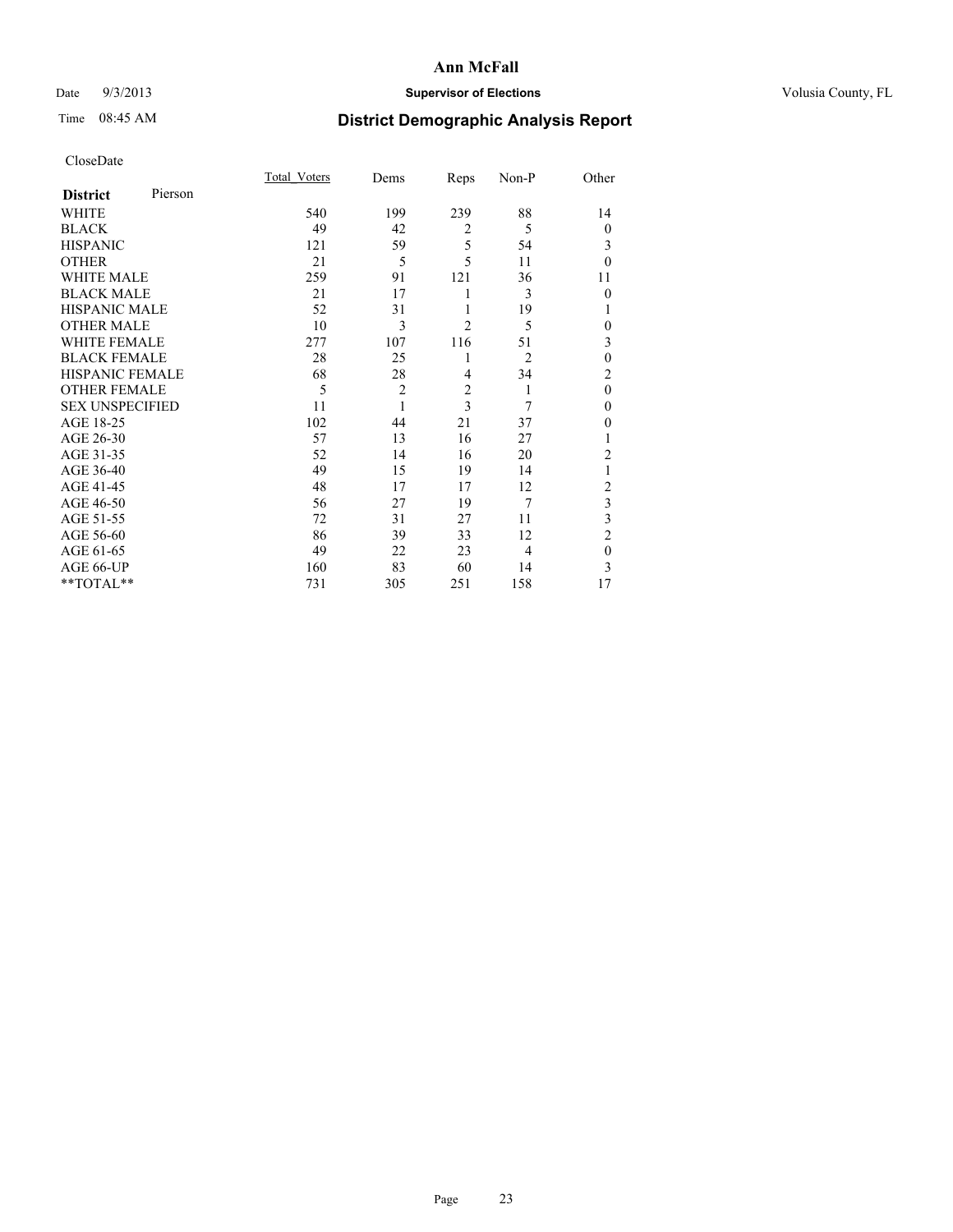# Ann McFall

Date 9/3/2013 **Supervisor of Elections** Volusia County, FL

Time 08:45 AM **District Demographic Analysis Report**

CloseDate

| **District** Pierson | Total_Voters | Dems | Reps | Non-P | Other |
|---|---|---|---|---|---|
| WHITE | 540 | 199 | 239 | 88 | 14 |
| BLACK | 49 | 42 | 2 | 5 | 0 |
| HISPANIC | 121 | 59 | 5 | 54 | 3 |
| OTHER | 21 | 5 | 5 | 11 | 0 |
| WHITE MALE | 259 | 91 | 121 | 36 | 11 |
| BLACK MALE | 21 | 17 | 1 | 3 | 0 |
| HISPANIC MALE | 52 | 31 | 1 | 19 | 1 |
| OTHER MALE | 10 | 3 | 2 | 5 | 0 |
| WHITE FEMALE | 277 | 107 | 116 | 51 | 3 |
| BLACK FEMALE | 28 | 25 | 1 | 2 | 0 |
| HISPANIC FEMALE | 68 | 28 | 4 | 34 | 2 |
| OTHER FEMALE | 5 | 2 | 2 | 1 | 0 |
| SEX UNSPECIFIED | 11 | 1 | 3 | 7 | 0 |
| AGE 18-25 | 102 | 44 | 21 | 37 | 0 |
| AGE 26-30 | 57 | 13 | 16 | 27 | 1 |
| AGE 31-35 | 52 | 14 | 16 | 20 | 2 |
| AGE 36-40 | 49 | 15 | 19 | 14 | 1 |
| AGE 41-45 | 48 | 17 | 17 | 12 | 2 |
| AGE 46-50 | 56 | 27 | 19 | 7 | 3 |
| AGE 51-55 | 72 | 31 | 27 | 11 | 3 |
| AGE 56-60 | 86 | 39 | 33 | 12 | 2 |
| AGE 61-65 | 49 | 22 | 23 | 4 | 0 |
| AGE 66-UP | 160 | 83 | 60 | 14 | 3 |
| **TOTAL** | 731 | 305 | 251 | 158 | 17 |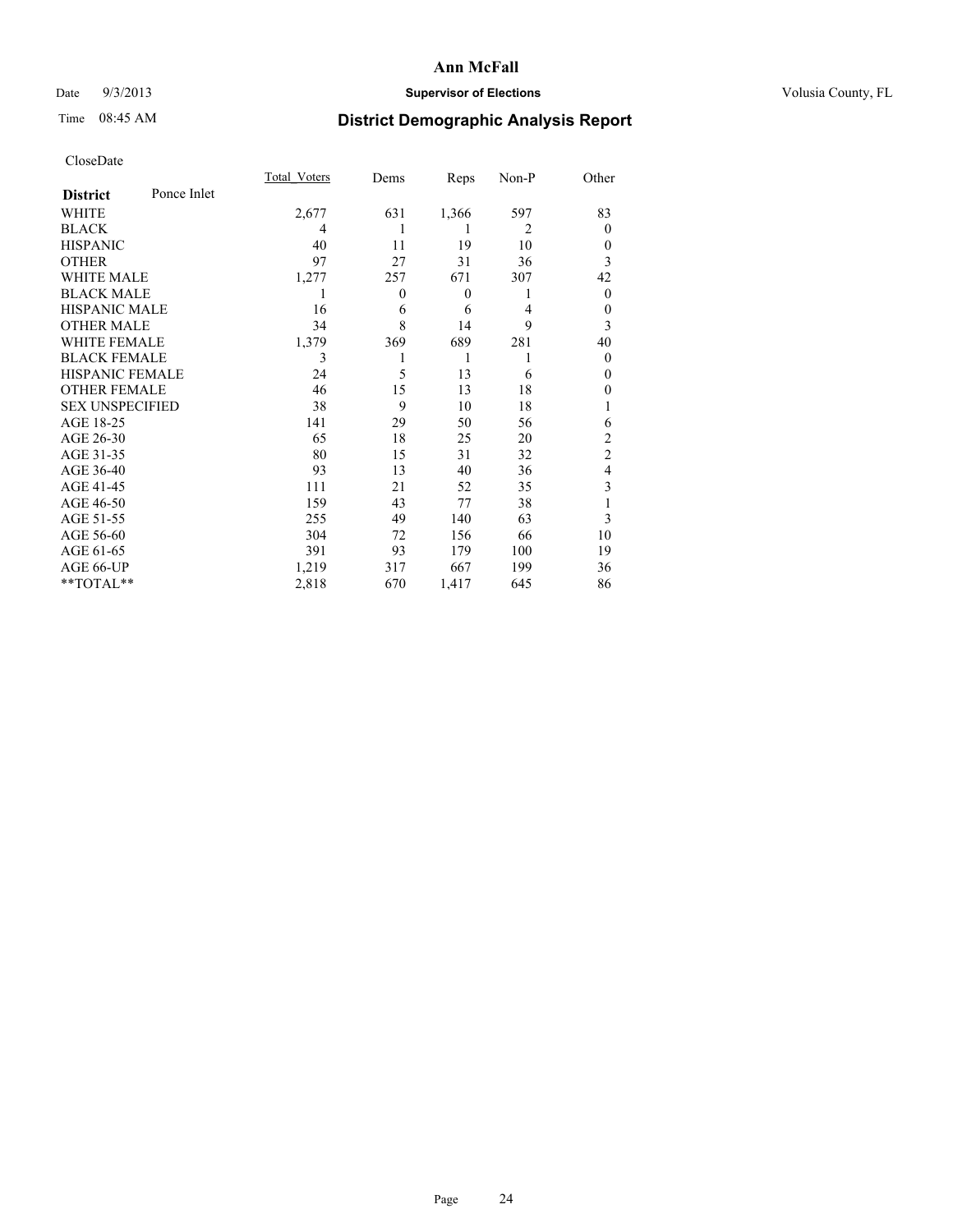**Ann McFall**

Date 9/3/2013 **Supervisor of Elections** Volusia County, FL

Time 08:45 AM **District Demographic Analysis Report**

CloseDate

| **District** Ponce Inlet | Total_Voters | Dems | Reps | Non-P | Other |
|---|---|---|---|---|---|
| WHITE | 2,677 | 631 | 1,366 | 597 | 83 |
| BLACK | 4 | 1 | 1 | 2 | 0 |
| HISPANIC | 40 | 11 | 19 | 10 | 0 |
| OTHER | 97 | 27 | 31 | 36 | 3 |
| WHITE MALE | 1,277 | 257 | 671 | 307 | 42 |
| BLACK MALE | 1 | 0 | 0 | 1 | 0 |
| HISPANIC MALE | 16 | 6 | 6 | 4 | 0 |
| OTHER MALE | 34 | 8 | 14 | 9 | 3 |
| WHITE FEMALE | 1,379 | 369 | 689 | 281 | 40 |
| BLACK FEMALE | 3 | 1 | 1 | 1 | 0 |
| HISPANIC FEMALE | 24 | 5 | 13 | 6 | 0 |
| OTHER FEMALE | 46 | 15 | 13 | 18 | 0 |
| SEX UNSPECIFIED | 38 | 9 | 10 | 18 | 1 |
| AGE 18-25 | 141 | 29 | 50 | 56 | 6 |
| AGE 26-30 | 65 | 18 | 25 | 20 | 2 |
| AGE 31-35 | 80 | 15 | 31 | 32 | 2 |
| AGE 36-40 | 93 | 13 | 40 | 36 | 4 |
| AGE 41-45 | 111 | 21 | 52 | 35 | 3 |
| AGE 46-50 | 159 | 43 | 77 | 38 | 1 |
| AGE 51-55 | 255 | 49 | 140 | 63 | 3 |
| AGE 56-60 | 304 | 72 | 156 | 66 | 10 |
| AGE 61-65 | 391 | 93 | 179 | 100 | 19 |
| AGE 66-UP | 1,219 | 317 | 667 | 199 | 36 |
| **TOTAL** | 2,818 | 670 | 1,417 | 645 | 86 |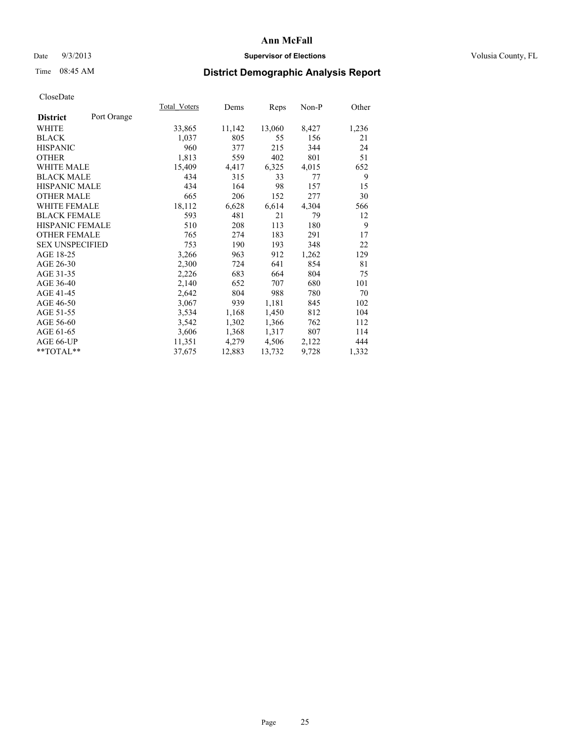**Ann McFall**

Date 9/3/2013 **Supervisor of Elections** Volusia County, FL

Time 08:45 AM

## District Demographic Analysis Report

CloseDate

| **District** Port Orange | Total_Voters | Dems | Reps | Non-P | Other |
|---|---|---|---|---|---|
| WHITE | 33,865 | 11,142 | 13,060 | 8,427 | 1,236 |
| BLACK | 1,037 | 805 | 55 | 156 | 21 |
| HISPANIC | 960 | 377 | 215 | 344 | 24 |
| OTHER | 1,813 | 559 | 402 | 801 | 51 |
| WHITE MALE | 15,409 | 4,417 | 6,325 | 4,015 | 652 |
| BLACK MALE | 434 | 315 | 33 | 77 | 9 |
| HISPANIC MALE | 434 | 164 | 98 | 157 | 15 |
| OTHER MALE | 665 | 206 | 152 | 277 | 30 |
| WHITE FEMALE | 18,112 | 6,628 | 6,614 | 4,304 | 566 |
| BLACK FEMALE | 593 | 481 | 21 | 79 | 12 |
| HISPANIC FEMALE | 510 | 208 | 113 | 180 | 9 |
| OTHER FEMALE | 765 | 274 | 183 | 291 | 17 |
| SEX UNSPECIFIED | 753 | 190 | 193 | 348 | 22 |
| AGE 18-25 | 3,266 | 963 | 912 | 1,262 | 129 |
| AGE 26-30 | 2,300 | 724 | 641 | 854 | 81 |
| AGE 31-35 | 2,226 | 683 | 664 | 804 | 75 |
| AGE 36-40 | 2,140 | 652 | 707 | 680 | 101 |
| AGE 41-45 | 2,642 | 804 | 988 | 780 | 70 |
| AGE 46-50 | 3,067 | 939 | 1,181 | 845 | 102 |
| AGE 51-55 | 3,534 | 1,168 | 1,450 | 812 | 104 |
| AGE 56-60 | 3,542 | 1,302 | 1,366 | 762 | 112 |
| AGE 61-65 | 3,606 | 1,368 | 1,317 | 807 | 114 |
| AGE 66-UP | 11,351 | 4,279 | 4,506 | 2,122 | 444 |
| **TOTAL** | 37,675 | 12,883 | 13,732 | 9,728 | 1,332 |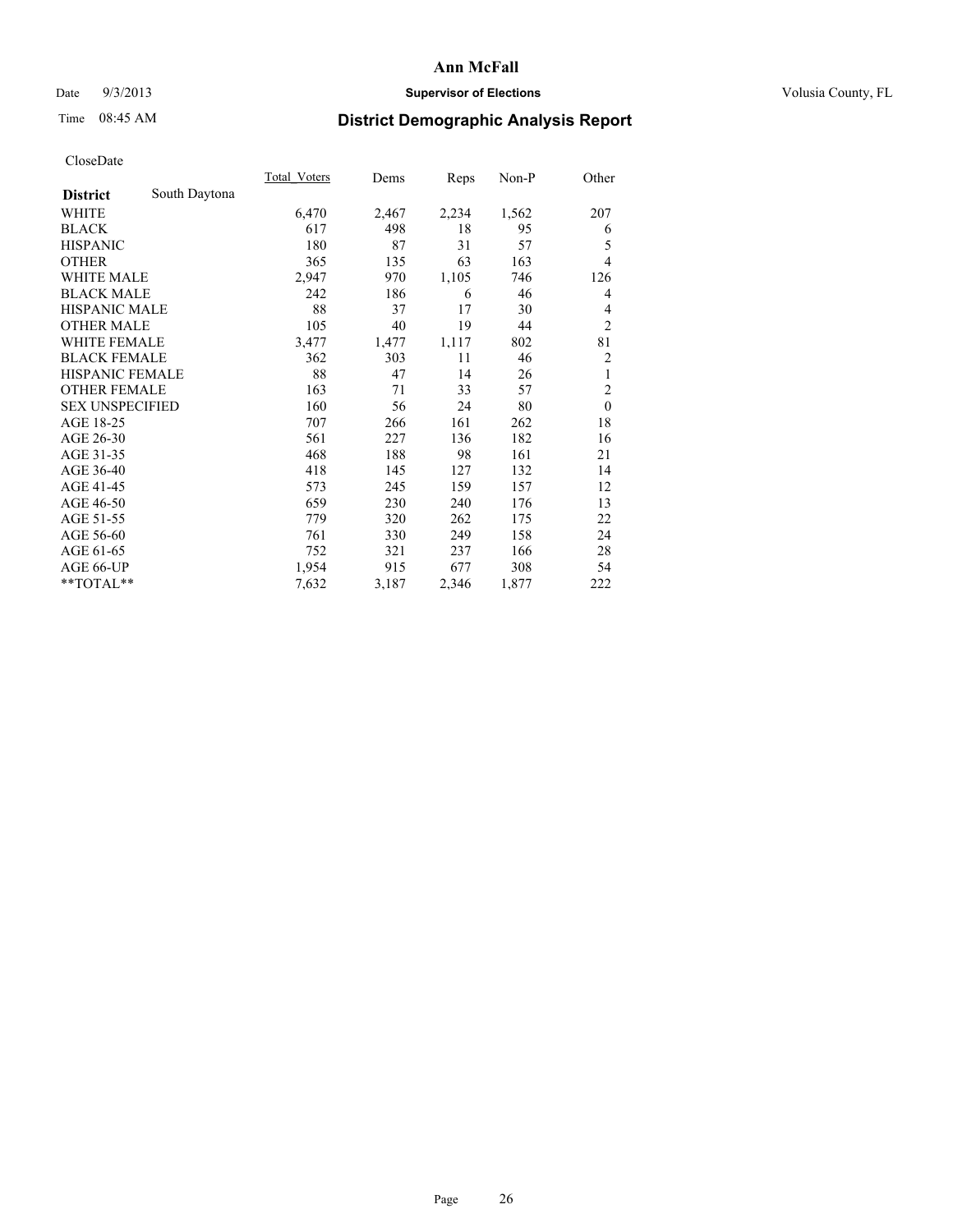CloseDate

| District | South Daytona | Total_Voters | Dems | Reps | Non-P | Other |
|---|---|---|---|---|---|---|
| WHITE | | 6,470 | 2,467 | 2,234 | 1,562 | 207 |
| BLACK | | 617 | 498 | 18 | 95 | 6 |
| HISPANIC | | 180 | 87 | 31 | 57 | 5 |
| OTHER | | 365 | 135 | 63 | 163 | 4 |
| WHITE MALE | | 2,947 | 970 | 1,105 | 746 | 126 |
| BLACK MALE | | 242 | 186 | 6 | 46 | 4 |
| HISPANIC MALE | | 88 | 37 | 17 | 30 | 4 |
| OTHER MALE | | 105 | 40 | 19 | 44 | 2 |
| WHITE FEMALE | | 3,477 | 1,477 | 1,117 | 802 | 81 |
| BLACK FEMALE | | 362 | 303 | 11 | 46 | 2 |
| HISPANIC FEMALE | | 88 | 47 | 14 | 26 | 1 |
| OTHER FEMALE | | 163 | 71 | 33 | 57 | 2 |
| SEX UNSPECIFIED | | 160 | 56 | 24 | 80 | 0 |
| AGE 18-25 | | 707 | 266 | 161 | 262 | 18 |
| AGE 26-30 | | 561 | 227 | 136 | 182 | 16 |
| AGE 31-35 | | 468 | 188 | 98 | 161 | 21 |
| AGE 36-40 | | 418 | 145 | 127 | 132 | 14 |
| AGE 41-45 | | 573 | 245 | 159 | 157 | 12 |
| AGE 46-50 | | 659 | 230 | 240 | 176 | 13 |
| AGE 51-55 | | 779 | 320 | 262 | 175 | 22 |
| AGE 56-60 | | 761 | 330 | 249 | 158 | 24 |
| AGE 61-65 | | 752 | 321 | 237 | 166 | 28 |
| AGE 66-UP | | 1,954 | 915 | 677 | 308 | 54 |
| **TOTAL** | | 7,632 | 3,187 | 2,346 | 1,877 | 222 |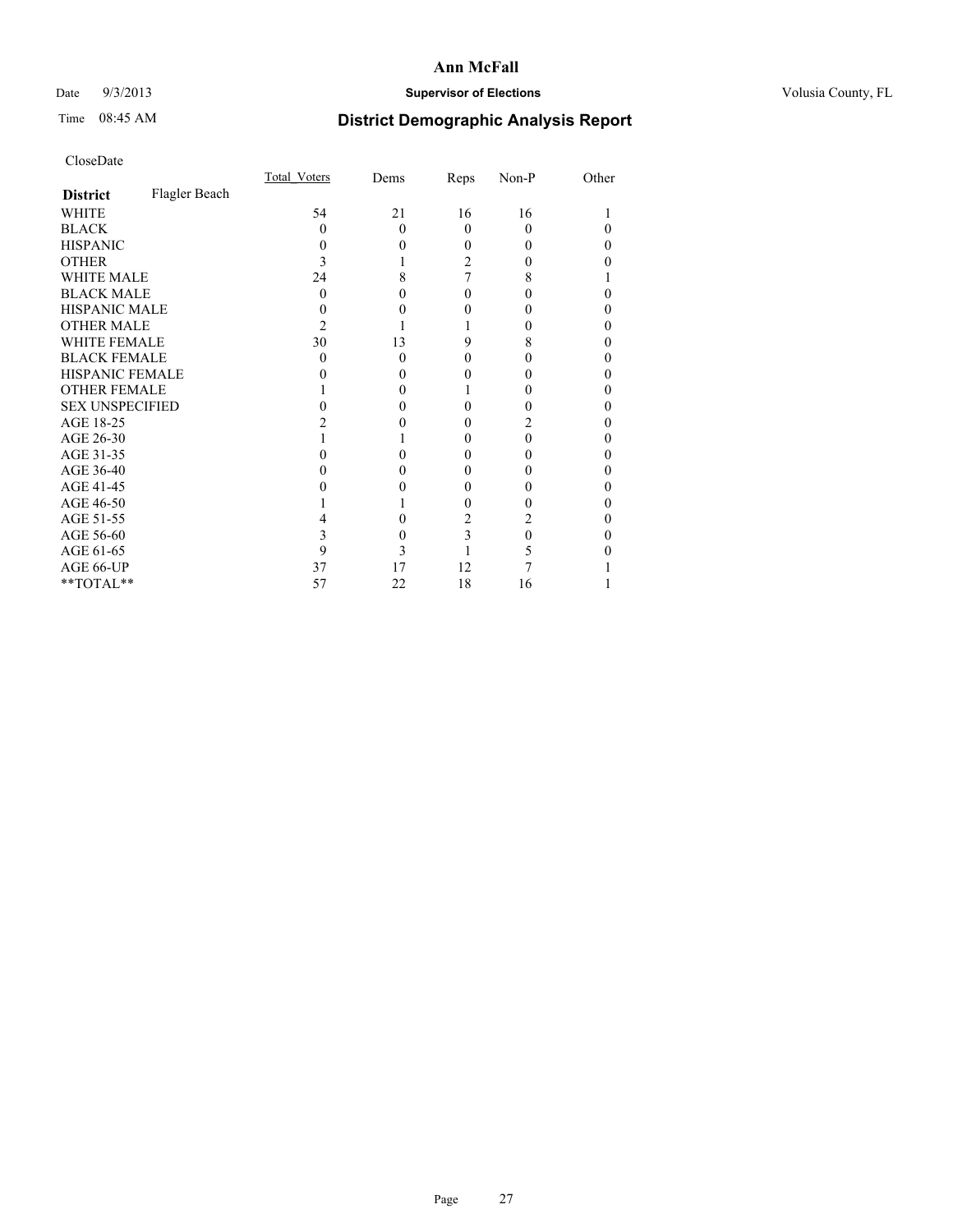# Ann McFall

Date 9/3/2013 **Supervisor of Elections** Volusia County, FL

Time 08:45 AM **District Demographic Analysis Report**

CloseDate

| **District** Flagler Beach | Total_Voters | Dems | Reps | Non-P | Other |
|---|---|---|---|---|---|
| WHITE | 54 | 21 | 16 | 16 | 1 |
| BLACK | 0 | 0 | 0 | 0 | 0 |
| HISPANIC | 0 | 0 | 0 | 0 | 0 |
| OTHER | 3 | 1 | 2 | 0 | 0 |
| WHITE MALE | 24 | 8 | 7 | 8 | 1 |
| BLACK MALE | 0 | 0 | 0 | 0 | 0 |
| HISPANIC MALE | 0 | 0 | 0 | 0 | 0 |
| OTHER MALE | 2 | 1 | 1 | 0 | 0 |
| WHITE FEMALE | 30 | 13 | 9 | 8 | 0 |
| BLACK FEMALE | 0 | 0 | 0 | 0 | 0 |
| HISPANIC FEMALE | 0 | 0 | 0 | 0 | 0 |
| OTHER FEMALE | 1 | 0 | 1 | 0 | 0 |
| SEX UNSPECIFIED | 0 | 0 | 0 | 0 | 0 |
| AGE 18-25 | 2 | 0 | 0 | 2 | 0 |
| AGE 26-30 | 1 | 1 | 0 | 0 | 0 |
| AGE 31-35 | 0 | 0 | 0 | 0 | 0 |
| AGE 36-40 | 0 | 0 | 0 | 0 | 0 |
| AGE 41-45 | 0 | 0 | 0 | 0 | 0 |
| AGE 46-50 | 1 | 1 | 0 | 0 | 0 |
| AGE 51-55 | 4 | 0 | 2 | 2 | 0 |
| AGE 56-60 | 3 | 0 | 3 | 0 | 0 |
| AGE 61-65 | 9 | 3 | 1 | 5 | 0 |
| AGE 66-UP | 37 | 17 | 12 | 7 | 1 |
| **TOTAL** | 57 | 22 | 18 | 16 | 1 |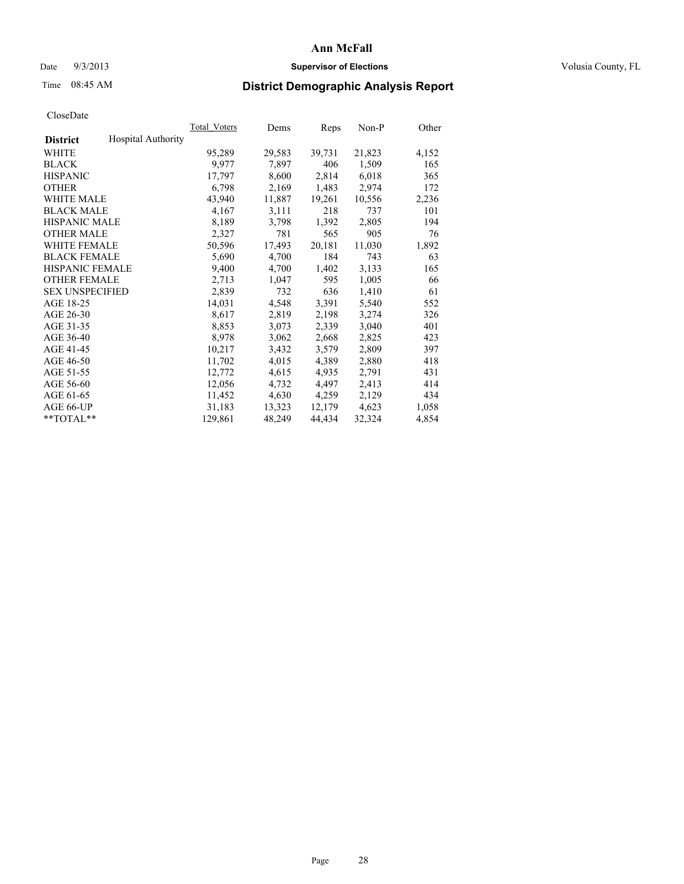Ann McFall

Date 9/3/2013 **Supervisor of Elections** Volusia County, FL

Time 08:45 AM

## District Demographic Analysis Report

CloseDate

| **District** Hospital Authority | Total_Voters | Dems | Reps | Non-P | Other |
|---|---|---|---|---|---|
| WHITE | 95,289 | 29,583 | 39,731 | 21,823 | 4,152 |
| BLACK | 9,977 | 7,897 | 406 | 1,509 | 165 |
| HISPANIC | 17,797 | 8,600 | 2,814 | 6,018 | 365 |
| OTHER | 6,798 | 2,169 | 1,483 | 2,974 | 172 |
| WHITE MALE | 43,940 | 11,887 | 19,261 | 10,556 | 2,236 |
| BLACK MALE | 4,167 | 3,111 | 218 | 737 | 101 |
| HISPANIC MALE | 8,189 | 3,798 | 1,392 | 2,805 | 194 |
| OTHER MALE | 2,327 | 781 | 565 | 905 | 76 |
| WHITE FEMALE | 50,596 | 17,493 | 20,181 | 11,030 | 1,892 |
| BLACK FEMALE | 5,690 | 4,700 | 184 | 743 | 63 |
| HISPANIC FEMALE | 9,400 | 4,700 | 1,402 | 3,133 | 165 |
| OTHER FEMALE | 2,713 | 1,047 | 595 | 1,005 | 66 |
| SEX UNSPECIFIED | 2,839 | 732 | 636 | 1,410 | 61 |
| AGE 18-25 | 14,031 | 4,548 | 3,391 | 5,540 | 552 |
| AGE 26-30 | 8,617 | 2,819 | 2,198 | 3,274 | 326 |
| AGE 31-35 | 8,853 | 3,073 | 2,339 | 3,040 | 401 |
| AGE 36-40 | 8,978 | 3,062 | 2,668 | 2,825 | 423 |
| AGE 41-45 | 10,217 | 3,432 | 3,579 | 2,809 | 397 |
| AGE 46-50 | 11,702 | 4,015 | 4,389 | 2,880 | 418 |
| AGE 51-55 | 12,772 | 4,615 | 4,935 | 2,791 | 431 |
| AGE 56-60 | 12,056 | 4,732 | 4,497 | 2,413 | 414 |
| AGE 61-65 | 11,452 | 4,630 | 4,259 | 2,129 | 434 |
| AGE 66-UP | 31,183 | 13,323 | 12,179 | 4,623 | 1,058 |
| **TOTAL** | 129,861 | 48,249 | 44,434 | 32,324 | 4,854 |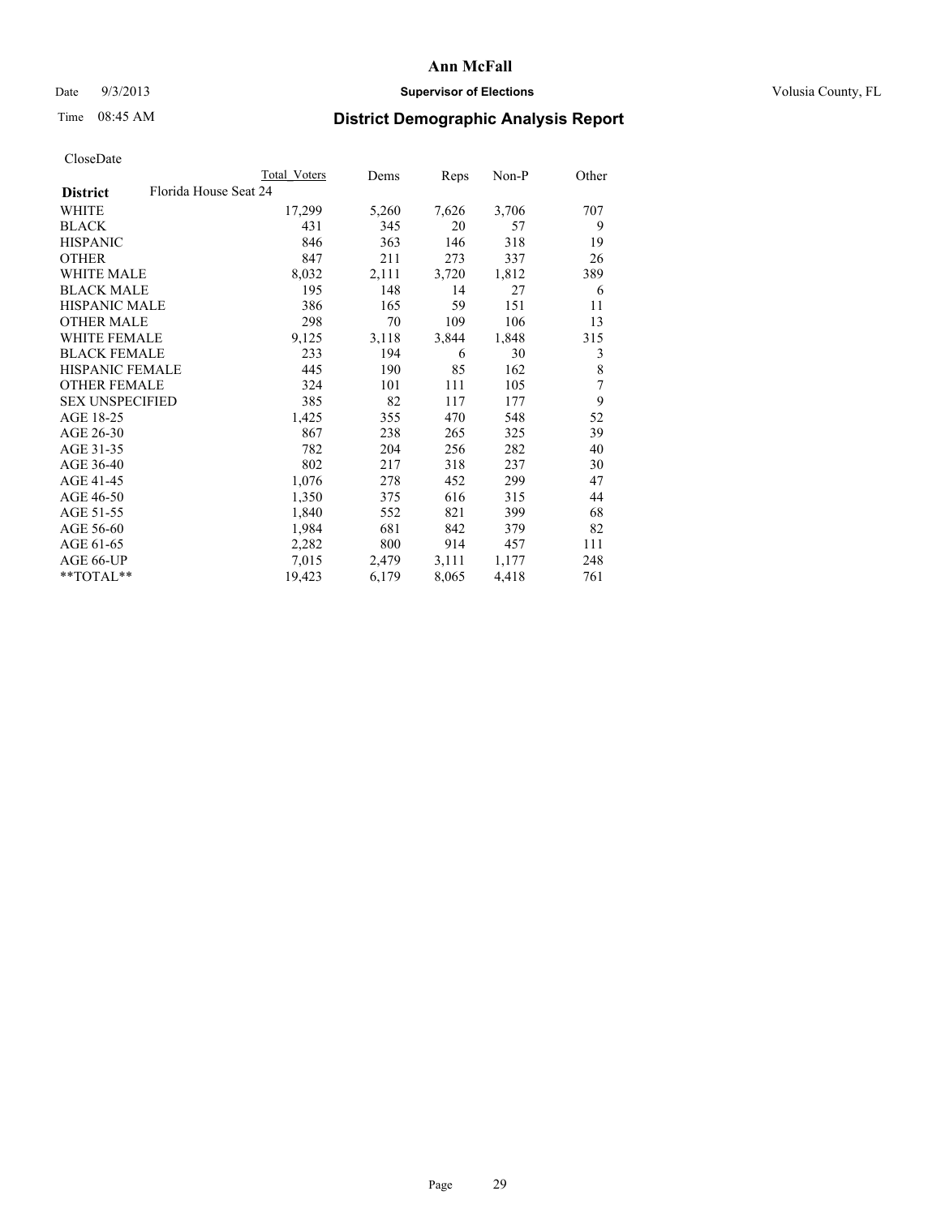# Ann McFall

Date 9/3/2013 **Supervisor of Elections** Volusia County, FL

Time 08:45 AM **District Demographic Analysis Report**

CloseDate

| | Total Voters | Dems | Reps | Non-P | Other |
|---|---|---|---|---|---|
| **District** Florida House Seat 24 | | | | | |
| WHITE | 17,299 | 5,260 | 7,626 | 3,706 | 707 |
| BLACK | 431 | 345 | 20 | 57 | 9 |
| HISPANIC | 846 | 363 | 146 | 318 | 19 |
| OTHER | 847 | 211 | 273 | 337 | 26 |
| WHITE MALE | 8,032 | 2,111 | 3,720 | 1,812 | 389 |
| BLACK MALE | 195 | 148 | 14 | 27 | 6 |
| HISPANIC MALE | 386 | 165 | 59 | 151 | 11 |
| OTHER MALE | 298 | 70 | 109 | 106 | 13 |
| WHITE FEMALE | 9,125 | 3,118 | 3,844 | 1,848 | 315 |
| BLACK FEMALE | 233 | 194 | 6 | 30 | 3 |
| HISPANIC FEMALE | 445 | 190 | 85 | 162 | 8 |
| OTHER FEMALE | 324 | 101 | 111 | 105 | 7 |
| SEX UNSPECIFIED | 385 | 82 | 117 | 177 | 9 |
| AGE 18-25 | 1,425 | 355 | 470 | 548 | 52 |
| AGE 26-30 | 867 | 238 | 265 | 325 | 39 |
| AGE 31-35 | 782 | 204 | 256 | 282 | 40 |
| AGE 36-40 | 802 | 217 | 318 | 237 | 30 |
| AGE 41-45 | 1,076 | 278 | 452 | 299 | 47 |
| AGE 46-50 | 1,350 | 375 | 616 | 315 | 44 |
| AGE 51-55 | 1,840 | 552 | 821 | 399 | 68 |
| AGE 56-60 | 1,984 | 681 | 842 | 379 | 82 |
| AGE 61-65 | 2,282 | 800 | 914 | 457 | 111 |
| AGE 66-UP | 7,015 | 2,479 | 3,111 | 1,177 | 248 |
| **TOTAL** | 19,423 | 6,179 | 8,065 | 4,418 | 761 |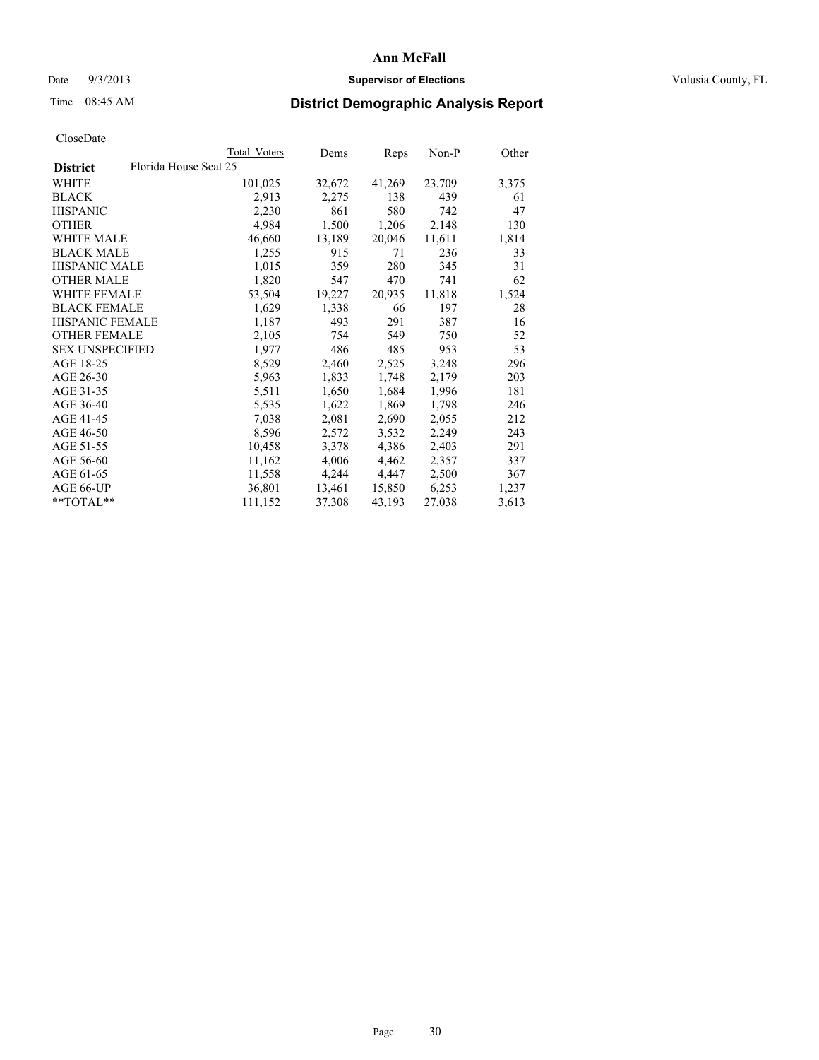# Ann McFall

Date 9/3/2013 **Supervisor of Elections** Volusia County, FL

Time 08:45 AM **District Demographic Analysis Report**

CloseDate

| **District** Florida House Seat 25 | Total Voters | Dems | Reps | Non-P | Other |
|---|---|---|---|---|---|
| WHITE | 101,025 | 32,672 | 41,269 | 23,709 | 3,375 |
| BLACK | 2,913 | 2,275 | 138 | 439 | 61 |
| HISPANIC | 2,230 | 861 | 580 | 742 | 47 |
| OTHER | 4,984 | 1,500 | 1,206 | 2,148 | 130 |
| WHITE MALE | 46,660 | 13,189 | 20,046 | 11,611 | 1,814 |
| BLACK MALE | 1,255 | 915 | 71 | 236 | 33 |
| HISPANIC MALE | 1,015 | 359 | 280 | 345 | 31 |
| OTHER MALE | 1,820 | 547 | 470 | 741 | 62 |
| WHITE FEMALE | 53,504 | 19,227 | 20,935 | 11,818 | 1,524 |
| BLACK FEMALE | 1,629 | 1,338 | 66 | 197 | 28 |
| HISPANIC FEMALE | 1,187 | 493 | 291 | 387 | 16 |
| OTHER FEMALE | 2,105 | 754 | 549 | 750 | 52 |
| SEX UNSPECIFIED | 1,977 | 486 | 485 | 953 | 53 |
| AGE 18-25 | 8,529 | 2,460 | 2,525 | 3,248 | 296 |
| AGE 26-30 | 5,963 | 1,833 | 1,748 | 2,179 | 203 |
| AGE 31-35 | 5,511 | 1,650 | 1,684 | 1,996 | 181 |
| AGE 36-40 | 5,535 | 1,622 | 1,869 | 1,798 | 246 |
| AGE 41-45 | 7,038 | 2,081 | 2,690 | 2,055 | 212 |
| AGE 46-50 | 8,596 | 2,572 | 3,532 | 2,249 | 243 |
| AGE 51-55 | 10,458 | 3,378 | 4,386 | 2,403 | 291 |
| AGE 56-60 | 11,162 | 4,006 | 4,462 | 2,357 | 337 |
| AGE 61-65 | 11,558 | 4,244 | 4,447 | 2,500 | 367 |
| AGE 66-UP | 36,801 | 13,461 | 15,850 | 6,253 | 1,237 |
| **TOTAL** | 111,152 | 37,308 | 43,193 | 27,038 | 3,613 |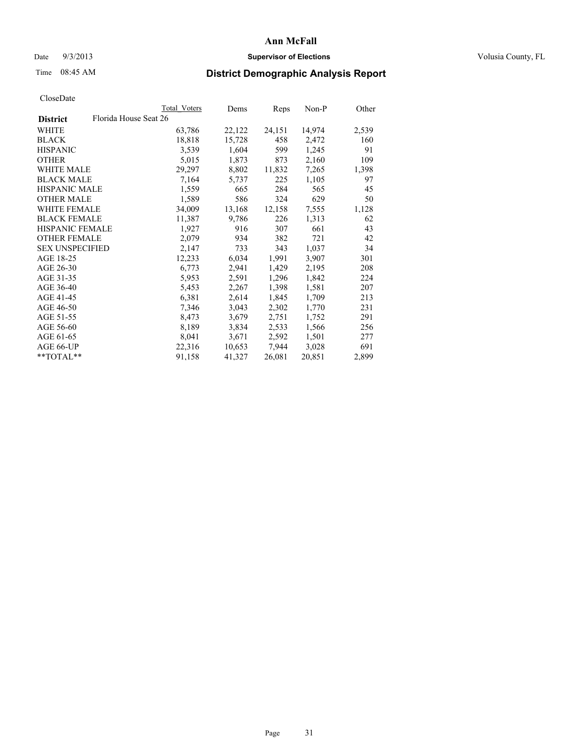# Ann McFall

Date 9/3/2013 **Supervisor of Elections** Volusia County, FL

Time 08:45 AM

## District Demographic Analysis Report

CloseDate

| **District** | Florida House Seat 26 | Total Voters | Dems | Reps | Non-P | Other |
|---|---|---|---|---|---|---|
| WHITE | | 63,786 | 22,122 | 24,151 | 14,974 | 2,539 |
| BLACK | | 18,818 | 15,728 | 458 | 2,472 | 160 |
| HISPANIC | | 3,539 | 1,604 | 599 | 1,245 | 91 |
| OTHER | | 5,015 | 1,873 | 873 | 2,160 | 109 |
| WHITE MALE | | 29,297 | 8,802 | 11,832 | 7,265 | 1,398 |
| BLACK MALE | | 7,164 | 5,737 | 225 | 1,105 | 97 |
| HISPANIC MALE | | 1,559 | 665 | 284 | 565 | 45 |
| OTHER MALE | | 1,589 | 586 | 324 | 629 | 50 |
| WHITE FEMALE | | 34,009 | 13,168 | 12,158 | 7,555 | 1,128 |
| BLACK FEMALE | | 11,387 | 9,786 | 226 | 1,313 | 62 |
| HISPANIC FEMALE | | 1,927 | 916 | 307 | 661 | 43 |
| OTHER FEMALE | | 2,079 | 934 | 382 | 721 | 42 |
| SEX UNSPECIFIED | | 2,147 | 733 | 343 | 1,037 | 34 |
| AGE 18-25 | | 12,233 | 6,034 | 1,991 | 3,907 | 301 |
| AGE 26-30 | | 6,773 | 2,941 | 1,429 | 2,195 | 208 |
| AGE 31-35 | | 5,953 | 2,591 | 1,296 | 1,842 | 224 |
| AGE 36-40 | | 5,453 | 2,267 | 1,398 | 1,581 | 207 |
| AGE 41-45 | | 6,381 | 2,614 | 1,845 | 1,709 | 213 |
| AGE 46-50 | | 7,346 | 3,043 | 2,302 | 1,770 | 231 |
| AGE 51-55 | | 8,473 | 3,679 | 2,751 | 1,752 | 291 |
| AGE 56-60 | | 8,189 | 3,834 | 2,533 | 1,566 | 256 |
| AGE 61-65 | | 8,041 | 3,671 | 2,592 | 1,501 | 277 |
| AGE 66-UP | | 22,316 | 10,653 | 7,944 | 3,028 | 691 |
| **TOTAL** | | 91,158 | 41,327 | 26,081 | 20,851 | 2,899 |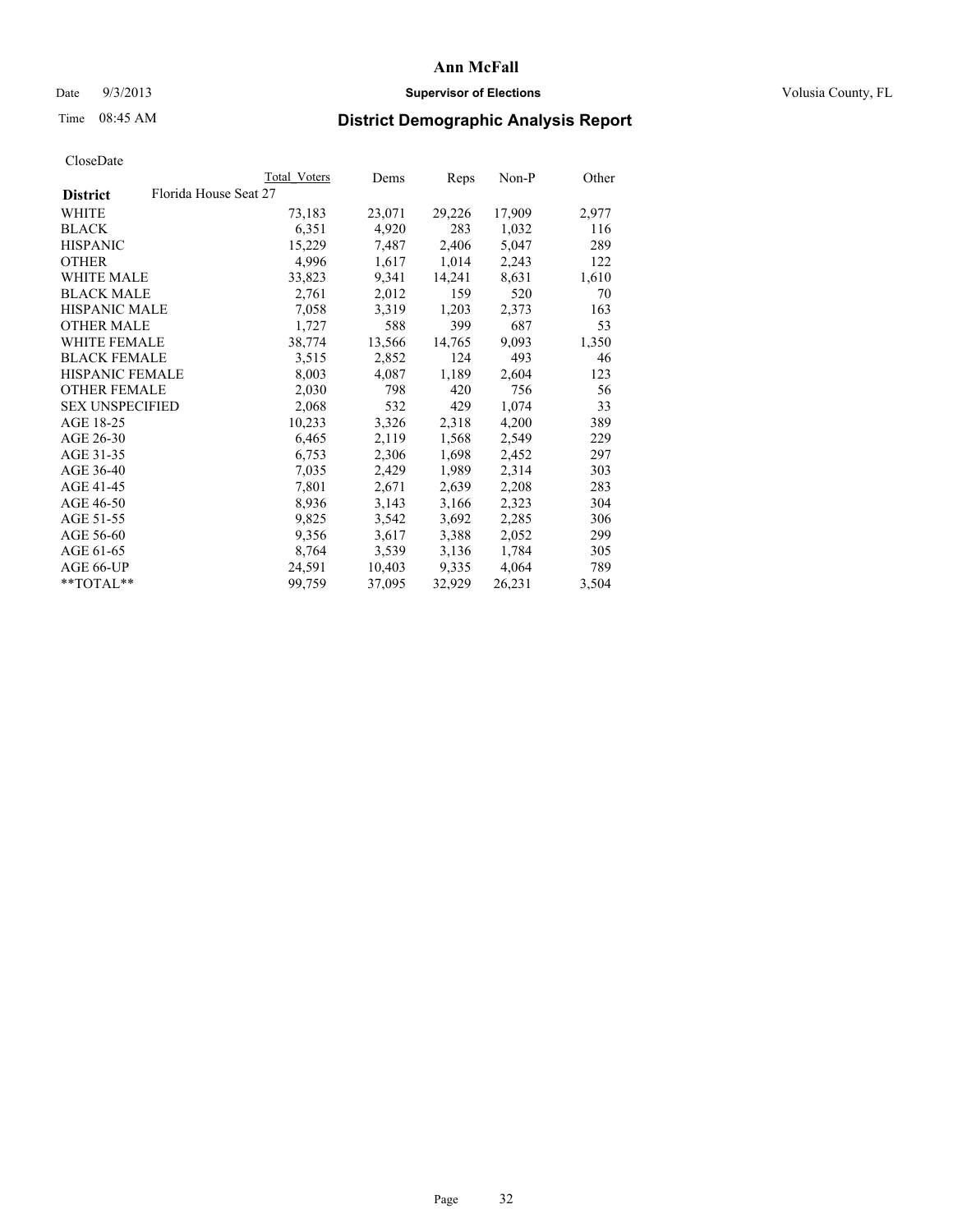Ann McFall

Date 9/3/2013 **Supervisor of Elections** Volusia County, FL

Time 08:45 AM

## District Demographic Analysis Report

CloseDate

| | Total Voters | Dems | Reps | Non-P | Other |
|---|---|---|---|---|---|
| **District** Florida House Seat 27 | | | | | |
| WHITE | 73,183 | 23,071 | 29,226 | 17,909 | 2,977 |
| BLACK | 6,351 | 4,920 | 283 | 1,032 | 116 |
| HISPANIC | 15,229 | 7,487 | 2,406 | 5,047 | 289 |
| OTHER | 4,996 | 1,617 | 1,014 | 2,243 | 122 |
| WHITE MALE | 33,823 | 9,341 | 14,241 | 8,631 | 1,610 |
| BLACK MALE | 2,761 | 2,012 | 159 | 520 | 70 |
| HISPANIC MALE | 7,058 | 3,319 | 1,203 | 2,373 | 163 |
| OTHER MALE | 1,727 | 588 | 399 | 687 | 53 |
| WHITE FEMALE | 38,774 | 13,566 | 14,765 | 9,093 | 1,350 |
| BLACK FEMALE | 3,515 | 2,852 | 124 | 493 | 46 |
| HISPANIC FEMALE | 8,003 | 4,087 | 1,189 | 2,604 | 123 |
| OTHER FEMALE | 2,030 | 798 | 420 | 756 | 56 |
| SEX UNSPECIFIED | 2,068 | 532 | 429 | 1,074 | 33 |
| AGE 18-25 | 10,233 | 3,326 | 2,318 | 4,200 | 389 |
| AGE 26-30 | 6,465 | 2,119 | 1,568 | 2,549 | 229 |
| AGE 31-35 | 6,753 | 2,306 | 1,698 | 2,452 | 297 |
| AGE 36-40 | 7,035 | 2,429 | 1,989 | 2,314 | 303 |
| AGE 41-45 | 7,801 | 2,671 | 2,639 | 2,208 | 283 |
| AGE 46-50 | 8,936 | 3,143 | 3,166 | 2,323 | 304 |
| AGE 51-55 | 9,825 | 3,542 | 3,692 | 2,285 | 306 |
| AGE 56-60 | 9,356 | 3,617 | 3,388 | 2,052 | 299 |
| AGE 61-65 | 8,764 | 3,539 | 3,136 | 1,784 | 305 |
| AGE 66-UP | 24,591 | 10,403 | 9,335 | 4,064 | 789 |
| **TOTAL** | 99,759 | 37,095 | 32,929 | 26,231 | 3,504 |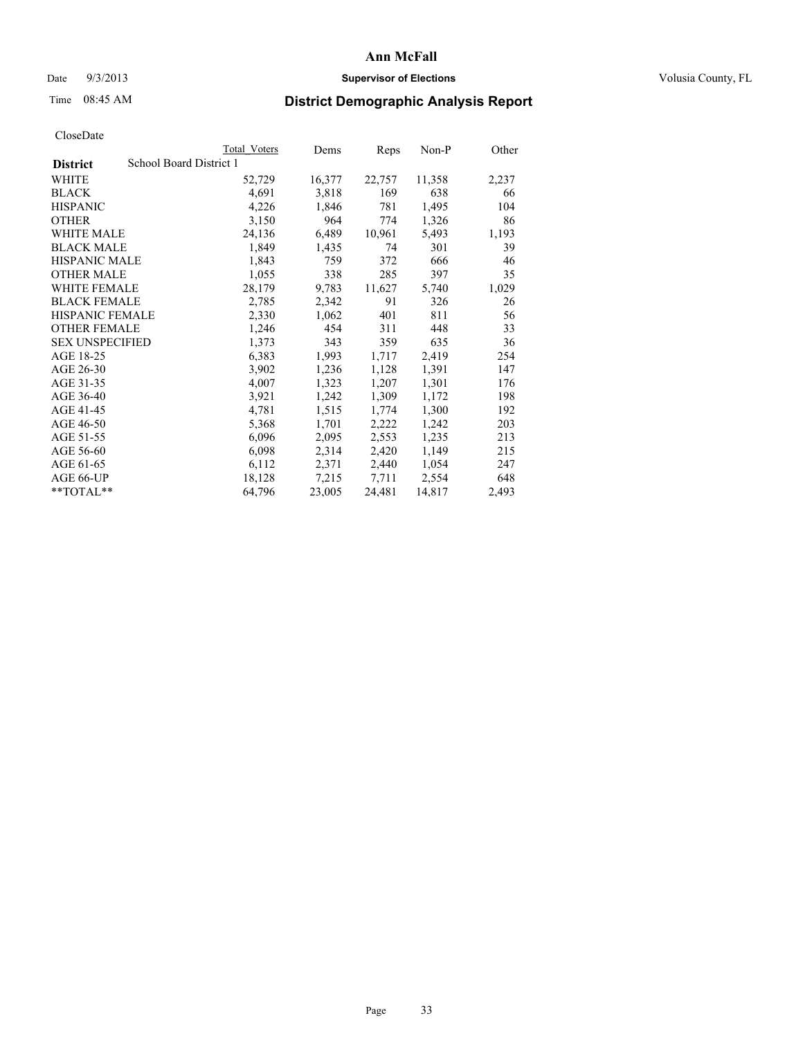**Ann McFall**

Date 9/3/2013 **Supervisor of Elections** Volusia County, FL

Time 08:45 AM

## District Demographic Analysis Report

CloseDate

| | Total Voters | Dems | Reps | Non-P | Other |
|---|---|---|---|---|---|
| **District** School Board District 1 | | | | | |
| WHITE | 52,729 | 16,377 | 22,757 | 11,358 | 2,237 |
| BLACK | 4,691 | 3,818 | 169 | 638 | 66 |
| HISPANIC | 4,226 | 1,846 | 781 | 1,495 | 104 |
| OTHER | 3,150 | 964 | 774 | 1,326 | 86 |
| WHITE MALE | 24,136 | 6,489 | 10,961 | 5,493 | 1,193 |
| BLACK MALE | 1,849 | 1,435 | 74 | 301 | 39 |
| HISPANIC MALE | 1,843 | 759 | 372 | 666 | 46 |
| OTHER MALE | 1,055 | 338 | 285 | 397 | 35 |
| WHITE FEMALE | 28,179 | 9,783 | 11,627 | 5,740 | 1,029 |
| BLACK FEMALE | 2,785 | 2,342 | 91 | 326 | 26 |
| HISPANIC FEMALE | 2,330 | 1,062 | 401 | 811 | 56 |
| OTHER FEMALE | 1,246 | 454 | 311 | 448 | 33 |
| SEX UNSPECIFIED | 1,373 | 343 | 359 | 635 | 36 |
| AGE 18-25 | 6,383 | 1,993 | 1,717 | 2,419 | 254 |
| AGE 26-30 | 3,902 | 1,236 | 1,128 | 1,391 | 147 |
| AGE 31-35 | 4,007 | 1,323 | 1,207 | 1,301 | 176 |
| AGE 36-40 | 3,921 | 1,242 | 1,309 | 1,172 | 198 |
| AGE 41-45 | 4,781 | 1,515 | 1,774 | 1,300 | 192 |
| AGE 46-50 | 5,368 | 1,701 | 2,222 | 1,242 | 203 |
| AGE 51-55 | 6,096 | 2,095 | 2,553 | 1,235 | 213 |
| AGE 56-60 | 6,098 | 2,314 | 2,420 | 1,149 | 215 |
| AGE 61-65 | 6,112 | 2,371 | 2,440 | 1,054 | 247 |
| AGE 66-UP | 18,128 | 7,215 | 7,711 | 2,554 | 648 |
| **TOTAL** | 64,796 | 23,005 | 24,481 | 14,817 | 2,493 |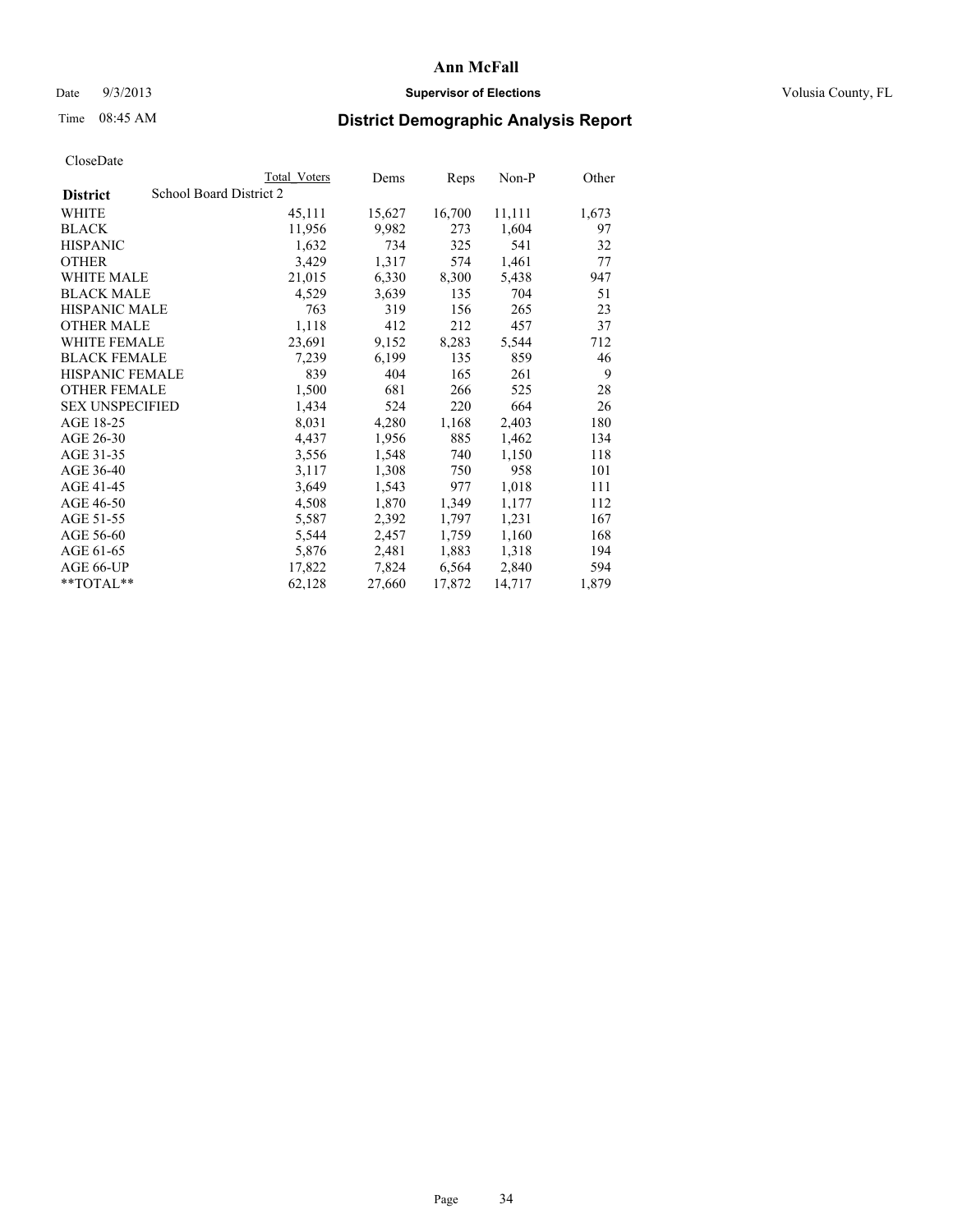**Ann McFall**

Date 9/3/2013 **Supervisor of Elections** Volusia County, FL

Time 08:45 AM

# District Demographic Analysis Report

CloseDate

| | Total Voters | Dems | Reps | Non-P | Other |
|---|---|---|---|---|---|
| **District** School Board District 2 | | | | | |
| WHITE | 45,111 | 15,627 | 16,700 | 11,111 | 1,673 |
| BLACK | 11,956 | 9,982 | 273 | 1,604 | 97 |
| HISPANIC | 1,632 | 734 | 325 | 541 | 32 |
| OTHER | 3,429 | 1,317 | 574 | 1,461 | 77 |
| WHITE MALE | 21,015 | 6,330 | 8,300 | 5,438 | 947 |
| BLACK MALE | 4,529 | 3,639 | 135 | 704 | 51 |
| HISPANIC MALE | 763 | 319 | 156 | 265 | 23 |
| OTHER MALE | 1,118 | 412 | 212 | 457 | 37 |
| WHITE FEMALE | 23,691 | 9,152 | 8,283 | 5,544 | 712 |
| BLACK FEMALE | 7,239 | 6,199 | 135 | 859 | 46 |
| HISPANIC FEMALE | 839 | 404 | 165 | 261 | 9 |
| OTHER FEMALE | 1,500 | 681 | 266 | 525 | 28 |
| SEX UNSPECIFIED | 1,434 | 524 | 220 | 664 | 26 |
| AGE 18-25 | 8,031 | 4,280 | 1,168 | 2,403 | 180 |
| AGE 26-30 | 4,437 | 1,956 | 885 | 1,462 | 134 |
| AGE 31-35 | 3,556 | 1,548 | 740 | 1,150 | 118 |
| AGE 36-40 | 3,117 | 1,308 | 750 | 958 | 101 |
| AGE 41-45 | 3,649 | 1,543 | 977 | 1,018 | 111 |
| AGE 46-50 | 4,508 | 1,870 | 1,349 | 1,177 | 112 |
| AGE 51-55 | 5,587 | 2,392 | 1,797 | 1,231 | 167 |
| AGE 56-60 | 5,544 | 2,457 | 1,759 | 1,160 | 168 |
| AGE 61-65 | 5,876 | 2,481 | 1,883 | 1,318 | 194 |
| AGE 66-UP | 17,822 | 7,824 | 6,564 | 2,840 | 594 |
| **TOTAL** | 62,128 | 27,660 | 17,872 | 14,717 | 1,879 |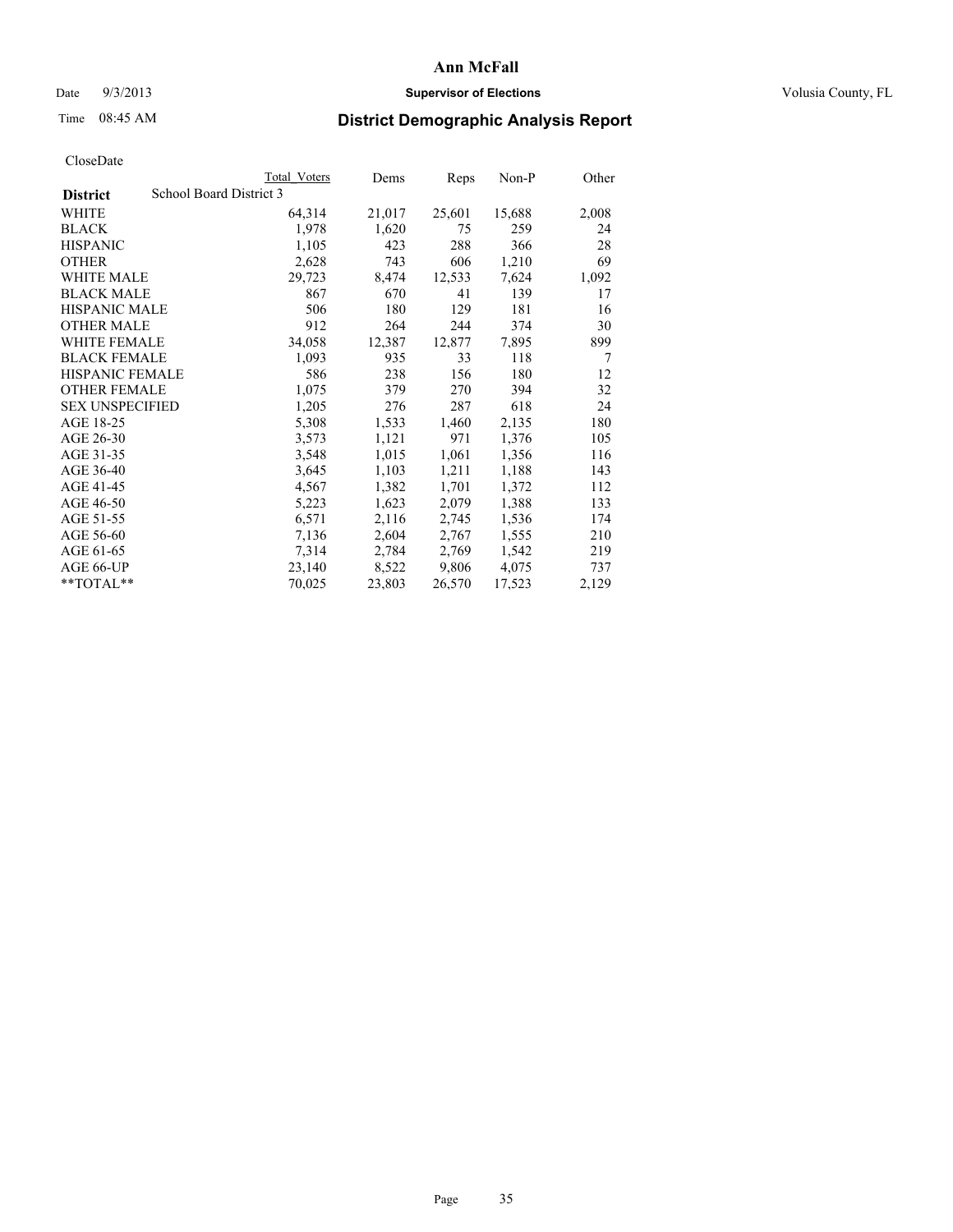CloseDate

| District | School Board District 3 | Total Voters | Dems | Reps | Non-P | Other |
|---|---|---|---|---|---|---|
| WHITE | | 64,314 | 21,017 | 25,601 | 15,688 | 2,008 |
| BLACK | | 1,978 | 1,620 | 75 | 259 | 24 |
| HISPANIC | | 1,105 | 423 | 288 | 366 | 28 |
| OTHER | | 2,628 | 743 | 606 | 1,210 | 69 |
| WHITE MALE | | 29,723 | 8,474 | 12,533 | 7,624 | 1,092 |
| BLACK MALE | | 867 | 670 | 41 | 139 | 17 |
| HISPANIC MALE | | 506 | 180 | 129 | 181 | 16 |
| OTHER MALE | | 912 | 264 | 244 | 374 | 30 |
| WHITE FEMALE | | 34,058 | 12,387 | 12,877 | 7,895 | 899 |
| BLACK FEMALE | | 1,093 | 935 | 33 | 118 | 7 |
| HISPANIC FEMALE | | 586 | 238 | 156 | 180 | 12 |
| OTHER FEMALE | | 1,075 | 379 | 270 | 394 | 32 |
| SEX UNSPECIFIED | | 1,205 | 276 | 287 | 618 | 24 |
| AGE 18-25 | | 5,308 | 1,533 | 1,460 | 2,135 | 180 |
| AGE 26-30 | | 3,573 | 1,121 | 971 | 1,376 | 105 |
| AGE 31-35 | | 3,548 | 1,015 | 1,061 | 1,356 | 116 |
| AGE 36-40 | | 3,645 | 1,103 | 1,211 | 1,188 | 143 |
| AGE 41-45 | | 4,567 | 1,382 | 1,701 | 1,372 | 112 |
| AGE 46-50 | | 5,223 | 1,623 | 2,079 | 1,388 | 133 |
| AGE 51-55 | | 6,571 | 2,116 | 2,745 | 1,536 | 174 |
| AGE 56-60 | | 7,136 | 2,604 | 2,767 | 1,555 | 210 |
| AGE 61-65 | | 7,314 | 2,784 | 2,769 | 1,542 | 219 |
| AGE 66-UP | | 23,140 | 8,522 | 9,806 | 4,075 | 737 |
| **TOTAL** | | 70,025 | 23,803 | 26,570 | 17,523 | 2,129 |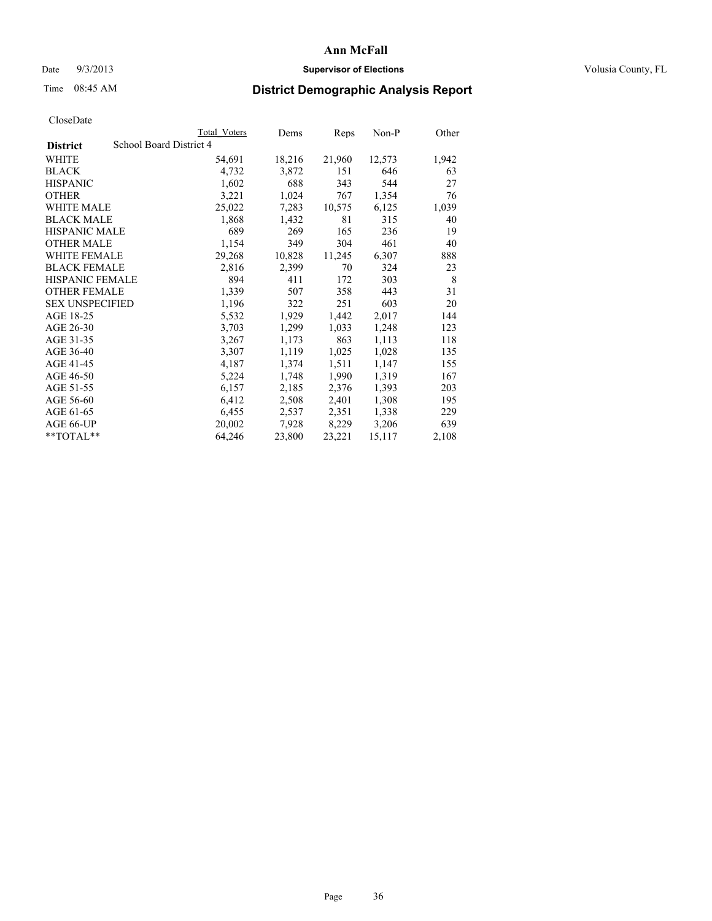# Ann McFall

Date 9/3/2013 **Supervisor of Elections** Volusia County, FL

Time 08:45 AM

## District Demographic Analysis Report

CloseDate

| District | Total Voters | Dems | Reps | Non-P | Other |
|---|---|---|---|---|---|
| School Board District 4 | | | | | |
| WHITE | 54,691 | 18,216 | 21,960 | 12,573 | 1,942 |
| BLACK | 4,732 | 3,872 | 151 | 646 | 63 |
| HISPANIC | 1,602 | 688 | 343 | 544 | 27 |
| OTHER | 3,221 | 1,024 | 767 | 1,354 | 76 |
| WHITE MALE | 25,022 | 7,283 | 10,575 | 6,125 | 1,039 |
| BLACK MALE | 1,868 | 1,432 | 81 | 315 | 40 |
| HISPANIC MALE | 689 | 269 | 165 | 236 | 19 |
| OTHER MALE | 1,154 | 349 | 304 | 461 | 40 |
| WHITE FEMALE | 29,268 | 10,828 | 11,245 | 6,307 | 888 |
| BLACK FEMALE | 2,816 | 2,399 | 70 | 324 | 23 |
| HISPANIC FEMALE | 894 | 411 | 172 | 303 | 8 |
| OTHER FEMALE | 1,339 | 507 | 358 | 443 | 31 |
| SEX UNSPECIFIED | 1,196 | 322 | 251 | 603 | 20 |
| AGE 18-25 | 5,532 | 1,929 | 1,442 | 2,017 | 144 |
| AGE 26-30 | 3,703 | 1,299 | 1,033 | 1,248 | 123 |
| AGE 31-35 | 3,267 | 1,173 | 863 | 1,113 | 118 |
| AGE 36-40 | 3,307 | 1,119 | 1,025 | 1,028 | 135 |
| AGE 41-45 | 4,187 | 1,374 | 1,511 | 1,147 | 155 |
| AGE 46-50 | 5,224 | 1,748 | 1,990 | 1,319 | 167 |
| AGE 51-55 | 6,157 | 2,185 | 2,376 | 1,393 | 203 |
| AGE 56-60 | 6,412 | 2,508 | 2,401 | 1,308 | 195 |
| AGE 61-65 | 6,455 | 2,537 | 2,351 | 1,338 | 229 |
| AGE 66-UP | 20,002 | 7,928 | 8,229 | 3,206 | 639 |
| **TOTAL** | 64,246 | 23,800 | 23,221 | 15,117 | 2,108 |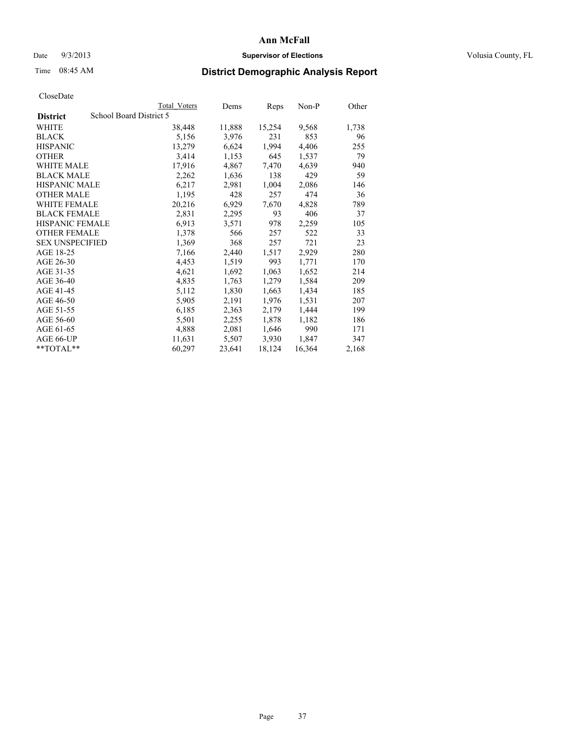# Ann McFall

Date 9/3/2013 **Supervisor of Elections** Volusia County, FL

Time 08:45 AM **District Demographic Analysis Report**

CloseDate

| **District** School Board District 5 | Total Voters | Dems | Reps | Non-P | Other |
|---|---|---|---|---|---|
| WHITE | 38,448 | 11,888 | 15,254 | 9,568 | 1,738 |
| BLACK | 5,156 | 3,976 | 231 | 853 | 96 |
| HISPANIC | 13,279 | 6,624 | 1,994 | 4,406 | 255 |
| OTHER | 3,414 | 1,153 | 645 | 1,537 | 79 |
| WHITE MALE | 17,916 | 4,867 | 7,470 | 4,639 | 940 |
| BLACK MALE | 2,262 | 1,636 | 138 | 429 | 59 |
| HISPANIC MALE | 6,217 | 2,981 | 1,004 | 2,086 | 146 |
| OTHER MALE | 1,195 | 428 | 257 | 474 | 36 |
| WHITE FEMALE | 20,216 | 6,929 | 7,670 | 4,828 | 789 |
| BLACK FEMALE | 2,831 | 2,295 | 93 | 406 | 37 |
| HISPANIC FEMALE | 6,913 | 3,571 | 978 | 2,259 | 105 |
| OTHER FEMALE | 1,378 | 566 | 257 | 522 | 33 |
| SEX UNSPECIFIED | 1,369 | 368 | 257 | 721 | 23 |
| AGE 18-25 | 7,166 | 2,440 | 1,517 | 2,929 | 280 |
| AGE 26-30 | 4,453 | 1,519 | 993 | 1,771 | 170 |
| AGE 31-35 | 4,621 | 1,692 | 1,063 | 1,652 | 214 |
| AGE 36-40 | 4,835 | 1,763 | 1,279 | 1,584 | 209 |
| AGE 41-45 | 5,112 | 1,830 | 1,663 | 1,434 | 185 |
| AGE 46-50 | 5,905 | 2,191 | 1,976 | 1,531 | 207 |
| AGE 51-55 | 6,185 | 2,363 | 2,179 | 1,444 | 199 |
| AGE 56-60 | 5,501 | 2,255 | 1,878 | 1,182 | 186 |
| AGE 61-65 | 4,888 | 2,081 | 1,646 | 990 | 171 |
| AGE 66-UP | 11,631 | 5,507 | 3,930 | 1,847 | 347 |
| **TOTAL** | 60,297 | 23,641 | 18,124 | 16,364 | 2,168 |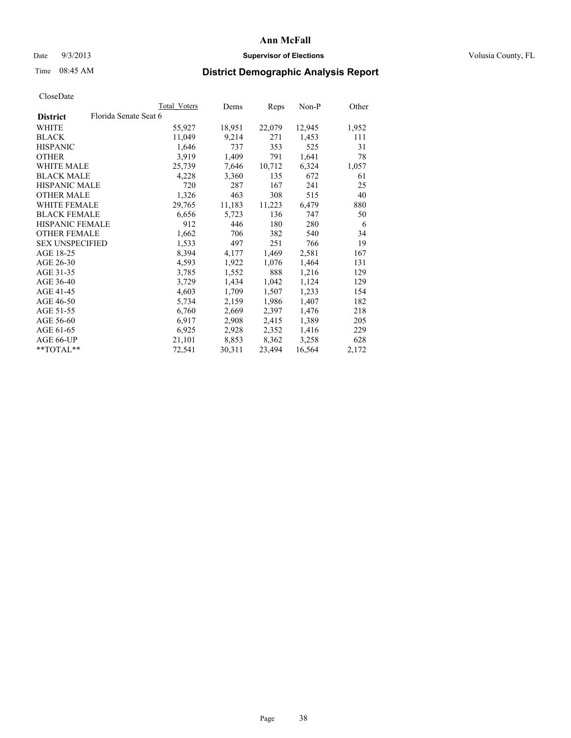# Ann McFall

Date 9/3/2013 **Supervisor of Elections** Volusia County, FL

Time 08:45 AM **District Demographic Analysis Report**

CloseDate

| **District** Florida Senate Seat 6 | Total Voters | Dems | Reps | Non-P | Other |
|---|---|---|---|---|---|
| WHITE | 55,927 | 18,951 | 22,079 | 12,945 | 1,952 |
| BLACK | 11,049 | 9,214 | 271 | 1,453 | 111 |
| HISPANIC | 1,646 | 737 | 353 | 525 | 31 |
| OTHER | 3,919 | 1,409 | 791 | 1,641 | 78 |
| WHITE MALE | 25,739 | 7,646 | 10,712 | 6,324 | 1,057 |
| BLACK MALE | 4,228 | 3,360 | 135 | 672 | 61 |
| HISPANIC MALE | 720 | 287 | 167 | 241 | 25 |
| OTHER MALE | 1,326 | 463 | 308 | 515 | 40 |
| WHITE FEMALE | 29,765 | 11,183 | 11,223 | 6,479 | 880 |
| BLACK FEMALE | 6,656 | 5,723 | 136 | 747 | 50 |
| HISPANIC FEMALE | 912 | 446 | 180 | 280 | 6 |
| OTHER FEMALE | 1,662 | 706 | 382 | 540 | 34 |
| SEX UNSPECIFIED | 1,533 | 497 | 251 | 766 | 19 |
| AGE 18-25 | 8,394 | 4,177 | 1,469 | 2,581 | 167 |
| AGE 26-30 | 4,593 | 1,922 | 1,076 | 1,464 | 131 |
| AGE 31-35 | 3,785 | 1,552 | 888 | 1,216 | 129 |
| AGE 36-40 | 3,729 | 1,434 | 1,042 | 1,124 | 129 |
| AGE 41-45 | 4,603 | 1,709 | 1,507 | 1,233 | 154 |
| AGE 46-50 | 5,734 | 2,159 | 1,986 | 1,407 | 182 |
| AGE 51-55 | 6,760 | 2,669 | 2,397 | 1,476 | 218 |
| AGE 56-60 | 6,917 | 2,908 | 2,415 | 1,389 | 205 |
| AGE 61-65 | 6,925 | 2,928 | 2,352 | 1,416 | 229 |
| AGE 66-UP | 21,101 | 8,853 | 8,362 | 3,258 | 628 |
| **TOTAL** | 72,541 | 30,311 | 23,494 | 16,564 | 2,172 |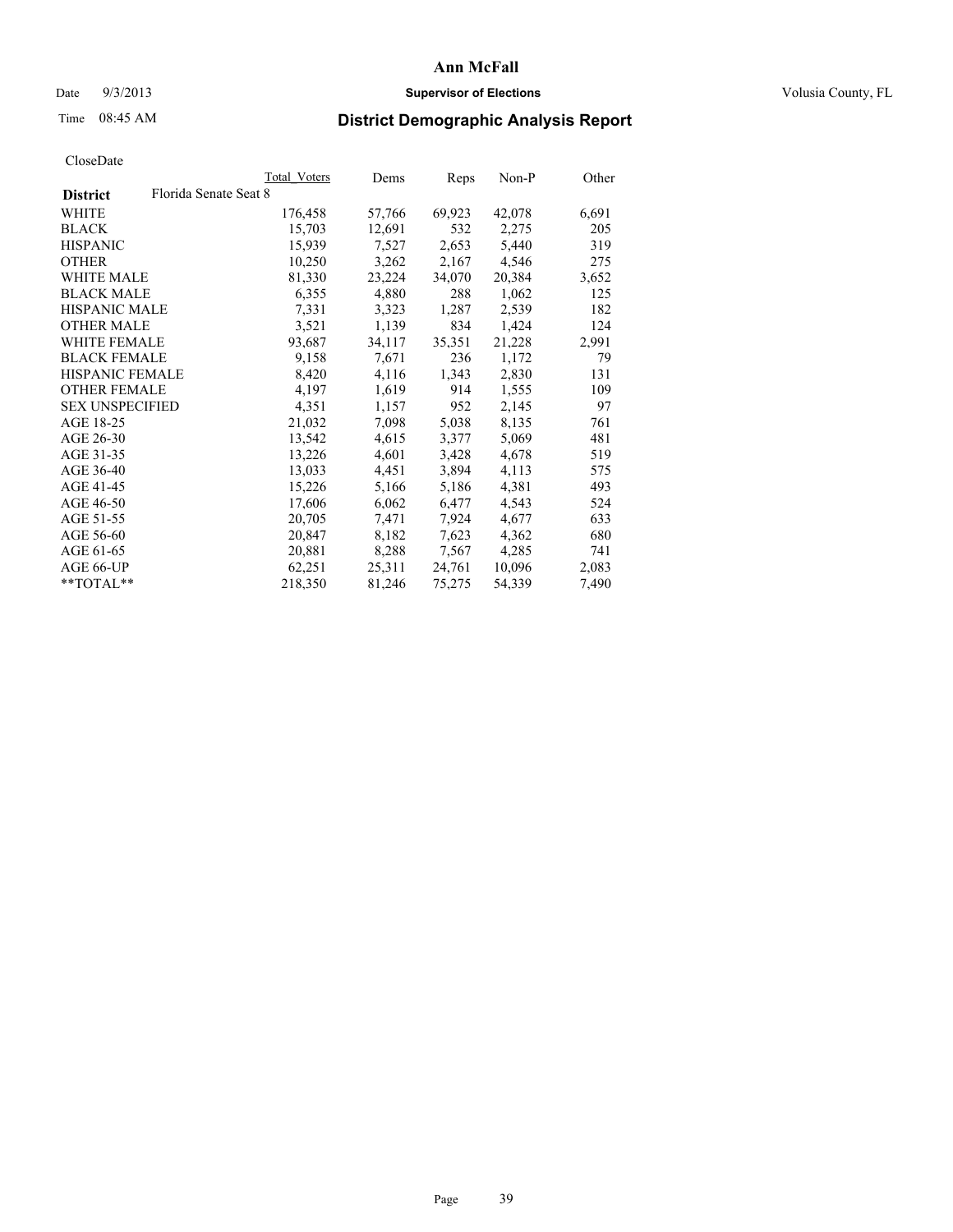# Ann McFall

Date 9/3/2013 **Supervisor of Elections** Volusia County, FL

Time 08:45 AM

## District Demographic Analysis Report

CloseDate

| | Total Voters | Dems | Reps | Non-P | Other |
|---|---|---|---|---|---|
| **District** Florida Senate Seat 8 | | | | | |
| WHITE | 176,458 | 57,766 | 69,923 | 42,078 | 6,691 |
| BLACK | 15,703 | 12,691 | 532 | 2,275 | 205 |
| HISPANIC | 15,939 | 7,527 | 2,653 | 5,440 | 319 |
| OTHER | 10,250 | 3,262 | 2,167 | 4,546 | 275 |
| WHITE MALE | 81,330 | 23,224 | 34,070 | 20,384 | 3,652 |
| BLACK MALE | 6,355 | 4,880 | 288 | 1,062 | 125 |
| HISPANIC MALE | 7,331 | 3,323 | 1,287 | 2,539 | 182 |
| OTHER MALE | 3,521 | 1,139 | 834 | 1,424 | 124 |
| WHITE FEMALE | 93,687 | 34,117 | 35,351 | 21,228 | 2,991 |
| BLACK FEMALE | 9,158 | 7,671 | 236 | 1,172 | 79 |
| HISPANIC FEMALE | 8,420 | 4,116 | 1,343 | 2,830 | 131 |
| OTHER FEMALE | 4,197 | 1,619 | 914 | 1,555 | 109 |
| SEX UNSPECIFIED | 4,351 | 1,157 | 952 | 2,145 | 97 |
| AGE 18-25 | 21,032 | 7,098 | 5,038 | 8,135 | 761 |
| AGE 26-30 | 13,542 | 4,615 | 3,377 | 5,069 | 481 |
| AGE 31-35 | 13,226 | 4,601 | 3,428 | 4,678 | 519 |
| AGE 36-40 | 13,033 | 4,451 | 3,894 | 4,113 | 575 |
| AGE 41-45 | 15,226 | 5,166 | 5,186 | 4,381 | 493 |
| AGE 46-50 | 17,606 | 6,062 | 6,477 | 4,543 | 524 |
| AGE 51-55 | 20,705 | 7,471 | 7,924 | 4,677 | 633 |
| AGE 56-60 | 20,847 | 8,182 | 7,623 | 4,362 | 680 |
| AGE 61-65 | 20,881 | 8,288 | 7,567 | 4,285 | 741 |
| AGE 66-UP | 62,251 | 25,311 | 24,761 | 10,096 | 2,083 |
| **TOTAL** | 218,350 | 81,246 | 75,275 | 54,339 | 7,490 |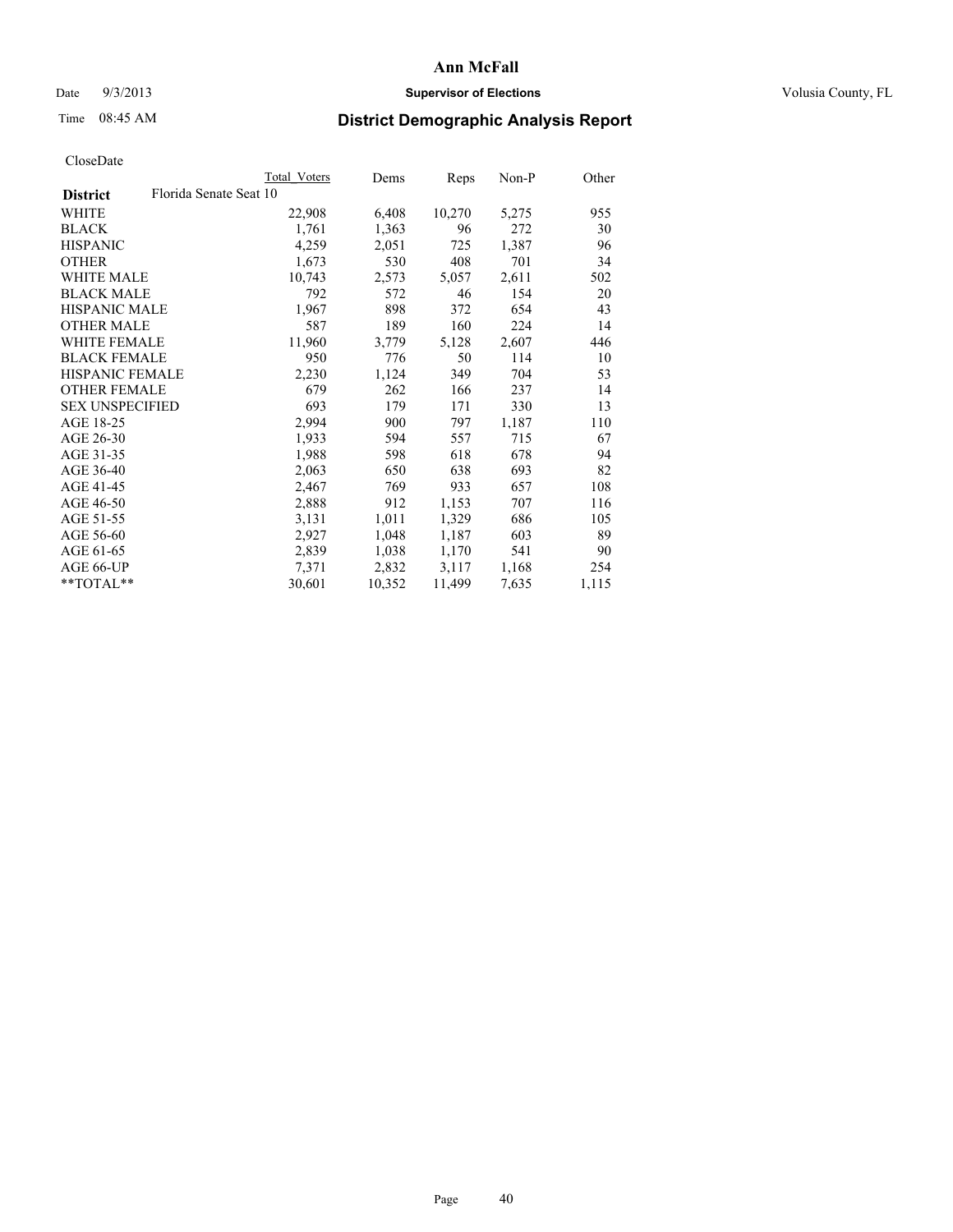# Ann McFall

Date 9/3/2013 **Supervisor of Elections** Volusia County, FL

Time 08:45 AM **District Demographic Analysis Report**

CloseDate

| **District** Florida Senate Seat 10 | Total Voters | Dems | Reps | Non-P | Other |
|---|---|---|---|---|---|
| WHITE | 22,908 | 6,408 | 10,270 | 5,275 | 955 |
| BLACK | 1,761 | 1,363 | 96 | 272 | 30 |
| HISPANIC | 4,259 | 2,051 | 725 | 1,387 | 96 |
| OTHER | 1,673 | 530 | 408 | 701 | 34 |
| WHITE MALE | 10,743 | 2,573 | 5,057 | 2,611 | 502 |
| BLACK MALE | 792 | 572 | 46 | 154 | 20 |
| HISPANIC MALE | 1,967 | 898 | 372 | 654 | 43 |
| OTHER MALE | 587 | 189 | 160 | 224 | 14 |
| WHITE FEMALE | 11,960 | 3,779 | 5,128 | 2,607 | 446 |
| BLACK FEMALE | 950 | 776 | 50 | 114 | 10 |
| HISPANIC FEMALE | 2,230 | 1,124 | 349 | 704 | 53 |
| OTHER FEMALE | 679 | 262 | 166 | 237 | 14 |
| SEX UNSPECIFIED | 693 | 179 | 171 | 330 | 13 |
| AGE 18-25 | 2,994 | 900 | 797 | 1,187 | 110 |
| AGE 26-30 | 1,933 | 594 | 557 | 715 | 67 |
| AGE 31-35 | 1,988 | 598 | 618 | 678 | 94 |
| AGE 36-40 | 2,063 | 650 | 638 | 693 | 82 |
| AGE 41-45 | 2,467 | 769 | 933 | 657 | 108 |
| AGE 46-50 | 2,888 | 912 | 1,153 | 707 | 116 |
| AGE 51-55 | 3,131 | 1,011 | 1,329 | 686 | 105 |
| AGE 56-60 | 2,927 | 1,048 | 1,187 | 603 | 89 |
| AGE 61-65 | 2,839 | 1,038 | 1,170 | 541 | 90 |
| AGE 66-UP | 7,371 | 2,832 | 3,117 | 1,168 | 254 |
| **TOTAL** | 30,601 | 10,352 | 11,499 | 7,635 | 1,115 |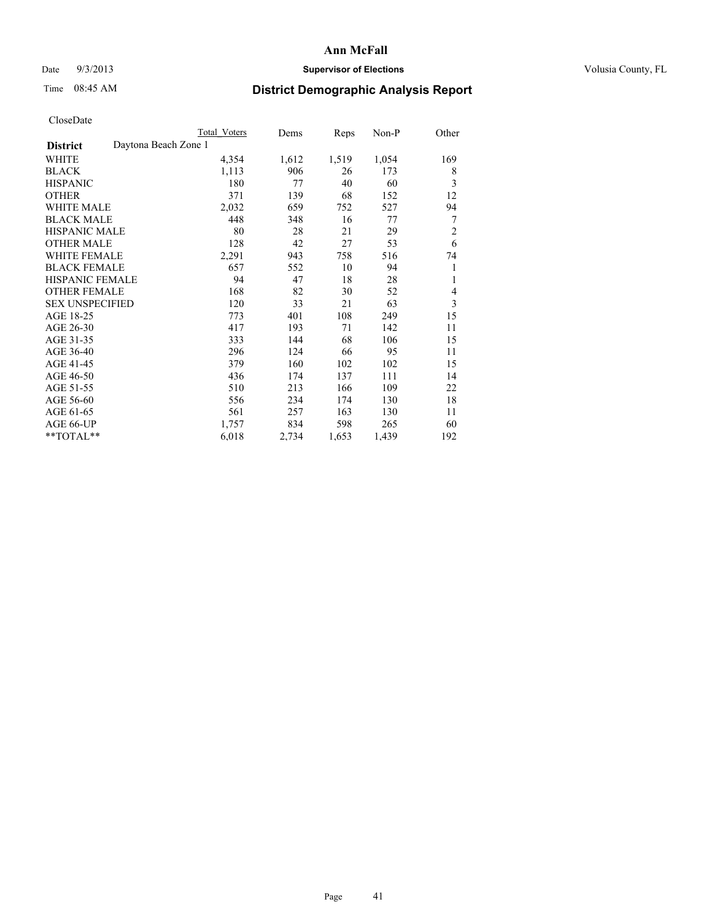# Ann McFall

Date 9/3/2013 **Supervisor of Elections** Volusia County, FL

Time 08:45 AM **District Demographic Analysis Report**

CloseDate

| District | Daytona Beach Zone 1 | Total Voters | Dems | Reps | Non-P | Other |
|---|---|---|---|---|---|---|
| WHITE | | 4,354 | 1,612 | 1,519 | 1,054 | 169 |
| BLACK | | 1,113 | 906 | 26 | 173 | 8 |
| HISPANIC | | 180 | 77 | 40 | 60 | 3 |
| OTHER | | 371 | 139 | 68 | 152 | 12 |
| WHITE MALE | | 2,032 | 659 | 752 | 527 | 94 |
| BLACK MALE | | 448 | 348 | 16 | 77 | 7 |
| HISPANIC MALE | | 80 | 28 | 21 | 29 | 2 |
| OTHER MALE | | 128 | 42 | 27 | 53 | 6 |
| WHITE FEMALE | | 2,291 | 943 | 758 | 516 | 74 |
| BLACK FEMALE | | 657 | 552 | 10 | 94 | 1 |
| HISPANIC FEMALE | | 94 | 47 | 18 | 28 | 1 |
| OTHER FEMALE | | 168 | 82 | 30 | 52 | 4 |
| SEX UNSPECIFIED | | 120 | 33 | 21 | 63 | 3 |
| AGE 18-25 | | 773 | 401 | 108 | 249 | 15 |
| AGE 26-30 | | 417 | 193 | 71 | 142 | 11 |
| AGE 31-35 | | 333 | 144 | 68 | 106 | 15 |
| AGE 36-40 | | 296 | 124 | 66 | 95 | 11 |
| AGE 41-45 | | 379 | 160 | 102 | 102 | 15 |
| AGE 46-50 | | 436 | 174 | 137 | 111 | 14 |
| AGE 51-55 | | 510 | 213 | 166 | 109 | 22 |
| AGE 56-60 | | 556 | 234 | 174 | 130 | 18 |
| AGE 61-65 | | 561 | 257 | 163 | 130 | 11 |
| AGE 66-UP | | 1,757 | 834 | 598 | 265 | 60 |
| **TOTAL** | | 6,018 | 2,734 | 1,653 | 1,439 | 192 |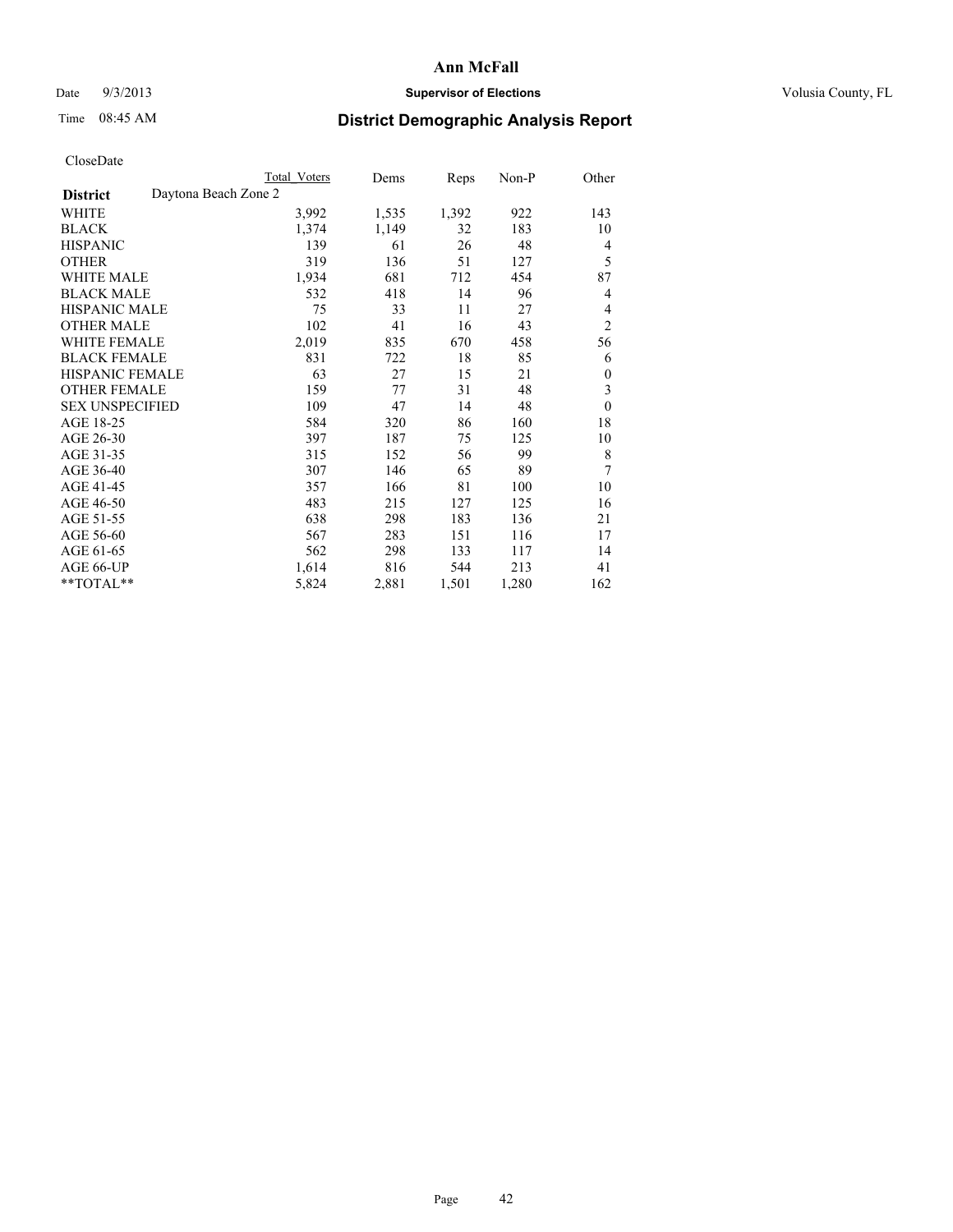# Ann McFall

Date 9/3/2013 **Supervisor of Elections** Volusia County, FL

Time 08:45 AM **District Demographic Analysis Report**

CloseDate

| | Total Voters | Dems | Reps | Non-P | Other |
|---|---|---|---|---|---|
| **District** Daytona Beach Zone 2 | | | | | |
| WHITE | 3,992 | 1,535 | 1,392 | 922 | 143 |
| BLACK | 1,374 | 1,149 | 32 | 183 | 10 |
| HISPANIC | 139 | 61 | 26 | 48 | 4 |
| OTHER | 319 | 136 | 51 | 127 | 5 |
| WHITE MALE | 1,934 | 681 | 712 | 454 | 87 |
| BLACK MALE | 532 | 418 | 14 | 96 | 4 |
| HISPANIC MALE | 75 | 33 | 11 | 27 | 4 |
| OTHER MALE | 102 | 41 | 16 | 43 | 2 |
| WHITE FEMALE | 2,019 | 835 | 670 | 458 | 56 |
| BLACK FEMALE | 831 | 722 | 18 | 85 | 6 |
| HISPANIC FEMALE | 63 | 27 | 15 | 21 | 0 |
| OTHER FEMALE | 159 | 77 | 31 | 48 | 3 |
| SEX UNSPECIFIED | 109 | 47 | 14 | 48 | 0 |
| AGE 18-25 | 584 | 320 | 86 | 160 | 18 |
| AGE 26-30 | 397 | 187 | 75 | 125 | 10 |
| AGE 31-35 | 315 | 152 | 56 | 99 | 8 |
| AGE 36-40 | 307 | 146 | 65 | 89 | 7 |
| AGE 41-45 | 357 | 166 | 81 | 100 | 10 |
| AGE 46-50 | 483 | 215 | 127 | 125 | 16 |
| AGE 51-55 | 638 | 298 | 183 | 136 | 21 |
| AGE 56-60 | 567 | 283 | 151 | 116 | 17 |
| AGE 61-65 | 562 | 298 | 133 | 117 | 14 |
| AGE 66-UP | 1,614 | 816 | 544 | 213 | 41 |
| **TOTAL** | 5,824 | 2,881 | 1,501 | 1,280 | 162 |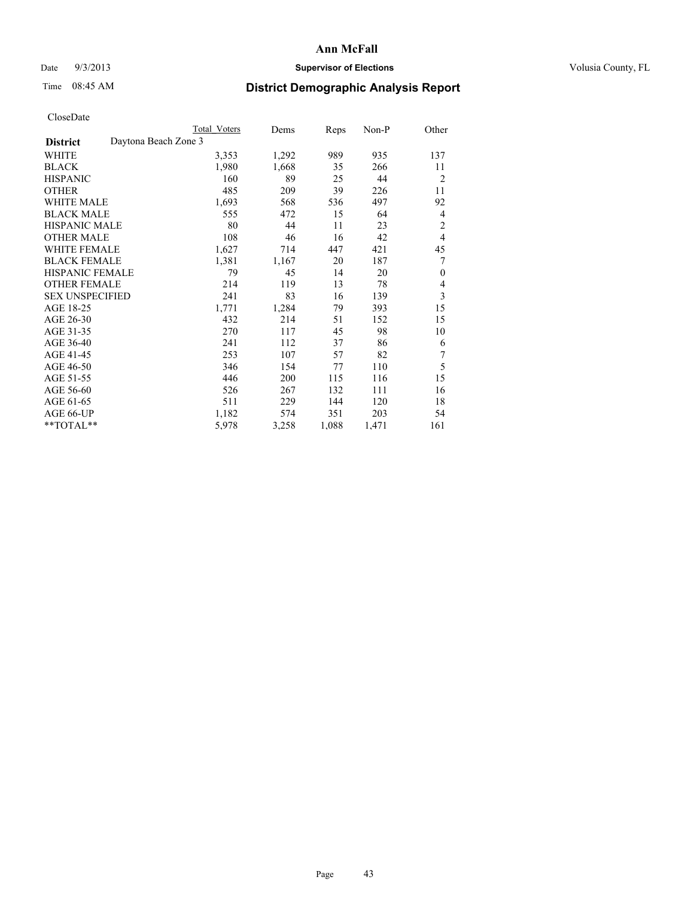# Ann McFall

Date 9/3/2013 **Supervisor of Elections** Volusia County, FL

Time 08:45 AM **District Demographic Analysis Report**

CloseDate

| **District** Daytona Beach Zone 3 | Total Voters | Dems | Reps | Non-P | Other |
|---|---|---|---|---|---|
| WHITE | 3,353 | 1,292 | 989 | 935 | 137 |
| BLACK | 1,980 | 1,668 | 35 | 266 | 11 |
| HISPANIC | 160 | 89 | 25 | 44 | 2 |
| OTHER | 485 | 209 | 39 | 226 | 11 |
| WHITE MALE | 1,693 | 568 | 536 | 497 | 92 |
| BLACK MALE | 555 | 472 | 15 | 64 | 4 |
| HISPANIC MALE | 80 | 44 | 11 | 23 | 2 |
| OTHER MALE | 108 | 46 | 16 | 42 | 4 |
| WHITE FEMALE | 1,627 | 714 | 447 | 421 | 45 |
| BLACK FEMALE | 1,381 | 1,167 | 20 | 187 | 7 |
| HISPANIC FEMALE | 79 | 45 | 14 | 20 | 0 |
| OTHER FEMALE | 214 | 119 | 13 | 78 | 4 |
| SEX UNSPECIFIED | 241 | 83 | 16 | 139 | 3 |
| AGE 18-25 | 1,771 | 1,284 | 79 | 393 | 15 |
| AGE 26-30 | 432 | 214 | 51 | 152 | 15 |
| AGE 31-35 | 270 | 117 | 45 | 98 | 10 |
| AGE 36-40 | 241 | 112 | 37 | 86 | 6 |
| AGE 41-45 | 253 | 107 | 57 | 82 | 7 |
| AGE 46-50 | 346 | 154 | 77 | 110 | 5 |
| AGE 51-55 | 446 | 200 | 115 | 116 | 15 |
| AGE 56-60 | 526 | 267 | 132 | 111 | 16 |
| AGE 61-65 | 511 | 229 | 144 | 120 | 18 |
| AGE 66-UP | 1,182 | 574 | 351 | 203 | 54 |
| **TOTAL** | 5,978 | 3,258 | 1,088 | 1,471 | 161 |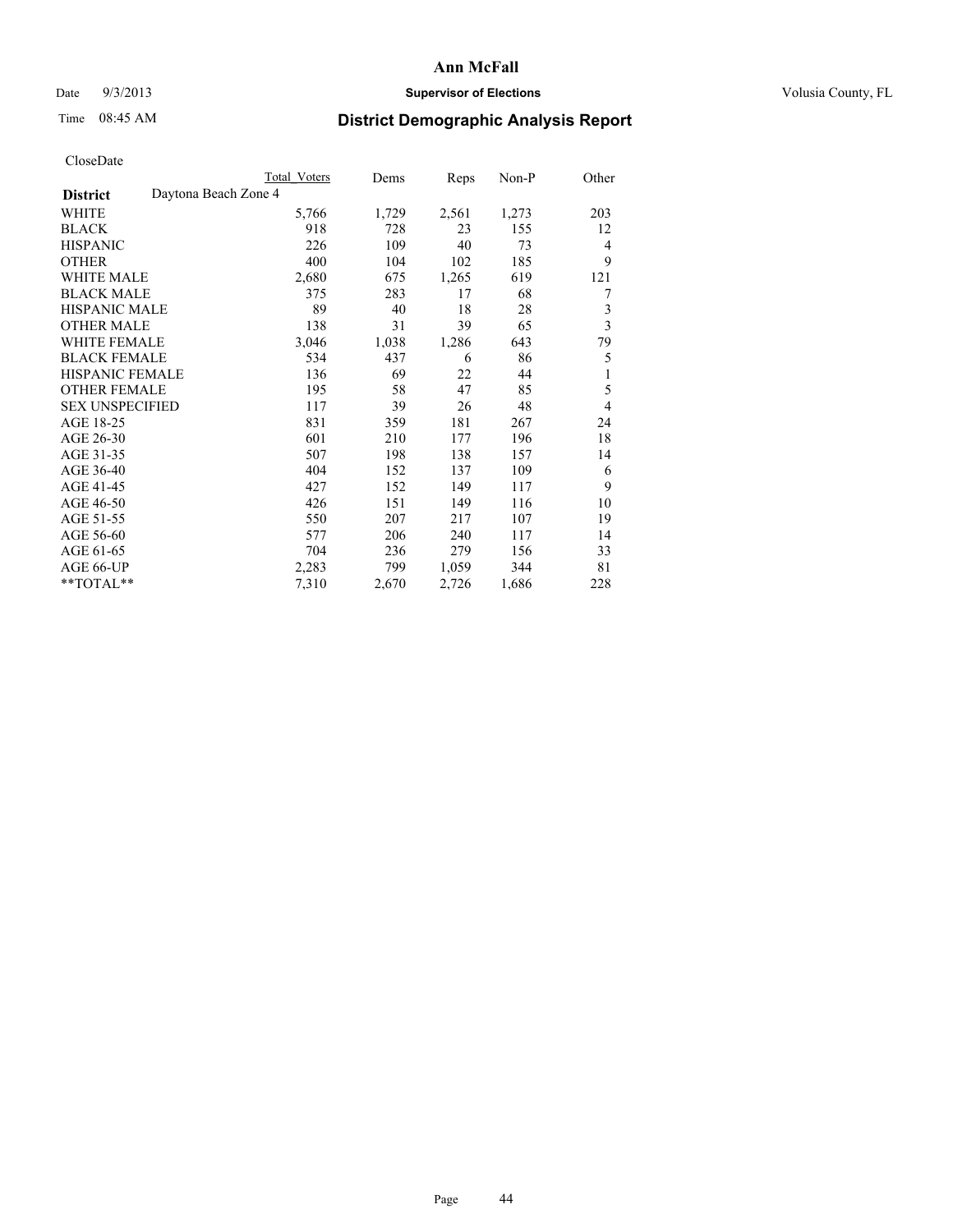# Ann McFall

Date 9/3/2013 **Supervisor of Elections** Volusia County, FL

Time 08:45 AM **District Demographic Analysis Report**

CloseDate

| District | Daytona Beach Zone 4 | Total Voters | Dems | Reps | Non-P | Other |
|---|---|---|---|---|---|---|
| WHITE | | 5,766 | 1,729 | 2,561 | 1,273 | 203 |
| BLACK | | 918 | 728 | 23 | 155 | 12 |
| HISPANIC | | 226 | 109 | 40 | 73 | 4 |
| OTHER | | 400 | 104 | 102 | 185 | 9 |
| WHITE MALE | | 2,680 | 675 | 1,265 | 619 | 121 |
| BLACK MALE | | 375 | 283 | 17 | 68 | 7 |
| HISPANIC MALE | | 89 | 40 | 18 | 28 | 3 |
| OTHER MALE | | 138 | 31 | 39 | 65 | 3 |
| WHITE FEMALE | | 3,046 | 1,038 | 1,286 | 643 | 79 |
| BLACK FEMALE | | 534 | 437 | 6 | 86 | 5 |
| HISPANIC FEMALE | | 136 | 69 | 22 | 44 | 1 |
| OTHER FEMALE | | 195 | 58 | 47 | 85 | 5 |
| SEX UNSPECIFIED | | 117 | 39 | 26 | 48 | 4 |
| AGE 18-25 | | 831 | 359 | 181 | 267 | 24 |
| AGE 26-30 | | 601 | 210 | 177 | 196 | 18 |
| AGE 31-35 | | 507 | 198 | 138 | 157 | 14 |
| AGE 36-40 | | 404 | 152 | 137 | 109 | 6 |
| AGE 41-45 | | 427 | 152 | 149 | 117 | 9 |
| AGE 46-50 | | 426 | 151 | 149 | 116 | 10 |
| AGE 51-55 | | 550 | 207 | 217 | 107 | 19 |
| AGE 56-60 | | 577 | 206 | 240 | 117 | 14 |
| AGE 61-65 | | 704 | 236 | 279 | 156 | 33 |
| AGE 66-UP | | 2,283 | 799 | 1,059 | 344 | 81 |
| **TOTAL** | | 7,310 | 2,670 | 2,726 | 1,686 | 228 |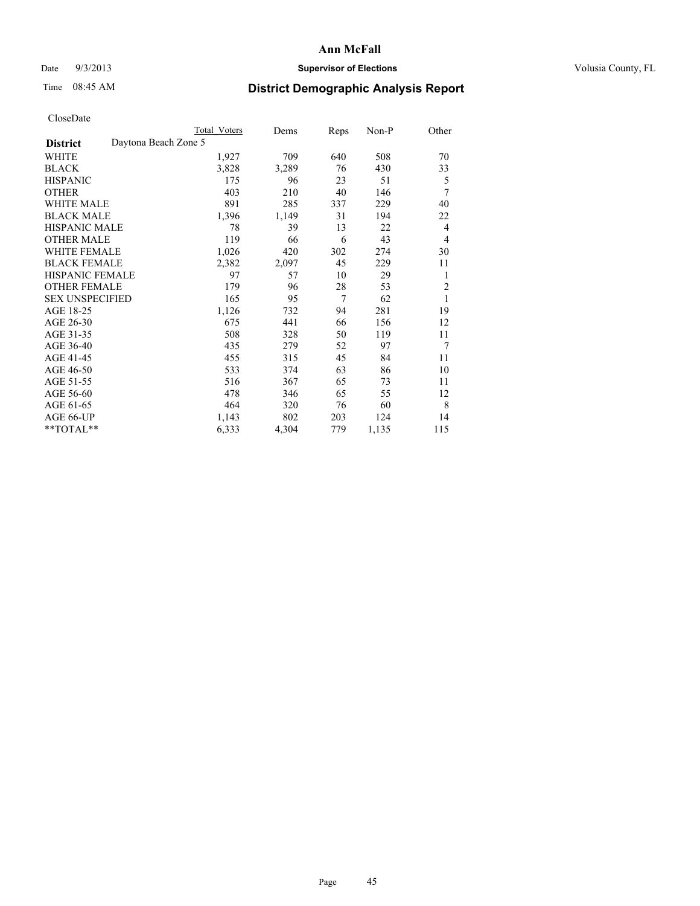# Ann McFall

Date 9/3/2013 **Supervisor of Elections** Volusia County, FL

Time 08:45 AM **District Demographic Analysis Report**

CloseDate

| **District** Daytona Beach Zone 5 | Total Voters | Dems | Reps | Non-P | Other |
|---|---|---|---|---|---|
| WHITE | 1,927 | 709 | 640 | 508 | 70 |
| BLACK | 3,828 | 3,289 | 76 | 430 | 33 |
| HISPANIC | 175 | 96 | 23 | 51 | 5 |
| OTHER | 403 | 210 | 40 | 146 | 7 |
| WHITE MALE | 891 | 285 | 337 | 229 | 40 |
| BLACK MALE | 1,396 | 1,149 | 31 | 194 | 22 |
| HISPANIC MALE | 78 | 39 | 13 | 22 | 4 |
| OTHER MALE | 119 | 66 | 6 | 43 | 4 |
| WHITE FEMALE | 1,026 | 420 | 302 | 274 | 30 |
| BLACK FEMALE | 2,382 | 2,097 | 45 | 229 | 11 |
| HISPANIC FEMALE | 97 | 57 | 10 | 29 | 1 |
| OTHER FEMALE | 179 | 96 | 28 | 53 | 2 |
| SEX UNSPECIFIED | 165 | 95 | 7 | 62 | 1 |
| AGE 18-25 | 1,126 | 732 | 94 | 281 | 19 |
| AGE 26-30 | 675 | 441 | 66 | 156 | 12 |
| AGE 31-35 | 508 | 328 | 50 | 119 | 11 |
| AGE 36-40 | 435 | 279 | 52 | 97 | 7 |
| AGE 41-45 | 455 | 315 | 45 | 84 | 11 |
| AGE 46-50 | 533 | 374 | 63 | 86 | 10 |
| AGE 51-55 | 516 | 367 | 65 | 73 | 11 |
| AGE 56-60 | 478 | 346 | 65 | 55 | 12 |
| AGE 61-65 | 464 | 320 | 76 | 60 | 8 |
| AGE 66-UP | 1,143 | 802 | 203 | 124 | 14 |
| **TOTAL** | 6,333 | 4,304 | 779 | 1,135 | 115 |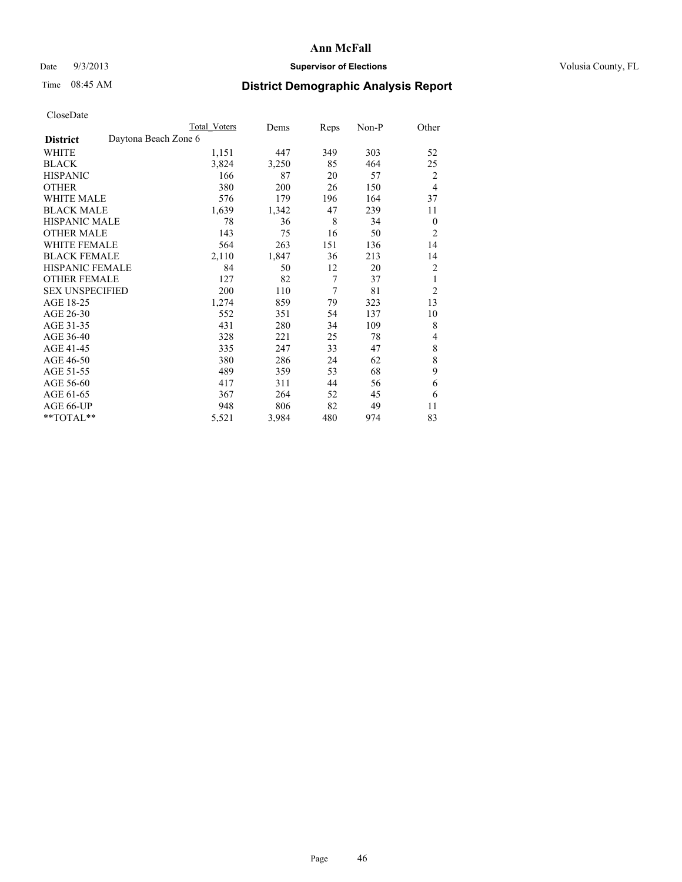# Ann McFall

Date 9/3/2013 **Supervisor of Elections** Volusia County, FL

Time 08:45 AM **District Demographic Analysis Report**

CloseDate

| | Total Voters | Dems | Reps | Non-P | Other |
|---|---|---|---|---|---|
| **District** Daytona Beach Zone 6 | | | | | |
| WHITE | 1,151 | 447 | 349 | 303 | 52 |
| BLACK | 3,824 | 3,250 | 85 | 464 | 25 |
| HISPANIC | 166 | 87 | 20 | 57 | 2 |
| OTHER | 380 | 200 | 26 | 150 | 4 |
| WHITE MALE | 576 | 179 | 196 | 164 | 37 |
| BLACK MALE | 1,639 | 1,342 | 47 | 239 | 11 |
| HISPANIC MALE | 78 | 36 | 8 | 34 | 0 |
| OTHER MALE | 143 | 75 | 16 | 50 | 2 |
| WHITE FEMALE | 564 | 263 | 151 | 136 | 14 |
| BLACK FEMALE | 2,110 | 1,847 | 36 | 213 | 14 |
| HISPANIC FEMALE | 84 | 50 | 12 | 20 | 2 |
| OTHER FEMALE | 127 | 82 | 7 | 37 | 1 |
| SEX UNSPECIFIED | 200 | 110 | 7 | 81 | 2 |
| AGE 18-25 | 1,274 | 859 | 79 | 323 | 13 |
| AGE 26-30 | 552 | 351 | 54 | 137 | 10 |
| AGE 31-35 | 431 | 280 | 34 | 109 | 8 |
| AGE 36-40 | 328 | 221 | 25 | 78 | 4 |
| AGE 41-45 | 335 | 247 | 33 | 47 | 8 |
| AGE 46-50 | 380 | 286 | 24 | 62 | 8 |
| AGE 51-55 | 489 | 359 | 53 | 68 | 9 |
| AGE 56-60 | 417 | 311 | 44 | 56 | 6 |
| AGE 61-65 | 367 | 264 | 52 | 45 | 6 |
| AGE 66-UP | 948 | 806 | 82 | 49 | 11 |
| **TOTAL** | 5,521 | 3,984 | 480 | 974 | 83 |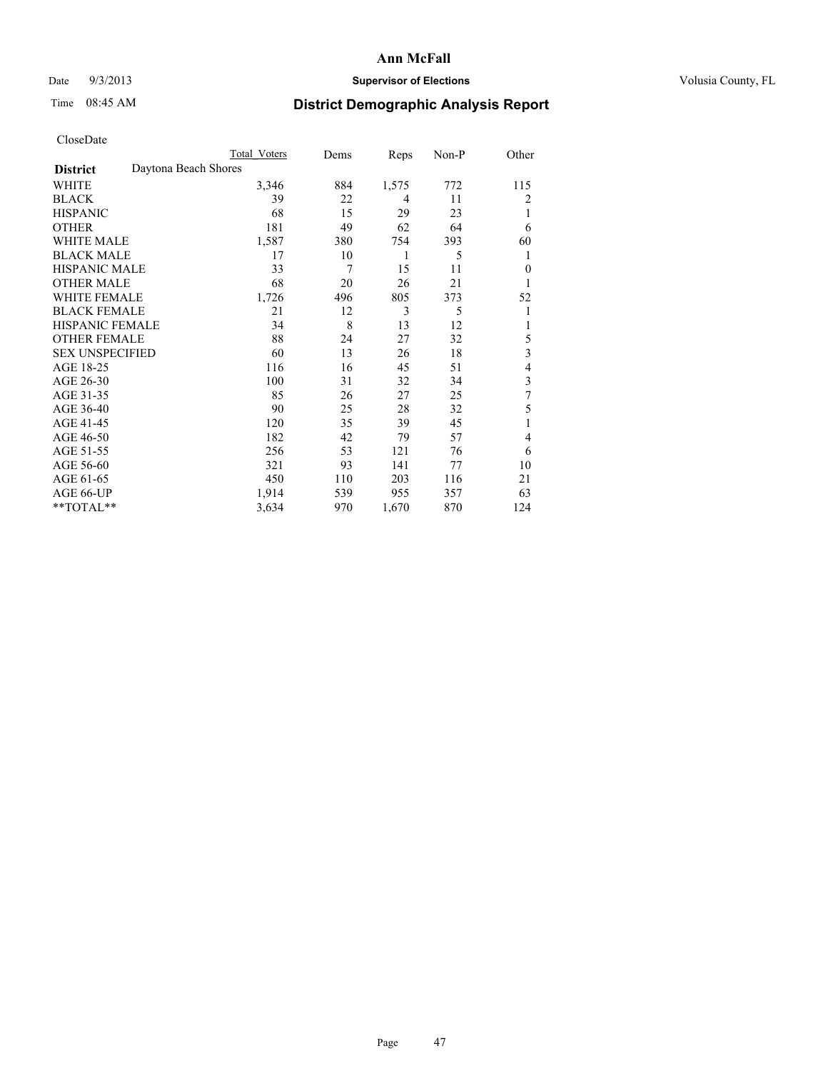# Ann McFall

Date 9/3/2013 **Supervisor of Elections** Volusia County, FL

Time 08:45 AM **District Demographic Analysis Report**

CloseDate

| | Total Voters | Dems | Reps | Non-P | Other |
|---|---|---|---|---|---|
| **District** Daytona Beach Shores | | | | | |
| WHITE | 3,346 | 884 | 1,575 | 772 | 115 |
| BLACK | 39 | 22 | 4 | 11 | 2 |
| HISPANIC | 68 | 15 | 29 | 23 | 1 |
| OTHER | 181 | 49 | 62 | 64 | 6 |
| WHITE MALE | 1,587 | 380 | 754 | 393 | 60 |
| BLACK MALE | 17 | 10 | 1 | 5 | 1 |
| HISPANIC MALE | 33 | 7 | 15 | 11 | 0 |
| OTHER MALE | 68 | 20 | 26 | 21 | 1 |
| WHITE FEMALE | 1,726 | 496 | 805 | 373 | 52 |
| BLACK FEMALE | 21 | 12 | 3 | 5 | 1 |
| HISPANIC FEMALE | 34 | 8 | 13 | 12 | 1 |
| OTHER FEMALE | 88 | 24 | 27 | 32 | 5 |
| SEX UNSPECIFIED | 60 | 13 | 26 | 18 | 3 |
| AGE 18-25 | 116 | 16 | 45 | 51 | 4 |
| AGE 26-30 | 100 | 31 | 32 | 34 | 3 |
| AGE 31-35 | 85 | 26 | 27 | 25 | 7 |
| AGE 36-40 | 90 | 25 | 28 | 32 | 5 |
| AGE 41-45 | 120 | 35 | 39 | 45 | 1 |
| AGE 46-50 | 182 | 42 | 79 | 57 | 4 |
| AGE 51-55 | 256 | 53 | 121 | 76 | 6 |
| AGE 56-60 | 321 | 93 | 141 | 77 | 10 |
| AGE 61-65 | 450 | 110 | 203 | 116 | 21 |
| AGE 66-UP | 1,914 | 539 | 955 | 357 | 63 |
| **TOTAL** | 3,634 | 970 | 1,670 | 870 | 124 |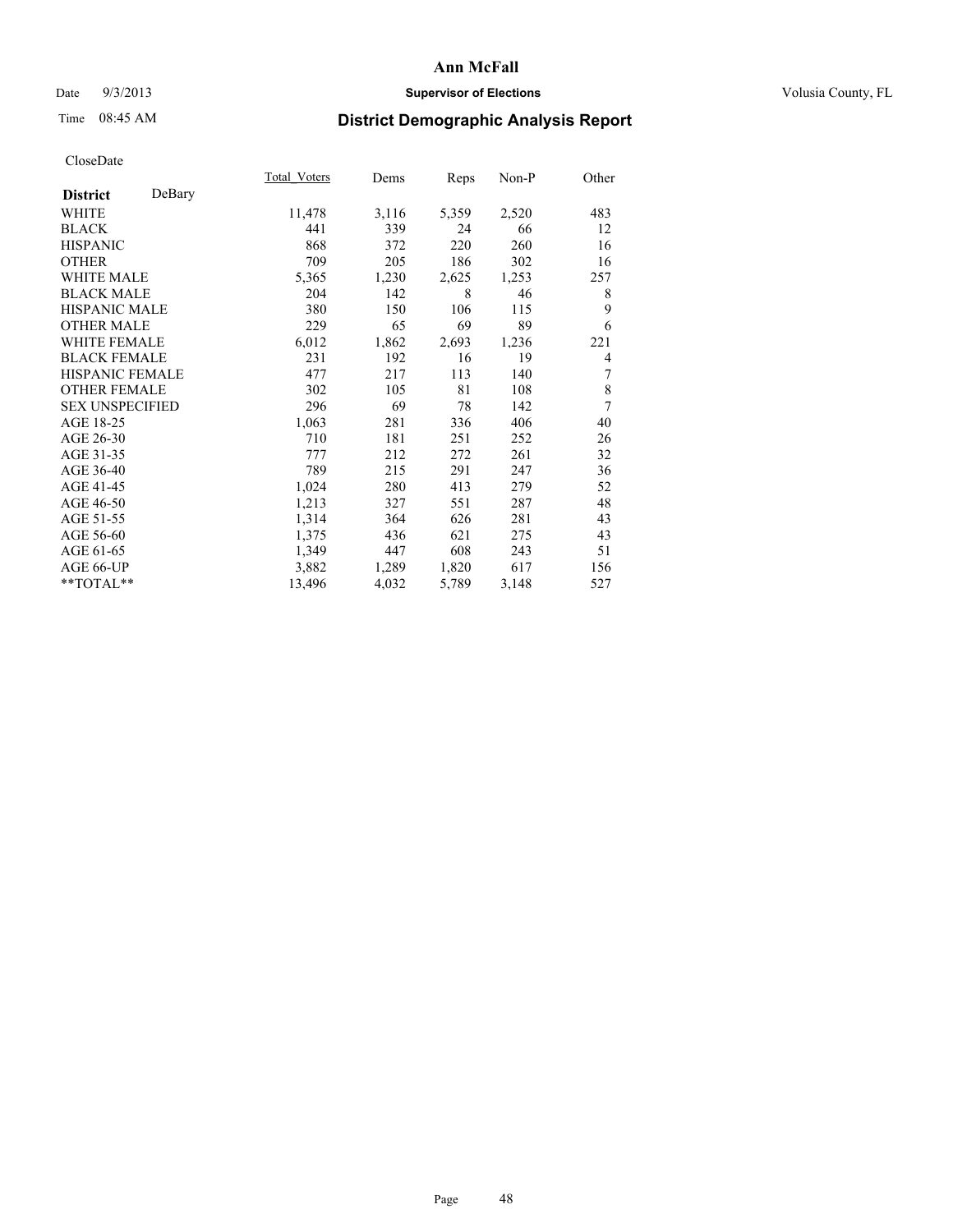CloseDate

| District DeBary | Total_Voters | Dems | Reps | Non-P | Other |
|---|---|---|---|---|---|
| WHITE | 11,478 | 3,116 | 5,359 | 2,520 | 483 |
| BLACK | 441 | 339 | 24 | 66 | 12 |
| HISPANIC | 868 | 372 | 220 | 260 | 16 |
| OTHER | 709 | 205 | 186 | 302 | 16 |
| WHITE MALE | 5,365 | 1,230 | 2,625 | 1,253 | 257 |
| BLACK MALE | 204 | 142 | 8 | 46 | 8 |
| HISPANIC MALE | 380 | 150 | 106 | 115 | 9 |
| OTHER MALE | 229 | 65 | 69 | 89 | 6 |
| WHITE FEMALE | 6,012 | 1,862 | 2,693 | 1,236 | 221 |
| BLACK FEMALE | 231 | 192 | 16 | 19 | 4 |
| HISPANIC FEMALE | 477 | 217 | 113 | 140 | 7 |
| OTHER FEMALE | 302 | 105 | 81 | 108 | 8 |
| SEX UNSPECIFIED | 296 | 69 | 78 | 142 | 7 |
| AGE 18-25 | 1,063 | 281 | 336 | 406 | 40 |
| AGE 26-30 | 710 | 181 | 251 | 252 | 26 |
| AGE 31-35 | 777 | 212 | 272 | 261 | 32 |
| AGE 36-40 | 789 | 215 | 291 | 247 | 36 |
| AGE 41-45 | 1,024 | 280 | 413 | 279 | 52 |
| AGE 46-50 | 1,213 | 327 | 551 | 287 | 48 |
| AGE 51-55 | 1,314 | 364 | 626 | 281 | 43 |
| AGE 56-60 | 1,375 | 436 | 621 | 275 | 43 |
| AGE 61-65 | 1,349 | 447 | 608 | 243 | 51 |
| AGE 66-UP | 3,882 | 1,289 | 1,820 | 617 | 156 |
| **TOTAL** | 13,496 | 4,032 | 5,789 | 3,148 | 527 |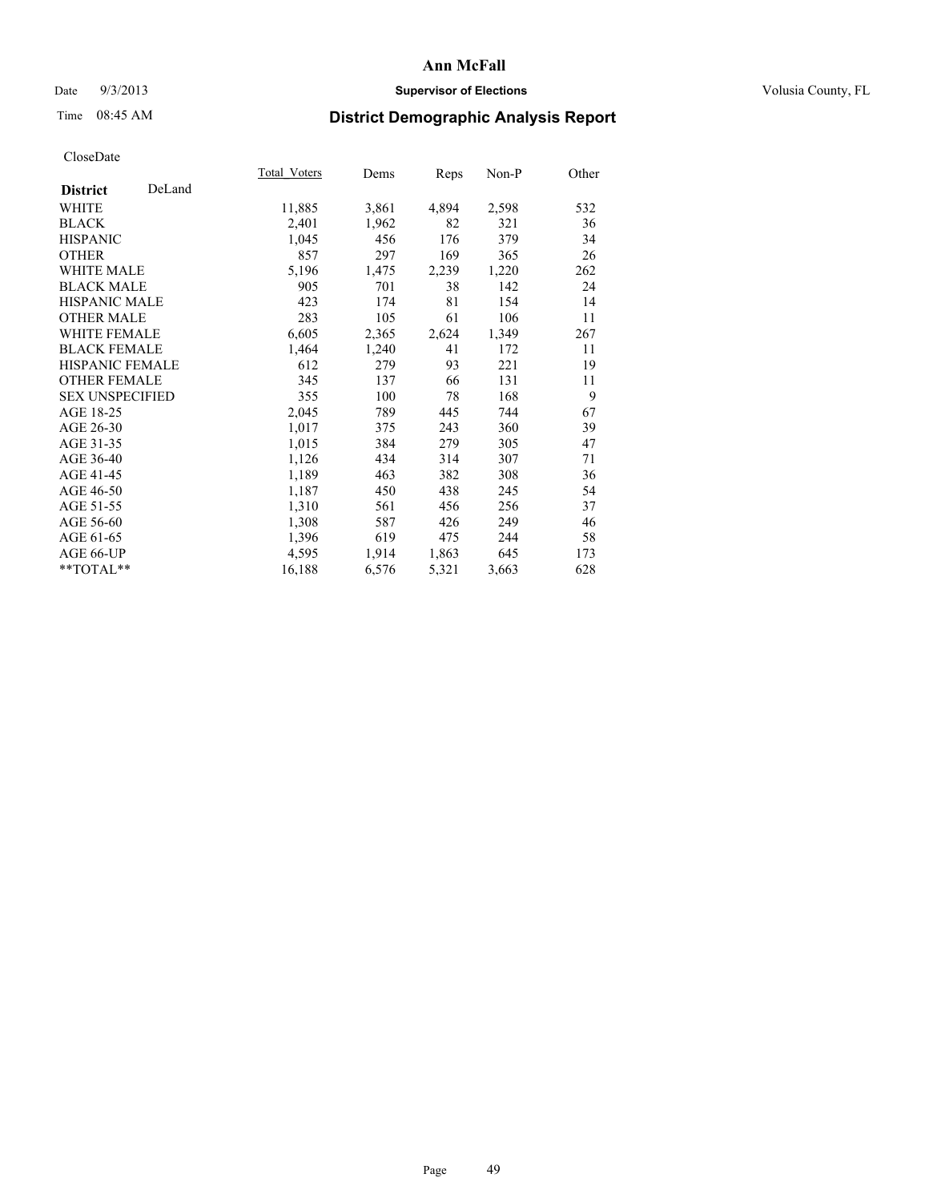# Ann McFall

Date 9/3/2013 **Supervisor of Elections** Volusia County, FL

Time 08:45 AM **District Demographic Analysis Report**

CloseDate

| **District** DeLand | Total_Voters | Dems | Reps | Non-P | Other |
|---|---|---|---|---|---|
| WHITE | 11,885 | 3,861 | 4,894 | 2,598 | 532 |
| BLACK | 2,401 | 1,962 | 82 | 321 | 36 |
| HISPANIC | 1,045 | 456 | 176 | 379 | 34 |
| OTHER | 857 | 297 | 169 | 365 | 26 |
| WHITE MALE | 5,196 | 1,475 | 2,239 | 1,220 | 262 |
| BLACK MALE | 905 | 701 | 38 | 142 | 24 |
| HISPANIC MALE | 423 | 174 | 81 | 154 | 14 |
| OTHER MALE | 283 | 105 | 61 | 106 | 11 |
| WHITE FEMALE | 6,605 | 2,365 | 2,624 | 1,349 | 267 |
| BLACK FEMALE | 1,464 | 1,240 | 41 | 172 | 11 |
| HISPANIC FEMALE | 612 | 279 | 93 | 221 | 19 |
| OTHER FEMALE | 345 | 137 | 66 | 131 | 11 |
| SEX UNSPECIFIED | 355 | 100 | 78 | 168 | 9 |
| AGE 18-25 | 2,045 | 789 | 445 | 744 | 67 |
| AGE 26-30 | 1,017 | 375 | 243 | 360 | 39 |
| AGE 31-35 | 1,015 | 384 | 279 | 305 | 47 |
| AGE 36-40 | 1,126 | 434 | 314 | 307 | 71 |
| AGE 41-45 | 1,189 | 463 | 382 | 308 | 36 |
| AGE 46-50 | 1,187 | 450 | 438 | 245 | 54 |
| AGE 51-55 | 1,310 | 561 | 456 | 256 | 37 |
| AGE 56-60 | 1,308 | 587 | 426 | 249 | 46 |
| AGE 61-65 | 1,396 | 619 | 475 | 244 | 58 |
| AGE 66-UP | 4,595 | 1,914 | 1,863 | 645 | 173 |
| **TOTAL** | 16,188 | 6,576 | 5,321 | 3,663 | 628 |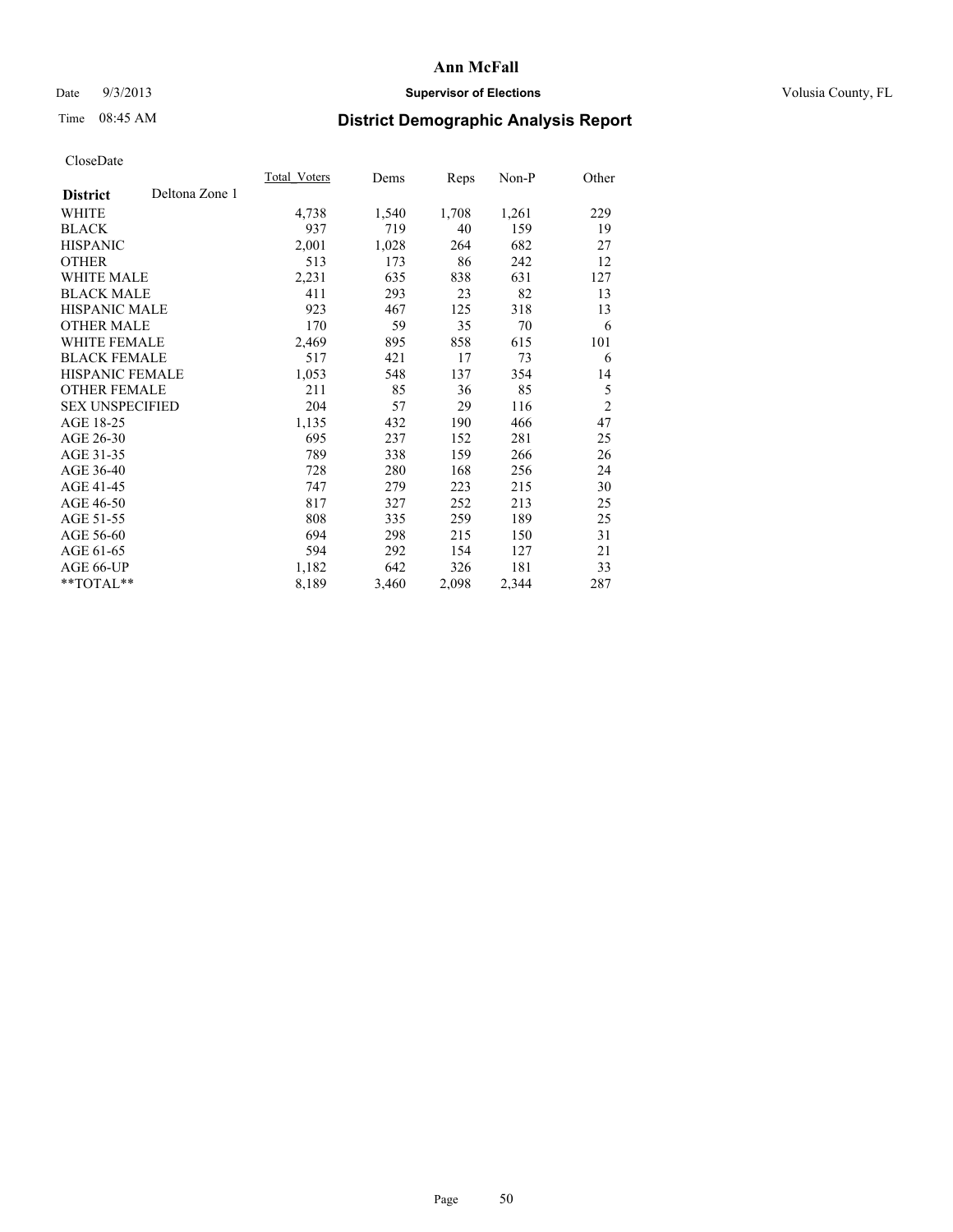**Ann McFall**

Date 9/3/2013 **Supervisor of Elections** Volusia County, FL

Time 08:45 AM

# District Demographic Analysis Report

CloseDate

| **District** Deltona Zone 1 | Total_Voters | Dems | Reps | Non-P | Other |
|---|---|---|---|---|---|
| WHITE | 4,738 | 1,540 | 1,708 | 1,261 | 229 |
| BLACK | 937 | 719 | 40 | 159 | 19 |
| HISPANIC | 2,001 | 1,028 | 264 | 682 | 27 |
| OTHER | 513 | 173 | 86 | 242 | 12 |
| WHITE MALE | 2,231 | 635 | 838 | 631 | 127 |
| BLACK MALE | 411 | 293 | 23 | 82 | 13 |
| HISPANIC MALE | 923 | 467 | 125 | 318 | 13 |
| OTHER MALE | 170 | 59 | 35 | 70 | 6 |
| WHITE FEMALE | 2,469 | 895 | 858 | 615 | 101 |
| BLACK FEMALE | 517 | 421 | 17 | 73 | 6 |
| HISPANIC FEMALE | 1,053 | 548 | 137 | 354 | 14 |
| OTHER FEMALE | 211 | 85 | 36 | 85 | 5 |
| SEX UNSPECIFIED | 204 | 57 | 29 | 116 | 2 |
| AGE 18-25 | 1,135 | 432 | 190 | 466 | 47 |
| AGE 26-30 | 695 | 237 | 152 | 281 | 25 |
| AGE 31-35 | 789 | 338 | 159 | 266 | 26 |
| AGE 36-40 | 728 | 280 | 168 | 256 | 24 |
| AGE 41-45 | 747 | 279 | 223 | 215 | 30 |
| AGE 46-50 | 817 | 327 | 252 | 213 | 25 |
| AGE 51-55 | 808 | 335 | 259 | 189 | 25 |
| AGE 56-60 | 694 | 298 | 215 | 150 | 31 |
| AGE 61-65 | 594 | 292 | 154 | 127 | 21 |
| AGE 66-UP | 1,182 | 642 | 326 | 181 | 33 |
| **TOTAL** | 8,189 | 3,460 | 2,098 | 2,344 | 287 |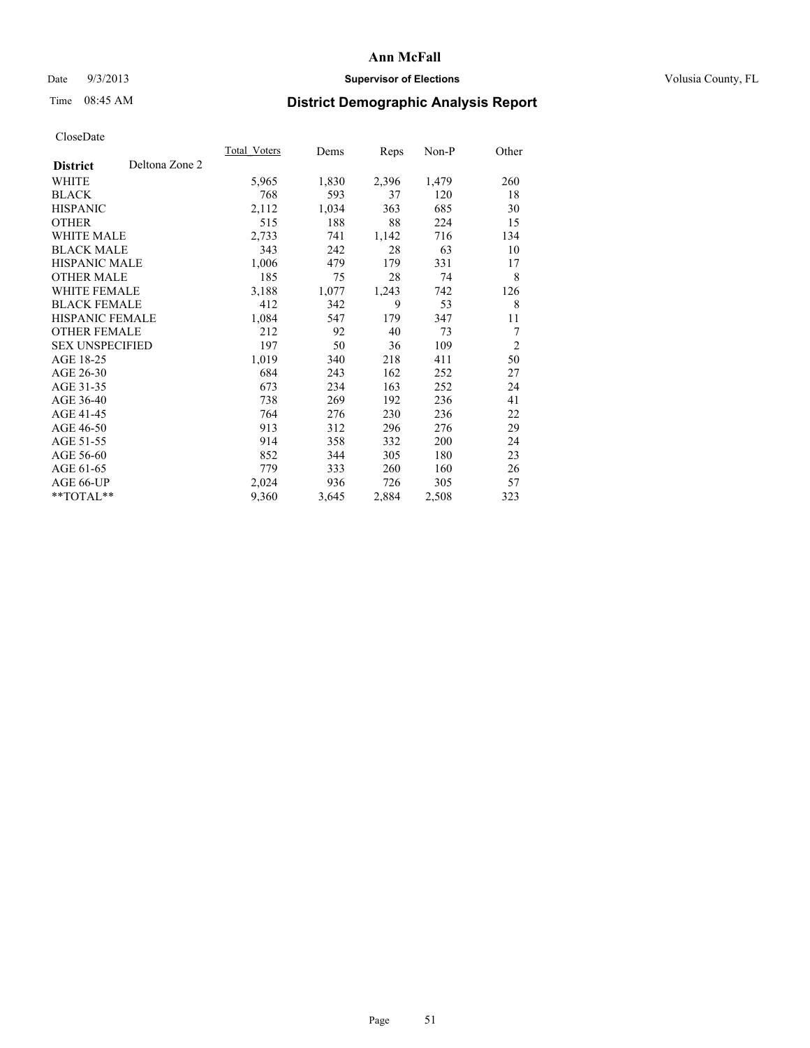# Ann McFall

Date 9/3/2013 **Supervisor of Elections** Volusia County, FL

Time 08:45 AM **District Demographic Analysis Report**

CloseDate

| **District** Deltona Zone 2 | Total_Voters | Dems | Reps | Non-P | Other |
|---|---|---|---|---|---|
| WHITE | 5,965 | 1,830 | 2,396 | 1,479 | 260 |
| BLACK | 768 | 593 | 37 | 120 | 18 |
| HISPANIC | 2,112 | 1,034 | 363 | 685 | 30 |
| OTHER | 515 | 188 | 88 | 224 | 15 |
| WHITE MALE | 2,733 | 741 | 1,142 | 716 | 134 |
| BLACK MALE | 343 | 242 | 28 | 63 | 10 |
| HISPANIC MALE | 1,006 | 479 | 179 | 331 | 17 |
| OTHER MALE | 185 | 75 | 28 | 74 | 8 |
| WHITE FEMALE | 3,188 | 1,077 | 1,243 | 742 | 126 |
| BLACK FEMALE | 412 | 342 | 9 | 53 | 8 |
| HISPANIC FEMALE | 1,084 | 547 | 179 | 347 | 11 |
| OTHER FEMALE | 212 | 92 | 40 | 73 | 7 |
| SEX UNSPECIFIED | 197 | 50 | 36 | 109 | 2 |
| AGE 18-25 | 1,019 | 340 | 218 | 411 | 50 |
| AGE 26-30 | 684 | 243 | 162 | 252 | 27 |
| AGE 31-35 | 673 | 234 | 163 | 252 | 24 |
| AGE 36-40 | 738 | 269 | 192 | 236 | 41 |
| AGE 41-45 | 764 | 276 | 230 | 236 | 22 |
| AGE 46-50 | 913 | 312 | 296 | 276 | 29 |
| AGE 51-55 | 914 | 358 | 332 | 200 | 24 |
| AGE 56-60 | 852 | 344 | 305 | 180 | 23 |
| AGE 61-65 | 779 | 333 | 260 | 160 | 26 |
| AGE 66-UP | 2,024 | 936 | 726 | 305 | 57 |
| **TOTAL** | 9,360 | 3,645 | 2,884 | 2,508 | 323 |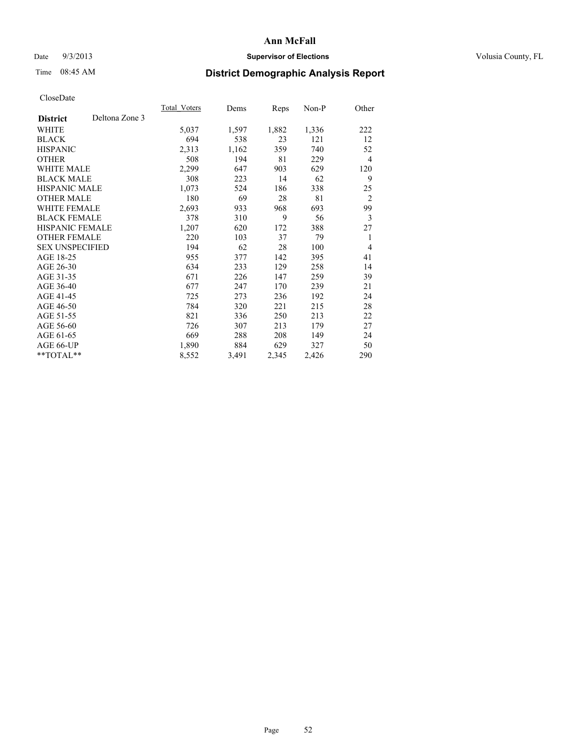# Ann McFall

Date 9/3/2013 **Supervisor of Elections** Volusia County, FL

Time 08:45 AM **District Demographic Analysis Report**

CloseDate

| **District** Deltona Zone 3 | Total_Voters | Dems | Reps | Non-P | Other |
|---|---|---|---|---|---|
| WHITE | 5,037 | 1,597 | 1,882 | 1,336 | 222 |
| BLACK | 694 | 538 | 23 | 121 | 12 |
| HISPANIC | 2,313 | 1,162 | 359 | 740 | 52 |
| OTHER | 508 | 194 | 81 | 229 | 4 |
| WHITE MALE | 2,299 | 647 | 903 | 629 | 120 |
| BLACK MALE | 308 | 223 | 14 | 62 | 9 |
| HISPANIC MALE | 1,073 | 524 | 186 | 338 | 25 |
| OTHER MALE | 180 | 69 | 28 | 81 | 2 |
| WHITE FEMALE | 2,693 | 933 | 968 | 693 | 99 |
| BLACK FEMALE | 378 | 310 | 9 | 56 | 3 |
| HISPANIC FEMALE | 1,207 | 620 | 172 | 388 | 27 |
| OTHER FEMALE | 220 | 103 | 37 | 79 | 1 |
| SEX UNSPECIFIED | 194 | 62 | 28 | 100 | 4 |
| AGE 18-25 | 955 | 377 | 142 | 395 | 41 |
| AGE 26-30 | 634 | 233 | 129 | 258 | 14 |
| AGE 31-35 | 671 | 226 | 147 | 259 | 39 |
| AGE 36-40 | 677 | 247 | 170 | 239 | 21 |
| AGE 41-45 | 725 | 273 | 236 | 192 | 24 |
| AGE 46-50 | 784 | 320 | 221 | 215 | 28 |
| AGE 51-55 | 821 | 336 | 250 | 213 | 22 |
| AGE 56-60 | 726 | 307 | 213 | 179 | 27 |
| AGE 61-65 | 669 | 288 | 208 | 149 | 24 |
| AGE 66-UP | 1,890 | 884 | 629 | 327 | 50 |
| **TOTAL** | 8,552 | 3,491 | 2,345 | 2,426 | 290 |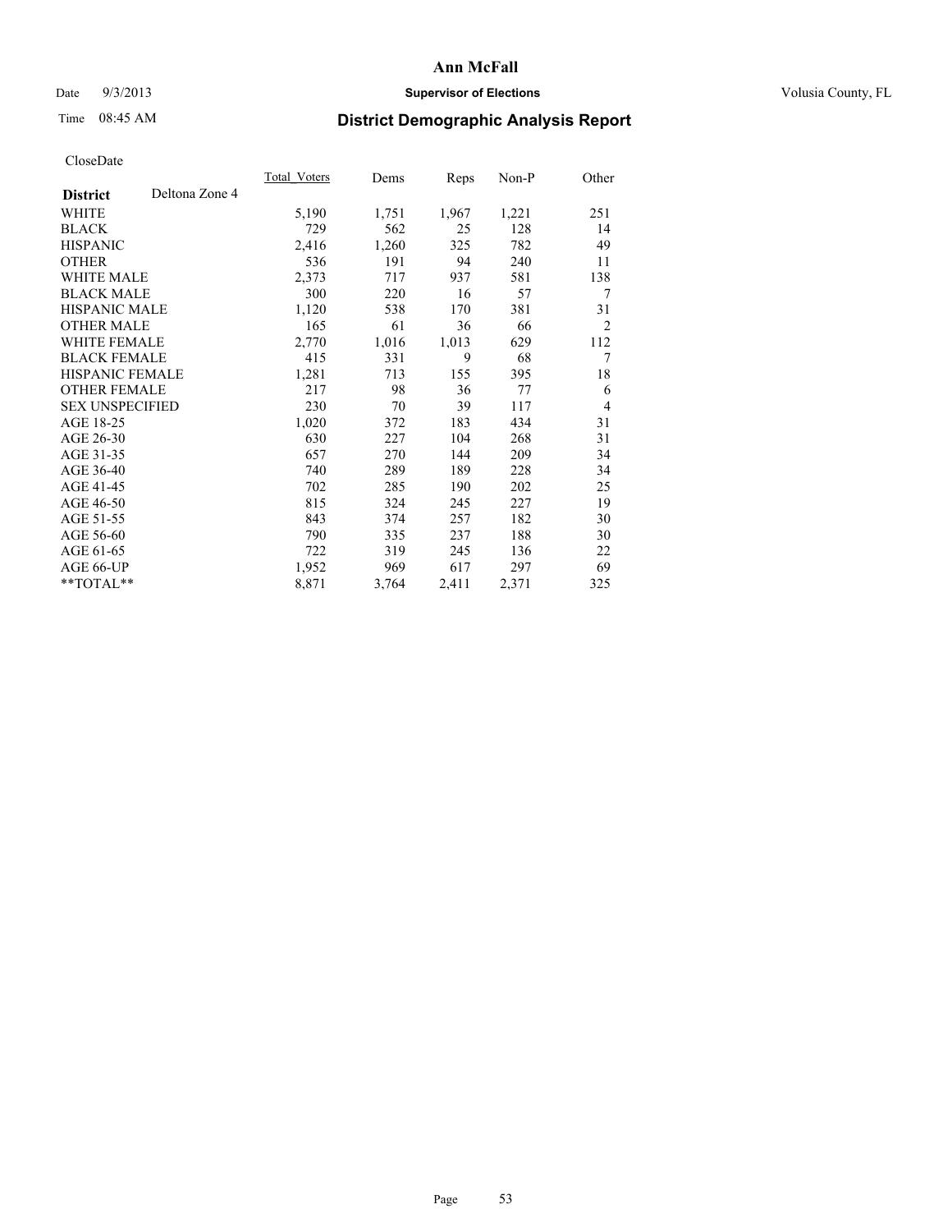**Ann McFall**

Date 9/3/2013 **Supervisor of Elections** Volusia County, FL

Time 08:45 AM **District Demographic Analysis Report**

CloseDate

| **District** Deltona Zone 4 | Total_Voters | Dems | Reps | Non-P | Other |
|---|---|---|---|---|---|
| WHITE | 5,190 | 1,751 | 1,967 | 1,221 | 251 |
| BLACK | 729 | 562 | 25 | 128 | 14 |
| HISPANIC | 2,416 | 1,260 | 325 | 782 | 49 |
| OTHER | 536 | 191 | 94 | 240 | 11 |
| WHITE MALE | 2,373 | 717 | 937 | 581 | 138 |
| BLACK MALE | 300 | 220 | 16 | 57 | 7 |
| HISPANIC MALE | 1,120 | 538 | 170 | 381 | 31 |
| OTHER MALE | 165 | 61 | 36 | 66 | 2 |
| WHITE FEMALE | 2,770 | 1,016 | 1,013 | 629 | 112 |
| BLACK FEMALE | 415 | 331 | 9 | 68 | 7 |
| HISPANIC FEMALE | 1,281 | 713 | 155 | 395 | 18 |
| OTHER FEMALE | 217 | 98 | 36 | 77 | 6 |
| SEX UNSPECIFIED | 230 | 70 | 39 | 117 | 4 |
| AGE 18-25 | 1,020 | 372 | 183 | 434 | 31 |
| AGE 26-30 | 630 | 227 | 104 | 268 | 31 |
| AGE 31-35 | 657 | 270 | 144 | 209 | 34 |
| AGE 36-40 | 740 | 289 | 189 | 228 | 34 |
| AGE 41-45 | 702 | 285 | 190 | 202 | 25 |
| AGE 46-50 | 815 | 324 | 245 | 227 | 19 |
| AGE 51-55 | 843 | 374 | 257 | 182 | 30 |
| AGE 56-60 | 790 | 335 | 237 | 188 | 30 |
| AGE 61-65 | 722 | 319 | 245 | 136 | 22 |
| AGE 66-UP | 1,952 | 969 | 617 | 297 | 69 |
| **TOTAL** | 8,871 | 3,764 | 2,411 | 2,371 | 325 |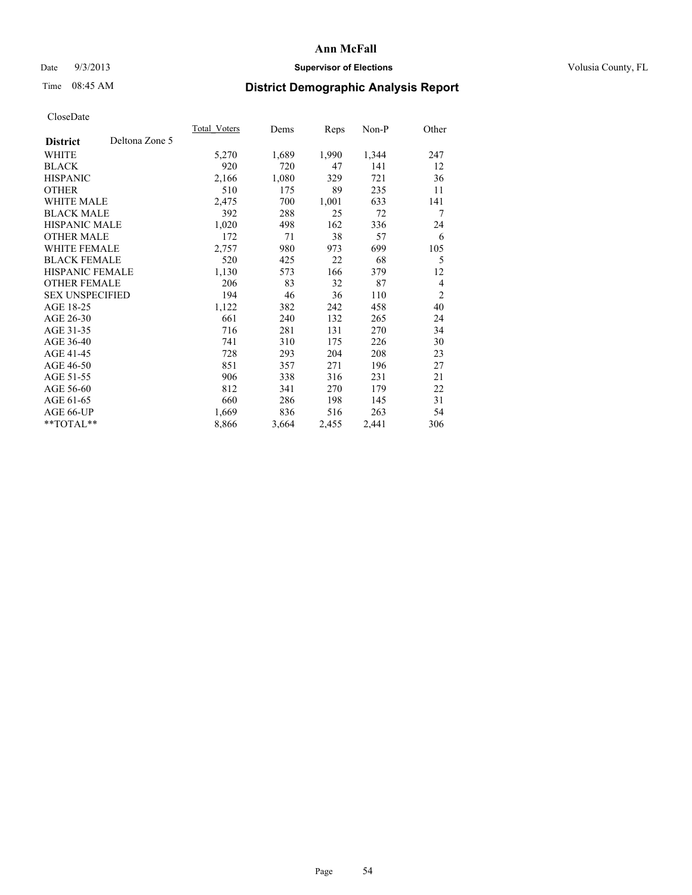# Ann McFall

Date 9/3/2013 **Supervisor of Elections** Volusia County, FL

Time 08:45 AM **District Demographic Analysis Report**

CloseDate

| **District** Deltona Zone 5 | Total_Voters | Dems | Reps | Non-P | Other |
|---|---|---|---|---|---|
| WHITE | 5,270 | 1,689 | 1,990 | 1,344 | 247 |
| BLACK | 920 | 720 | 47 | 141 | 12 |
| HISPANIC | 2,166 | 1,080 | 329 | 721 | 36 |
| OTHER | 510 | 175 | 89 | 235 | 11 |
| WHITE MALE | 2,475 | 700 | 1,001 | 633 | 141 |
| BLACK MALE | 392 | 288 | 25 | 72 | 7 |
| HISPANIC MALE | 1,020 | 498 | 162 | 336 | 24 |
| OTHER MALE | 172 | 71 | 38 | 57 | 6 |
| WHITE FEMALE | 2,757 | 980 | 973 | 699 | 105 |
| BLACK FEMALE | 520 | 425 | 22 | 68 | 5 |
| HISPANIC FEMALE | 1,130 | 573 | 166 | 379 | 12 |
| OTHER FEMALE | 206 | 83 | 32 | 87 | 4 |
| SEX UNSPECIFIED | 194 | 46 | 36 | 110 | 2 |
| AGE 18-25 | 1,122 | 382 | 242 | 458 | 40 |
| AGE 26-30 | 661 | 240 | 132 | 265 | 24 |
| AGE 31-35 | 716 | 281 | 131 | 270 | 34 |
| AGE 36-40 | 741 | 310 | 175 | 226 | 30 |
| AGE 41-45 | 728 | 293 | 204 | 208 | 23 |
| AGE 46-50 | 851 | 357 | 271 | 196 | 27 |
| AGE 51-55 | 906 | 338 | 316 | 231 | 21 |
| AGE 56-60 | 812 | 341 | 270 | 179 | 22 |
| AGE 61-65 | 660 | 286 | 198 | 145 | 31 |
| AGE 66-UP | 1,669 | 836 | 516 | 263 | 54 |
| **TOTAL** | 8,866 | 3,664 | 2,455 | 2,441 | 306 |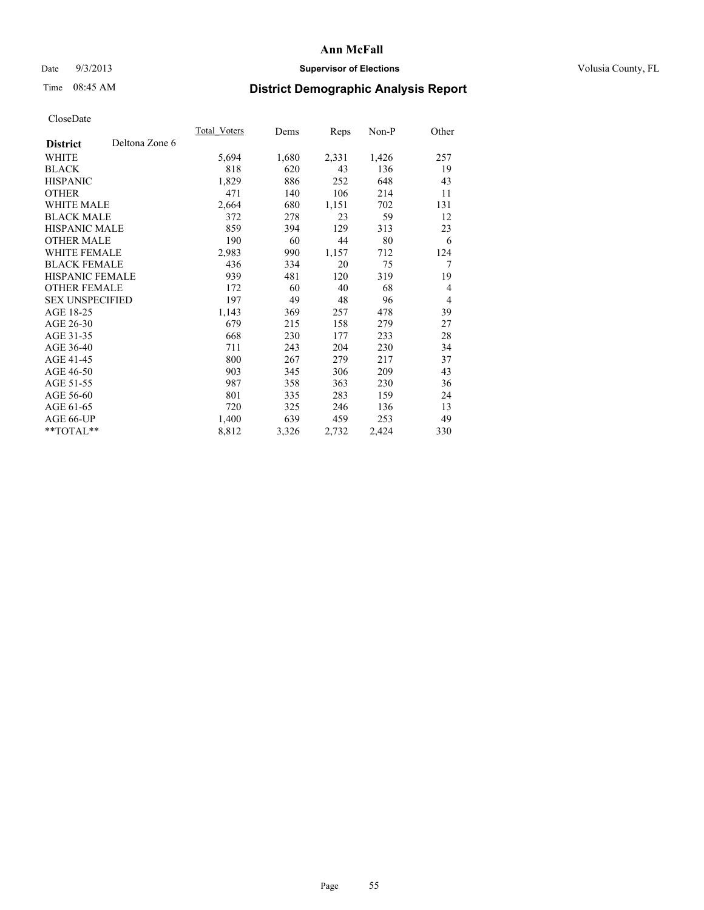**Ann McFall**

Date 9/3/2013 **Supervisor of Elections** Volusia County, FL

Time 08:45 AM

## District Demographic Analysis Report

CloseDate

| | Total_Voters | Dems | Reps | Non-P | Other |
|---|---|---|---|---|---|
| **District** Deltona Zone 6 | | | | | |
| WHITE | 5,694 | 1,680 | 2,331 | 1,426 | 257 |
| BLACK | 818 | 620 | 43 | 136 | 19 |
| HISPANIC | 1,829 | 886 | 252 | 648 | 43 |
| OTHER | 471 | 140 | 106 | 214 | 11 |
| WHITE MALE | 2,664 | 680 | 1,151 | 702 | 131 |
| BLACK MALE | 372 | 278 | 23 | 59 | 12 |
| HISPANIC MALE | 859 | 394 | 129 | 313 | 23 |
| OTHER MALE | 190 | 60 | 44 | 80 | 6 |
| WHITE FEMALE | 2,983 | 990 | 1,157 | 712 | 124 |
| BLACK FEMALE | 436 | 334 | 20 | 75 | 7 |
| HISPANIC FEMALE | 939 | 481 | 120 | 319 | 19 |
| OTHER FEMALE | 172 | 60 | 40 | 68 | 4 |
| SEX UNSPECIFIED | 197 | 49 | 48 | 96 | 4 |
| AGE 18-25 | 1,143 | 369 | 257 | 478 | 39 |
| AGE 26-30 | 679 | 215 | 158 | 279 | 27 |
| AGE 31-35 | 668 | 230 | 177 | 233 | 28 |
| AGE 36-40 | 711 | 243 | 204 | 230 | 34 |
| AGE 41-45 | 800 | 267 | 279 | 217 | 37 |
| AGE 46-50 | 903 | 345 | 306 | 209 | 43 |
| AGE 51-55 | 987 | 358 | 363 | 230 | 36 |
| AGE 56-60 | 801 | 335 | 283 | 159 | 24 |
| AGE 61-65 | 720 | 325 | 246 | 136 | 13 |
| AGE 66-UP | 1,400 | 639 | 459 | 253 | 49 |
| **TOTAL** | 8,812 | 3,326 | 2,732 | 2,424 | 330 |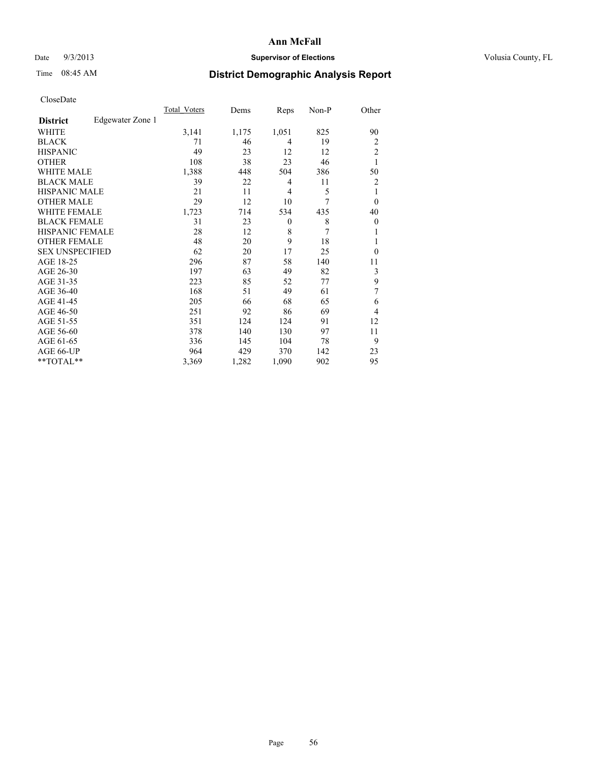# Ann McFall

Date 9/3/2013 **Supervisor of Elections** Volusia County, FL

Time 08:45 AM **District Demographic Analysis Report**

CloseDate

| | Total_Voters | Dems | Reps | Non-P | Other |
|---|---|---|---|---|---|
| **District** Edgewater Zone 1 | | | | | |
| WHITE | 3,141 | 1,175 | 1,051 | 825 | 90 |
| BLACK | 71 | 46 | 4 | 19 | 2 |
| HISPANIC | 49 | 23 | 12 | 12 | 2 |
| OTHER | 108 | 38 | 23 | 46 | 1 |
| WHITE MALE | 1,388 | 448 | 504 | 386 | 50 |
| BLACK MALE | 39 | 22 | 4 | 11 | 2 |
| HISPANIC MALE | 21 | 11 | 4 | 5 | 1 |
| OTHER MALE | 29 | 12 | 10 | 7 | 0 |
| WHITE FEMALE | 1,723 | 714 | 534 | 435 | 40 |
| BLACK FEMALE | 31 | 23 | 0 | 8 | 0 |
| HISPANIC FEMALE | 28 | 12 | 8 | 7 | 1 |
| OTHER FEMALE | 48 | 20 | 9 | 18 | 1 |
| SEX UNSPECIFIED | 62 | 20 | 17 | 25 | 0 |
| AGE 18-25 | 296 | 87 | 58 | 140 | 11 |
| AGE 26-30 | 197 | 63 | 49 | 82 | 3 |
| AGE 31-35 | 223 | 85 | 52 | 77 | 9 |
| AGE 36-40 | 168 | 51 | 49 | 61 | 7 |
| AGE 41-45 | 205 | 66 | 68 | 65 | 6 |
| AGE 46-50 | 251 | 92 | 86 | 69 | 4 |
| AGE 51-55 | 351 | 124 | 124 | 91 | 12 |
| AGE 56-60 | 378 | 140 | 130 | 97 | 11 |
| AGE 61-65 | 336 | 145 | 104 | 78 | 9 |
| AGE 66-UP | 964 | 429 | 370 | 142 | 23 |
| **TOTAL** | 3,369 | 1,282 | 1,090 | 902 | 95 |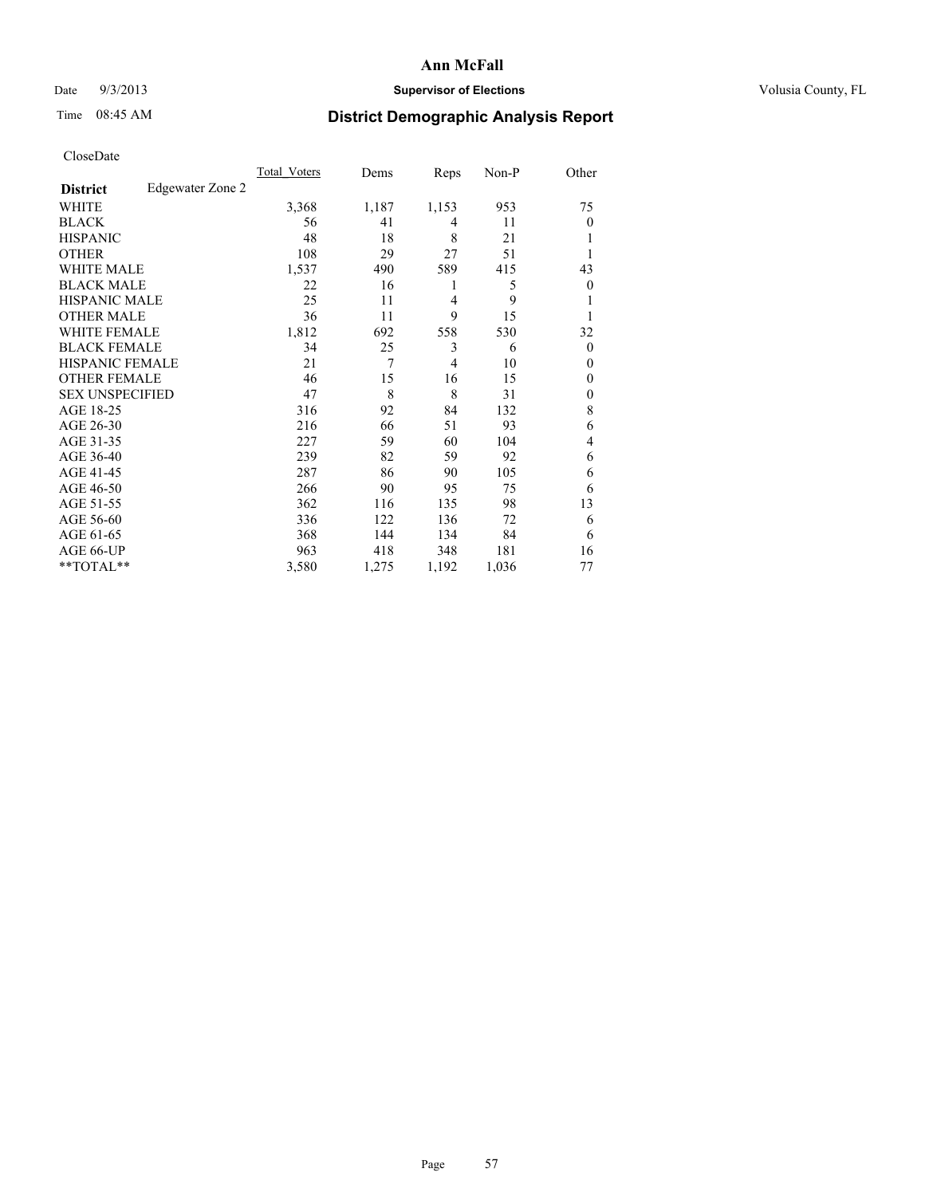# Ann McFall

Date 9/3/2013 **Supervisor of Elections** Volusia County, FL

Time 08:45 AM **District Demographic Analysis Report**

CloseDate

| **District** Edgewater Zone 2 | Total_Voters | Dems | Reps | Non-P | Other |
|---|---|---|---|---|---|
| WHITE | 3,368 | 1,187 | 1,153 | 953 | 75 |
| BLACK | 56 | 41 | 4 | 11 | 0 |
| HISPANIC | 48 | 18 | 8 | 21 | 1 |
| OTHER | 108 | 29 | 27 | 51 | 1 |
| WHITE MALE | 1,537 | 490 | 589 | 415 | 43 |
| BLACK MALE | 22 | 16 | 1 | 5 | 0 |
| HISPANIC MALE | 25 | 11 | 4 | 9 | 1 |
| OTHER MALE | 36 | 11 | 9 | 15 | 1 |
| WHITE FEMALE | 1,812 | 692 | 558 | 530 | 32 |
| BLACK FEMALE | 34 | 25 | 3 | 6 | 0 |
| HISPANIC FEMALE | 21 | 7 | 4 | 10 | 0 |
| OTHER FEMALE | 46 | 15 | 16 | 15 | 0 |
| SEX UNSPECIFIED | 47 | 8 | 8 | 31 | 0 |
| AGE 18-25 | 316 | 92 | 84 | 132 | 8 |
| AGE 26-30 | 216 | 66 | 51 | 93 | 6 |
| AGE 31-35 | 227 | 59 | 60 | 104 | 4 |
| AGE 36-40 | 239 | 82 | 59 | 92 | 6 |
| AGE 41-45 | 287 | 86 | 90 | 105 | 6 |
| AGE 46-50 | 266 | 90 | 95 | 75 | 6 |
| AGE 51-55 | 362 | 116 | 135 | 98 | 13 |
| AGE 56-60 | 336 | 122 | 136 | 72 | 6 |
| AGE 61-65 | 368 | 144 | 134 | 84 | 6 |
| AGE 66-UP | 963 | 418 | 348 | 181 | 16 |
| **TOTAL** | 3,580 | 1,275 | 1,192 | 1,036 | 77 |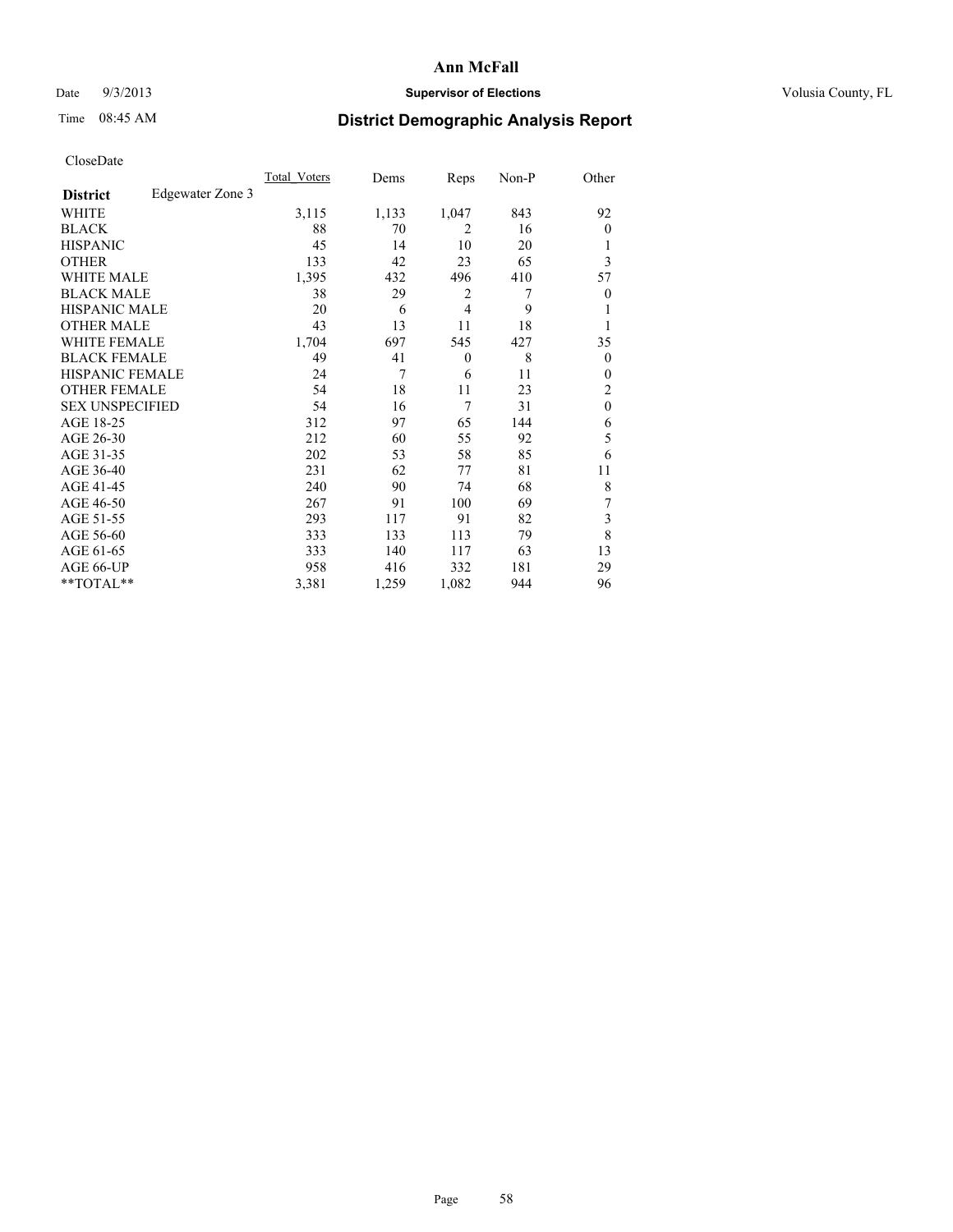**Ann McFall**

Date 9/3/2013 **Supervisor of Elections** Volusia County, FL

Time 08:45 AM

# District Demographic Analysis Report

CloseDate

| | Total_Voters | Dems | Reps | Non-P | Other |
|---|---|---|---|---|---|
| **District** Edgewater Zone 3 | | | | | |
| WHITE | 3,115 | 1,133 | 1,047 | 843 | 92 |
| BLACK | 88 | 70 | 2 | 16 | 0 |
| HISPANIC | 45 | 14 | 10 | 20 | 1 |
| OTHER | 133 | 42 | 23 | 65 | 3 |
| WHITE MALE | 1,395 | 432 | 496 | 410 | 57 |
| BLACK MALE | 38 | 29 | 2 | 7 | 0 |
| HISPANIC MALE | 20 | 6 | 4 | 9 | 1 |
| OTHER MALE | 43 | 13 | 11 | 18 | 1 |
| WHITE FEMALE | 1,704 | 697 | 545 | 427 | 35 |
| BLACK FEMALE | 49 | 41 | 0 | 8 | 0 |
| HISPANIC FEMALE | 24 | 7 | 6 | 11 | 0 |
| OTHER FEMALE | 54 | 18 | 11 | 23 | 2 |
| SEX UNSPECIFIED | 54 | 16 | 7 | 31 | 0 |
| AGE 18-25 | 312 | 97 | 65 | 144 | 6 |
| AGE 26-30 | 212 | 60 | 55 | 92 | 5 |
| AGE 31-35 | 202 | 53 | 58 | 85 | 6 |
| AGE 36-40 | 231 | 62 | 77 | 81 | 11 |
| AGE 41-45 | 240 | 90 | 74 | 68 | 8 |
| AGE 46-50 | 267 | 91 | 100 | 69 | 7 |
| AGE 51-55 | 293 | 117 | 91 | 82 | 3 |
| AGE 56-60 | 333 | 133 | 113 | 79 | 8 |
| AGE 61-65 | 333 | 140 | 117 | 63 | 13 |
| AGE 66-UP | 958 | 416 | 332 | 181 | 29 |
| **TOTAL** | 3,381 | 1,259 | 1,082 | 944 | 96 |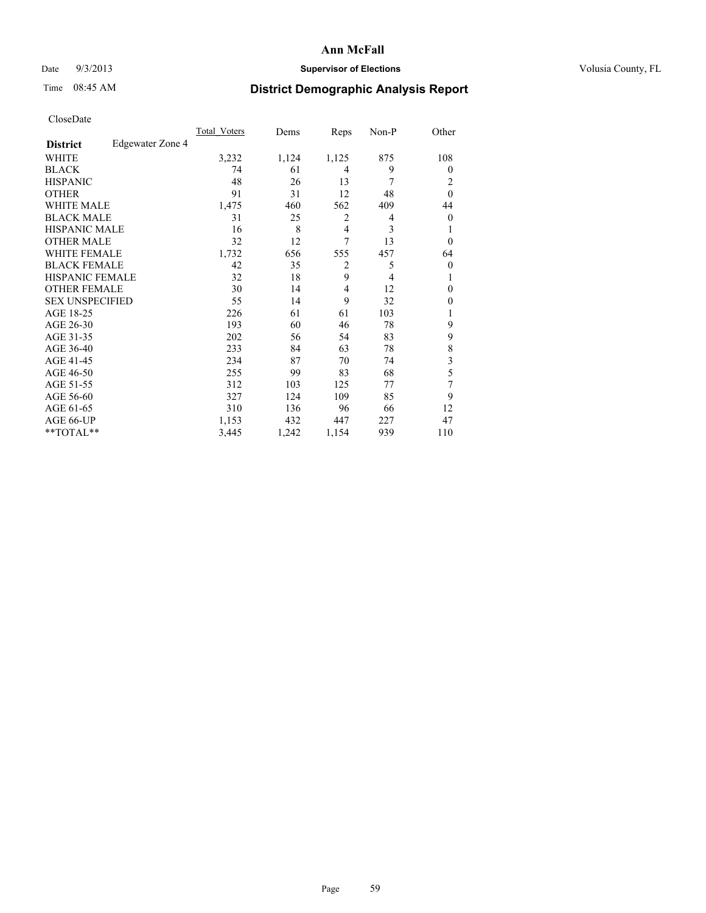# Ann McFall

Date 9/3/2013 **Supervisor of Elections** Volusia County, FL

Time 08:45 AM

## District Demographic Analysis Report

CloseDate

| **District** Edgewater Zone 4 | Total_Voters | Dems | Reps | Non-P | Other |
|---|---|---|---|---|---|
| WHITE | 3,232 | 1,124 | 1,125 | 875 | 108 |
| BLACK | 74 | 61 | 4 | 9 | 0 |
| HISPANIC | 48 | 26 | 13 | 7 | 2 |
| OTHER | 91 | 31 | 12 | 48 | 0 |
| WHITE MALE | 1,475 | 460 | 562 | 409 | 44 |
| BLACK MALE | 31 | 25 | 2 | 4 | 0 |
| HISPANIC MALE | 16 | 8 | 4 | 3 | 1 |
| OTHER MALE | 32 | 12 | 7 | 13 | 0 |
| WHITE FEMALE | 1,732 | 656 | 555 | 457 | 64 |
| BLACK FEMALE | 42 | 35 | 2 | 5 | 0 |
| HISPANIC FEMALE | 32 | 18 | 9 | 4 | 1 |
| OTHER FEMALE | 30 | 14 | 4 | 12 | 0 |
| SEX UNSPECIFIED | 55 | 14 | 9 | 32 | 0 |
| AGE 18-25 | 226 | 61 | 61 | 103 | 1 |
| AGE 26-30 | 193 | 60 | 46 | 78 | 9 |
| AGE 31-35 | 202 | 56 | 54 | 83 | 9 |
| AGE 36-40 | 233 | 84 | 63 | 78 | 8 |
| AGE 41-45 | 234 | 87 | 70 | 74 | 3 |
| AGE 46-50 | 255 | 99 | 83 | 68 | 5 |
| AGE 51-55 | 312 | 103 | 125 | 77 | 7 |
| AGE 56-60 | 327 | 124 | 109 | 85 | 9 |
| AGE 61-65 | 310 | 136 | 96 | 66 | 12 |
| AGE 66-UP | 1,153 | 432 | 447 | 227 | 47 |
| **TOTAL** | 3,445 | 1,242 | 1,154 | 939 | 110 |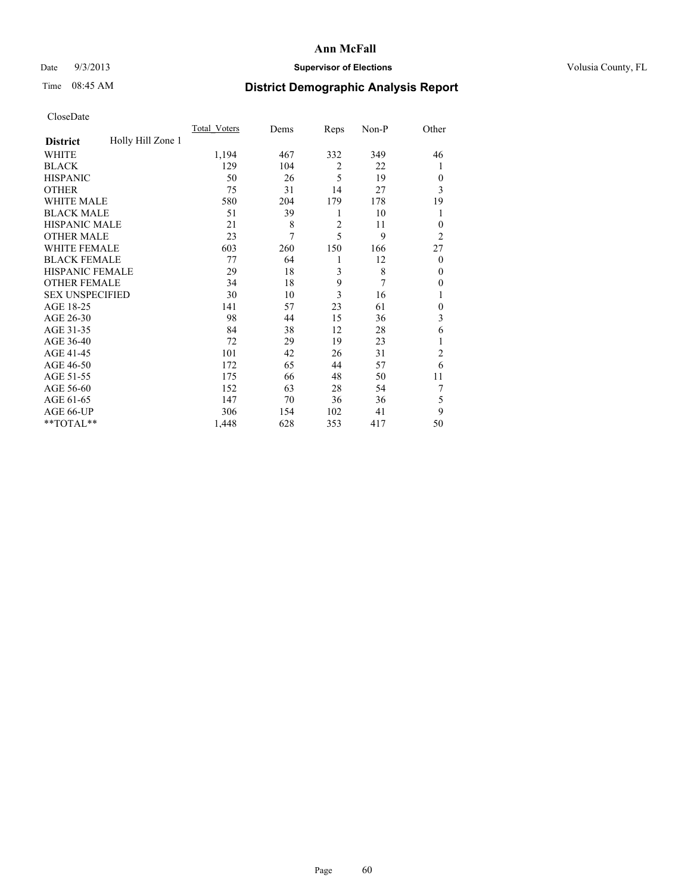# Ann McFall

Date 9/3/2013 **Supervisor of Elections** Volusia County, FL

Time 08:45 AM **District Demographic Analysis Report**

CloseDate

| **District** Holly Hill Zone 1 | Total_Voters | Dems | Reps | Non-P | Other |
|---|---|---|---|---|---|
| WHITE | 1,194 | 467 | 332 | 349 | 46 |
| BLACK | 129 | 104 | 2 | 22 | 1 |
| HISPANIC | 50 | 26 | 5 | 19 | 0 |
| OTHER | 75 | 31 | 14 | 27 | 3 |
| WHITE MALE | 580 | 204 | 179 | 178 | 19 |
| BLACK MALE | 51 | 39 | 1 | 10 | 1 |
| HISPANIC MALE | 21 | 8 | 2 | 11 | 0 |
| OTHER MALE | 23 | 7 | 5 | 9 | 2 |
| WHITE FEMALE | 603 | 260 | 150 | 166 | 27 |
| BLACK FEMALE | 77 | 64 | 1 | 12 | 0 |
| HISPANIC FEMALE | 29 | 18 | 3 | 8 | 0 |
| OTHER FEMALE | 34 | 18 | 9 | 7 | 0 |
| SEX UNSPECIFIED | 30 | 10 | 3 | 16 | 1 |
| AGE 18-25 | 141 | 57 | 23 | 61 | 0 |
| AGE 26-30 | 98 | 44 | 15 | 36 | 3 |
| AGE 31-35 | 84 | 38 | 12 | 28 | 6 |
| AGE 36-40 | 72 | 29 | 19 | 23 | 1 |
| AGE 41-45 | 101 | 42 | 26 | 31 | 2 |
| AGE 46-50 | 172 | 65 | 44 | 57 | 6 |
| AGE 51-55 | 175 | 66 | 48 | 50 | 11 |
| AGE 56-60 | 152 | 63 | 28 | 54 | 7 |
| AGE 61-65 | 147 | 70 | 36 | 36 | 5 |
| AGE 66-UP | 306 | 154 | 102 | 41 | 9 |
| **TOTAL** | 1,448 | 628 | 353 | 417 | 50 |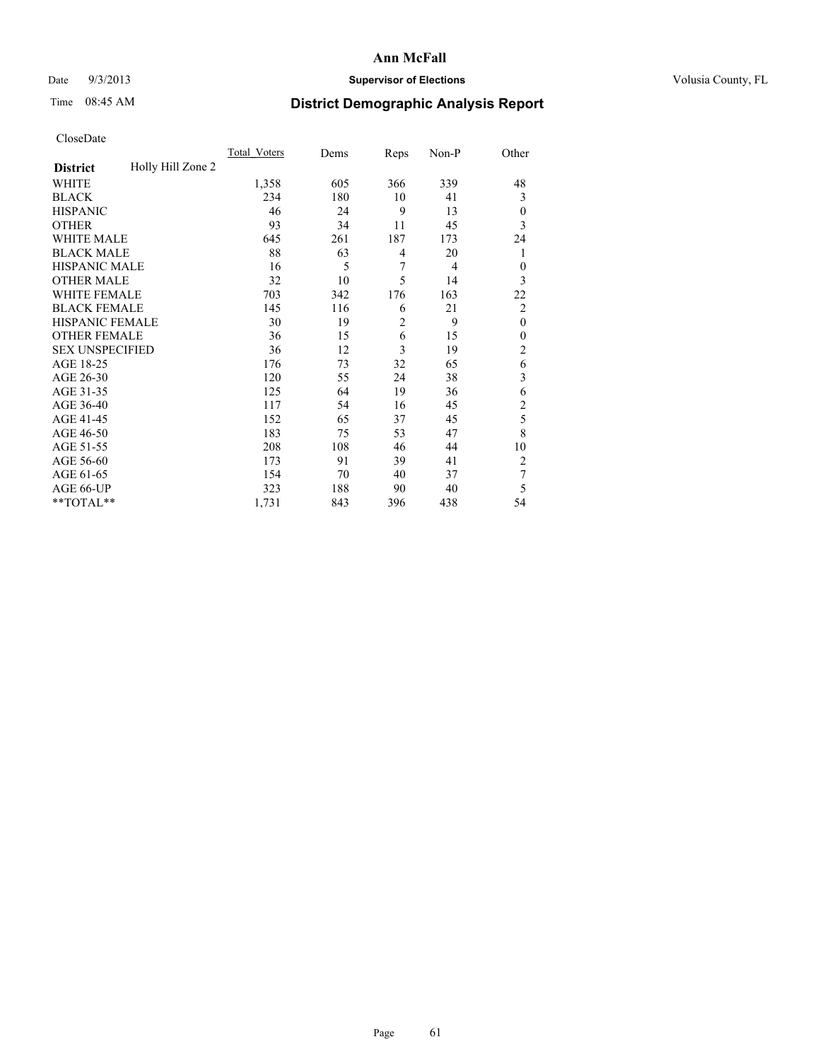# Ann McFall

Date 9/3/2013 **Supervisor of Elections** Volusia County, FL

Time 08:45 AM **District Demographic Analysis Report**

CloseDate

| **District** Holly Hill Zone 2 | Total_Voters | Dems | Reps | Non-P | Other |
|---|---|---|---|---|---|
| WHITE | 1,358 | 605 | 366 | 339 | 48 |
| BLACK | 234 | 180 | 10 | 41 | 3 |
| HISPANIC | 46 | 24 | 9 | 13 | 0 |
| OTHER | 93 | 34 | 11 | 45 | 3 |
| WHITE MALE | 645 | 261 | 187 | 173 | 24 |
| BLACK MALE | 88 | 63 | 4 | 20 | 1 |
| HISPANIC MALE | 16 | 5 | 7 | 4 | 0 |
| OTHER MALE | 32 | 10 | 5 | 14 | 3 |
| WHITE FEMALE | 703 | 342 | 176 | 163 | 22 |
| BLACK FEMALE | 145 | 116 | 6 | 21 | 2 |
| HISPANIC FEMALE | 30 | 19 | 2 | 9 | 0 |
| OTHER FEMALE | 36 | 15 | 6 | 15 | 0 |
| SEX UNSPECIFIED | 36 | 12 | 3 | 19 | 2 |
| AGE 18-25 | 176 | 73 | 32 | 65 | 6 |
| AGE 26-30 | 120 | 55 | 24 | 38 | 3 |
| AGE 31-35 | 125 | 64 | 19 | 36 | 6 |
| AGE 36-40 | 117 | 54 | 16 | 45 | 2 |
| AGE 41-45 | 152 | 65 | 37 | 45 | 5 |
| AGE 46-50 | 183 | 75 | 53 | 47 | 8 |
| AGE 51-55 | 208 | 108 | 46 | 44 | 10 |
| AGE 56-60 | 173 | 91 | 39 | 41 | 2 |
| AGE 61-65 | 154 | 70 | 40 | 37 | 7 |
| AGE 66-UP | 323 | 188 | 90 | 40 | 5 |
| **TOTAL** | 1,731 | 843 | 396 | 438 | 54 |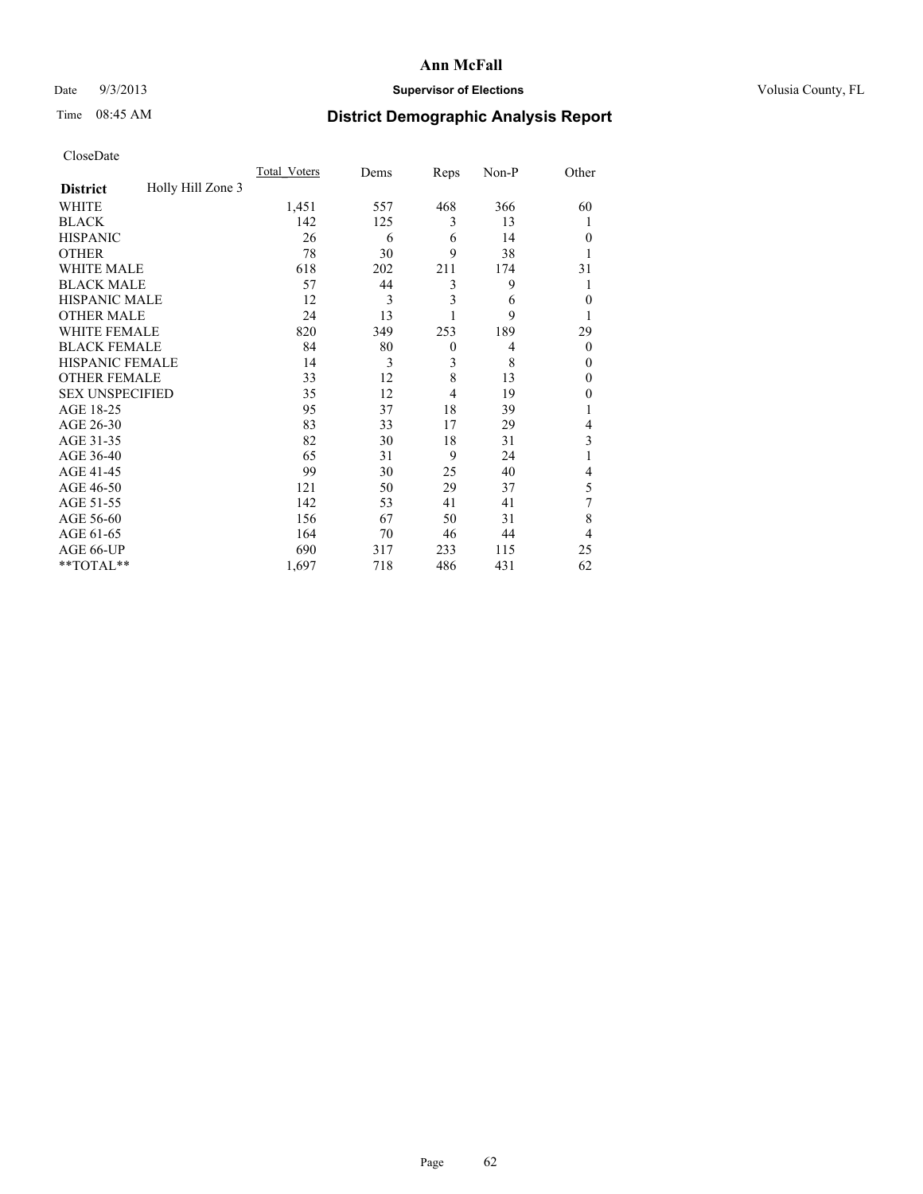CloseDate

| District | Holly Hill Zone 3 | Total_Voters | Dems | Reps | Non-P | Other |
|---|---|---|---|---|---|---|
| WHITE | | 1,451 | 557 | 468 | 366 | 60 |
| BLACK | | 142 | 125 | 3 | 13 | 1 |
| HISPANIC | | 26 | 6 | 6 | 14 | 0 |
| OTHER | | 78 | 30 | 9 | 38 | 1 |
| WHITE MALE | | 618 | 202 | 211 | 174 | 31 |
| BLACK MALE | | 57 | 44 | 3 | 9 | 1 |
| HISPANIC MALE | | 12 | 3 | 3 | 6 | 0 |
| OTHER MALE | | 24 | 13 | 1 | 9 | 1 |
| WHITE FEMALE | | 820 | 349 | 253 | 189 | 29 |
| BLACK FEMALE | | 84 | 80 | 0 | 4 | 0 |
| HISPANIC FEMALE | | 14 | 3 | 3 | 8 | 0 |
| OTHER FEMALE | | 33 | 12 | 8 | 13 | 0 |
| SEX UNSPECIFIED | | 35 | 12 | 4 | 19 | 0 |
| AGE 18-25 | | 95 | 37 | 18 | 39 | 1 |
| AGE 26-30 | | 83 | 33 | 17 | 29 | 4 |
| AGE 31-35 | | 82 | 30 | 18 | 31 | 3 |
| AGE 36-40 | | 65 | 31 | 9 | 24 | 1 |
| AGE 41-45 | | 99 | 30 | 25 | 40 | 4 |
| AGE 46-50 | | 121 | 50 | 29 | 37 | 5 |
| AGE 51-55 | | 142 | 53 | 41 | 41 | 7 |
| AGE 56-60 | | 156 | 67 | 50 | 31 | 8 |
| AGE 61-65 | | 164 | 70 | 46 | 44 | 4 |
| AGE 66-UP | | 690 | 317 | 233 | 115 | 25 |
| **TOTAL** | | 1,697 | 718 | 486 | 431 | 62 |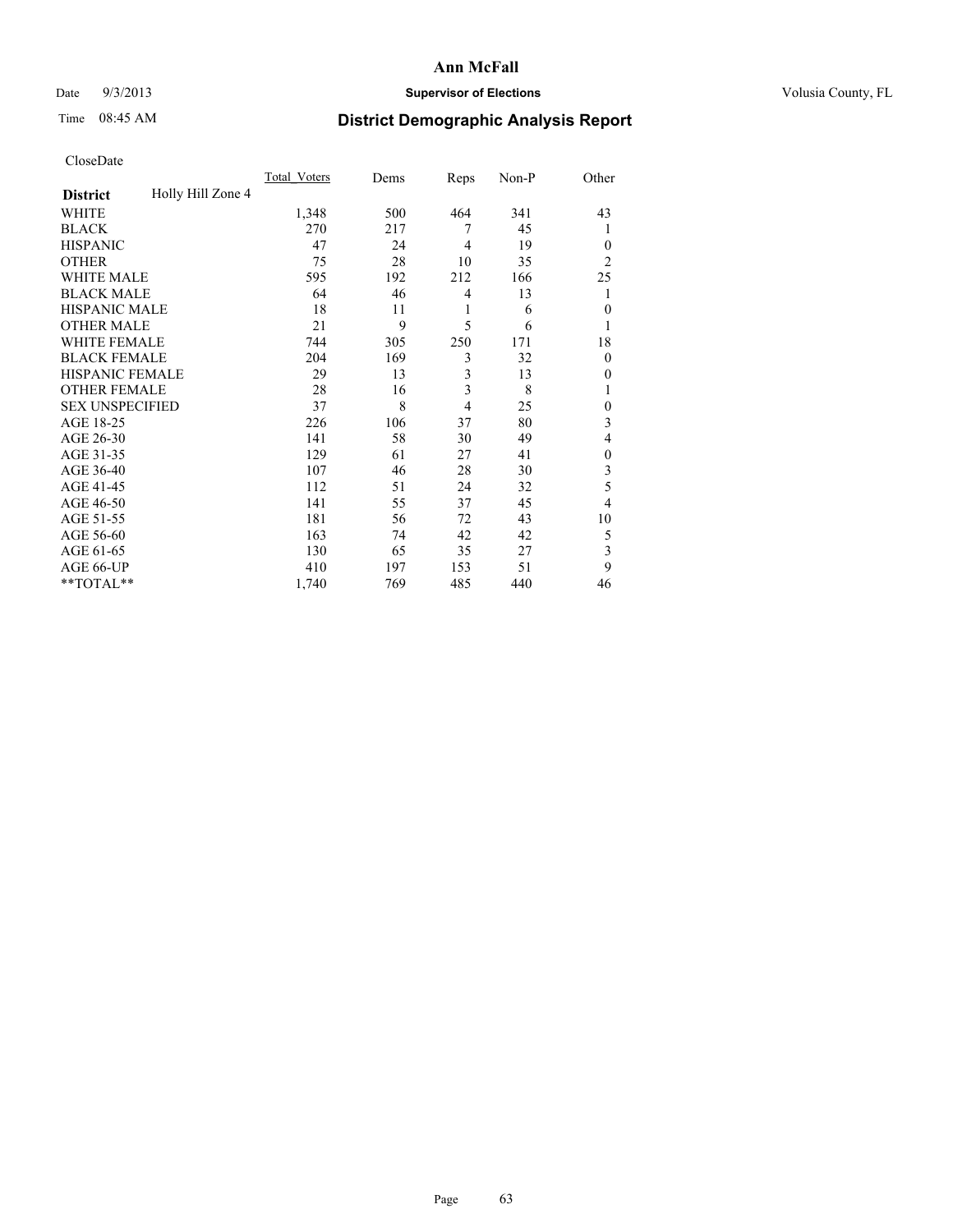# Ann McFall

Date 9/3/2013 **Supervisor of Elections** Volusia County, FL

Time 08:45 AM **District Demographic Analysis Report**

CloseDate

| **District** Holly Hill Zone 4 | Total_Voters | Dems | Reps | Non-P | Other |
|---|---|---|---|---|---|
| WHITE | 1,348 | 500 | 464 | 341 | 43 |
| BLACK | 270 | 217 | 7 | 45 | 1 |
| HISPANIC | 47 | 24 | 4 | 19 | 0 |
| OTHER | 75 | 28 | 10 | 35 | 2 |
| WHITE MALE | 595 | 192 | 212 | 166 | 25 |
| BLACK MALE | 64 | 46 | 4 | 13 | 1 |
| HISPANIC MALE | 18 | 11 | 1 | 6 | 0 |
| OTHER MALE | 21 | 9 | 5 | 6 | 1 |
| WHITE FEMALE | 744 | 305 | 250 | 171 | 18 |
| BLACK FEMALE | 204 | 169 | 3 | 32 | 0 |
| HISPANIC FEMALE | 29 | 13 | 3 | 13 | 0 |
| OTHER FEMALE | 28 | 16 | 3 | 8 | 1 |
| SEX UNSPECIFIED | 37 | 8 | 4 | 25 | 0 |
| AGE 18-25 | 226 | 106 | 37 | 80 | 3 |
| AGE 26-30 | 141 | 58 | 30 | 49 | 4 |
| AGE 31-35 | 129 | 61 | 27 | 41 | 0 |
| AGE 36-40 | 107 | 46 | 28 | 30 | 3 |
| AGE 41-45 | 112 | 51 | 24 | 32 | 5 |
| AGE 46-50 | 141 | 55 | 37 | 45 | 4 |
| AGE 51-55 | 181 | 56 | 72 | 43 | 10 |
| AGE 56-60 | 163 | 74 | 42 | 42 | 5 |
| AGE 61-65 | 130 | 65 | 35 | 27 | 3 |
| AGE 66-UP | 410 | 197 | 153 | 51 | 9 |
| **TOTAL** | 1,740 | 769 | 485 | 440 | 46 |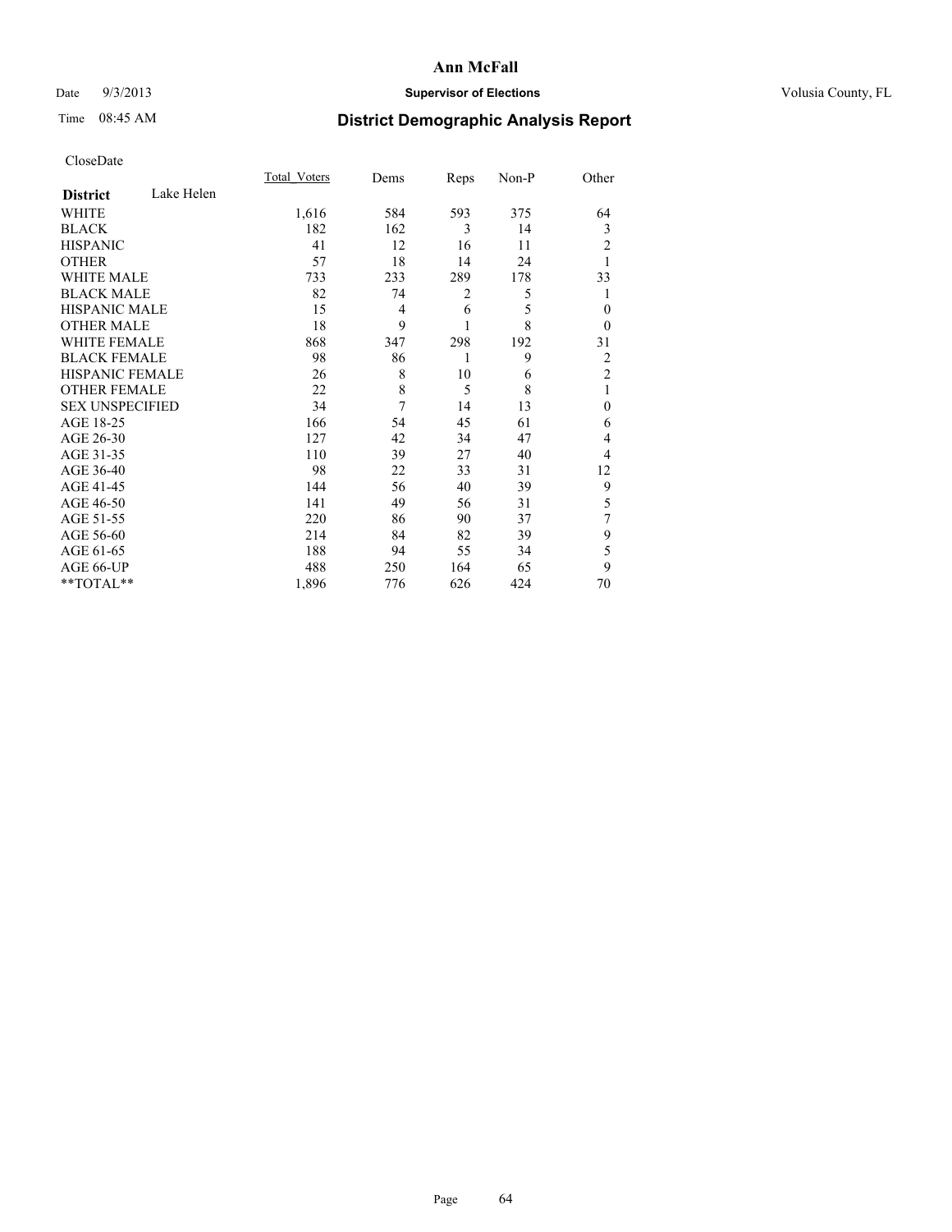# Ann McFall

Date 9/3/2013 **Supervisor of Elections** Volusia County, FL

Time 08:45 AM

## District Demographic Analysis Report

CloseDate

| **District** Lake Helen | Total_Voters | Dems | Reps | Non-P | Other |
|---|---|---|---|---|---|
| WHITE | 1,616 | 584 | 593 | 375 | 64 |
| BLACK | 182 | 162 | 3 | 14 | 3 |
| HISPANIC | 41 | 12 | 16 | 11 | 2 |
| OTHER | 57 | 18 | 14 | 24 | 1 |
| WHITE MALE | 733 | 233 | 289 | 178 | 33 |
| BLACK MALE | 82 | 74 | 2 | 5 | 1 |
| HISPANIC MALE | 15 | 4 | 6 | 5 | 0 |
| OTHER MALE | 18 | 9 | 1 | 8 | 0 |
| WHITE FEMALE | 868 | 347 | 298 | 192 | 31 |
| BLACK FEMALE | 98 | 86 | 1 | 9 | 2 |
| HISPANIC FEMALE | 26 | 8 | 10 | 6 | 2 |
| OTHER FEMALE | 22 | 8 | 5 | 8 | 1 |
| SEX UNSPECIFIED | 34 | 7 | 14 | 13 | 0 |
| AGE 18-25 | 166 | 54 | 45 | 61 | 6 |
| AGE 26-30 | 127 | 42 | 34 | 47 | 4 |
| AGE 31-35 | 110 | 39 | 27 | 40 | 4 |
| AGE 36-40 | 98 | 22 | 33 | 31 | 12 |
| AGE 41-45 | 144 | 56 | 40 | 39 | 9 |
| AGE 46-50 | 141 | 49 | 56 | 31 | 5 |
| AGE 51-55 | 220 | 86 | 90 | 37 | 7 |
| AGE 56-60 | 214 | 84 | 82 | 39 | 9 |
| AGE 61-65 | 188 | 94 | 55 | 34 | 5 |
| AGE 66-UP | 488 | 250 | 164 | 65 | 9 |
| **TOTAL** | 1,896 | 776 | 626 | 424 | 70 |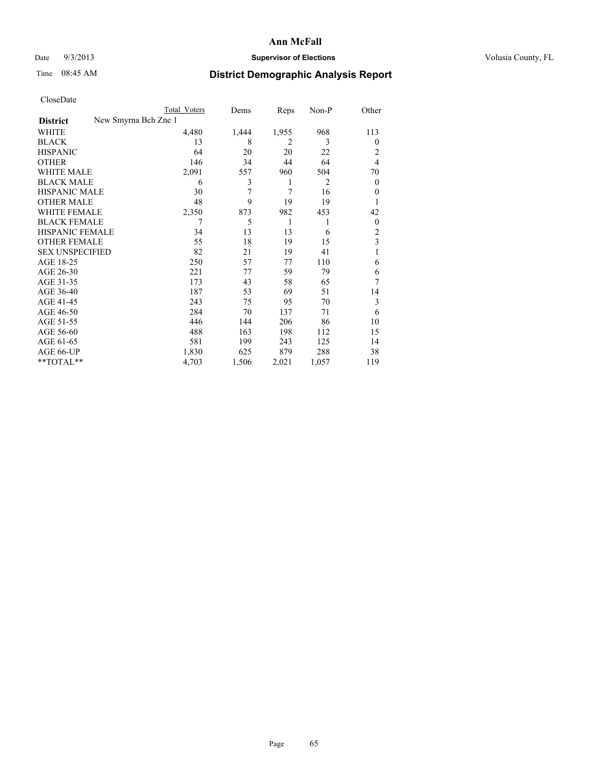# Ann McFall

Date 9/3/2013 **Supervisor of Elections** Volusia County, FL

Time 08:45 AM **District Demographic Analysis Report**

CloseDate

| | Total Voters | Dems | Reps | Non-P | Other |
|---|---|---|---|---|---|
| **District** New Smyrna Bch Zne 1 | | | | | |
| WHITE | 4,480 | 1,444 | 1,955 | 968 | 113 |
| BLACK | 13 | 8 | 2 | 3 | 0 |
| HISPANIC | 64 | 20 | 20 | 22 | 2 |
| OTHER | 146 | 34 | 44 | 64 | 4 |
| WHITE MALE | 2,091 | 557 | 960 | 504 | 70 |
| BLACK MALE | 6 | 3 | 1 | 2 | 0 |
| HISPANIC MALE | 30 | 7 | 7 | 16 | 0 |
| OTHER MALE | 48 | 9 | 19 | 19 | 1 |
| WHITE FEMALE | 2,350 | 873 | 982 | 453 | 42 |
| BLACK FEMALE | 7 | 5 | 1 | 1 | 0 |
| HISPANIC FEMALE | 34 | 13 | 13 | 6 | 2 |
| OTHER FEMALE | 55 | 18 | 19 | 15 | 3 |
| SEX UNSPECIFIED | 82 | 21 | 19 | 41 | 1 |
| AGE 18-25 | 250 | 57 | 77 | 110 | 6 |
| AGE 26-30 | 221 | 77 | 59 | 79 | 6 |
| AGE 31-35 | 173 | 43 | 58 | 65 | 7 |
| AGE 36-40 | 187 | 53 | 69 | 51 | 14 |
| AGE 41-45 | 243 | 75 | 95 | 70 | 3 |
| AGE 46-50 | 284 | 70 | 137 | 71 | 6 |
| AGE 51-55 | 446 | 144 | 206 | 86 | 10 |
| AGE 56-60 | 488 | 163 | 198 | 112 | 15 |
| AGE 61-65 | 581 | 199 | 243 | 125 | 14 |
| AGE 66-UP | 1,830 | 625 | 879 | 288 | 38 |
| **TOTAL** | 4,703 | 1,506 | 2,021 | 1,057 | 119 |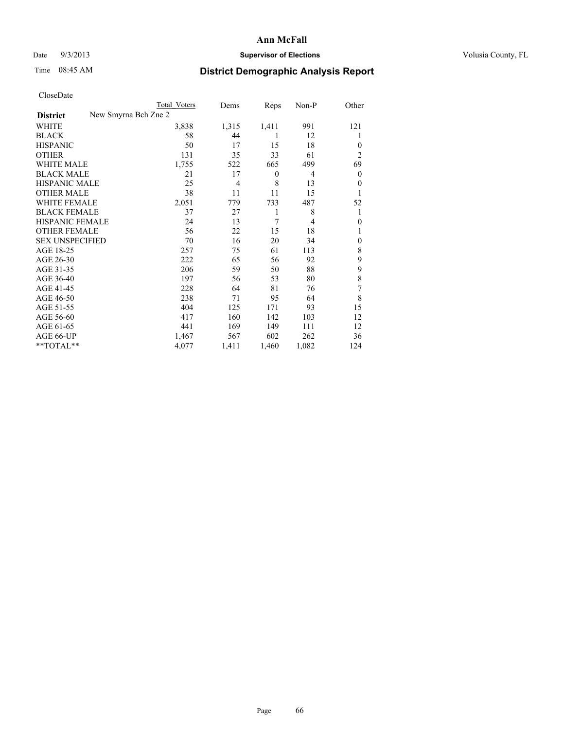# Ann McFall

Date 9/3/2013 **Supervisor of Elections** Volusia County, FL

Time 08:45 AM **District Demographic Analysis Report**

CloseDate

| **District** | New Smyrna Bch Zne 2 | Total Voters | Dems | Reps | Non-P | Other |
|---|---|---|---|---|---|---|
| WHITE | | 3,838 | 1,315 | 1,411 | 991 | 121 |
| BLACK | | 58 | 44 | 1 | 12 | 1 |
| HISPANIC | | 50 | 17 | 15 | 18 | 0 |
| OTHER | | 131 | 35 | 33 | 61 | 2 |
| WHITE MALE | | 1,755 | 522 | 665 | 499 | 69 |
| BLACK MALE | | 21 | 17 | 0 | 4 | 0 |
| HISPANIC MALE | | 25 | 4 | 8 | 13 | 0 |
| OTHER MALE | | 38 | 11 | 11 | 15 | 1 |
| WHITE FEMALE | | 2,051 | 779 | 733 | 487 | 52 |
| BLACK FEMALE | | 37 | 27 | 1 | 8 | 1 |
| HISPANIC FEMALE | | 24 | 13 | 7 | 4 | 0 |
| OTHER FEMALE | | 56 | 22 | 15 | 18 | 1 |
| SEX UNSPECIFIED | | 70 | 16 | 20 | 34 | 0 |
| AGE 18-25 | | 257 | 75 | 61 | 113 | 8 |
| AGE 26-30 | | 222 | 65 | 56 | 92 | 9 |
| AGE 31-35 | | 206 | 59 | 50 | 88 | 9 |
| AGE 36-40 | | 197 | 56 | 53 | 80 | 8 |
| AGE 41-45 | | 228 | 64 | 81 | 76 | 7 |
| AGE 46-50 | | 238 | 71 | 95 | 64 | 8 |
| AGE 51-55 | | 404 | 125 | 171 | 93 | 15 |
| AGE 56-60 | | 417 | 160 | 142 | 103 | 12 |
| AGE 61-65 | | 441 | 169 | 149 | 111 | 12 |
| AGE 66-UP | | 1,467 | 567 | 602 | 262 | 36 |
| **TOTAL** | | 4,077 | 1,411 | 1,460 | 1,082 | 124 |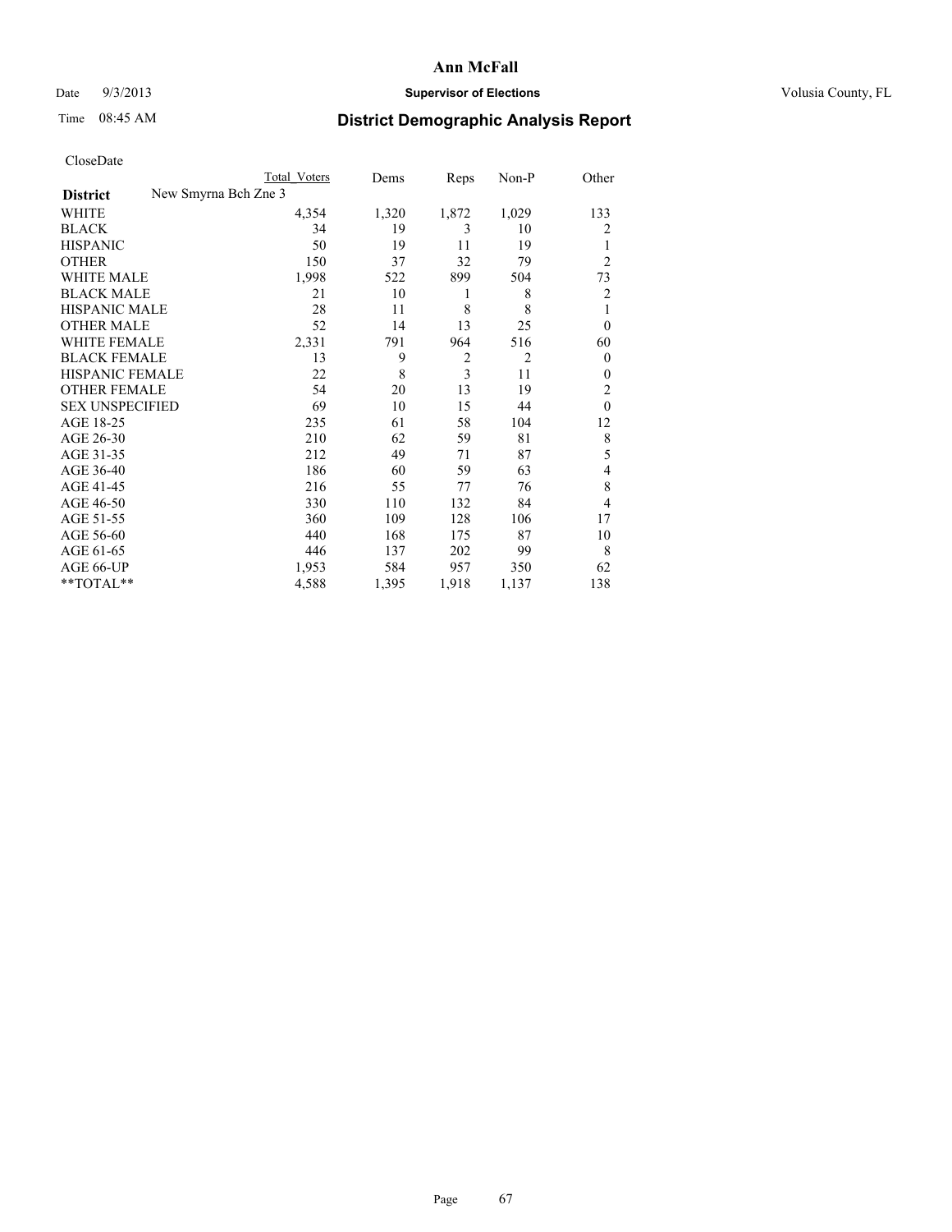# Ann McFall

Date 9/3/2013 **Supervisor of Elections** Volusia County, FL

Time 08:45 AM **District Demographic Analysis Report**

CloseDate

| | Total Voters | Dems | Reps | Non-P | Other |
|---|---|---|---|---|---|
| **District** New Smyrna Bch Zne 3 | | | | | |
| WHITE | 4,354 | 1,320 | 1,872 | 1,029 | 133 |
| BLACK | 34 | 19 | 3 | 10 | 2 |
| HISPANIC | 50 | 19 | 11 | 19 | 1 |
| OTHER | 150 | 37 | 32 | 79 | 2 |
| WHITE MALE | 1,998 | 522 | 899 | 504 | 73 |
| BLACK MALE | 21 | 10 | 1 | 8 | 2 |
| HISPANIC MALE | 28 | 11 | 8 | 8 | 1 |
| OTHER MALE | 52 | 14 | 13 | 25 | 0 |
| WHITE FEMALE | 2,331 | 791 | 964 | 516 | 60 |
| BLACK FEMALE | 13 | 9 | 2 | 2 | 0 |
| HISPANIC FEMALE | 22 | 8 | 3 | 11 | 0 |
| OTHER FEMALE | 54 | 20 | 13 | 19 | 2 |
| SEX UNSPECIFIED | 69 | 10 | 15 | 44 | 0 |
| AGE 18-25 | 235 | 61 | 58 | 104 | 12 |
| AGE 26-30 | 210 | 62 | 59 | 81 | 8 |
| AGE 31-35 | 212 | 49 | 71 | 87 | 5 |
| AGE 36-40 | 186 | 60 | 59 | 63 | 4 |
| AGE 41-45 | 216 | 55 | 77 | 76 | 8 |
| AGE 46-50 | 330 | 110 | 132 | 84 | 4 |
| AGE 51-55 | 360 | 109 | 128 | 106 | 17 |
| AGE 56-60 | 440 | 168 | 175 | 87 | 10 |
| AGE 61-65 | 446 | 137 | 202 | 99 | 8 |
| AGE 66-UP | 1,953 | 584 | 957 | 350 | 62 |
| **TOTAL** | 4,588 | 1,395 | 1,918 | 1,137 | 138 |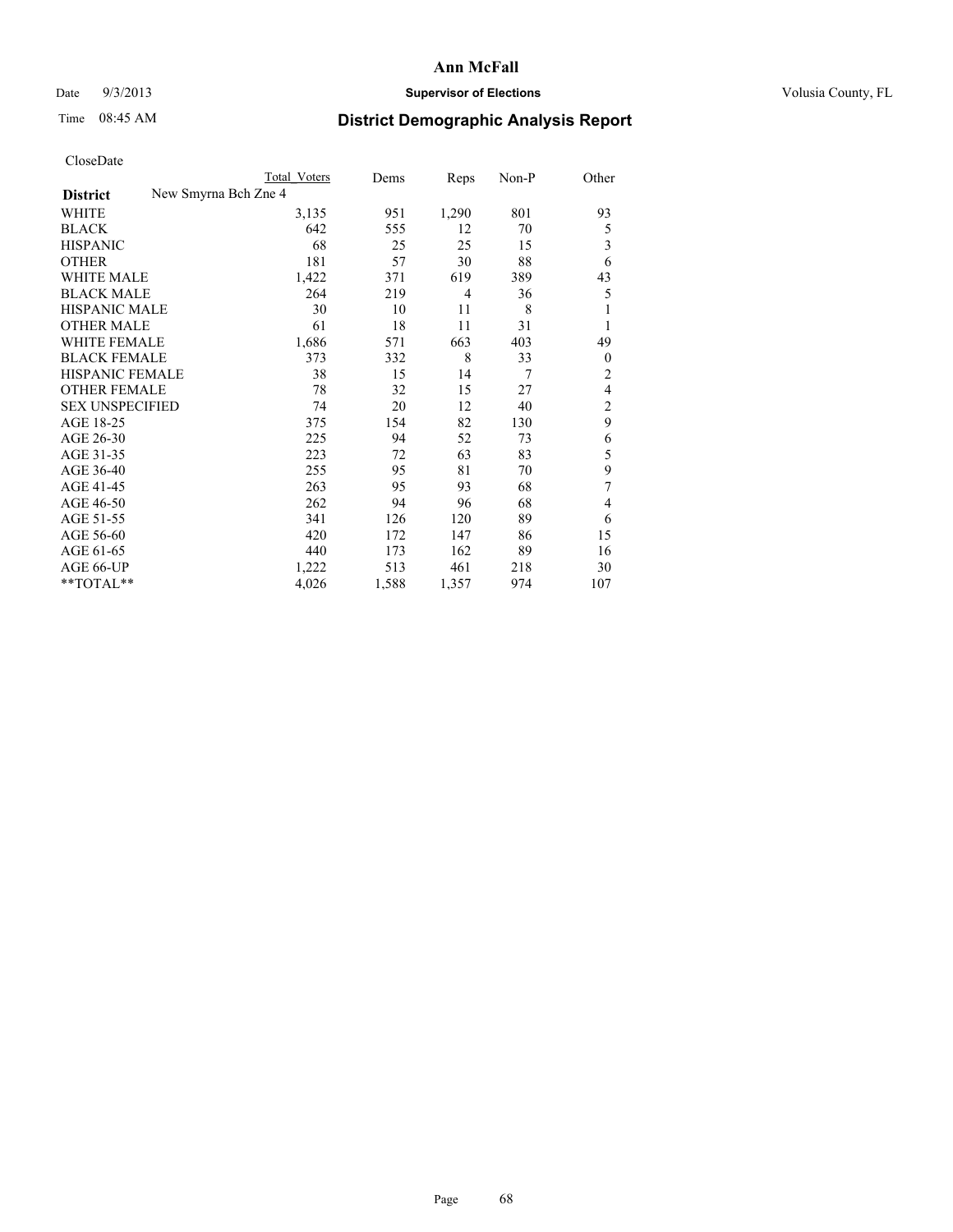**Ann McFall**

Date 9/3/2013 **Supervisor of Elections** Volusia County, FL

Time 08:45 AM

# District Demographic Analysis Report

CloseDate

| | Total Voters | Dems | Reps | Non-P | Other |
|---|---|---|---|---|---|
| **District** New Smyrna Bch Zne 4 | | | | | |
| WHITE | 3,135 | 951 | 1,290 | 801 | 93 |
| BLACK | 642 | 555 | 12 | 70 | 5 |
| HISPANIC | 68 | 25 | 25 | 15 | 3 |
| OTHER | 181 | 57 | 30 | 88 | 6 |
| WHITE MALE | 1,422 | 371 | 619 | 389 | 43 |
| BLACK MALE | 264 | 219 | 4 | 36 | 5 |
| HISPANIC MALE | 30 | 10 | 11 | 8 | 1 |
| OTHER MALE | 61 | 18 | 11 | 31 | 1 |
| WHITE FEMALE | 1,686 | 571 | 663 | 403 | 49 |
| BLACK FEMALE | 373 | 332 | 8 | 33 | 0 |
| HISPANIC FEMALE | 38 | 15 | 14 | 7 | 2 |
| OTHER FEMALE | 78 | 32 | 15 | 27 | 4 |
| SEX UNSPECIFIED | 74 | 20 | 12 | 40 | 2 |
| AGE 18-25 | 375 | 154 | 82 | 130 | 9 |
| AGE 26-30 | 225 | 94 | 52 | 73 | 6 |
| AGE 31-35 | 223 | 72 | 63 | 83 | 5 |
| AGE 36-40 | 255 | 95 | 81 | 70 | 9 |
| AGE 41-45 | 263 | 95 | 93 | 68 | 7 |
| AGE 46-50 | 262 | 94 | 96 | 68 | 4 |
| AGE 51-55 | 341 | 126 | 120 | 89 | 6 |
| AGE 56-60 | 420 | 172 | 147 | 86 | 15 |
| AGE 61-65 | 440 | 173 | 162 | 89 | 16 |
| AGE 66-UP | 1,222 | 513 | 461 | 218 | 30 |
| **TOTAL** | 4,026 | 1,588 | 1,357 | 974 | 107 |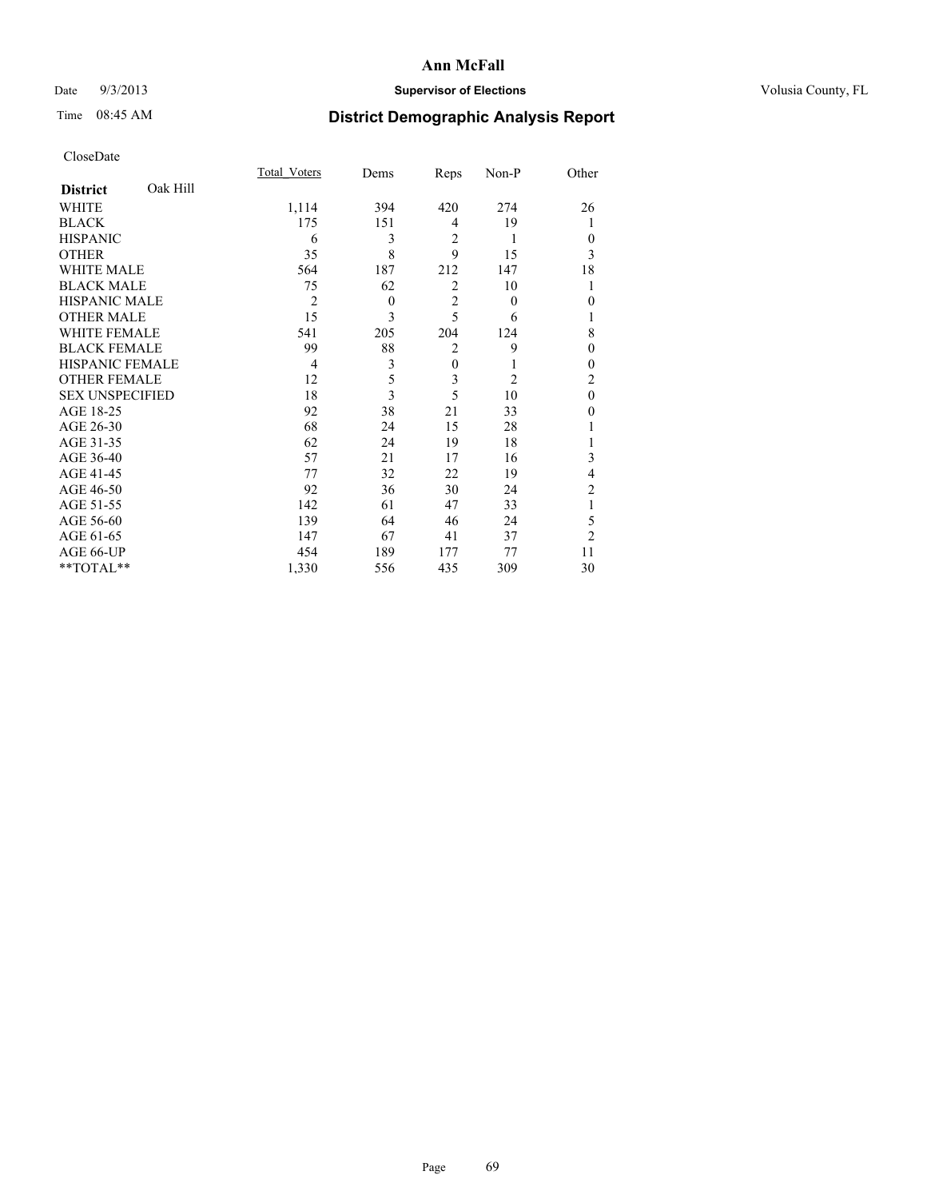# Ann McFall

Date 9/3/2013 **Supervisor of Elections** Volusia County, FL

Time 08:45 AM **District Demographic Analysis Report**

CloseDate

| **District** Oak Hill | Total_Voters | Dems | Reps | Non-P | Other |
|---|---|---|---|---|---|
| WHITE | 1,114 | 394 | 420 | 274 | 26 |
| BLACK | 175 | 151 | 4 | 19 | 1 |
| HISPANIC | 6 | 3 | 2 | 1 | 0 |
| OTHER | 35 | 8 | 9 | 15 | 3 |
| WHITE MALE | 564 | 187 | 212 | 147 | 18 |
| BLACK MALE | 75 | 62 | 2 | 10 | 1 |
| HISPANIC MALE | 2 | 0 | 2 | 0 | 0 |
| OTHER MALE | 15 | 3 | 5 | 6 | 1 |
| WHITE FEMALE | 541 | 205 | 204 | 124 | 8 |
| BLACK FEMALE | 99 | 88 | 2 | 9 | 0 |
| HISPANIC FEMALE | 4 | 3 | 0 | 1 | 0 |
| OTHER FEMALE | 12 | 5 | 3 | 2 | 2 |
| SEX UNSPECIFIED | 18 | 3 | 5 | 10 | 0 |
| AGE 18-25 | 92 | 38 | 21 | 33 | 0 |
| AGE 26-30 | 68 | 24 | 15 | 28 | 1 |
| AGE 31-35 | 62 | 24 | 19 | 18 | 1 |
| AGE 36-40 | 57 | 21 | 17 | 16 | 3 |
| AGE 41-45 | 77 | 32 | 22 | 19 | 4 |
| AGE 46-50 | 92 | 36 | 30 | 24 | 2 |
| AGE 51-55 | 142 | 61 | 47 | 33 | 1 |
| AGE 56-60 | 139 | 64 | 46 | 24 | 5 |
| AGE 61-65 | 147 | 67 | 41 | 37 | 2 |
| AGE 66-UP | 454 | 189 | 177 | 77 | 11 |
| **TOTAL** | 1,330 | 556 | 435 | 309 | 30 |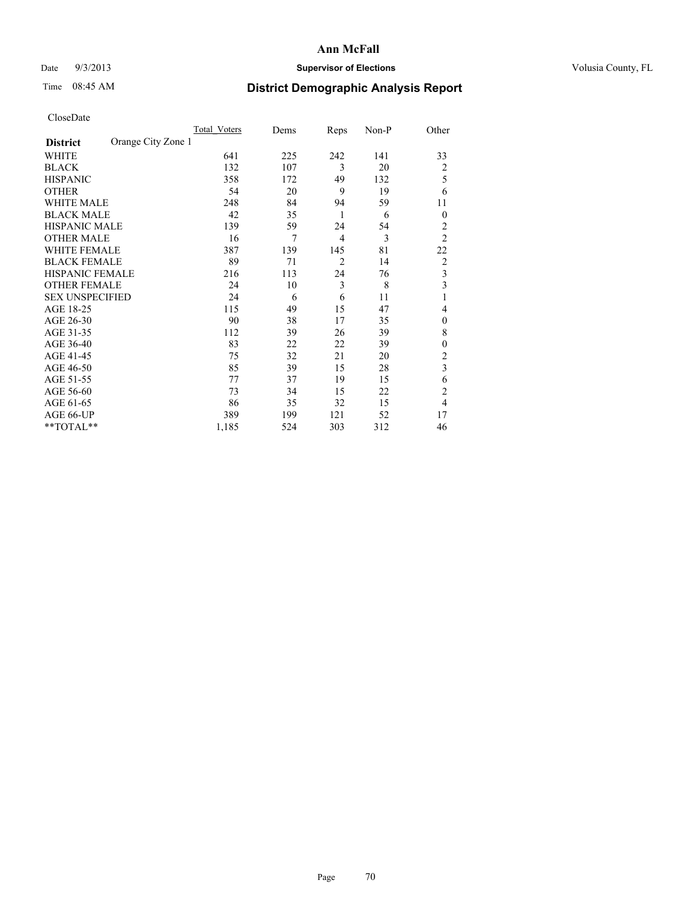# District Demographic Analysis Report

CloseDate

| District | Orange City Zone 1 | Total_Voters | Dems | Reps | Non-P | Other |
|---|---|---|---|---|---|---|
| WHITE | | 641 | 225 | 242 | 141 | 33 |
| BLACK | | 132 | 107 | 3 | 20 | 2 |
| HISPANIC | | 358 | 172 | 49 | 132 | 5 |
| OTHER | | 54 | 20 | 9 | 19 | 6 |
| WHITE MALE | | 248 | 84 | 94 | 59 | 11 |
| BLACK MALE | | 42 | 35 | 1 | 6 | 0 |
| HISPANIC MALE | | 139 | 59 | 24 | 54 | 2 |
| OTHER MALE | | 16 | 7 | 4 | 3 | 2 |
| WHITE FEMALE | | 387 | 139 | 145 | 81 | 22 |
| BLACK FEMALE | | 89 | 71 | 2 | 14 | 2 |
| HISPANIC FEMALE | | 216 | 113 | 24 | 76 | 3 |
| OTHER FEMALE | | 24 | 10 | 3 | 8 | 3 |
| SEX UNSPECIFIED | | 24 | 6 | 6 | 11 | 1 |
| AGE 18-25 | | 115 | 49 | 15 | 47 | 4 |
| AGE 26-30 | | 90 | 38 | 17 | 35 | 0 |
| AGE 31-35 | | 112 | 39 | 26 | 39 | 8 |
| AGE 36-40 | | 83 | 22 | 22 | 39 | 0 |
| AGE 41-45 | | 75 | 32 | 21 | 20 | 2 |
| AGE 46-50 | | 85 | 39 | 15 | 28 | 3 |
| AGE 51-55 | | 77 | 37 | 19 | 15 | 6 |
| AGE 56-60 | | 73 | 34 | 15 | 22 | 2 |
| AGE 61-65 | | 86 | 35 | 32 | 15 | 4 |
| AGE 66-UP | | 389 | 199 | 121 | 52 | 17 |
| **TOTAL** | | 1,185 | 524 | 303 | 312 | 46 |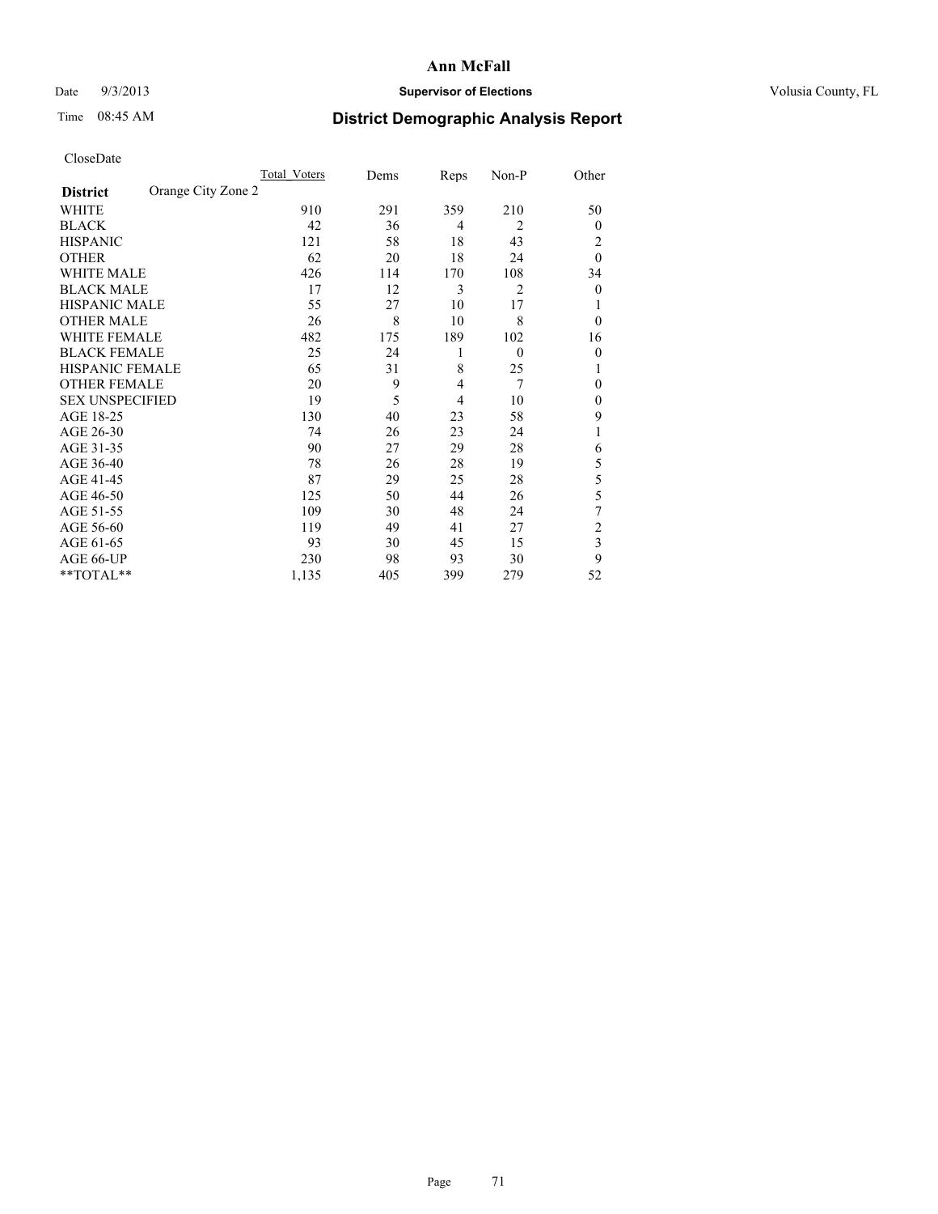**Ann McFall**

Date 9/3/2013 **Supervisor of Elections** Volusia County, FL

Time 08:45 AM **District Demographic Analysis Report**

CloseDate

| | Total_Voters | Dems | Reps | Non-P | Other |
|---|---|---|---|---|---|
| **District** Orange City Zone 2 | | | | | |
| WHITE | 910 | 291 | 359 | 210 | 50 |
| BLACK | 42 | 36 | 4 | 2 | 0 |
| HISPANIC | 121 | 58 | 18 | 43 | 2 |
| OTHER | 62 | 20 | 18 | 24 | 0 |
| WHITE MALE | 426 | 114 | 170 | 108 | 34 |
| BLACK MALE | 17 | 12 | 3 | 2 | 0 |
| HISPANIC MALE | 55 | 27 | 10 | 17 | 1 |
| OTHER MALE | 26 | 8 | 10 | 8 | 0 |
| WHITE FEMALE | 482 | 175 | 189 | 102 | 16 |
| BLACK FEMALE | 25 | 24 | 1 | 0 | 0 |
| HISPANIC FEMALE | 65 | 31 | 8 | 25 | 1 |
| OTHER FEMALE | 20 | 9 | 4 | 7 | 0 |
| SEX UNSPECIFIED | 19 | 5 | 4 | 10 | 0 |
| AGE 18-25 | 130 | 40 | 23 | 58 | 9 |
| AGE 26-30 | 74 | 26 | 23 | 24 | 1 |
| AGE 31-35 | 90 | 27 | 29 | 28 | 6 |
| AGE 36-40 | 78 | 26 | 28 | 19 | 5 |
| AGE 41-45 | 87 | 29 | 25 | 28 | 5 |
| AGE 46-50 | 125 | 50 | 44 | 26 | 5 |
| AGE 51-55 | 109 | 30 | 48 | 24 | 7 |
| AGE 56-60 | 119 | 49 | 41 | 27 | 2 |
| AGE 61-65 | 93 | 30 | 45 | 15 | 3 |
| AGE 66-UP | 230 | 98 | 93 | 30 | 9 |
| **TOTAL** | 1,135 | 405 | 399 | 279 | 52 |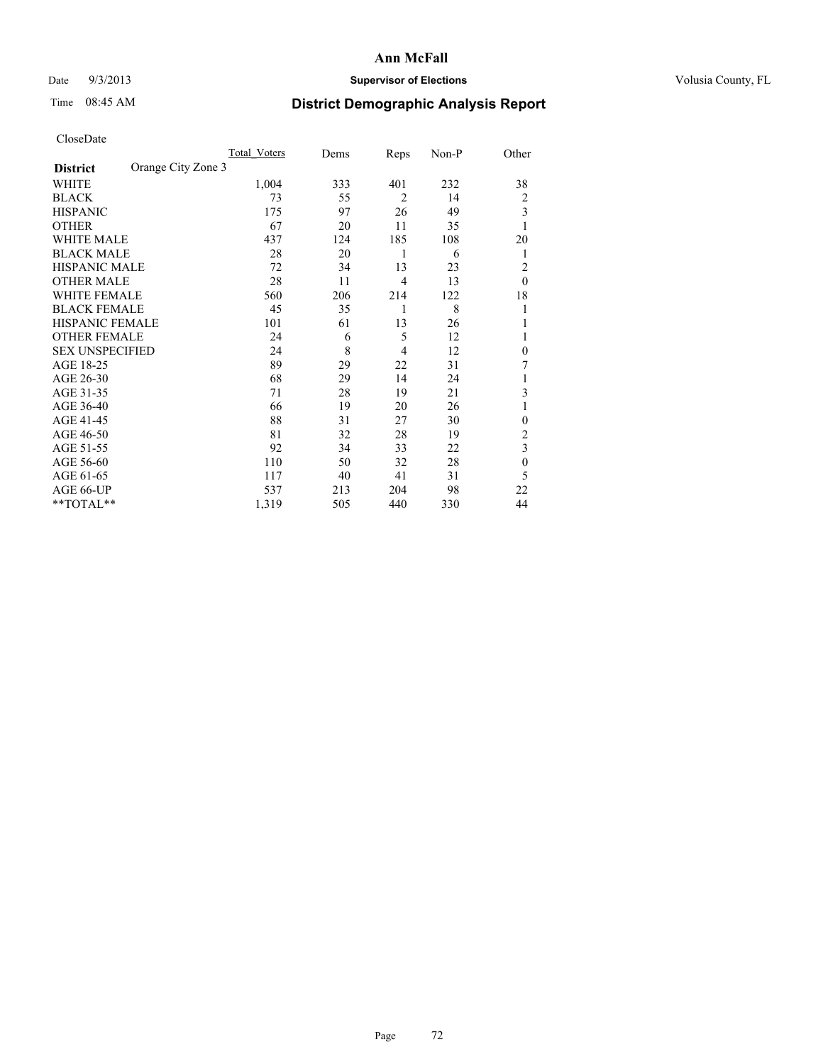# Ann McFall

Date 9/3/2013 **Supervisor of Elections** Volusia County, FL

Time 08:45 AM **District Demographic Analysis Report**

CloseDate

| **District** Orange City Zone 3 | Total Voters | Dems | Reps | Non-P | Other |
|---|---|---|---|---|---|
| WHITE | 1,004 | 333 | 401 | 232 | 38 |
| BLACK | 73 | 55 | 2 | 14 | 2 |
| HISPANIC | 175 | 97 | 26 | 49 | 3 |
| OTHER | 67 | 20 | 11 | 35 | 1 |
| WHITE MALE | 437 | 124 | 185 | 108 | 20 |
| BLACK MALE | 28 | 20 | 1 | 6 | 1 |
| HISPANIC MALE | 72 | 34 | 13 | 23 | 2 |
| OTHER MALE | 28 | 11 | 4 | 13 | 0 |
| WHITE FEMALE | 560 | 206 | 214 | 122 | 18 |
| BLACK FEMALE | 45 | 35 | 1 | 8 | 1 |
| HISPANIC FEMALE | 101 | 61 | 13 | 26 | 1 |
| OTHER FEMALE | 24 | 6 | 5 | 12 | 1 |
| SEX UNSPECIFIED | 24 | 8 | 4 | 12 | 0 |
| AGE 18-25 | 89 | 29 | 22 | 31 | 7 |
| AGE 26-30 | 68 | 29 | 14 | 24 | 1 |
| AGE 31-35 | 71 | 28 | 19 | 21 | 3 |
| AGE 36-40 | 66 | 19 | 20 | 26 | 1 |
| AGE 41-45 | 88 | 31 | 27 | 30 | 0 |
| AGE 46-50 | 81 | 32 | 28 | 19 | 2 |
| AGE 51-55 | 92 | 34 | 33 | 22 | 3 |
| AGE 56-60 | 110 | 50 | 32 | 28 | 0 |
| AGE 61-65 | 117 | 40 | 41 | 31 | 5 |
| AGE 66-UP | 537 | 213 | 204 | 98 | 22 |
| **TOTAL** | 1,319 | 505 | 440 | 330 | 44 |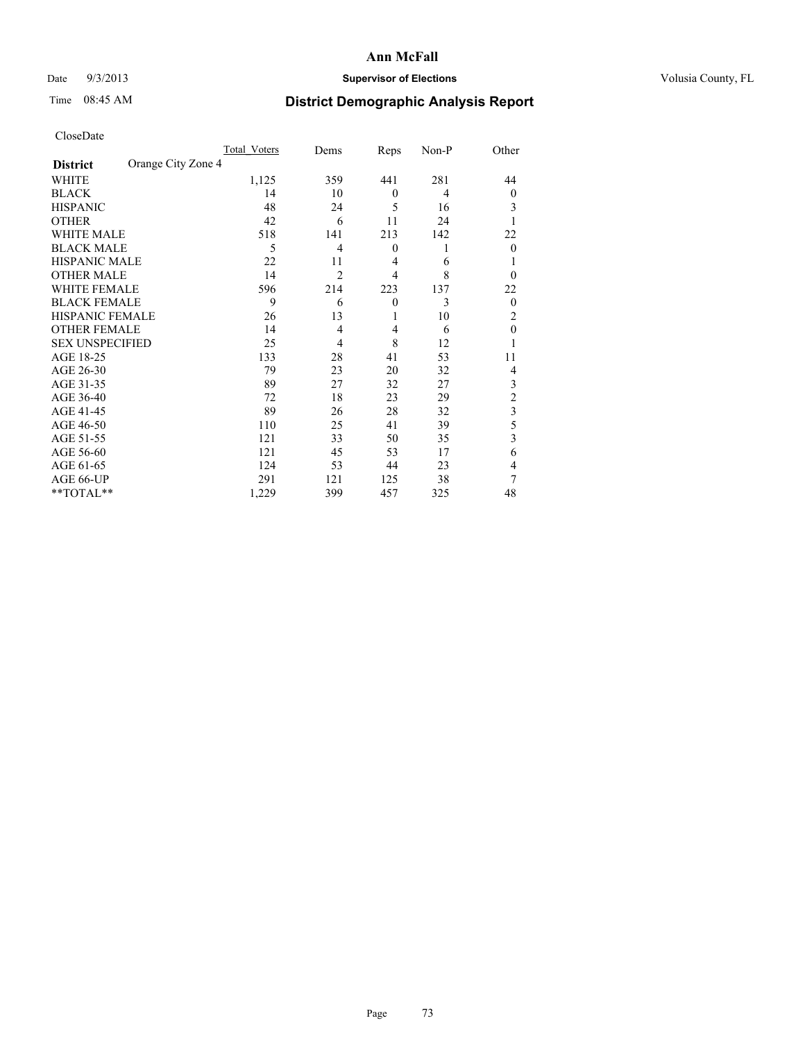# Ann McFall

Date 9/3/2013 **Supervisor of Elections** Volusia County, FL

Time 08:45 AM **District Demographic Analysis Report**

CloseDate

| **District** Orange City Zone 4 | Total_Voters | Dems | Reps | Non-P | Other |
|---|---|---|---|---|---|
| WHITE | 1,125 | 359 | 441 | 281 | 44 |
| BLACK | 14 | 10 | 0 | 4 | 0 |
| HISPANIC | 48 | 24 | 5 | 16 | 3 |
| OTHER | 42 | 6 | 11 | 24 | 1 |
| WHITE MALE | 518 | 141 | 213 | 142 | 22 |
| BLACK MALE | 5 | 4 | 0 | 1 | 0 |
| HISPANIC MALE | 22 | 11 | 4 | 6 | 1 |
| OTHER MALE | 14 | 2 | 4 | 8 | 0 |
| WHITE FEMALE | 596 | 214 | 223 | 137 | 22 |
| BLACK FEMALE | 9 | 6 | 0 | 3 | 0 |
| HISPANIC FEMALE | 26 | 13 | 1 | 10 | 2 |
| OTHER FEMALE | 14 | 4 | 4 | 6 | 0 |
| SEX UNSPECIFIED | 25 | 4 | 8 | 12 | 1 |
| AGE 18-25 | 133 | 28 | 41 | 53 | 11 |
| AGE 26-30 | 79 | 23 | 20 | 32 | 4 |
| AGE 31-35 | 89 | 27 | 32 | 27 | 3 |
| AGE 36-40 | 72 | 18 | 23 | 29 | 2 |
| AGE 41-45 | 89 | 26 | 28 | 32 | 3 |
| AGE 46-50 | 110 | 25 | 41 | 39 | 5 |
| AGE 51-55 | 121 | 33 | 50 | 35 | 3 |
| AGE 56-60 | 121 | 45 | 53 | 17 | 6 |
| AGE 61-65 | 124 | 53 | 44 | 23 | 4 |
| AGE 66-UP | 291 | 121 | 125 | 38 | 7 |
| **TOTAL** | 1,229 | 399 | 457 | 325 | 48 |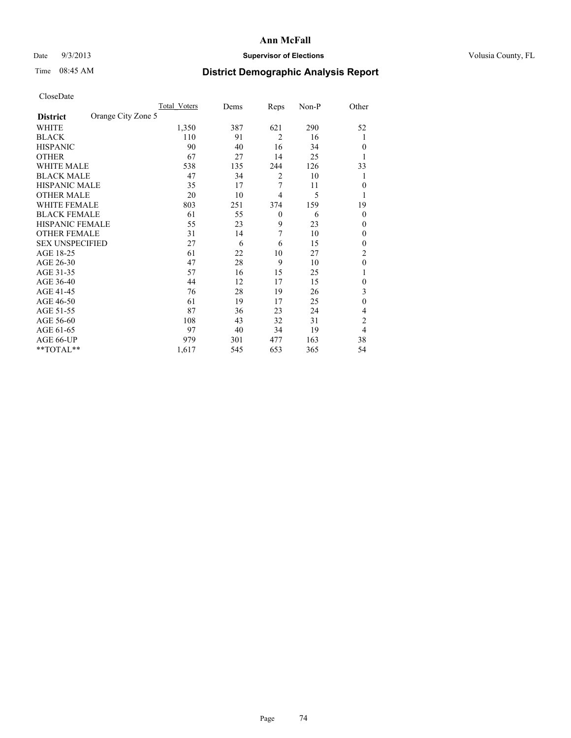# Ann McFall

Date 9/3/2013 **Supervisor of Elections** Volusia County, FL

Time 08:45 AM **District Demographic Analysis Report**

CloseDate

| **District** Orange City Zone 5 | Total Voters | Dems | Reps | Non-P | Other |
|---|---|---|---|---|---|
| WHITE | 1,350 | 387 | 621 | 290 | 52 |
| BLACK | 110 | 91 | 2 | 16 | 1 |
| HISPANIC | 90 | 40 | 16 | 34 | 0 |
| OTHER | 67 | 27 | 14 | 25 | 1 |
| WHITE MALE | 538 | 135 | 244 | 126 | 33 |
| BLACK MALE | 47 | 34 | 2 | 10 | 1 |
| HISPANIC MALE | 35 | 17 | 7 | 11 | 0 |
| OTHER MALE | 20 | 10 | 4 | 5 | 1 |
| WHITE FEMALE | 803 | 251 | 374 | 159 | 19 |
| BLACK FEMALE | 61 | 55 | 0 | 6 | 0 |
| HISPANIC FEMALE | 55 | 23 | 9 | 23 | 0 |
| OTHER FEMALE | 31 | 14 | 7 | 10 | 0 |
| SEX UNSPECIFIED | 27 | 6 | 6 | 15 | 0 |
| AGE 18-25 | 61 | 22 | 10 | 27 | 2 |
| AGE 26-30 | 47 | 28 | 9 | 10 | 0 |
| AGE 31-35 | 57 | 16 | 15 | 25 | 1 |
| AGE 36-40 | 44 | 12 | 17 | 15 | 0 |
| AGE 41-45 | 76 | 28 | 19 | 26 | 3 |
| AGE 46-50 | 61 | 19 | 17 | 25 | 0 |
| AGE 51-55 | 87 | 36 | 23 | 24 | 4 |
| AGE 56-60 | 108 | 43 | 32 | 31 | 2 |
| AGE 61-65 | 97 | 40 | 34 | 19 | 4 |
| AGE 66-UP | 979 | 301 | 477 | 163 | 38 |
| **TOTAL** | 1,617 | 545 | 653 | 365 | 54 |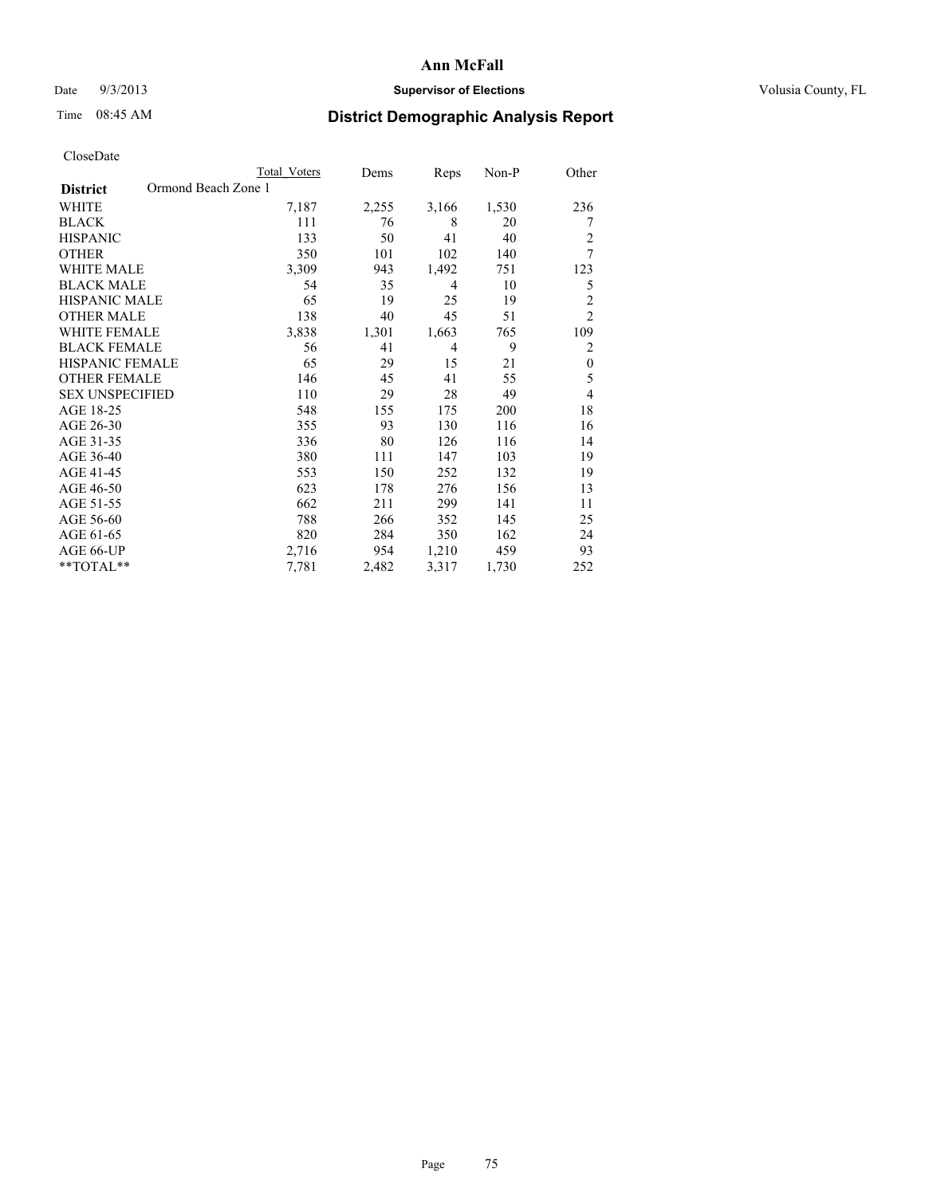# Ann McFall

Date 9/3/2013 **Supervisor of Elections** Volusia County, FL

Time 08:45 AM **District Demographic Analysis Report**

CloseDate

| **District** Ormond Beach Zone 1 | Total Voters | Dems | Reps | Non-P | Other |
|---|---|---|---|---|---|
| WHITE | 7,187 | 2,255 | 3,166 | 1,530 | 236 |
| BLACK | 111 | 76 | 8 | 20 | 7 |
| HISPANIC | 133 | 50 | 41 | 40 | 2 |
| OTHER | 350 | 101 | 102 | 140 | 7 |
| WHITE MALE | 3,309 | 943 | 1,492 | 751 | 123 |
| BLACK MALE | 54 | 35 | 4 | 10 | 5 |
| HISPANIC MALE | 65 | 19 | 25 | 19 | 2 |
| OTHER MALE | 138 | 40 | 45 | 51 | 2 |
| WHITE FEMALE | 3,838 | 1,301 | 1,663 | 765 | 109 |
| BLACK FEMALE | 56 | 41 | 4 | 9 | 2 |
| HISPANIC FEMALE | 65 | 29 | 15 | 21 | 0 |
| OTHER FEMALE | 146 | 45 | 41 | 55 | 5 |
| SEX UNSPECIFIED | 110 | 29 | 28 | 49 | 4 |
| AGE 18-25 | 548 | 155 | 175 | 200 | 18 |
| AGE 26-30 | 355 | 93 | 130 | 116 | 16 |
| AGE 31-35 | 336 | 80 | 126 | 116 | 14 |
| AGE 36-40 | 380 | 111 | 147 | 103 | 19 |
| AGE 41-45 | 553 | 150 | 252 | 132 | 19 |
| AGE 46-50 | 623 | 178 | 276 | 156 | 13 |
| AGE 51-55 | 662 | 211 | 299 | 141 | 11 |
| AGE 56-60 | 788 | 266 | 352 | 145 | 25 |
| AGE 61-65 | 820 | 284 | 350 | 162 | 24 |
| AGE 66-UP | 2,716 | 954 | 1,210 | 459 | 93 |
| **TOTAL** | 7,781 | 2,482 | 3,317 | 1,730 | 252 |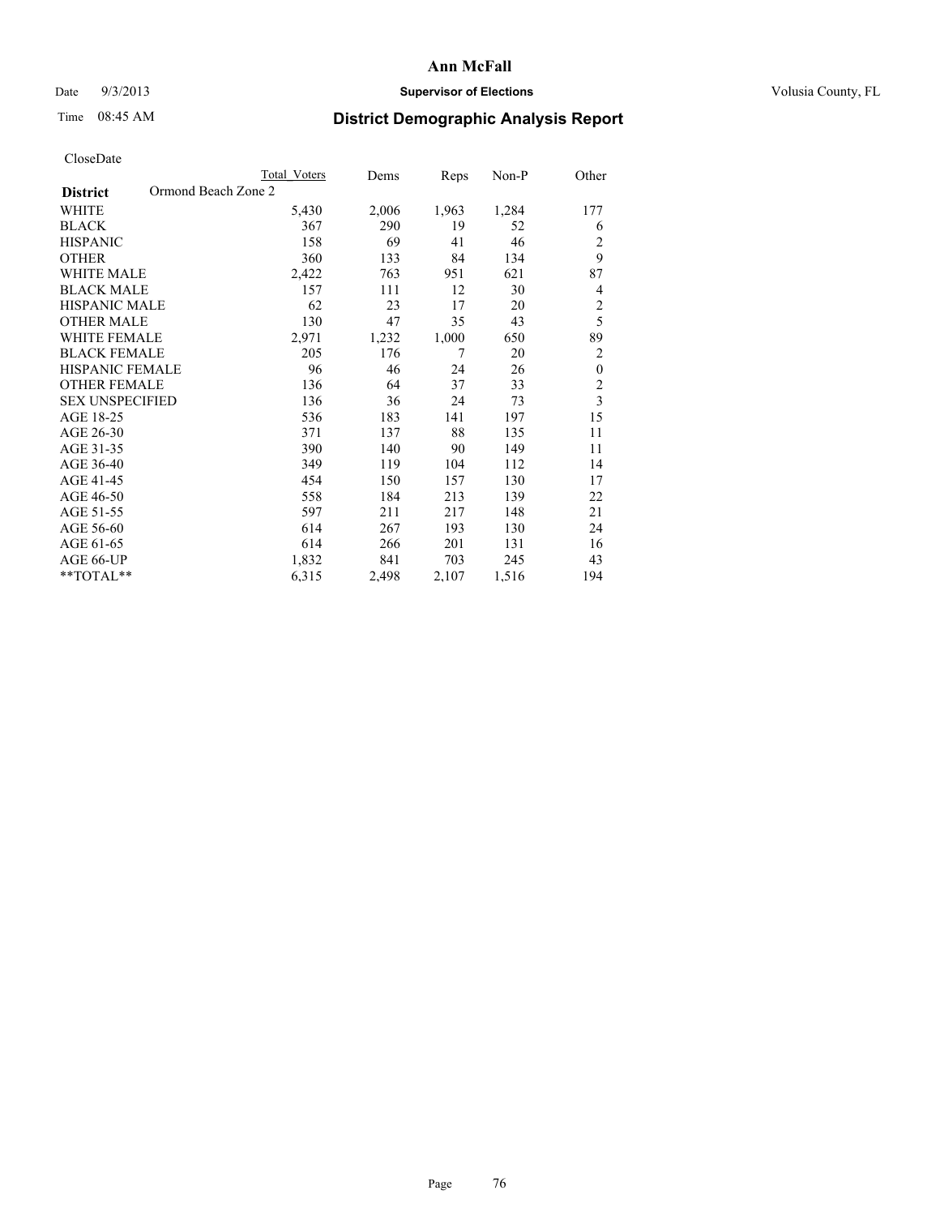**Ann McFall**

Date 9/3/2013 **Supervisor of Elections** Volusia County, FL

Time 08:45 AM

# District Demographic Analysis Report

CloseDate

| **District** Ormond Beach Zone 2 | Total Voters | Dems | Reps | Non-P | Other |
|---|---|---|---|---|---|
| WHITE | 5,430 | 2,006 | 1,963 | 1,284 | 177 |
| BLACK | 367 | 290 | 19 | 52 | 6 |
| HISPANIC | 158 | 69 | 41 | 46 | 2 |
| OTHER | 360 | 133 | 84 | 134 | 9 |
| WHITE MALE | 2,422 | 763 | 951 | 621 | 87 |
| BLACK MALE | 157 | 111 | 12 | 30 | 4 |
| HISPANIC MALE | 62 | 23 | 17 | 20 | 2 |
| OTHER MALE | 130 | 47 | 35 | 43 | 5 |
| WHITE FEMALE | 2,971 | 1,232 | 1,000 | 650 | 89 |
| BLACK FEMALE | 205 | 176 | 7 | 20 | 2 |
| HISPANIC FEMALE | 96 | 46 | 24 | 26 | 0 |
| OTHER FEMALE | 136 | 64 | 37 | 33 | 2 |
| SEX UNSPECIFIED | 136 | 36 | 24 | 73 | 3 |
| AGE 18-25 | 536 | 183 | 141 | 197 | 15 |
| AGE 26-30 | 371 | 137 | 88 | 135 | 11 |
| AGE 31-35 | 390 | 140 | 90 | 149 | 11 |
| AGE 36-40 | 349 | 119 | 104 | 112 | 14 |
| AGE 41-45 | 454 | 150 | 157 | 130 | 17 |
| AGE 46-50 | 558 | 184 | 213 | 139 | 22 |
| AGE 51-55 | 597 | 211 | 217 | 148 | 21 |
| AGE 56-60 | 614 | 267 | 193 | 130 | 24 |
| AGE 61-65 | 614 | 266 | 201 | 131 | 16 |
| AGE 66-UP | 1,832 | 841 | 703 | 245 | 43 |
| **TOTAL** | 6,315 | 2,498 | 2,107 | 1,516 | 194 |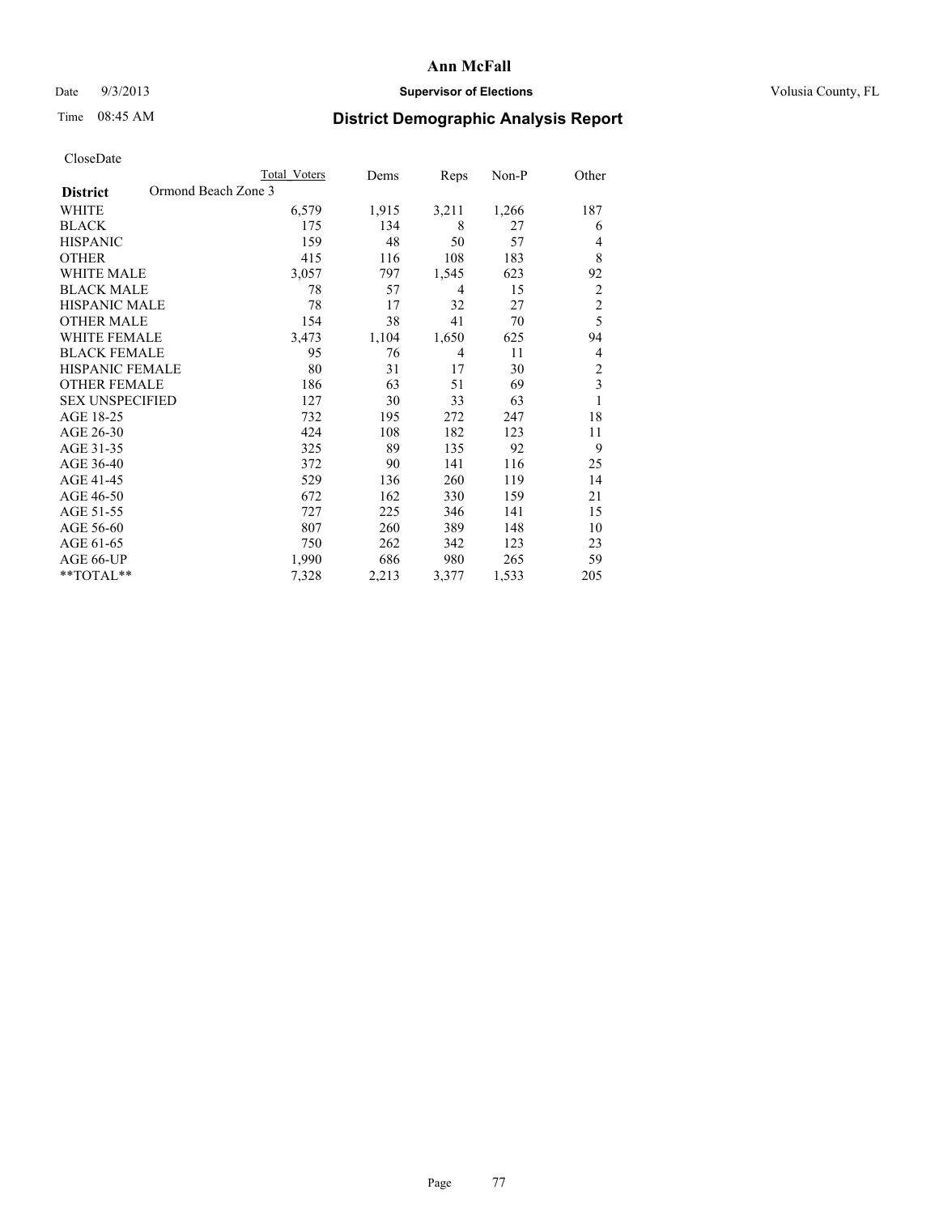# Ann McFall

Date 9/3/2013 **Supervisor of Elections** Volusia County, FL

Time 08:45 AM **District Demographic Analysis Report**

CloseDate

| **District** | Ormond Beach Zone 3 | Total Voters | Dems | Reps | Non-P | Other |
|---|---|---|---|---|---|---|
| WHITE | | 6,579 | 1,915 | 3,211 | 1,266 | 187 |
| BLACK | | 175 | 134 | 8 | 27 | 6 |
| HISPANIC | | 159 | 48 | 50 | 57 | 4 |
| OTHER | | 415 | 116 | 108 | 183 | 8 |
| WHITE MALE | | 3,057 | 797 | 1,545 | 623 | 92 |
| BLACK MALE | | 78 | 57 | 4 | 15 | 2 |
| HISPANIC MALE | | 78 | 17 | 32 | 27 | 2 |
| OTHER MALE | | 154 | 38 | 41 | 70 | 5 |
| WHITE FEMALE | | 3,473 | 1,104 | 1,650 | 625 | 94 |
| BLACK FEMALE | | 95 | 76 | 4 | 11 | 4 |
| HISPANIC FEMALE | | 80 | 31 | 17 | 30 | 2 |
| OTHER FEMALE | | 186 | 63 | 51 | 69 | 3 |
| SEX UNSPECIFIED | | 127 | 30 | 33 | 63 | 1 |
| AGE 18-25 | | 732 | 195 | 272 | 247 | 18 |
| AGE 26-30 | | 424 | 108 | 182 | 123 | 11 |
| AGE 31-35 | | 325 | 89 | 135 | 92 | 9 |
| AGE 36-40 | | 372 | 90 | 141 | 116 | 25 |
| AGE 41-45 | | 529 | 136 | 260 | 119 | 14 |
| AGE 46-50 | | 672 | 162 | 330 | 159 | 21 |
| AGE 51-55 | | 727 | 225 | 346 | 141 | 15 |
| AGE 56-60 | | 807 | 260 | 389 | 148 | 10 |
| AGE 61-65 | | 750 | 262 | 342 | 123 | 23 |
| AGE 66-UP | | 1,990 | 686 | 980 | 265 | 59 |
| **TOTAL** | | 7,328 | 2,213 | 3,377 | 1,533 | 205 |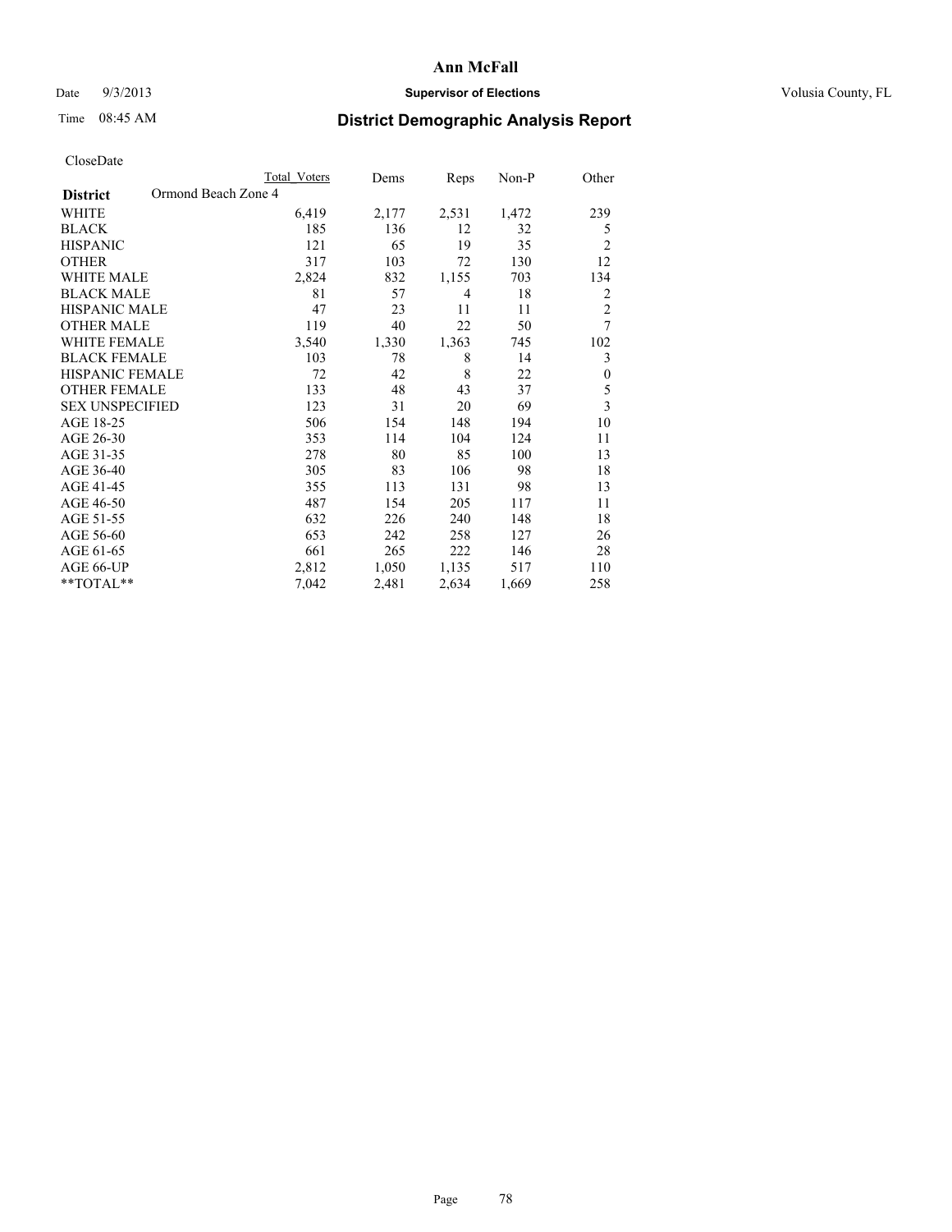# Ann McFall

Date 9/3/2013 **Supervisor of Elections** Volusia County, FL

Time 08:45 AM **District Demographic Analysis Report**

CloseDate

| **District** Ormond Beach Zone 4 | Total Voters | Dems | Reps | Non-P | Other |
|---|---|---|---|---|---|
| WHITE | 6,419 | 2,177 | 2,531 | 1,472 | 239 |
| BLACK | 185 | 136 | 12 | 32 | 5 |
| HISPANIC | 121 | 65 | 19 | 35 | 2 |
| OTHER | 317 | 103 | 72 | 130 | 12 |
| WHITE MALE | 2,824 | 832 | 1,155 | 703 | 134 |
| BLACK MALE | 81 | 57 | 4 | 18 | 2 |
| HISPANIC MALE | 47 | 23 | 11 | 11 | 2 |
| OTHER MALE | 119 | 40 | 22 | 50 | 7 |
| WHITE FEMALE | 3,540 | 1,330 | 1,363 | 745 | 102 |
| BLACK FEMALE | 103 | 78 | 8 | 14 | 3 |
| HISPANIC FEMALE | 72 | 42 | 8 | 22 | 0 |
| OTHER FEMALE | 133 | 48 | 43 | 37 | 5 |
| SEX UNSPECIFIED | 123 | 31 | 20 | 69 | 3 |
| AGE 18-25 | 506 | 154 | 148 | 194 | 10 |
| AGE 26-30 | 353 | 114 | 104 | 124 | 11 |
| AGE 31-35 | 278 | 80 | 85 | 100 | 13 |
| AGE 36-40 | 305 | 83 | 106 | 98 | 18 |
| AGE 41-45 | 355 | 113 | 131 | 98 | 13 |
| AGE 46-50 | 487 | 154 | 205 | 117 | 11 |
| AGE 51-55 | 632 | 226 | 240 | 148 | 18 |
| AGE 56-60 | 653 | 242 | 258 | 127 | 26 |
| AGE 61-65 | 661 | 265 | 222 | 146 | 28 |
| AGE 66-UP | 2,812 | 1,050 | 1,135 | 517 | 110 |
| **TOTAL** | 7,042 | 2,481 | 2,634 | 1,669 | 258 |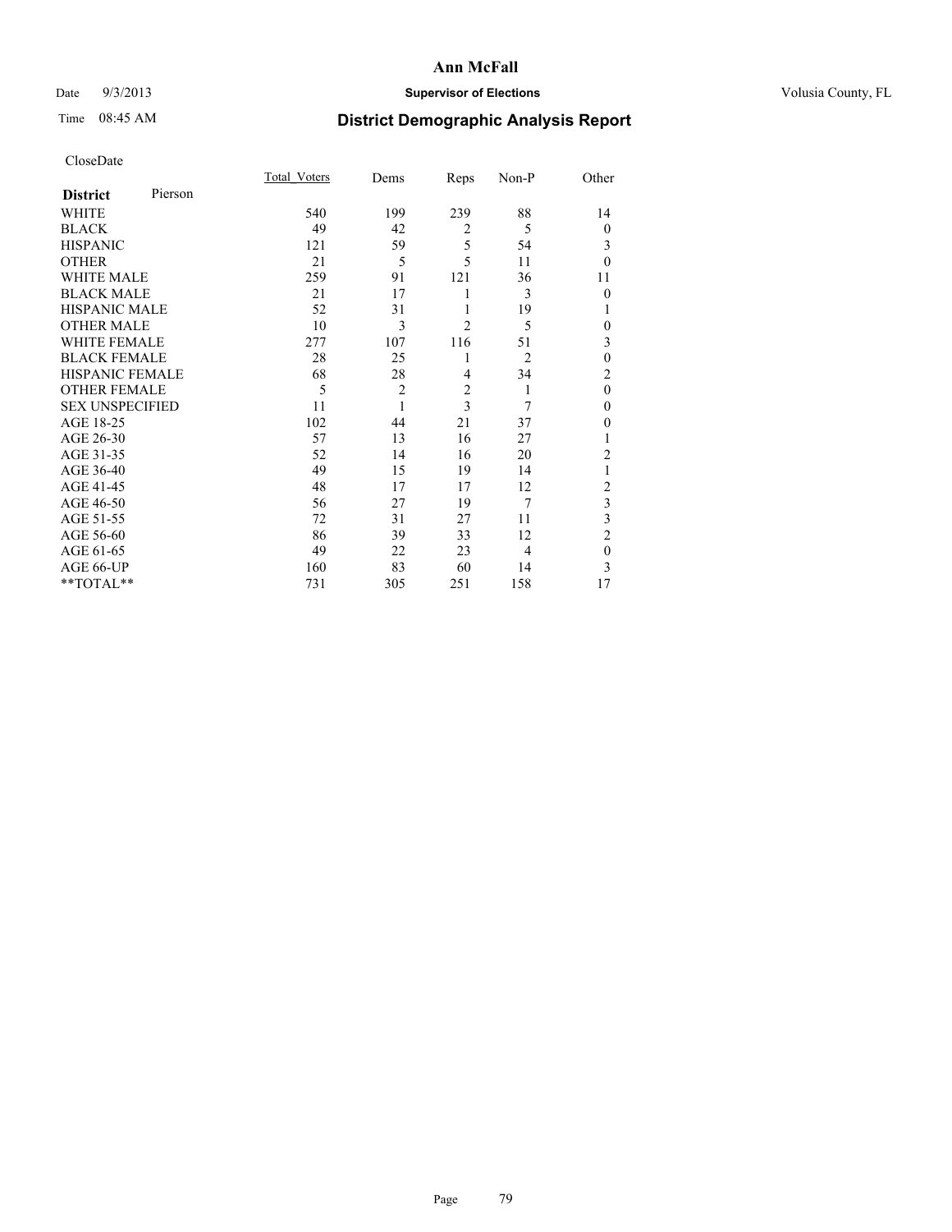# Ann McFall

Date 9/3/2013 **Supervisor of Elections** Volusia County, FL

Time 08:45 AM **District Demographic Analysis Report**

CloseDate

| **District** Pierson | Total_Voters | Dems | Reps | Non-P | Other |
|---|---|---|---|---|---|
| WHITE | 540 | 199 | 239 | 88 | 14 |
| BLACK | 49 | 42 | 2 | 5 | 0 |
| HISPANIC | 121 | 59 | 5 | 54 | 3 |
| OTHER | 21 | 5 | 5 | 11 | 0 |
| WHITE MALE | 259 | 91 | 121 | 36 | 11 |
| BLACK MALE | 21 | 17 | 1 | 3 | 0 |
| HISPANIC MALE | 52 | 31 | 1 | 19 | 1 |
| OTHER MALE | 10 | 3 | 2 | 5 | 0 |
| WHITE FEMALE | 277 | 107 | 116 | 51 | 3 |
| BLACK FEMALE | 28 | 25 | 1 | 2 | 0 |
| HISPANIC FEMALE | 68 | 28 | 4 | 34 | 2 |
| OTHER FEMALE | 5 | 2 | 2 | 1 | 0 |
| SEX UNSPECIFIED | 11 | 1 | 3 | 7 | 0 |
| AGE 18-25 | 102 | 44 | 21 | 37 | 0 |
| AGE 26-30 | 57 | 13 | 16 | 27 | 1 |
| AGE 31-35 | 52 | 14 | 16 | 20 | 2 |
| AGE 36-40 | 49 | 15 | 19 | 14 | 1 |
| AGE 41-45 | 48 | 17 | 17 | 12 | 2 |
| AGE 46-50 | 56 | 27 | 19 | 7 | 3 |
| AGE 51-55 | 72 | 31 | 27 | 11 | 3 |
| AGE 56-60 | 86 | 39 | 33 | 12 | 2 |
| AGE 61-65 | 49 | 22 | 23 | 4 | 0 |
| AGE 66-UP | 160 | 83 | 60 | 14 | 3 |
| **TOTAL** | 731 | 305 | 251 | 158 | 17 |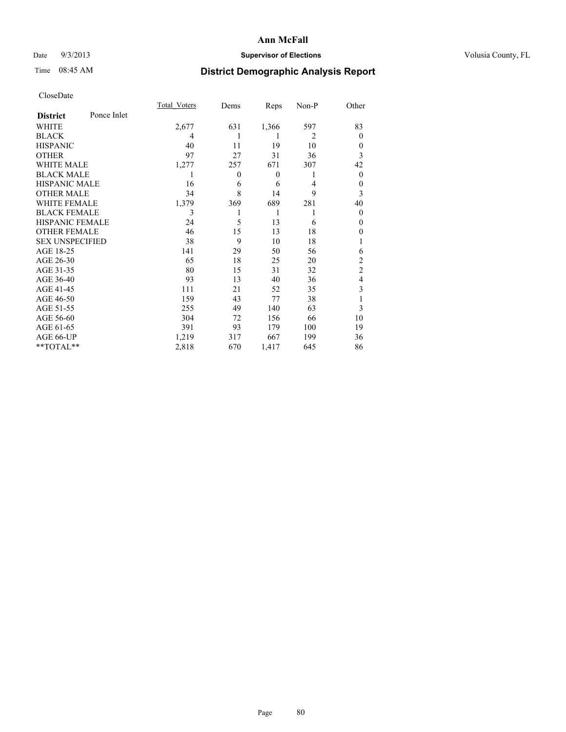Date 9/3/2013

Time 08:45 AM

# Ann McFall

**Supervisor of Elections**

Volusia County, FL

## District Demographic Analysis Report

CloseDate

| **District** Ponce Inlet | Total_Voters | Dems | Reps | Non-P | Other |
|---|---|---|---|---|---|
| WHITE | 2,677 | 631 | 1,366 | 597 | 83 |
| BLACK | 4 | 1 | 1 | 2 | 0 |
| HISPANIC | 40 | 11 | 19 | 10 | 0 |
| OTHER | 97 | 27 | 31 | 36 | 3 |
| WHITE MALE | 1,277 | 257 | 671 | 307 | 42 |
| BLACK MALE | 1 | 0 | 0 | 1 | 0 |
| HISPANIC MALE | 16 | 6 | 6 | 4 | 0 |
| OTHER MALE | 34 | 8 | 14 | 9 | 3 |
| WHITE FEMALE | 1,379 | 369 | 689 | 281 | 40 |
| BLACK FEMALE | 3 | 1 | 1 | 1 | 0 |
| HISPANIC FEMALE | 24 | 5 | 13 | 6 | 0 |
| OTHER FEMALE | 46 | 15 | 13 | 18 | 0 |
| SEX UNSPECIFIED | 38 | 9 | 10 | 18 | 1 |
| AGE 18-25 | 141 | 29 | 50 | 56 | 6 |
| AGE 26-30 | 65 | 18 | 25 | 20 | 2 |
| AGE 31-35 | 80 | 15 | 31 | 32 | 2 |
| AGE 36-40 | 93 | 13 | 40 | 36 | 4 |
| AGE 41-45 | 111 | 21 | 52 | 35 | 3 |
| AGE 46-50 | 159 | 43 | 77 | 38 | 1 |
| AGE 51-55 | 255 | 49 | 140 | 63 | 3 |
| AGE 56-60 | 304 | 72 | 156 | 66 | 10 |
| AGE 61-65 | 391 | 93 | 179 | 100 | 19 |
| AGE 66-UP | 1,219 | 317 | 667 | 199 | 36 |
| **TOTAL** | 2,818 | 670 | 1,417 | 645 | 86 |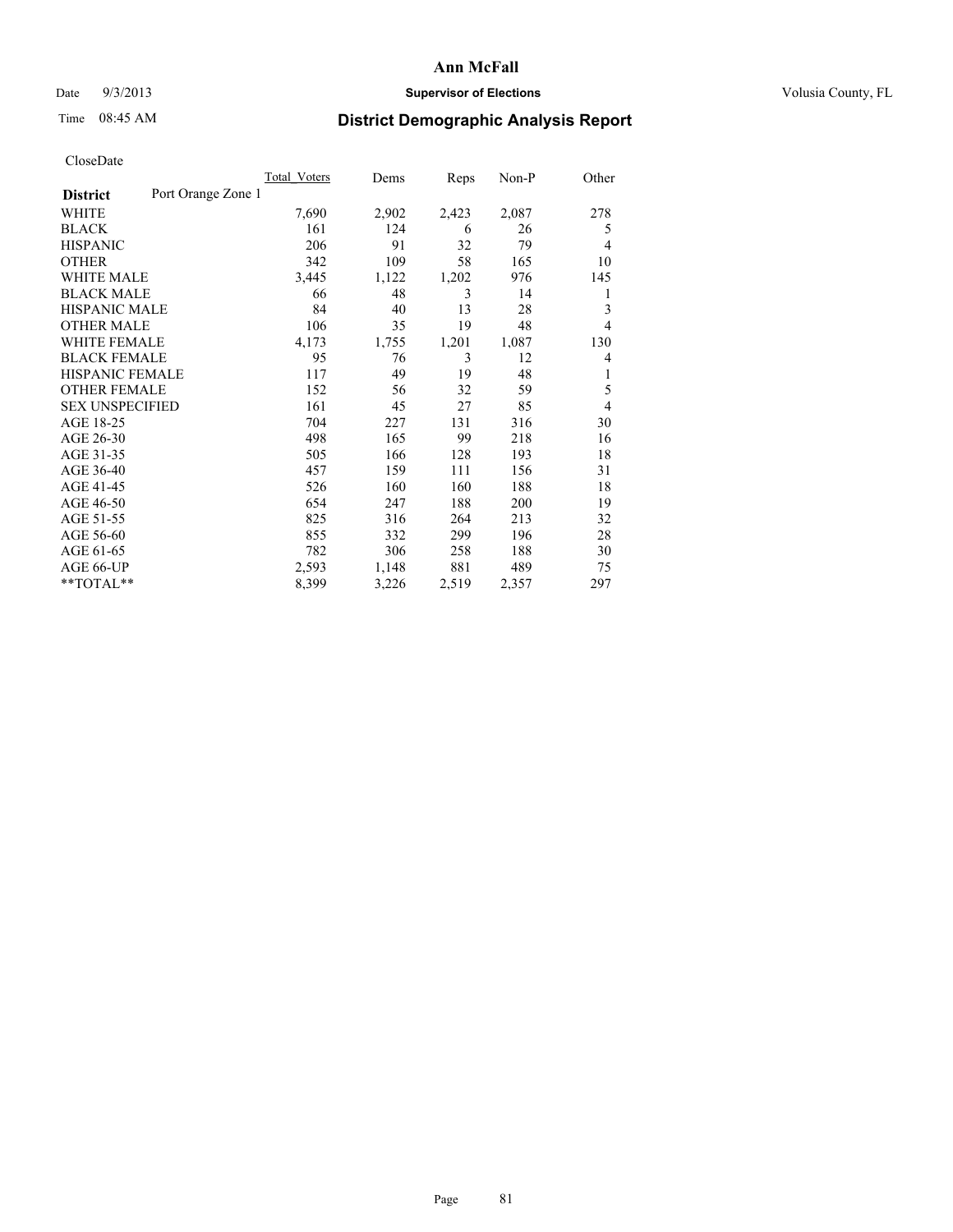# Ann McFall

Date 9/3/2013 **Supervisor of Elections** Volusia County, FL

Time 08:45 AM **District Demographic Analysis Report**

CloseDate

| | Total_Voters | Dems | Reps | Non-P | Other |
|---|---|---|---|---|---|
| **District** Port Orange Zone 1 | | | | | |
| WHITE | 7,690 | 2,902 | 2,423 | 2,087 | 278 |
| BLACK | 161 | 124 | 6 | 26 | 5 |
| HISPANIC | 206 | 91 | 32 | 79 | 4 |
| OTHER | 342 | 109 | 58 | 165 | 10 |
| WHITE MALE | 3,445 | 1,122 | 1,202 | 976 | 145 |
| BLACK MALE | 66 | 48 | 3 | 14 | 1 |
| HISPANIC MALE | 84 | 40 | 13 | 28 | 3 |
| OTHER MALE | 106 | 35 | 19 | 48 | 4 |
| WHITE FEMALE | 4,173 | 1,755 | 1,201 | 1,087 | 130 |
| BLACK FEMALE | 95 | 76 | 3 | 12 | 4 |
| HISPANIC FEMALE | 117 | 49 | 19 | 48 | 1 |
| OTHER FEMALE | 152 | 56 | 32 | 59 | 5 |
| SEX UNSPECIFIED | 161 | 45 | 27 | 85 | 4 |
| AGE 18-25 | 704 | 227 | 131 | 316 | 30 |
| AGE 26-30 | 498 | 165 | 99 | 218 | 16 |
| AGE 31-35 | 505 | 166 | 128 | 193 | 18 |
| AGE 36-40 | 457 | 159 | 111 | 156 | 31 |
| AGE 41-45 | 526 | 160 | 160 | 188 | 18 |
| AGE 46-50 | 654 | 247 | 188 | 200 | 19 |
| AGE 51-55 | 825 | 316 | 264 | 213 | 32 |
| AGE 56-60 | 855 | 332 | 299 | 196 | 28 |
| AGE 61-65 | 782 | 306 | 258 | 188 | 30 |
| AGE 66-UP | 2,593 | 1,148 | 881 | 489 | 75 |
| **TOTAL** | 8,399 | 3,226 | 2,519 | 2,357 | 297 |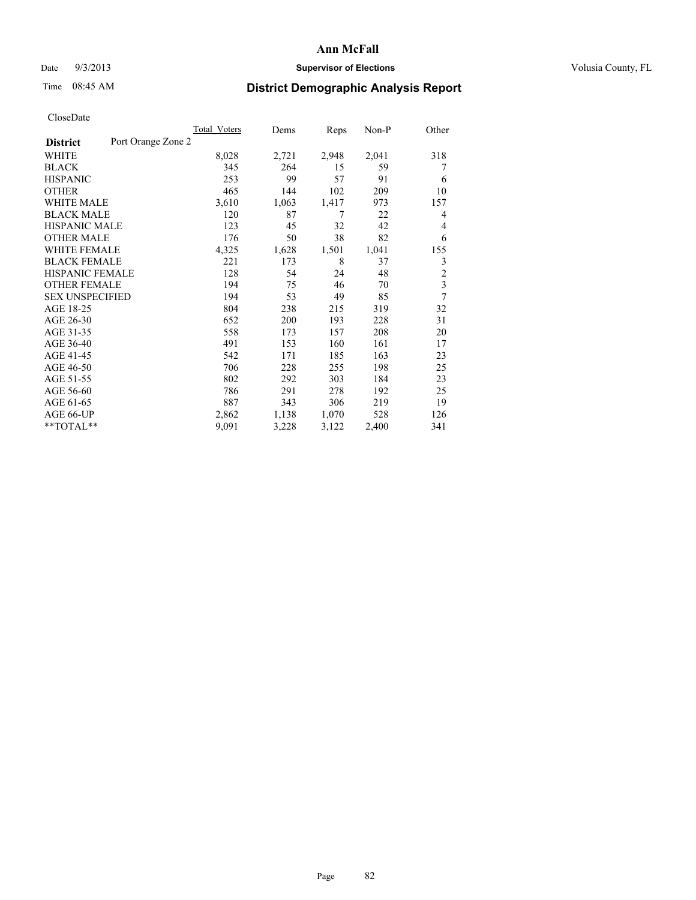**Ann McFall**

Date 9/3/2013 **Supervisor of Elections** Volusia County, FL

Time 08:45 AM

## District Demographic Analysis Report

CloseDate

| | Total_Voters | Dems | Reps | Non-P | Other |
|---|---|---|---|---|---|
| **District** Port Orange Zone 2 | | | | | |
| WHITE | 8,028 | 2,721 | 2,948 | 2,041 | 318 |
| BLACK | 345 | 264 | 15 | 59 | 7 |
| HISPANIC | 253 | 99 | 57 | 91 | 6 |
| OTHER | 465 | 144 | 102 | 209 | 10 |
| WHITE MALE | 3,610 | 1,063 | 1,417 | 973 | 157 |
| BLACK MALE | 120 | 87 | 7 | 22 | 4 |
| HISPANIC MALE | 123 | 45 | 32 | 42 | 4 |
| OTHER MALE | 176 | 50 | 38 | 82 | 6 |
| WHITE FEMALE | 4,325 | 1,628 | 1,501 | 1,041 | 155 |
| BLACK FEMALE | 221 | 173 | 8 | 37 | 3 |
| HISPANIC FEMALE | 128 | 54 | 24 | 48 | 2 |
| OTHER FEMALE | 194 | 75 | 46 | 70 | 3 |
| SEX UNSPECIFIED | 194 | 53 | 49 | 85 | 7 |
| AGE 18-25 | 804 | 238 | 215 | 319 | 32 |
| AGE 26-30 | 652 | 200 | 193 | 228 | 31 |
| AGE 31-35 | 558 | 173 | 157 | 208 | 20 |
| AGE 36-40 | 491 | 153 | 160 | 161 | 17 |
| AGE 41-45 | 542 | 171 | 185 | 163 | 23 |
| AGE 46-50 | 706 | 228 | 255 | 198 | 25 |
| AGE 51-55 | 802 | 292 | 303 | 184 | 23 |
| AGE 56-60 | 786 | 291 | 278 | 192 | 25 |
| AGE 61-65 | 887 | 343 | 306 | 219 | 19 |
| AGE 66-UP | 2,862 | 1,138 | 1,070 | 528 | 126 |
| **TOTAL** | 9,091 | 3,228 | 3,122 | 2,400 | 341 |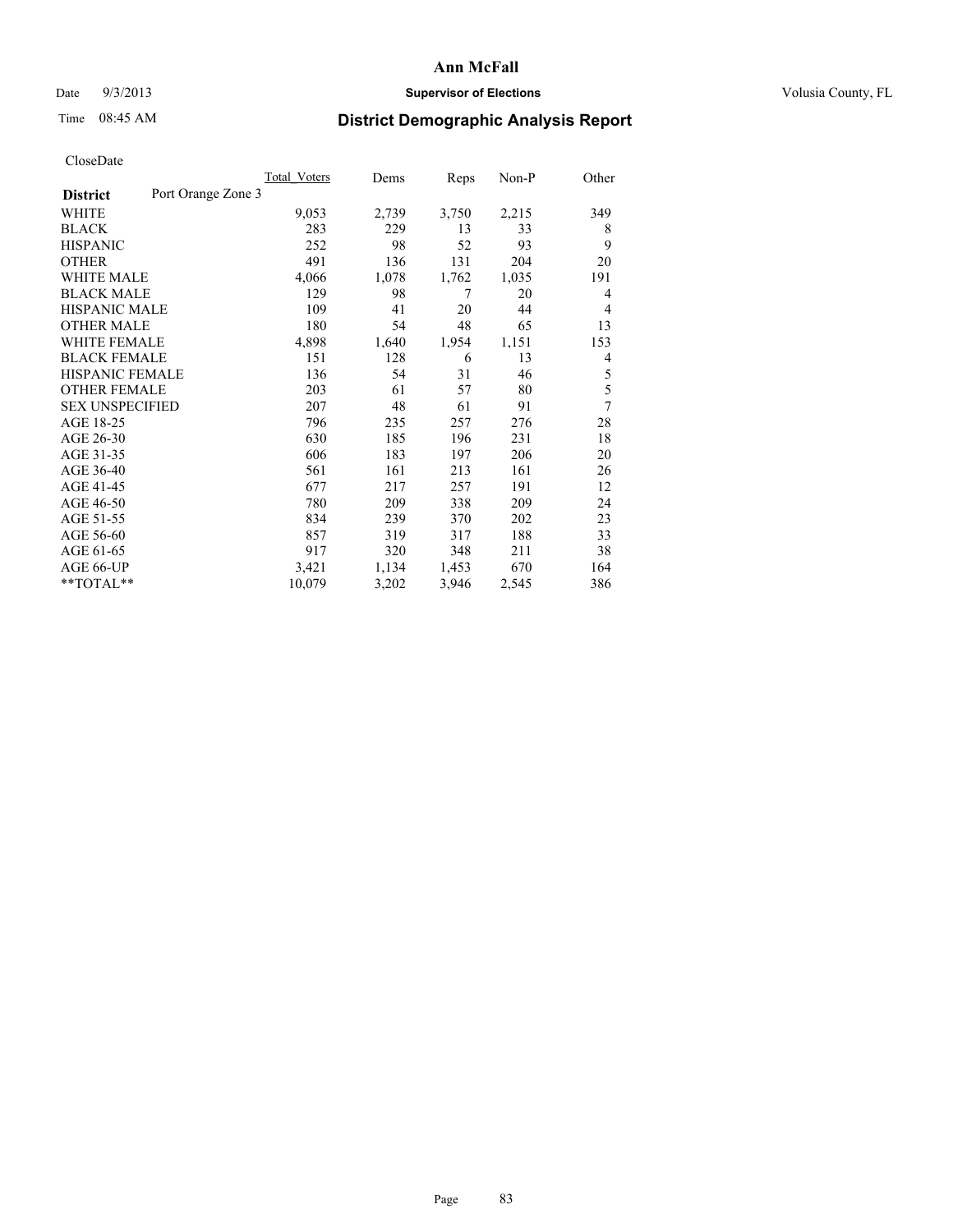# Ann McFall

Date 9/3/2013 **Supervisor of Elections** Volusia County, FL

Time 08:45 AM **District Demographic Analysis Report**

CloseDate

| **District** Port Orange Zone 3 | Total_Voters | Dems | Reps | Non-P | Other |
|---|---|---|---|---|---|
| WHITE | 9,053 | 2,739 | 3,750 | 2,215 | 349 |
| BLACK | 283 | 229 | 13 | 33 | 8 |
| HISPANIC | 252 | 98 | 52 | 93 | 9 |
| OTHER | 491 | 136 | 131 | 204 | 20 |
| WHITE MALE | 4,066 | 1,078 | 1,762 | 1,035 | 191 |
| BLACK MALE | 129 | 98 | 7 | 20 | 4 |
| HISPANIC MALE | 109 | 41 | 20 | 44 | 4 |
| OTHER MALE | 180 | 54 | 48 | 65 | 13 |
| WHITE FEMALE | 4,898 | 1,640 | 1,954 | 1,151 | 153 |
| BLACK FEMALE | 151 | 128 | 6 | 13 | 4 |
| HISPANIC FEMALE | 136 | 54 | 31 | 46 | 5 |
| OTHER FEMALE | 203 | 61 | 57 | 80 | 5 |
| SEX UNSPECIFIED | 207 | 48 | 61 | 91 | 7 |
| AGE 18-25 | 796 | 235 | 257 | 276 | 28 |
| AGE 26-30 | 630 | 185 | 196 | 231 | 18 |
| AGE 31-35 | 606 | 183 | 197 | 206 | 20 |
| AGE 36-40 | 561 | 161 | 213 | 161 | 26 |
| AGE 41-45 | 677 | 217 | 257 | 191 | 12 |
| AGE 46-50 | 780 | 209 | 338 | 209 | 24 |
| AGE 51-55 | 834 | 239 | 370 | 202 | 23 |
| AGE 56-60 | 857 | 319 | 317 | 188 | 33 |
| AGE 61-65 | 917 | 320 | 348 | 211 | 38 |
| AGE 66-UP | 3,421 | 1,134 | 1,453 | 670 | 164 |
| **TOTAL** | 10,079 | 3,202 | 3,946 | 2,545 | 386 |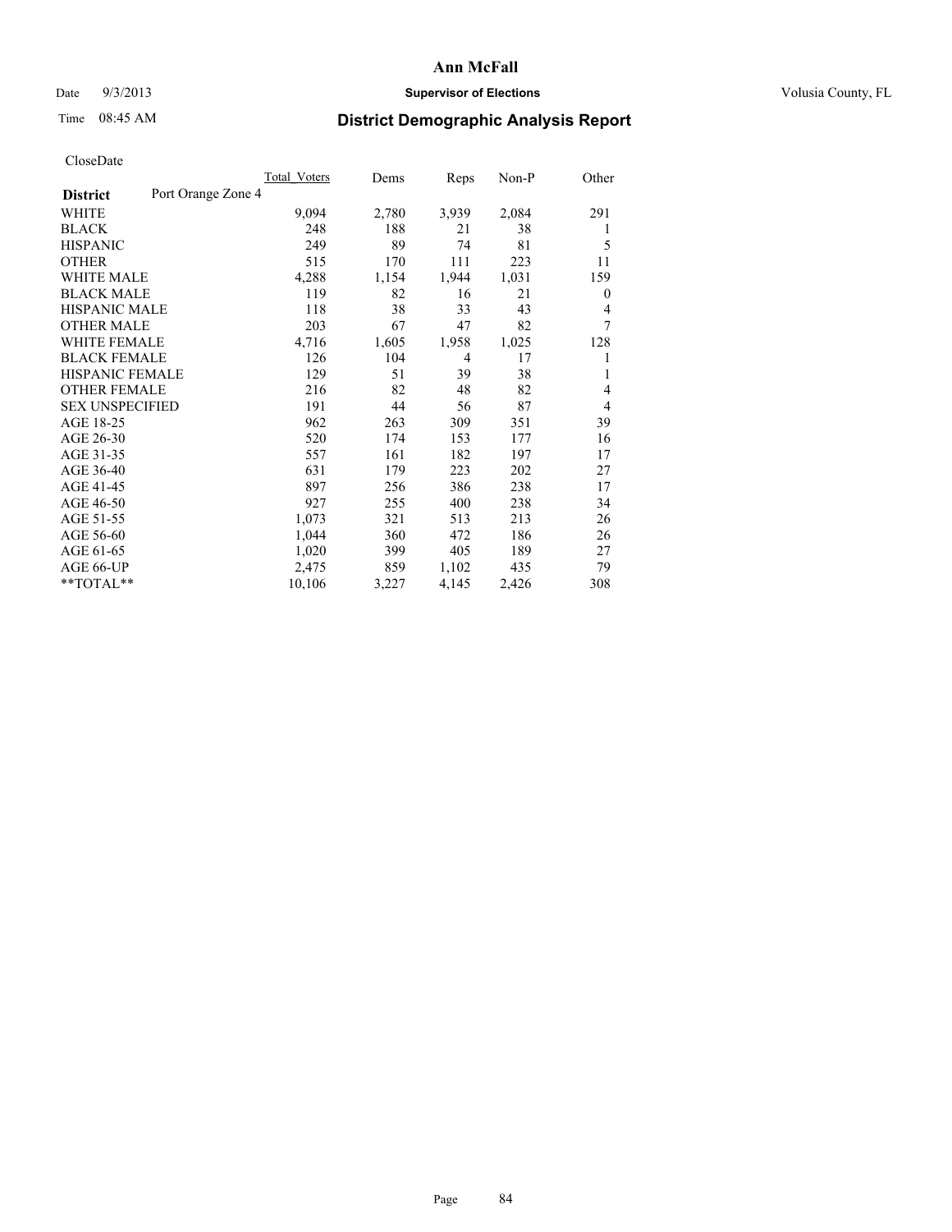# Ann McFall

Date 9/3/2013 **Supervisor of Elections** Volusia County, FL

Time 08:45 AM **District Demographic Analysis Report**

CloseDate

| **District** Port Orange Zone 4 | Total Voters | Dems | Reps | Non-P | Other |
|---|---|---|---|---|---|
| WHITE | 9,094 | 2,780 | 3,939 | 2,084 | 291 |
| BLACK | 248 | 188 | 21 | 38 | 1 |
| HISPANIC | 249 | 89 | 74 | 81 | 5 |
| OTHER | 515 | 170 | 111 | 223 | 11 |
| WHITE MALE | 4,288 | 1,154 | 1,944 | 1,031 | 159 |
| BLACK MALE | 119 | 82 | 16 | 21 | 0 |
| HISPANIC MALE | 118 | 38 | 33 | 43 | 4 |
| OTHER MALE | 203 | 67 | 47 | 82 | 7 |
| WHITE FEMALE | 4,716 | 1,605 | 1,958 | 1,025 | 128 |
| BLACK FEMALE | 126 | 104 | 4 | 17 | 1 |
| HISPANIC FEMALE | 129 | 51 | 39 | 38 | 1 |
| OTHER FEMALE | 216 | 82 | 48 | 82 | 4 |
| SEX UNSPECIFIED | 191 | 44 | 56 | 87 | 4 |
| AGE 18-25 | 962 | 263 | 309 | 351 | 39 |
| AGE 26-30 | 520 | 174 | 153 | 177 | 16 |
| AGE 31-35 | 557 | 161 | 182 | 197 | 17 |
| AGE 36-40 | 631 | 179 | 223 | 202 | 27 |
| AGE 41-45 | 897 | 256 | 386 | 238 | 17 |
| AGE 46-50 | 927 | 255 | 400 | 238 | 34 |
| AGE 51-55 | 1,073 | 321 | 513 | 213 | 26 |
| AGE 56-60 | 1,044 | 360 | 472 | 186 | 26 |
| AGE 61-65 | 1,020 | 399 | 405 | 189 | 27 |
| AGE 66-UP | 2,475 | 859 | 1,102 | 435 | 79 |
| **TOTAL** | 10,106 | 3,227 | 4,145 | 2,426 | 308 |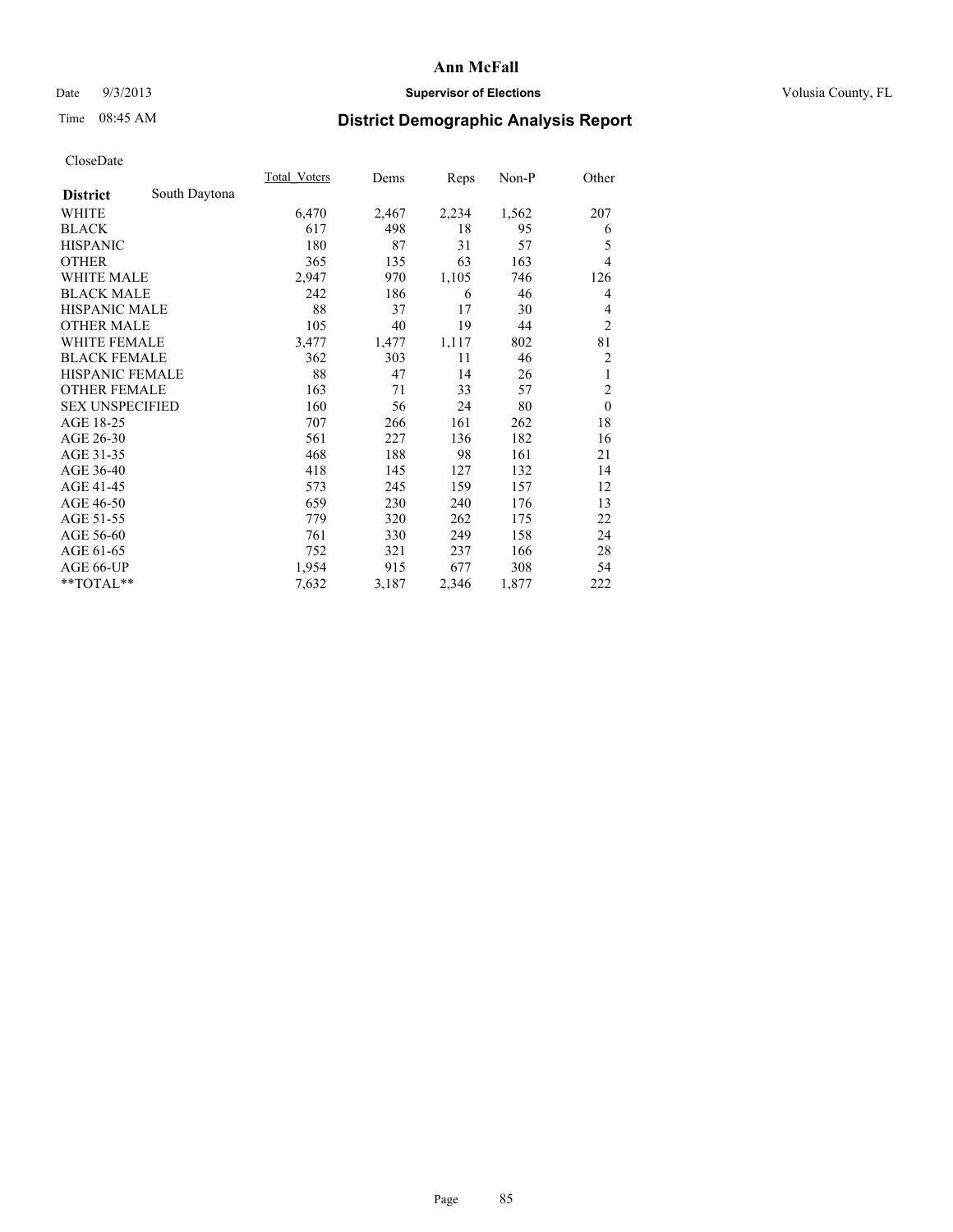# Ann McFall

Date 9/3/2013 **Supervisor of Elections** Volusia County, FL

Time 08:45 AM **District Demographic Analysis Report**

CloseDate

| District | South Daytona | Total_Voters | Dems | Reps | Non-P | Other |
|---|---|---|---|---|---|---|
| WHITE | | 6,470 | 2,467 | 2,234 | 1,562 | 207 |
| BLACK | | 617 | 498 | 18 | 95 | 6 |
| HISPANIC | | 180 | 87 | 31 | 57 | 5 |
| OTHER | | 365 | 135 | 63 | 163 | 4 |
| WHITE MALE | | 2,947 | 970 | 1,105 | 746 | 126 |
| BLACK MALE | | 242 | 186 | 6 | 46 | 4 |
| HISPANIC MALE | | 88 | 37 | 17 | 30 | 4 |
| OTHER MALE | | 105 | 40 | 19 | 44 | 2 |
| WHITE FEMALE | | 3,477 | 1,477 | 1,117 | 802 | 81 |
| BLACK FEMALE | | 362 | 303 | 11 | 46 | 2 |
| HISPANIC FEMALE | | 88 | 47 | 14 | 26 | 1 |
| OTHER FEMALE | | 163 | 71 | 33 | 57 | 2 |
| SEX UNSPECIFIED | | 160 | 56 | 24 | 80 | 0 |
| AGE 18-25 | | 707 | 266 | 161 | 262 | 18 |
| AGE 26-30 | | 561 | 227 | 136 | 182 | 16 |
| AGE 31-35 | | 468 | 188 | 98 | 161 | 21 |
| AGE 36-40 | | 418 | 145 | 127 | 132 | 14 |
| AGE 41-45 | | 573 | 245 | 159 | 157 | 12 |
| AGE 46-50 | | 659 | 230 | 240 | 176 | 13 |
| AGE 51-55 | | 779 | 320 | 262 | 175 | 22 |
| AGE 56-60 | | 761 | 330 | 249 | 158 | 24 |
| AGE 61-65 | | 752 | 321 | 237 | 166 | 28 |
| AGE 66-UP | | 1,954 | 915 | 677 | 308 | 54 |
| **TOTAL** | | 7,632 | 3,187 | 2,346 | 1,877 | 222 |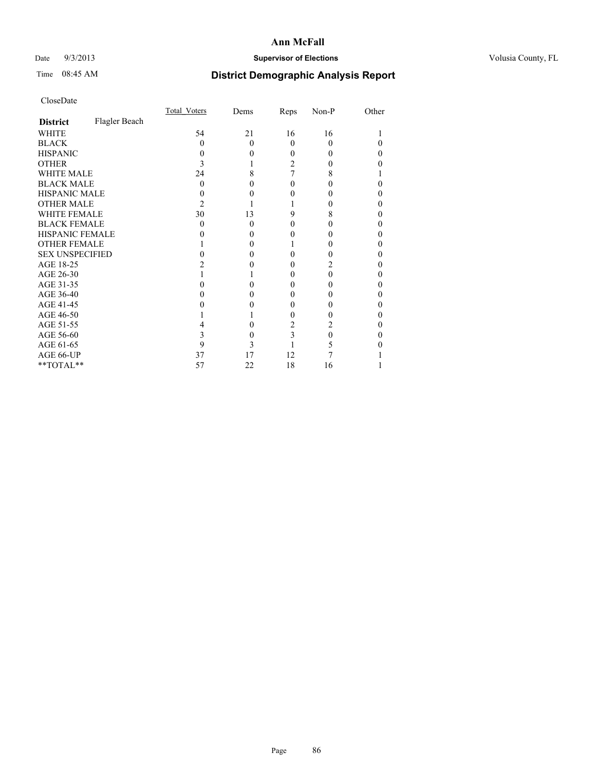**Ann McFall**

Date 9/3/2013 **Supervisor of Elections** Volusia County, FL

Time 08:45 AM **District Demographic Analysis Report**

CloseDate

| | Total_Voters | Dems | Reps | Non-P | Other |
|---|---|---|---|---|---|
| **District** Flagler Beach | | | | | |
| WHITE | 54 | 21 | 16 | 16 | 1 |
| BLACK | 0 | 0 | 0 | 0 | 0 |
| HISPANIC | 0 | 0 | 0 | 0 | 0 |
| OTHER | 3 | 1 | 2 | 0 | 0 |
| WHITE MALE | 24 | 8 | 7 | 8 | 1 |
| BLACK MALE | 0 | 0 | 0 | 0 | 0 |
| HISPANIC MALE | 0 | 0 | 0 | 0 | 0 |
| OTHER MALE | 2 | 1 | 1 | 0 | 0 |
| WHITE FEMALE | 30 | 13 | 9 | 8 | 0 |
| BLACK FEMALE | 0 | 0 | 0 | 0 | 0 |
| HISPANIC FEMALE | 0 | 0 | 0 | 0 | 0 |
| OTHER FEMALE | 1 | 0 | 1 | 0 | 0 |
| SEX UNSPECIFIED | 0 | 0 | 0 | 0 | 0 |
| AGE 18-25 | 2 | 0 | 0 | 2 | 0 |
| AGE 26-30 | 1 | 1 | 0 | 0 | 0 |
| AGE 31-35 | 0 | 0 | 0 | 0 | 0 |
| AGE 36-40 | 0 | 0 | 0 | 0 | 0 |
| AGE 41-45 | 0 | 0 | 0 | 0 | 0 |
| AGE 46-50 | 1 | 1 | 0 | 0 | 0 |
| AGE 51-55 | 4 | 0 | 2 | 2 | 0 |
| AGE 56-60 | 3 | 0 | 3 | 0 | 0 |
| AGE 61-65 | 9 | 3 | 1 | 5 | 0 |
| AGE 66-UP | 37 | 17 | 12 | 7 | 1 |
| **TOTAL** | 57 | 22 | 18 | 16 | 1 |